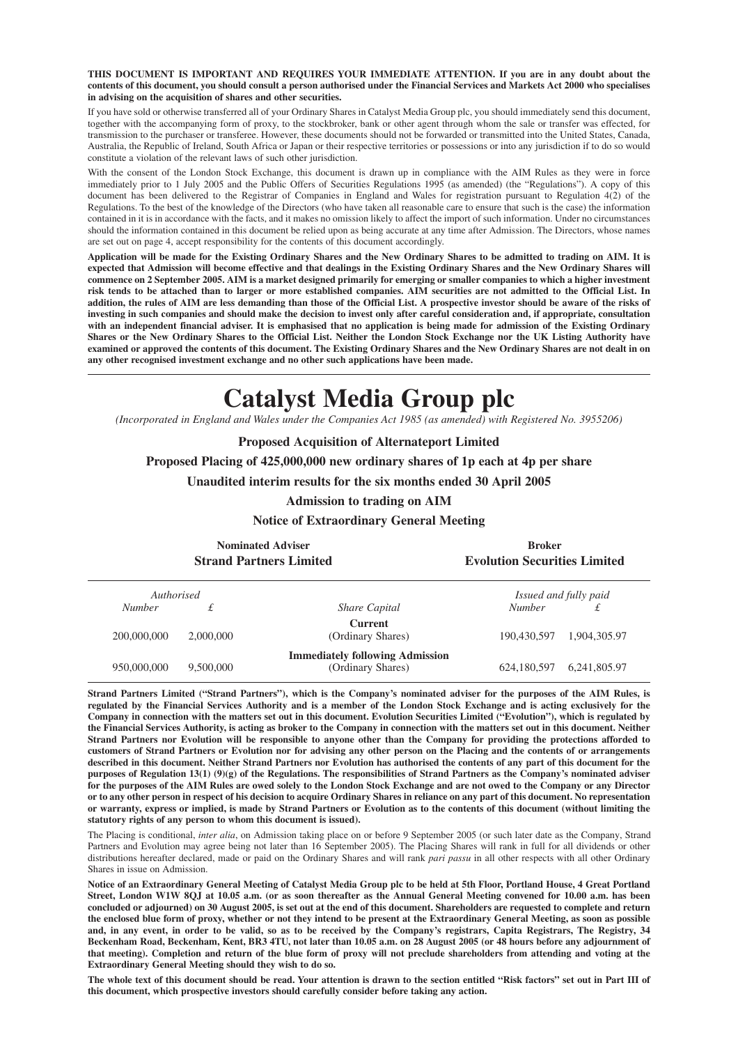**THIS DOCUMENT IS IMPORTANT AND REQUIRES YOUR IMMEDIATE ATTENTION. If you are in any doubt about the contents of this document, you should consult a person authorised under the Financial Services and Markets Act 2000 who specialises in advising on the acquisition of shares and other securities.**

If you have sold or otherwise transferred all of your Ordinary Shares in Catalyst Media Group plc, you should immediately send this document, together with the accompanying form of proxy, to the stockbroker, bank or other agent through whom the sale or transfer was effected, for transmission to the purchaser or transferee. However, these documents should not be forwarded or transmitted into the United States, Canada, Australia, the Republic of Ireland, South Africa or Japan or their respective territories or possessions or into any jurisdiction if to do so would constitute a violation of the relevant laws of such other jurisdiction.

With the consent of the London Stock Exchange, this document is drawn up in compliance with the AIM Rules as they were in force immediately prior to 1 July 2005 and the Public Offers of Securities Regulations 1995 (as amended) (the "Regulations"). A copy of this document has been delivered to the Registrar of Companies in England and Wales for registration pursuant to Regulation 4(2) of the Regulations. To the best of the knowledge of the Directors (who have taken all reasonable care to ensure that such is the case) the information contained in it is in accordance with the facts, and it makes no omission likely to affect the import of such information. Under no circumstances should the information contained in this document be relied upon as being accurate at any time after Admission. The Directors, whose names are set out on page 4, accept responsibility for the contents of this document accordingly.

**Application will be made for the Existing Ordinary Shares and the New Ordinary Shares to be admitted to trading on AIM. It is expected that Admission will become effective and that dealings in the Existing Ordinary Shares and the New Ordinary Shares will commence on 2 September 2005. AIM is a market designed primarily for emerging or smaller companies to which a higher investment risk tends to be attached than to larger or more established companies. AIM securities are not admitted to the Official List. In addition, the rules of AIM are less demanding than those of the Official List. A prospective investor should be aware of the risks of investing in such companies and should make the decision to invest only after careful consideration and, if appropriate, consultation with an independent financial adviser. It is emphasised that no application is being made for admission of the Existing Ordinary Shares or the New Ordinary Shares to the Official List. Neither the London Stock Exchange nor the UK Listing Authority have examined or approved the contents of this document. The Existing Ordinary Shares and the New Ordinary Shares are not dealt in on any other recognised investment exchange and no other such applications have been made.**

# Catalyst Media Group plc

*(Incorporated in England and Wales under the Companies Act 1985 (as amended) with Registered No. 3955206)*

**Proposed Acquisition of Alternateport Limited**

**Proposed Placing of 425,000,000 new ordinary shares of 1p each at 4p per share**

**Unaudited interim results for the six months ended 30 April 2005**

**Admission to trading on AIM**

**Notice of Extraordinary General Meeting**

| Nominated Adviser | Broker |
|---|---|
| **Strand Partners Limited** | **Evolution Securities Limited** |

| *Authorised* | | | *Issued and fully paid* | |
|---|---|---|---|---|
| *Number* | *£* | *Share Capital* | *Number* | *£* |
| 200,000,000 | 2,000,000 | **Current** (Ordinary Shares) | 190,430,597 | 1,904,305.97 |
| 950,000,000 | 9,500,000 | **Immediately following Admission** (Ordinary Shares) | 624,180,597 | 6,241,805.97 |

**Strand Partners Limited ("Strand Partners"), which is the Company's nominated adviser for the purposes of the AIM Rules, is regulated by the Financial Services Authority and is a member of the London Stock Exchange and is acting exclusively for the Company in connection with the matters set out in this document. Evolution Securities Limited ("Evolution"), which is regulated by the Financial Services Authority, is acting as broker to the Company in connection with the matters set out in this document. Neither Strand Partners nor Evolution will be responsible to anyone other than the Company for providing the protections afforded to customers of Strand Partners or Evolution nor for advising any other person on the Placing and the contents of or arrangements described in this document. Neither Strand Partners nor Evolution has authorised the contents of any part of this document for the purposes of Regulation 13(1) (9)(g) of the Regulations. The responsibilities of Strand Partners as the Company's nominated adviser for the purposes of the AIM Rules are owed solely to the London Stock Exchange and are not owed to the Company or any Director or to any other person in respect of his decision to acquire Ordinary Shares in reliance on any part of this document. No representation or warranty, express or implied, is made by Strand Partners or Evolution as to the contents of this document (without limiting the statutory rights of any person to whom this document is issued).**

The Placing is conditional, *inter alia*, on Admission taking place on or before 9 September 2005 (or such later date as the Company, Strand Partners and Evolution may agree being not later than 16 September 2005). The Placing Shares will rank in full for all dividends or other distributions hereafter declared, made or paid on the Ordinary Shares and will rank *pari passu* in all other respects with all other Ordinary Shares in issue on Admission.

**Notice of an Extraordinary General Meeting of Catalyst Media Group plc to be held at 5th Floor, Portland House, 4 Great Portland Street, London W1W 8QJ at 10.05 a.m. (or as soon thereafter as the Annual General Meeting convened for 10.00 a.m. has been concluded or adjourned) on 30 August 2005, is set out at the end of this document. Shareholders are requested to complete and return the enclosed blue form of proxy, whether or not they intend to be present at the Extraordinary General Meeting, as soon as possible and, in any event, in order to be valid, so as to be received by the Company's registrars, Capita Registrars, The Registry, 34 Beckenham Road, Beckenham, Kent, BR3 4TU, not later than 10.05 a.m. on 28 August 2005 (or 48 hours before any adjournment of that meeting). Completion and return of the blue form of proxy will not preclude shareholders from attending and voting at the Extraordinary General Meeting should they wish to do so.**

**The whole text of this document should be read. Your attention is drawn to the section entitled "Risk factors" set out in Part III of this document, which prospective investors should carefully consider before taking any action.**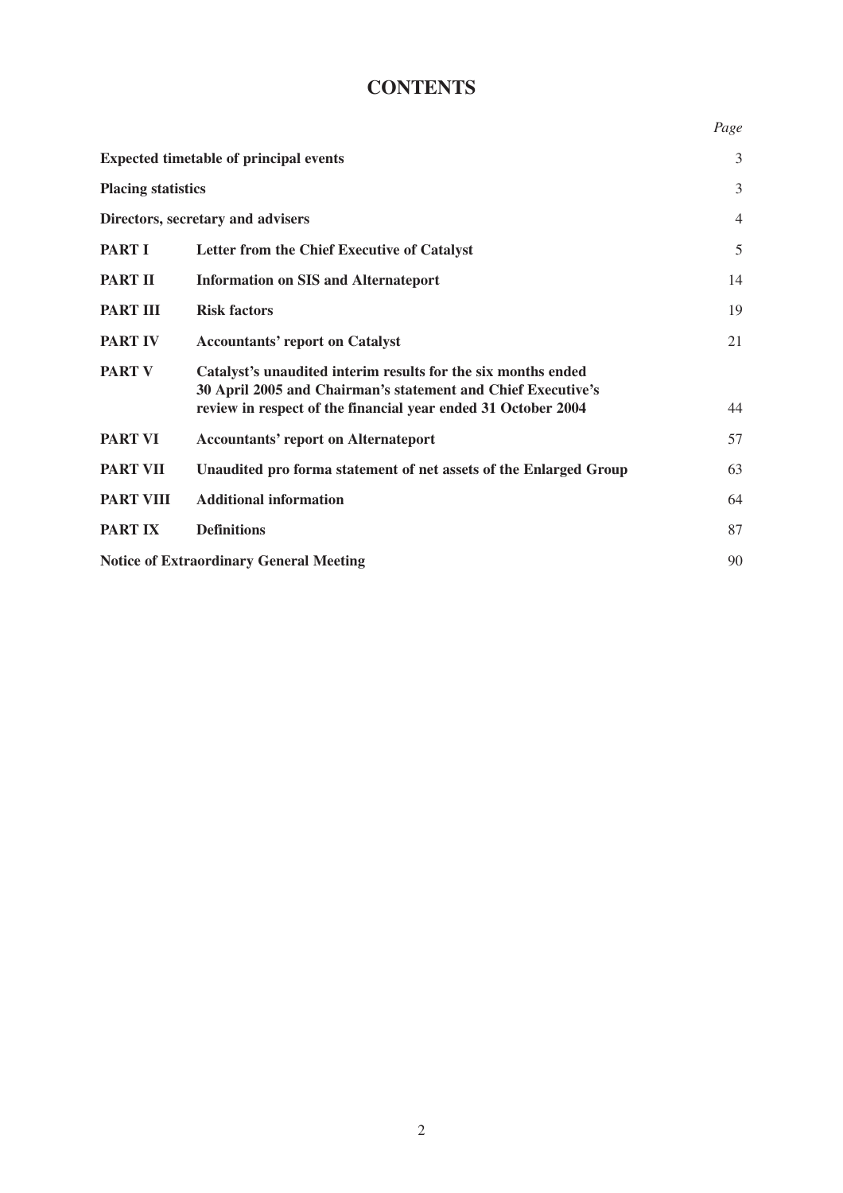# CONTENTS

| | | Page |
|---|---|---|
| **Expected timetable of principal events** | | 3 |
| **Placing statistics** | | 3 |
| **Directors, secretary and advisers** | | 4 |
| **PART I** | **Letter from the Chief Executive of Catalyst** | 5 |
| **PART II** | **Information on SIS and Alternateport** | 14 |
| **PART III** | **Risk factors** | 19 |
| **PART IV** | **Accountants' report on Catalyst** | 21 |
| **PART V** | **Catalyst's unaudited interim results for the six months ended 30 April 2005 and Chairman's statement and Chief Executive's review in respect of the financial year ended 31 October 2004** | 44 |
| **PART VI** | **Accountants' report on Alternateport** | 57 |
| **PART VII** | **Unaudited pro forma statement of net assets of the Enlarged Group** | 63 |
| **PART VIII** | **Additional information** | 64 |
| **PART IX** | **Definitions** | 87 |
| **Notice of Extraordinary General Meeting** | | 90 |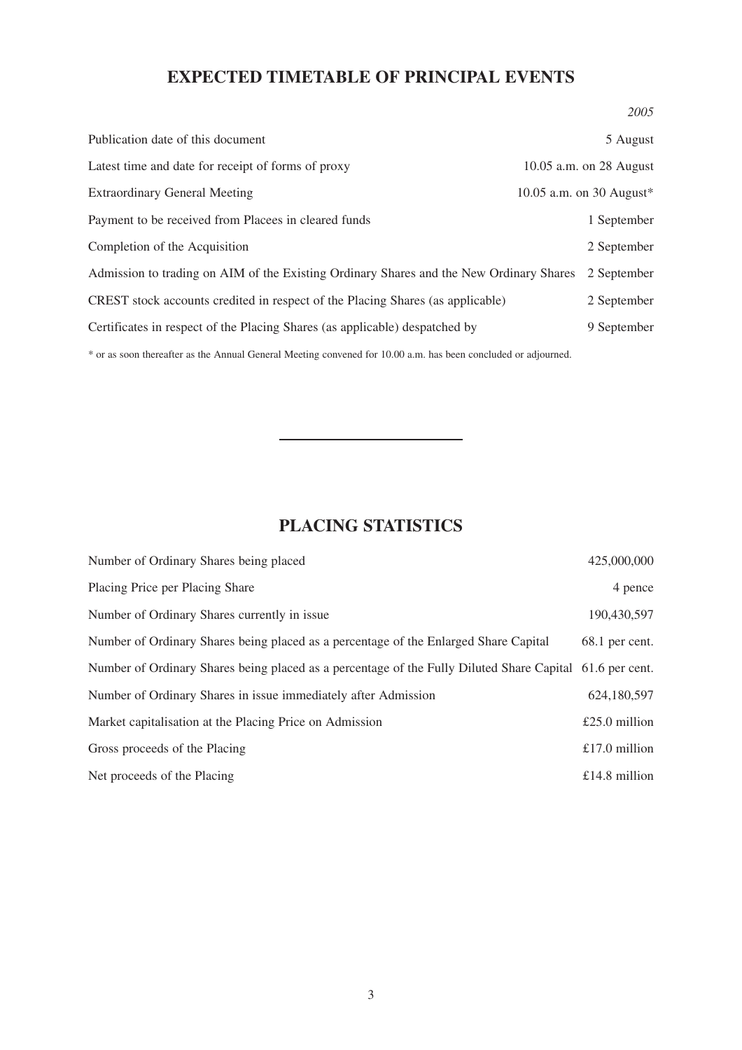## EXPECTED TIMETABLE OF PRINCIPAL EVENTS

| | 2005 |
|---|---|
| Publication date of this document | 5 August |
| Latest time and date for receipt of forms of proxy | 10.05 a.m. on 28 August |
| Extraordinary General Meeting | 10.05 a.m. on 30 August* |
| Payment to be received from Placees in cleared funds | 1 September |
| Completion of the Acquisition | 2 September |
| Admission to trading on AIM of the Existing Ordinary Shares and the New Ordinary Shares | 2 September |
| CREST stock accounts credited in respect of the Placing Shares (as applicable) | 2 September |
| Certificates in respect of the Placing Shares (as applicable) despatched by | 9 September |

\* or as soon thereafter as the Annual General Meeting convened for 10.00 a.m. has been concluded or adjourned.

## PLACING STATISTICS

| | |
|---|---|
| Number of Ordinary Shares being placed | 425,000,000 |
| Placing Price per Placing Share | 4 pence |
| Number of Ordinary Shares currently in issue | 190,430,597 |
| Number of Ordinary Shares being placed as a percentage of the Enlarged Share Capital | 68.1 per cent. |
| Number of Ordinary Shares being placed as a percentage of the Fully Diluted Share Capital | 61.6 per cent. |
| Number of Ordinary Shares in issue immediately after Admission | 624,180,597 |
| Market capitalisation at the Placing Price on Admission | £25.0 million |
| Gross proceeds of the Placing | £17.0 million |
| Net proceeds of the Placing | £14.8 million |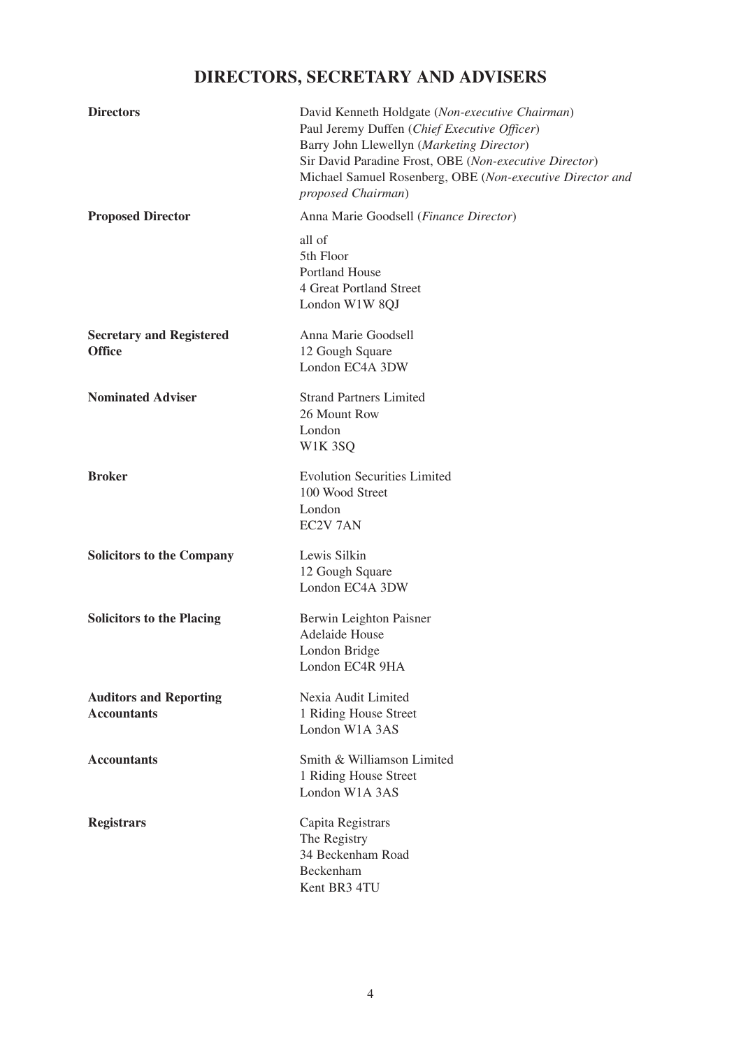# DIRECTORS, SECRETARY AND ADVISERS

| | |
|---|---|
| **Directors** | David Kenneth Holdgate (*Non-executive Chairman*)<br>Paul Jeremy Duffen (*Chief Executive Officer*)<br>Barry John Llewellyn (*Marketing Director*)<br>Sir David Paradine Frost, OBE (*Non-executive Director*)<br>Michael Samuel Rosenberg, OBE (*Non-executive Director and proposed Chairman*) |
| **Proposed Director** | Anna Marie Goodsell (*Finance Director*) |
| | all of<br>5th Floor<br>Portland House<br>4 Great Portland Street<br>London W1W 8QJ |
| **Secretary and Registered Office** | Anna Marie Goodsell<br>12 Gough Square<br>London EC4A 3DW |
| **Nominated Adviser** | Strand Partners Limited<br>26 Mount Row<br>London<br>W1K 3SQ |
| **Broker** | Evolution Securities Limited<br>100 Wood Street<br>London<br>EC2V 7AN |
| **Solicitors to the Company** | Lewis Silkin<br>12 Gough Square<br>London EC4A 3DW |
| **Solicitors to the Placing** | Berwin Leighton Paisner<br>Adelaide House<br>London Bridge<br>London EC4R 9HA |
| **Auditors and Reporting Accountants** | Nexia Audit Limited<br>1 Riding House Street<br>London W1A 3AS |
| **Accountants** | Smith & Williamson Limited<br>1 Riding House Street<br>London W1A 3AS |
| **Registrars** | Capita Registrars<br>The Registry<br>34 Beckenham Road<br>Beckenham<br>Kent BR3 4TU |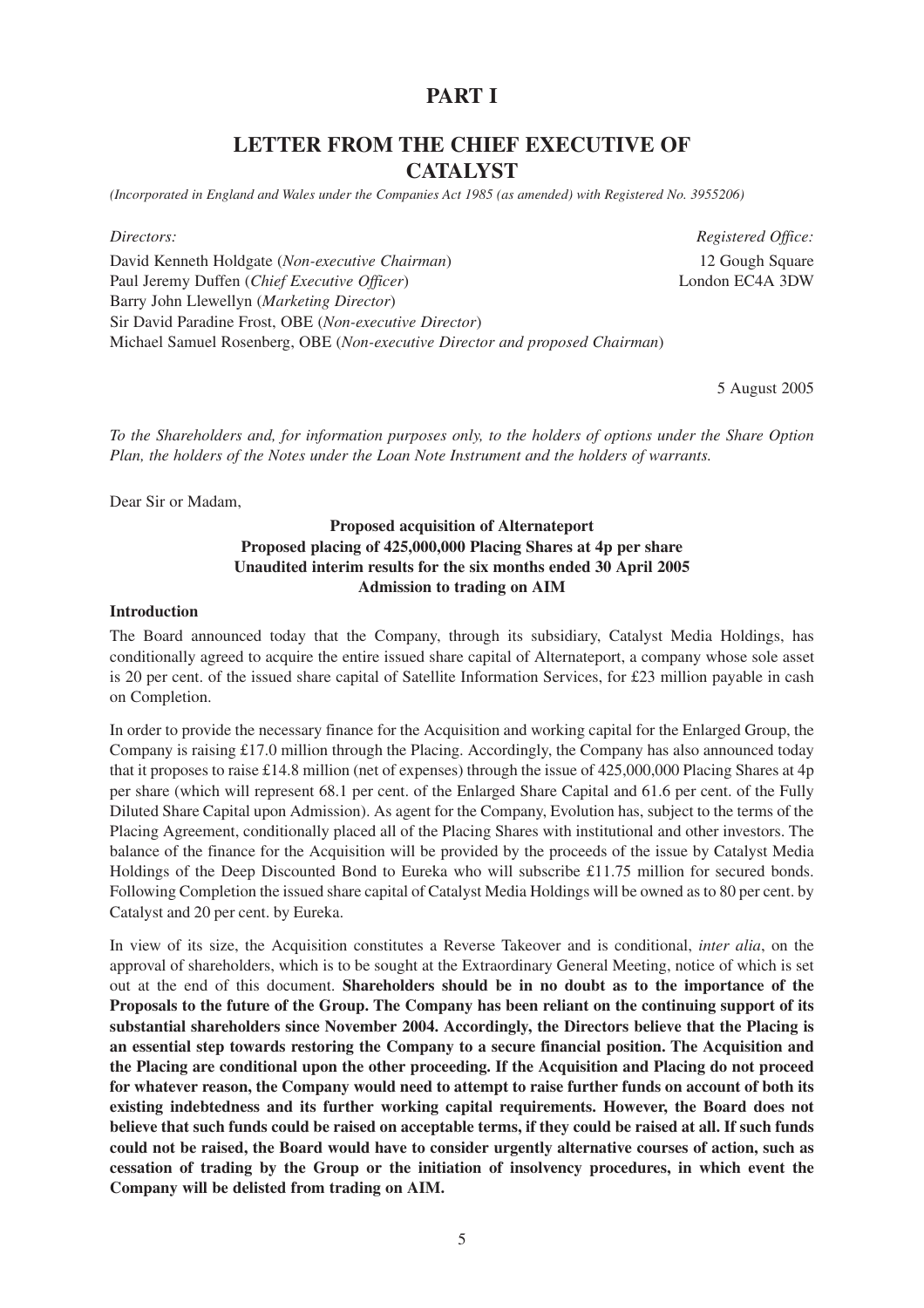# PART I

## LETTER FROM THE CHIEF EXECUTIVE OF CATALYST

*(Incorporated in England and Wales under the Companies Act 1985 (as amended) with Registered No. 3955206)*

*Directors:*

David Kenneth Holdgate (*Non-executive Chairman*)
Paul Jeremy Duffen (*Chief Executive Officer*)
Barry John Llewellyn (*Marketing Director*)
Sir David Paradine Frost, OBE (*Non-executive Director*)
Michael Samuel Rosenberg, OBE (*Non-executive Director and proposed Chairman*)

*Registered Office:*

12 Gough Square
London EC4A 3DW

5 August 2005

*To the Shareholders and, for information purposes only, to the holders of options under the Share Option Plan, the holders of the Notes under the Loan Note Instrument and the holders of warrants.*

Dear Sir or Madam,

**Proposed acquisition of Alternateport**
**Proposed placing of 425,000,000 Placing Shares at 4p per share**
**Unaudited interim results for the six months ended 30 April 2005**
**Admission to trading on AIM**

**Introduction**

The Board announced today that the Company, through its subsidiary, Catalyst Media Holdings, has conditionally agreed to acquire the entire issued share capital of Alternateport, a company whose sole asset is 20 per cent. of the issued share capital of Satellite Information Services, for £23 million payable in cash on Completion.

In order to provide the necessary finance for the Acquisition and working capital for the Enlarged Group, the Company is raising £17.0 million through the Placing. Accordingly, the Company has also announced today that it proposes to raise £14.8 million (net of expenses) through the issue of 425,000,000 Placing Shares at 4p per share (which will represent 68.1 per cent. of the Enlarged Share Capital and 61.6 per cent. of the Fully Diluted Share Capital upon Admission). As agent for the Company, Evolution has, subject to the terms of the Placing Agreement, conditionally placed all of the Placing Shares with institutional and other investors. The balance of the finance for the Acquisition will be provided by the proceeds of the issue by Catalyst Media Holdings of the Deep Discounted Bond to Eureka who will subscribe £11.75 million for secured bonds. Following Completion the issued share capital of Catalyst Media Holdings will be owned as to 80 per cent. by Catalyst and 20 per cent. by Eureka.

In view of its size, the Acquisition constitutes a Reverse Takeover and is conditional, *inter alia*, on the approval of shareholders, which is to be sought at the Extraordinary General Meeting, notice of which is set out at the end of this document. **Shareholders should be in no doubt as to the importance of the Proposals to the future of the Group. The Company has been reliant on the continuing support of its substantial shareholders since November 2004. Accordingly, the Directors believe that the Placing is an essential step towards restoring the Company to a secure financial position. The Acquisition and the Placing are conditional upon the other proceeding. If the Acquisition and Placing do not proceed for whatever reason, the Company would need to attempt to raise further funds on account of both its existing indebtedness and its further working capital requirements. However, the Board does not believe that such funds could be raised on acceptable terms, if they could be raised at all. If such funds could not be raised, the Board would have to consider urgently alternative courses of action, such as cessation of trading by the Group or the initiation of insolvency procedures, in which event the Company will be delisted from trading on AIM.**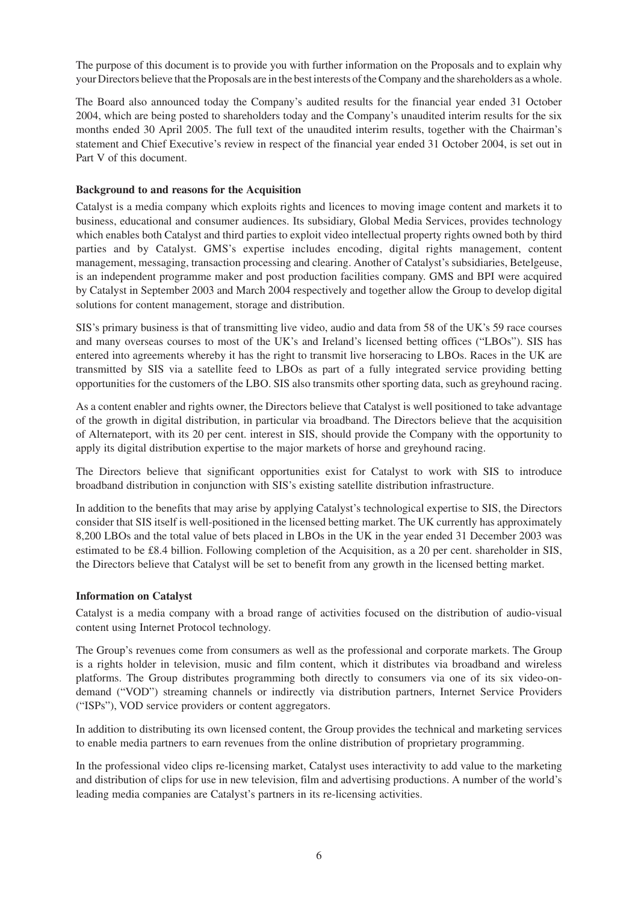The purpose of this document is to provide you with further information on the Proposals and to explain why your Directors believe that the Proposals are in the best interests of the Company and the shareholders as a whole.

The Board also announced today the Company's audited results for the financial year ended 31 October 2004, which are being posted to shareholders today and the Company's unaudited interim results for the six months ended 30 April 2005. The full text of the unaudited interim results, together with the Chairman's statement and Chief Executive's review in respect of the financial year ended 31 October 2004, is set out in Part V of this document.

**Background to and reasons for the Acquisition**

Catalyst is a media company which exploits rights and licences to moving image content and markets it to business, educational and consumer audiences. Its subsidiary, Global Media Services, provides technology which enables both Catalyst and third parties to exploit video intellectual property rights owned both by third parties and by Catalyst. GMS's expertise includes encoding, digital rights management, content management, messaging, transaction processing and clearing. Another of Catalyst's subsidiaries, Betelgeuse, is an independent programme maker and post production facilities company. GMS and BPI were acquired by Catalyst in September 2003 and March 2004 respectively and together allow the Group to develop digital solutions for content management, storage and distribution.

SIS's primary business is that of transmitting live video, audio and data from 58 of the UK's 59 race courses and many overseas courses to most of the UK's and Ireland's licensed betting offices ("LBOs"). SIS has entered into agreements whereby it has the right to transmit live horseracing to LBOs. Races in the UK are transmitted by SIS via a satellite feed to LBOs as part of a fully integrated service providing betting opportunities for the customers of the LBO. SIS also transmits other sporting data, such as greyhound racing.

As a content enabler and rights owner, the Directors believe that Catalyst is well positioned to take advantage of the growth in digital distribution, in particular via broadband. The Directors believe that the acquisition of Alternateport, with its 20 per cent. interest in SIS, should provide the Company with the opportunity to apply its digital distribution expertise to the major markets of horse and greyhound racing.

The Directors believe that significant opportunities exist for Catalyst to work with SIS to introduce broadband distribution in conjunction with SIS's existing satellite distribution infrastructure.

In addition to the benefits that may arise by applying Catalyst's technological expertise to SIS, the Directors consider that SIS itself is well-positioned in the licensed betting market. The UK currently has approximately 8,200 LBOs and the total value of bets placed in LBOs in the UK in the year ended 31 December 2003 was estimated to be £8.4 billion. Following completion of the Acquisition, as a 20 per cent. shareholder in SIS, the Directors believe that Catalyst will be set to benefit from any growth in the licensed betting market.

**Information on Catalyst**

Catalyst is a media company with a broad range of activities focused on the distribution of audio-visual content using Internet Protocol technology.

The Group's revenues come from consumers as well as the professional and corporate markets. The Group is a rights holder in television, music and film content, which it distributes via broadband and wireless platforms. The Group distributes programming both directly to consumers via one of its six video-on-demand ("VOD") streaming channels or indirectly via distribution partners, Internet Service Providers ("ISPs"), VOD service providers or content aggregators.

In addition to distributing its own licensed content, the Group provides the technical and marketing services to enable media partners to earn revenues from the online distribution of proprietary programming.

In the professional video clips re-licensing market, Catalyst uses interactivity to add value to the marketing and distribution of clips for use in new television, film and advertising productions. A number of the world's leading media companies are Catalyst's partners in its re-licensing activities.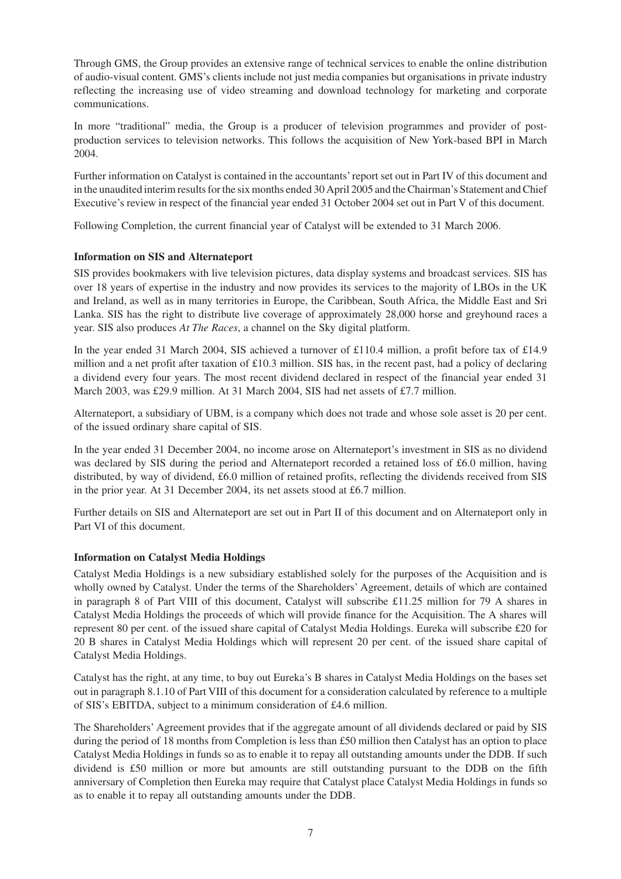Through GMS, the Group provides an extensive range of technical services to enable the online distribution of audio-visual content. GMS's clients include not just media companies but organisations in private industry reflecting the increasing use of video streaming and download technology for marketing and corporate communications.

In more "traditional" media, the Group is a producer of television programmes and provider of post-production services to television networks. This follows the acquisition of New York-based BPI in March 2004.

Further information on Catalyst is contained in the accountants' report set out in Part IV of this document and in the unaudited interim results for the six months ended 30 April 2005 and the Chairman's Statement and Chief Executive's review in respect of the financial year ended 31 October 2004 set out in Part V of this document.

Following Completion, the current financial year of Catalyst will be extended to 31 March 2006.

**Information on SIS and Alternateport**

SIS provides bookmakers with live television pictures, data display systems and broadcast services. SIS has over 18 years of expertise in the industry and now provides its services to the majority of LBOs in the UK and Ireland, as well as in many territories in Europe, the Caribbean, South Africa, the Middle East and Sri Lanka. SIS has the right to distribute live coverage of approximately 28,000 horse and greyhound races a year. SIS also produces *At The Races*, a channel on the Sky digital platform.

In the year ended 31 March 2004, SIS achieved a turnover of £110.4 million, a profit before tax of £14.9 million and a net profit after taxation of £10.3 million. SIS has, in the recent past, had a policy of declaring a dividend every four years. The most recent dividend declared in respect of the financial year ended 31 March 2003, was £29.9 million. At 31 March 2004, SIS had net assets of £7.7 million.

Alternateport, a subsidiary of UBM, is a company which does not trade and whose sole asset is 20 per cent. of the issued ordinary share capital of SIS.

In the year ended 31 December 2004, no income arose on Alternateport's investment in SIS as no dividend was declared by SIS during the period and Alternateport recorded a retained loss of £6.0 million, having distributed, by way of dividend, £6.0 million of retained profits, reflecting the dividends received from SIS in the prior year. At 31 December 2004, its net assets stood at £6.7 million.

Further details on SIS and Alternateport are set out in Part II of this document and on Alternateport only in Part VI of this document.

**Information on Catalyst Media Holdings**

Catalyst Media Holdings is a new subsidiary established solely for the purposes of the Acquisition and is wholly owned by Catalyst. Under the terms of the Shareholders' Agreement, details of which are contained in paragraph 8 of Part VIII of this document, Catalyst will subscribe £11.25 million for 79 A shares in Catalyst Media Holdings the proceeds of which will provide finance for the Acquisition. The A shares will represent 80 per cent. of the issued share capital of Catalyst Media Holdings. Eureka will subscribe £20 for 20 B shares in Catalyst Media Holdings which will represent 20 per cent. of the issued share capital of Catalyst Media Holdings.

Catalyst has the right, at any time, to buy out Eureka's B shares in Catalyst Media Holdings on the bases set out in paragraph 8.1.10 of Part VIII of this document for a consideration calculated by reference to a multiple of SIS's EBITDA, subject to a minimum consideration of £4.6 million.

The Shareholders' Agreement provides that if the aggregate amount of all dividends declared or paid by SIS during the period of 18 months from Completion is less than £50 million then Catalyst has an option to place Catalyst Media Holdings in funds so as to enable it to repay all outstanding amounts under the DDB. If such dividend is £50 million or more but amounts are still outstanding pursuant to the DDB on the fifth anniversary of Completion then Eureka may require that Catalyst place Catalyst Media Holdings in funds so as to enable it to repay all outstanding amounts under the DDB.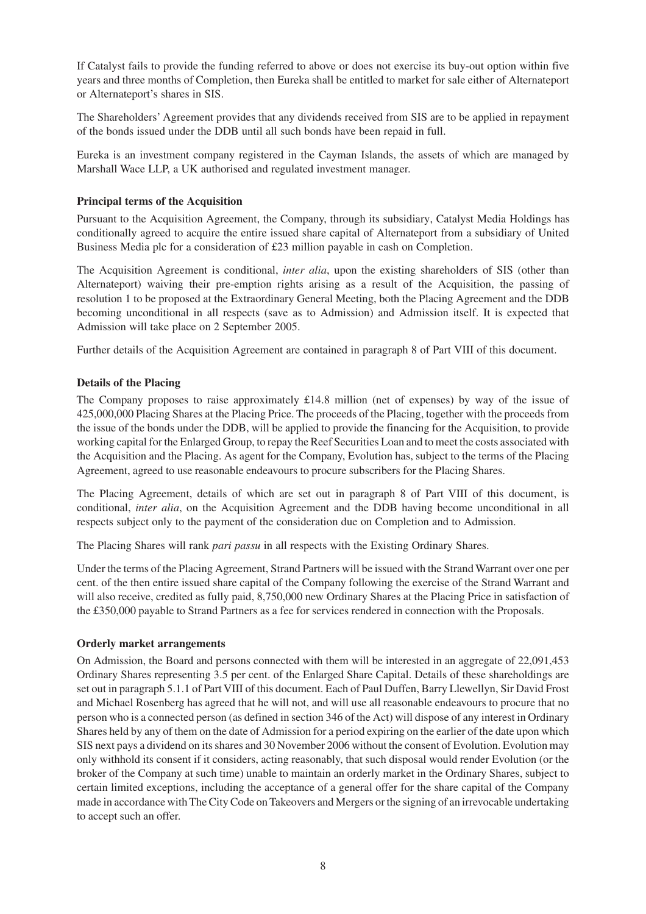If Catalyst fails to provide the funding referred to above or does not exercise its buy-out option within five years and three months of Completion, then Eureka shall be entitled to market for sale either of Alternateport or Alternateport's shares in SIS.

The Shareholders' Agreement provides that any dividends received from SIS are to be applied in repayment of the bonds issued under the DDB until all such bonds have been repaid in full.

Eureka is an investment company registered in the Cayman Islands, the assets of which are managed by Marshall Wace LLP, a UK authorised and regulated investment manager.

**Principal terms of the Acquisition**

Pursuant to the Acquisition Agreement, the Company, through its subsidiary, Catalyst Media Holdings has conditionally agreed to acquire the entire issued share capital of Alternateport from a subsidiary of United Business Media plc for a consideration of £23 million payable in cash on Completion.

The Acquisition Agreement is conditional, *inter alia*, upon the existing shareholders of SIS (other than Alternateport) waiving their pre-emption rights arising as a result of the Acquisition, the passing of resolution 1 to be proposed at the Extraordinary General Meeting, both the Placing Agreement and the DDB becoming unconditional in all respects (save as to Admission) and Admission itself. It is expected that Admission will take place on 2 September 2005.

Further details of the Acquisition Agreement are contained in paragraph 8 of Part VIII of this document.

**Details of the Placing**

The Company proposes to raise approximately £14.8 million (net of expenses) by way of the issue of 425,000,000 Placing Shares at the Placing Price. The proceeds of the Placing, together with the proceeds from the issue of the bonds under the DDB, will be applied to provide the financing for the Acquisition, to provide working capital for the Enlarged Group, to repay the Reef Securities Loan and to meet the costs associated with the Acquisition and the Placing. As agent for the Company, Evolution has, subject to the terms of the Placing Agreement, agreed to use reasonable endeavours to procure subscribers for the Placing Shares.

The Placing Agreement, details of which are set out in paragraph 8 of Part VIII of this document, is conditional, *inter alia*, on the Acquisition Agreement and the DDB having become unconditional in all respects subject only to the payment of the consideration due on Completion and to Admission.

The Placing Shares will rank *pari passu* in all respects with the Existing Ordinary Shares.

Under the terms of the Placing Agreement, Strand Partners will be issued with the Strand Warrant over one per cent. of the then entire issued share capital of the Company following the exercise of the Strand Warrant and will also receive, credited as fully paid, 8,750,000 new Ordinary Shares at the Placing Price in satisfaction of the £350,000 payable to Strand Partners as a fee for services rendered in connection with the Proposals.

**Orderly market arrangements**

On Admission, the Board and persons connected with them will be interested in an aggregate of 22,091,453 Ordinary Shares representing 3.5 per cent. of the Enlarged Share Capital. Details of these shareholdings are set out in paragraph 5.1.1 of Part VIII of this document. Each of Paul Duffen, Barry Llewellyn, Sir David Frost and Michael Rosenberg has agreed that he will not, and will use all reasonable endeavours to procure that no person who is a connected person (as defined in section 346 of the Act) will dispose of any interest in Ordinary Shares held by any of them on the date of Admission for a period expiring on the earlier of the date upon which SIS next pays a dividend on its shares and 30 November 2006 without the consent of Evolution. Evolution may only withhold its consent if it considers, acting reasonably, that such disposal would render Evolution (or the broker of the Company at such time) unable to maintain an orderly market in the Ordinary Shares, subject to certain limited exceptions, including the acceptance of a general offer for the share capital of the Company made in accordance with The City Code on Takeovers and Mergers or the signing of an irrevocable undertaking to accept such an offer.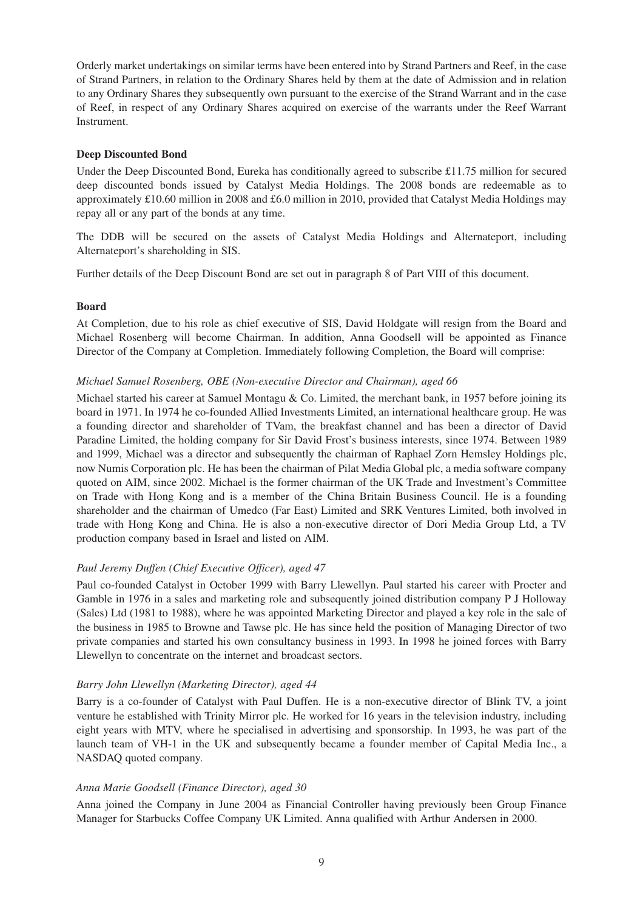Orderly market undertakings on similar terms have been entered into by Strand Partners and Reef, in the case of Strand Partners, in relation to the Ordinary Shares held by them at the date of Admission and in relation to any Ordinary Shares they subsequently own pursuant to the exercise of the Strand Warrant and in the case of Reef, in respect of any Ordinary Shares acquired on exercise of the warrants under the Reef Warrant Instrument.

**Deep Discounted Bond**

Under the Deep Discounted Bond, Eureka has conditionally agreed to subscribe £11.75 million for secured deep discounted bonds issued by Catalyst Media Holdings. The 2008 bonds are redeemable as to approximately £10.60 million in 2008 and £6.0 million in 2010, provided that Catalyst Media Holdings may repay all or any part of the bonds at any time.

The DDB will be secured on the assets of Catalyst Media Holdings and Alternateport, including Alternateport's shareholding in SIS.

Further details of the Deep Discount Bond are set out in paragraph 8 of Part VIII of this document.

**Board**

At Completion, due to his role as chief executive of SIS, David Holdgate will resign from the Board and Michael Rosenberg will become Chairman. In addition, Anna Goodsell will be appointed as Finance Director of the Company at Completion. Immediately following Completion, the Board will comprise:

*Michael Samuel Rosenberg, OBE (Non-executive Director and Chairman), aged 66*

Michael started his career at Samuel Montagu & Co. Limited, the merchant bank, in 1957 before joining its board in 1971. In 1974 he co-founded Allied Investments Limited, an international healthcare group. He was a founding director and shareholder of TVam, the breakfast channel and has been a director of David Paradine Limited, the holding company for Sir David Frost's business interests, since 1974. Between 1989 and 1999, Michael was a director and subsequently the chairman of Raphael Zorn Hemsley Holdings plc, now Numis Corporation plc. He has been the chairman of Pilat Media Global plc, a media software company quoted on AIM, since 2002. Michael is the former chairman of the UK Trade and Investment's Committee on Trade with Hong Kong and is a member of the China Britain Business Council. He is a founding shareholder and the chairman of Umedco (Far East) Limited and SRK Ventures Limited, both involved in trade with Hong Kong and China. He is also a non-executive director of Dori Media Group Ltd, a TV production company based in Israel and listed on AIM.

*Paul Jeremy Duffen (Chief Executive Officer), aged 47*

Paul co-founded Catalyst in October 1999 with Barry Llewellyn. Paul started his career with Procter and Gamble in 1976 in a sales and marketing role and subsequently joined distribution company P J Holloway (Sales) Ltd (1981 to 1988), where he was appointed Marketing Director and played a key role in the sale of the business in 1985 to Browne and Tawse plc. He has since held the position of Managing Director of two private companies and started his own consultancy business in 1993. In 1998 he joined forces with Barry Llewellyn to concentrate on the internet and broadcast sectors.

*Barry John Llewellyn (Marketing Director), aged 44*

Barry is a co-founder of Catalyst with Paul Duffen. He is a non-executive director of Blink TV, a joint venture he established with Trinity Mirror plc. He worked for 16 years in the television industry, including eight years with MTV, where he specialised in advertising and sponsorship. In 1993, he was part of the launch team of VH-1 in the UK and subsequently became a founder member of Capital Media Inc., a NASDAQ quoted company.

*Anna Marie Goodsell (Finance Director), aged 30*

Anna joined the Company in June 2004 as Financial Controller having previously been Group Finance Manager for Starbucks Coffee Company UK Limited. Anna qualified with Arthur Andersen in 2000.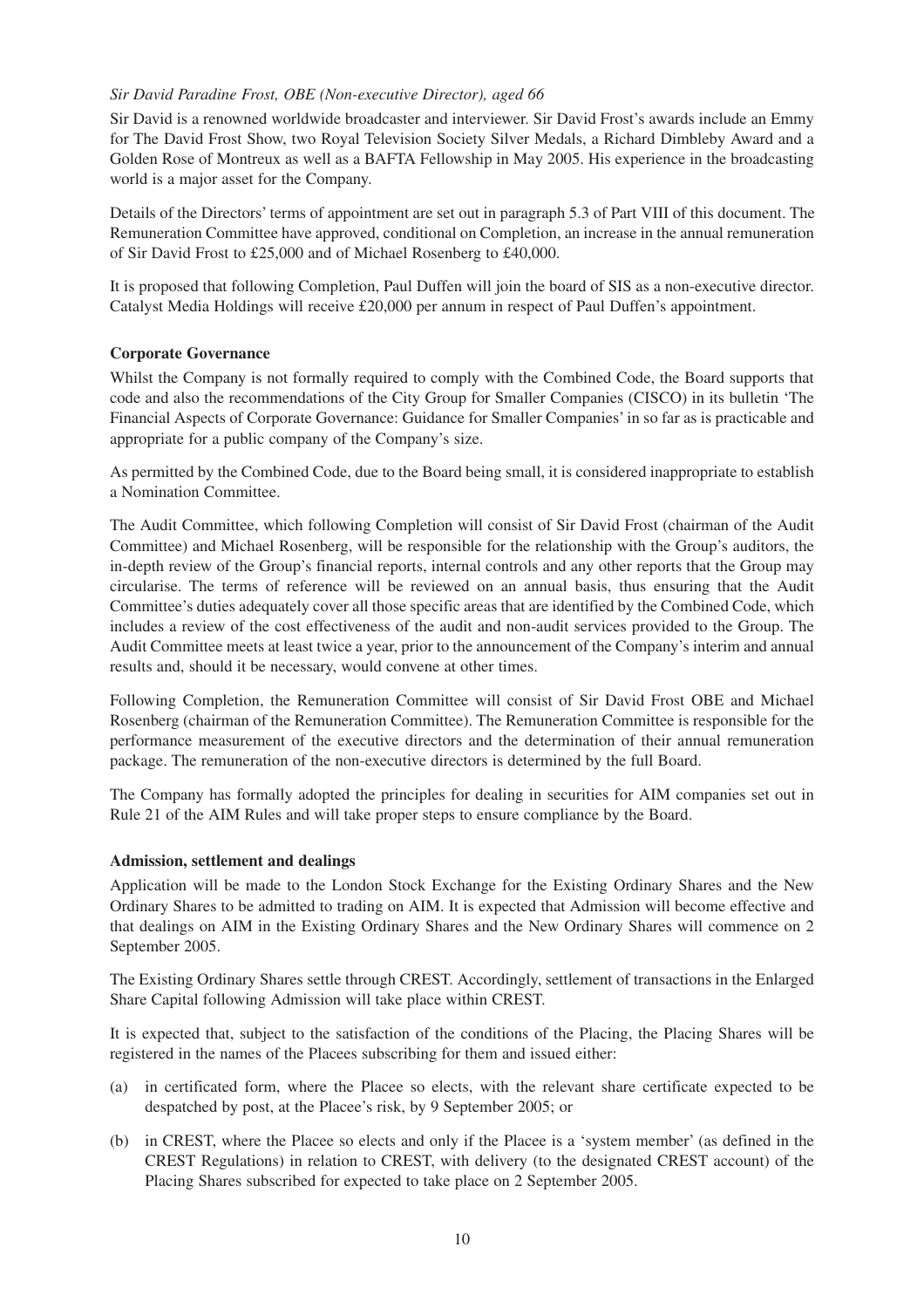*Sir David Paradine Frost, OBE (Non-executive Director), aged 66*

Sir David is a renowned worldwide broadcaster and interviewer. Sir David Frost's awards include an Emmy for The David Frost Show, two Royal Television Society Silver Medals, a Richard Dimbleby Award and a Golden Rose of Montreux as well as a BAFTA Fellowship in May 2005. His experience in the broadcasting world is a major asset for the Company.

Details of the Directors' terms of appointment are set out in paragraph 5.3 of Part VIII of this document. The Remuneration Committee have approved, conditional on Completion, an increase in the annual remuneration of Sir David Frost to £25,000 and of Michael Rosenberg to £40,000.

It is proposed that following Completion, Paul Duffen will join the board of SIS as a non-executive director. Catalyst Media Holdings will receive £20,000 per annum in respect of Paul Duffen's appointment.

**Corporate Governance**

Whilst the Company is not formally required to comply with the Combined Code, the Board supports that code and also the recommendations of the City Group for Smaller Companies (CISCO) in its bulletin 'The Financial Aspects of Corporate Governance: Guidance for Smaller Companies' in so far as is practicable and appropriate for a public company of the Company's size.

As permitted by the Combined Code, due to the Board being small, it is considered inappropriate to establish a Nomination Committee.

The Audit Committee, which following Completion will consist of Sir David Frost (chairman of the Audit Committee) and Michael Rosenberg, will be responsible for the relationship with the Group's auditors, the in-depth review of the Group's financial reports, internal controls and any other reports that the Group may circularise. The terms of reference will be reviewed on an annual basis, thus ensuring that the Audit Committee's duties adequately cover all those specific areas that are identified by the Combined Code, which includes a review of the cost effectiveness of the audit and non-audit services provided to the Group. The Audit Committee meets at least twice a year, prior to the announcement of the Company's interim and annual results and, should it be necessary, would convene at other times.

Following Completion, the Remuneration Committee will consist of Sir David Frost OBE and Michael Rosenberg (chairman of the Remuneration Committee). The Remuneration Committee is responsible for the performance measurement of the executive directors and the determination of their annual remuneration package. The remuneration of the non-executive directors is determined by the full Board.

The Company has formally adopted the principles for dealing in securities for AIM companies set out in Rule 21 of the AIM Rules and will take proper steps to ensure compliance by the Board.

**Admission, settlement and dealings**

Application will be made to the London Stock Exchange for the Existing Ordinary Shares and the New Ordinary Shares to be admitted to trading on AIM. It is expected that Admission will become effective and that dealings on AIM in the Existing Ordinary Shares and the New Ordinary Shares will commence on 2 September 2005.

The Existing Ordinary Shares settle through CREST. Accordingly, settlement of transactions in the Enlarged Share Capital following Admission will take place within CREST.

It is expected that, subject to the satisfaction of the conditions of the Placing, the Placing Shares will be registered in the names of the Placees subscribing for them and issued either:

(a) in certificated form, where the Placee so elects, with the relevant share certificate expected to be despatched by post, at the Placee's risk, by 9 September 2005; or

(b) in CREST, where the Placee so elects and only if the Placee is a 'system member' (as defined in the CREST Regulations) in relation to CREST, with delivery (to the designated CREST account) of the Placing Shares subscribed for expected to take place on 2 September 2005.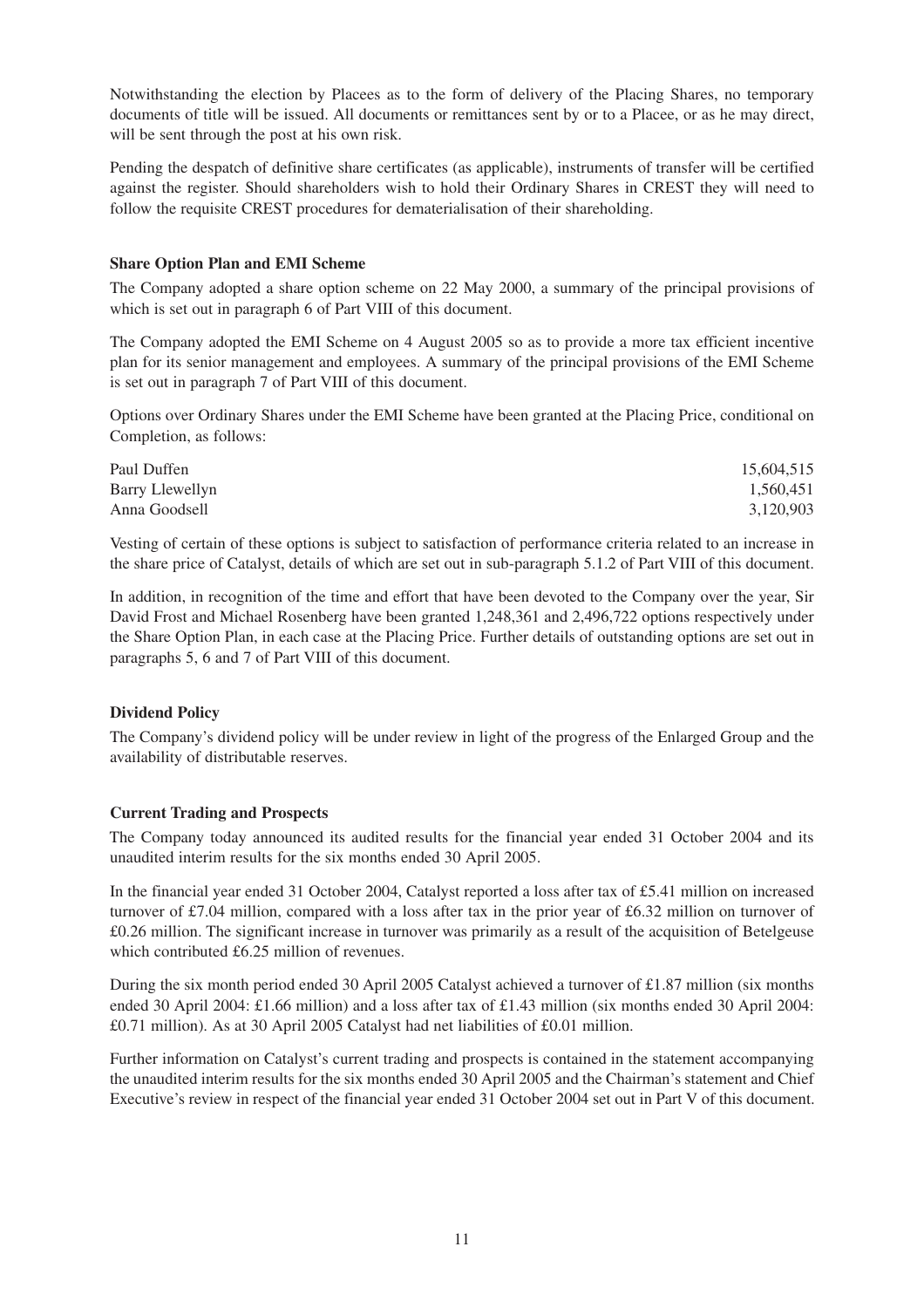Notwithstanding the election by Placees as to the form of delivery of the Placing Shares, no temporary documents of title will be issued. All documents or remittances sent by or to a Placee, or as he may direct, will be sent through the post at his own risk.

Pending the despatch of definitive share certificates (as applicable), instruments of transfer will be certified against the register. Should shareholders wish to hold their Ordinary Shares in CREST they will need to follow the requisite CREST procedures for dematerialisation of their shareholding.

**Share Option Plan and EMI Scheme**

The Company adopted a share option scheme on 22 May 2000, a summary of the principal provisions of which is set out in paragraph 6 of Part VIII of this document.

The Company adopted the EMI Scheme on 4 August 2005 so as to provide a more tax efficient incentive plan for its senior management and employees. A summary of the principal provisions of the EMI Scheme is set out in paragraph 7 of Part VIII of this document.

Options over Ordinary Shares under the EMI Scheme have been granted at the Placing Price, conditional on Completion, as follows:

| | |
|---|---|
| Paul Duffen | 15,604,515 |
| Barry Llewellyn | 1,560,451 |
| Anna Goodsell | 3,120,903 |

Vesting of certain of these options is subject to satisfaction of performance criteria related to an increase in the share price of Catalyst, details of which are set out in sub-paragraph 5.1.2 of Part VIII of this document.

In addition, in recognition of the time and effort that have been devoted to the Company over the year, Sir David Frost and Michael Rosenberg have been granted 1,248,361 and 2,496,722 options respectively under the Share Option Plan, in each case at the Placing Price. Further details of outstanding options are set out in paragraphs 5, 6 and 7 of Part VIII of this document.

**Dividend Policy**

The Company's dividend policy will be under review in light of the progress of the Enlarged Group and the availability of distributable reserves.

**Current Trading and Prospects**

The Company today announced its audited results for the financial year ended 31 October 2004 and its unaudited interim results for the six months ended 30 April 2005.

In the financial year ended 31 October 2004, Catalyst reported a loss after tax of £5.41 million on increased turnover of £7.04 million, compared with a loss after tax in the prior year of £6.32 million on turnover of £0.26 million. The significant increase in turnover was primarily as a result of the acquisition of Betelgeuse which contributed £6.25 million of revenues.

During the six month period ended 30 April 2005 Catalyst achieved a turnover of £1.87 million (six months ended 30 April 2004: £1.66 million) and a loss after tax of £1.43 million (six months ended 30 April 2004: £0.71 million). As at 30 April 2005 Catalyst had net liabilities of £0.01 million.

Further information on Catalyst's current trading and prospects is contained in the statement accompanying the unaudited interim results for the six months ended 30 April 2005 and the Chairman's statement and Chief Executive's review in respect of the financial year ended 31 October 2004 set out in Part V of this document.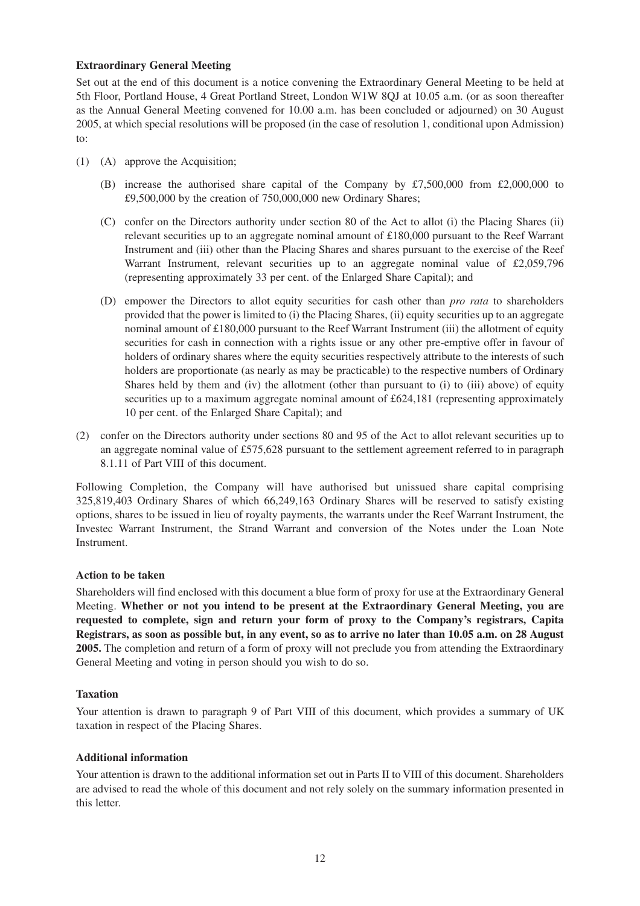**Extraordinary General Meeting**

Set out at the end of this document is a notice convening the Extraordinary General Meeting to be held at 5th Floor, Portland House, 4 Great Portland Street, London W1W 8QJ at 10.05 a.m. (or as soon thereafter as the Annual General Meeting convened for 10.00 a.m. has been concluded or adjourned) on 30 August 2005, at which special resolutions will be proposed (in the case of resolution 1, conditional upon Admission) to:

(1) (A) approve the Acquisition;

(B) increase the authorised share capital of the Company by £7,500,000 from £2,000,000 to £9,500,000 by the creation of 750,000,000 new Ordinary Shares;

(C) confer on the Directors authority under section 80 of the Act to allot (i) the Placing Shares (ii) relevant securities up to an aggregate nominal amount of £180,000 pursuant to the Reef Warrant Instrument and (iii) other than the Placing Shares and shares pursuant to the exercise of the Reef Warrant Instrument, relevant securities up to an aggregate nominal value of £2,059,796 (representing approximately 33 per cent. of the Enlarged Share Capital); and

(D) empower the Directors to allot equity securities for cash other than *pro rata* to shareholders provided that the power is limited to (i) the Placing Shares, (ii) equity securities up to an aggregate nominal amount of £180,000 pursuant to the Reef Warrant Instrument (iii) the allotment of equity securities for cash in connection with a rights issue or any other pre-emptive offer in favour of holders of ordinary shares where the equity securities respectively attribute to the interests of such holders are proportionate (as nearly as may be practicable) to the respective numbers of Ordinary Shares held by them and (iv) the allotment (other than pursuant to (i) to (iii) above) of equity securities up to a maximum aggregate nominal amount of £624,181 (representing approximately 10 per cent. of the Enlarged Share Capital); and

(2) confer on the Directors authority under sections 80 and 95 of the Act to allot relevant securities up to an aggregate nominal value of £575,628 pursuant to the settlement agreement referred to in paragraph 8.1.11 of Part VIII of this document.

Following Completion, the Company will have authorised but unissued share capital comprising 325,819,403 Ordinary Shares of which 66,249,163 Ordinary Shares will be reserved to satisfy existing options, shares to be issued in lieu of royalty payments, the warrants under the Reef Warrant Instrument, the Investec Warrant Instrument, the Strand Warrant and conversion of the Notes under the Loan Note Instrument.

**Action to be taken**

Shareholders will find enclosed with this document a blue form of proxy for use at the Extraordinary General Meeting. **Whether or not you intend to be present at the Extraordinary General Meeting, you are requested to complete, sign and return your form of proxy to the Company's registrars, Capita Registrars, as soon as possible but, in any event, so as to arrive no later than 10.05 a.m. on 28 August 2005.** The completion and return of a form of proxy will not preclude you from attending the Extraordinary General Meeting and voting in person should you wish to do so.

**Taxation**

Your attention is drawn to paragraph 9 of Part VIII of this document, which provides a summary of UK taxation in respect of the Placing Shares.

**Additional information**

Your attention is drawn to the additional information set out in Parts II to VIII of this document. Shareholders are advised to read the whole of this document and not rely solely on the summary information presented in this letter.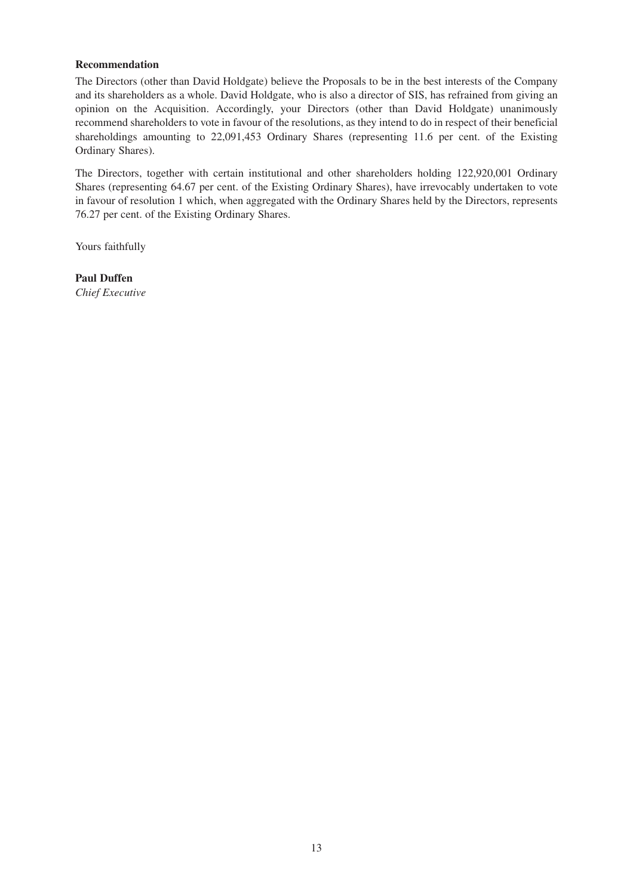**Recommendation**

The Directors (other than David Holdgate) believe the Proposals to be in the best interests of the Company and its shareholders as a whole. David Holdgate, who is also a director of SIS, has refrained from giving an opinion on the Acquisition. Accordingly, your Directors (other than David Holdgate) unanimously recommend shareholders to vote in favour of the resolutions, as they intend to do in respect of their beneficial shareholdings amounting to 22,091,453 Ordinary Shares (representing 11.6 per cent. of the Existing Ordinary Shares).

The Directors, together with certain institutional and other shareholders holding 122,920,001 Ordinary Shares (representing 64.67 per cent. of the Existing Ordinary Shares), have irrevocably undertaken to vote in favour of resolution 1 which, when aggregated with the Ordinary Shares held by the Directors, represents 76.27 per cent. of the Existing Ordinary Shares.

Yours faithfully

**Paul Duffen**
*Chief Executive*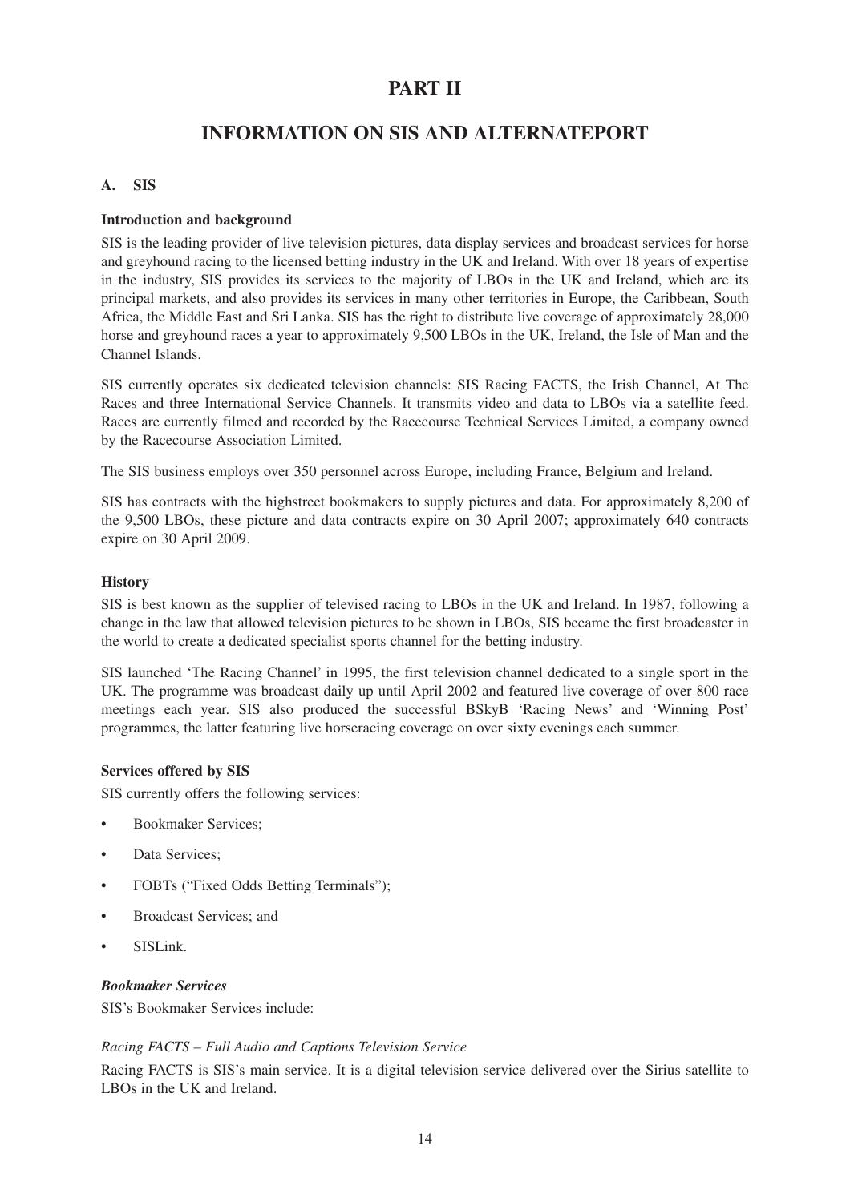# PART II

## INFORMATION ON SIS AND ALTERNATEPORT

### A. SIS

**Introduction and background**

SIS is the leading provider of live television pictures, data display services and broadcast services for horse and greyhound racing to the licensed betting industry in the UK and Ireland. With over 18 years of expertise in the industry, SIS provides its services to the majority of LBOs in the UK and Ireland, which are its principal markets, and also provides its services in many other territories in Europe, the Caribbean, South Africa, the Middle East and Sri Lanka. SIS has the right to distribute live coverage of approximately 28,000 horse and greyhound races a year to approximately 9,500 LBOs in the UK, Ireland, the Isle of Man and the Channel Islands.

SIS currently operates six dedicated television channels: SIS Racing FACTS, the Irish Channel, At The Races and three International Service Channels. It transmits video and data to LBOs via a satellite feed. Races are currently filmed and recorded by the Racecourse Technical Services Limited, a company owned by the Racecourse Association Limited.

The SIS business employs over 350 personnel across Europe, including France, Belgium and Ireland.

SIS has contracts with the highstreet bookmakers to supply pictures and data. For approximately 8,200 of the 9,500 LBOs, these picture and data contracts expire on 30 April 2007; approximately 640 contracts expire on 30 April 2009.

**History**

SIS is best known as the supplier of televised racing to LBOs in the UK and Ireland. In 1987, following a change in the law that allowed television pictures to be shown in LBOs, SIS became the first broadcaster in the world to create a dedicated specialist sports channel for the betting industry.

SIS launched 'The Racing Channel' in 1995, the first television channel dedicated to a single sport in the UK. The programme was broadcast daily up until April 2002 and featured live coverage of over 800 race meetings each year. SIS also produced the successful BSkyB 'Racing News' and 'Winning Post' programmes, the latter featuring live horseracing coverage on over sixty evenings each summer.

**Services offered by SIS**

SIS currently offers the following services:

- Bookmaker Services;
- Data Services;
- FOBTs ("Fixed Odds Betting Terminals");
- Broadcast Services; and
- SISLink.

***Bookmaker Services***

SIS's Bookmaker Services include:

*Racing FACTS – Full Audio and Captions Television Service*

Racing FACTS is SIS's main service. It is a digital television service delivered over the Sirius satellite to LBOs in the UK and Ireland.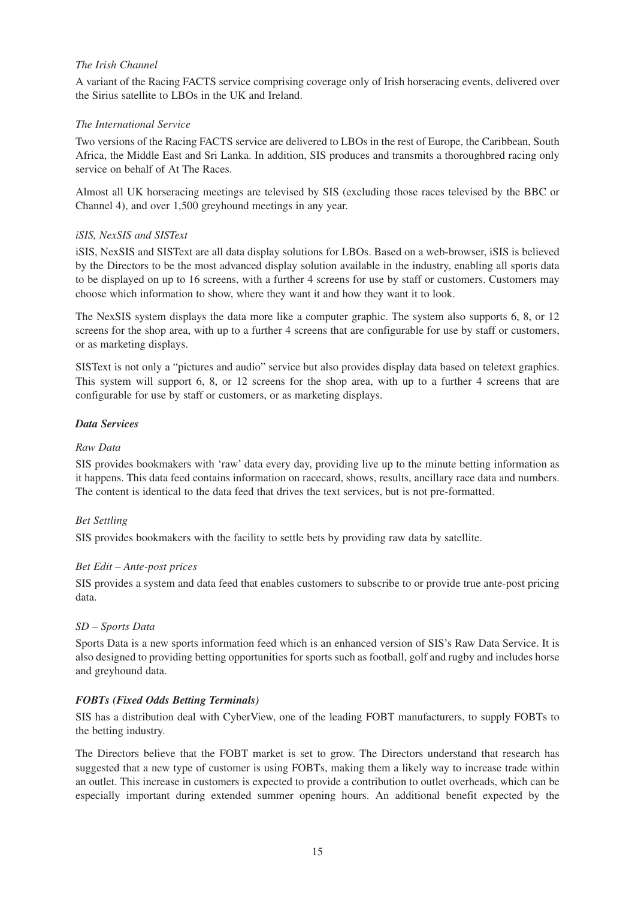*The Irish Channel*

A variant of the Racing FACTS service comprising coverage only of Irish horseracing events, delivered over the Sirius satellite to LBOs in the UK and Ireland.

*The International Service*

Two versions of the Racing FACTS service are delivered to LBOs in the rest of Europe, the Caribbean, South Africa, the Middle East and Sri Lanka. In addition, SIS produces and transmits a thoroughbred racing only service on behalf of At The Races.

Almost all UK horseracing meetings are televised by SIS (excluding those races televised by the BBC or Channel 4), and over 1,500 greyhound meetings in any year.

*iSIS, NexSIS and SISText*

iSIS, NexSIS and SISText are all data display solutions for LBOs. Based on a web-browser, iSIS is believed by the Directors to be the most advanced display solution available in the industry, enabling all sports data to be displayed on up to 16 screens, with a further 4 screens for use by staff or customers. Customers may choose which information to show, where they want it and how they want it to look.

The NexSIS system displays the data more like a computer graphic. The system also supports 6, 8, or 12 screens for the shop area, with up to a further 4 screens that are configurable for use by staff or customers, or as marketing displays.

SISText is not only a "pictures and audio" service but also provides display data based on teletext graphics. This system will support 6, 8, or 12 screens for the shop area, with up to a further 4 screens that are configurable for use by staff or customers, or as marketing displays.

***Data Services***

*Raw Data*

SIS provides bookmakers with 'raw' data every day, providing live up to the minute betting information as it happens. This data feed contains information on racecard, shows, results, ancillary race data and numbers. The content is identical to the data feed that drives the text services, but is not pre-formatted.

*Bet Settling*

SIS provides bookmakers with the facility to settle bets by providing raw data by satellite.

*Bet Edit – Ante-post prices*

SIS provides a system and data feed that enables customers to subscribe to or provide true ante-post pricing data.

*SD – Sports Data*

Sports Data is a new sports information feed which is an enhanced version of SIS's Raw Data Service. It is also designed to providing betting opportunities for sports such as football, golf and rugby and includes horse and greyhound data.

***FOBTs (Fixed Odds Betting Terminals)***

SIS has a distribution deal with CyberView, one of the leading FOBT manufacturers, to supply FOBTs to the betting industry.

The Directors believe that the FOBT market is set to grow. The Directors understand that research has suggested that a new type of customer is using FOBTs, making them a likely way to increase trade within an outlet. This increase in customers is expected to provide a contribution to outlet overheads, which can be especially important during extended summer opening hours. An additional benefit expected by the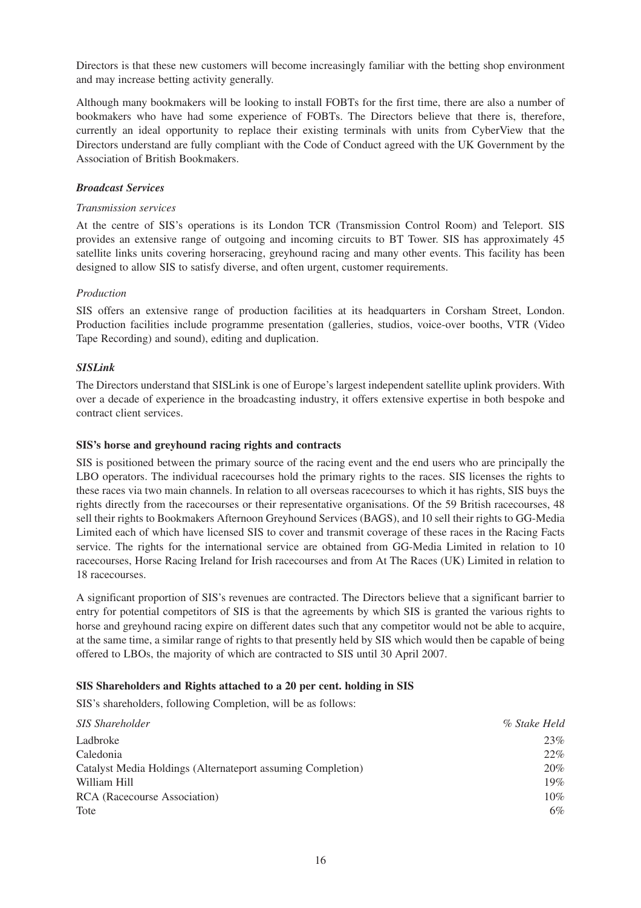Directors is that these new customers will become increasingly familiar with the betting shop environment and may increase betting activity generally.

Although many bookmakers will be looking to install FOBTs for the first time, there are also a number of bookmakers who have had some experience of FOBTs. The Directors believe that there is, therefore, currently an ideal opportunity to replace their existing terminals with units from CyberView that the Directors understand are fully compliant with the Code of Conduct agreed with the UK Government by the Association of British Bookmakers.

***Broadcast Services***

*Transmission services*

At the centre of SIS's operations is its London TCR (Transmission Control Room) and Teleport. SIS provides an extensive range of outgoing and incoming circuits to BT Tower. SIS has approximately 45 satellite links units covering horseracing, greyhound racing and many other events. This facility has been designed to allow SIS to satisfy diverse, and often urgent, customer requirements.

*Production*

SIS offers an extensive range of production facilities at its headquarters in Corsham Street, London. Production facilities include programme presentation (galleries, studios, voice-over booths, VTR (Video Tape Recording) and sound), editing and duplication.

***SISLink***

The Directors understand that SISLink is one of Europe's largest independent satellite uplink providers. With over a decade of experience in the broadcasting industry, it offers extensive expertise in both bespoke and contract client services.

**SIS's horse and greyhound racing rights and contracts**

SIS is positioned between the primary source of the racing event and the end users who are principally the LBO operators. The individual racecourses hold the primary rights to the races. SIS licenses the rights to these races via two main channels. In relation to all overseas racecourses to which it has rights, SIS buys the rights directly from the racecourses or their representative organisations. Of the 59 British racecourses, 48 sell their rights to Bookmakers Afternoon Greyhound Services (BAGS), and 10 sell their rights to GG-Media Limited each of which have licensed SIS to cover and transmit coverage of these races in the Racing Facts service. The rights for the international service are obtained from GG-Media Limited in relation to 10 racecourses, Horse Racing Ireland for Irish racecourses and from At The Races (UK) Limited in relation to 18 racecourses.

A significant proportion of SIS's revenues are contracted. The Directors believe that a significant barrier to entry for potential competitors of SIS is that the agreements by which SIS is granted the various rights to horse and greyhound racing expire on different dates such that any competitor would not be able to acquire, at the same time, a similar range of rights to that presently held by SIS which would then be capable of being offered to LBOs, the majority of which are contracted to SIS until 30 April 2007.

**SIS Shareholders and Rights attached to a 20 per cent. holding in SIS**

SIS's shareholders, following Completion, will be as follows:

| *SIS Shareholder* | *% Stake Held* |
|---|---|
| Ladbroke | 23% |
| Caledonia | 22% |
| Catalyst Media Holdings (Alternateport assuming Completion) | 20% |
| William Hill | 19% |
| RCA (Racecourse Association) | 10% |
| Tote | 6% |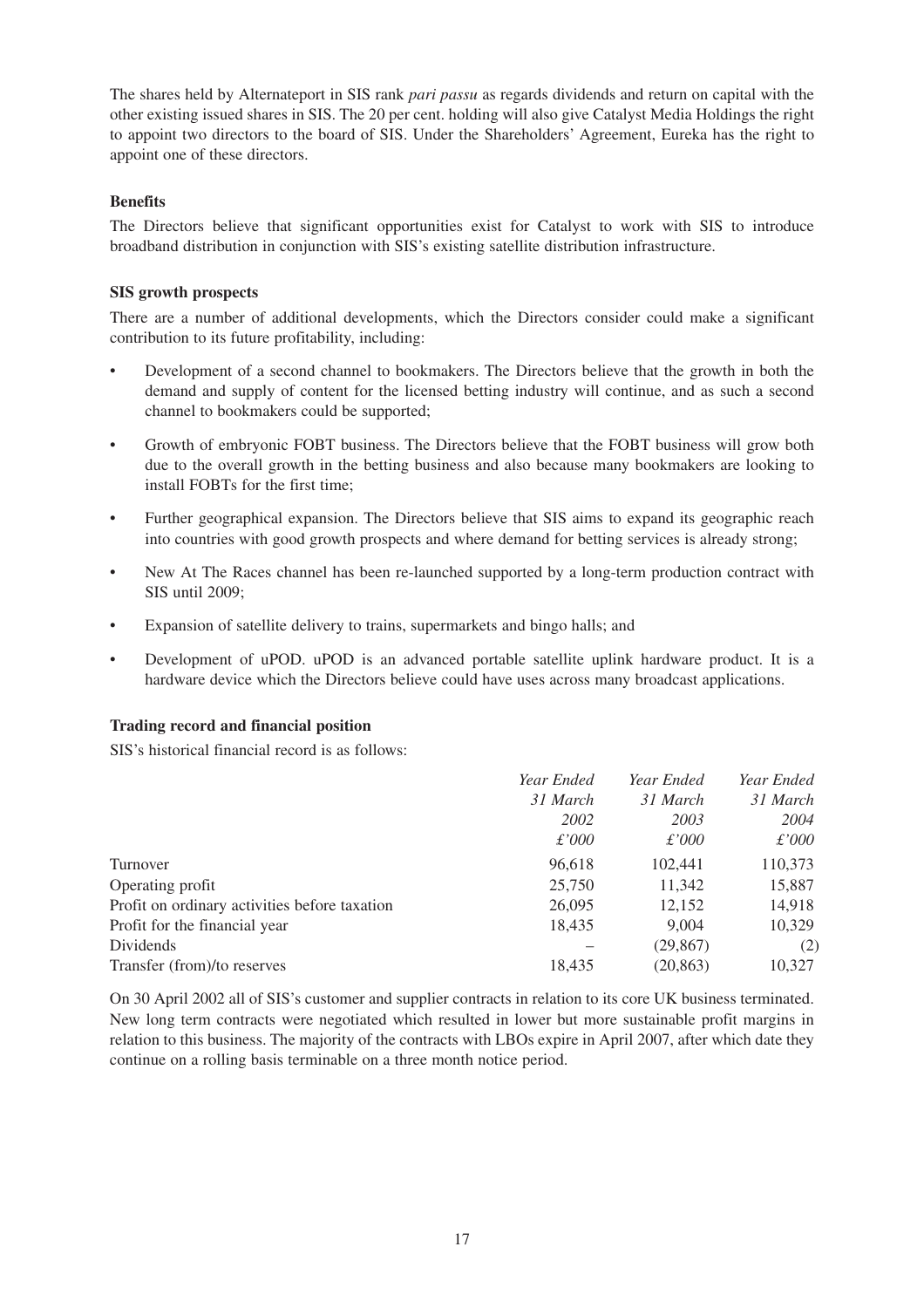The shares held by Alternateport in SIS rank *pari passu* as regards dividends and return on capital with the other existing issued shares in SIS. The 20 per cent. holding will also give Catalyst Media Holdings the right to appoint two directors to the board of SIS. Under the Shareholders' Agreement, Eureka has the right to appoint one of these directors.

**Benefits**

The Directors believe that significant opportunities exist for Catalyst to work with SIS to introduce broadband distribution in conjunction with SIS's existing satellite distribution infrastructure.

**SIS growth prospects**

There are a number of additional developments, which the Directors consider could make a significant contribution to its future profitability, including:

- Development of a second channel to bookmakers. The Directors believe that the growth in both the demand and supply of content for the licensed betting industry will continue, and as such a second channel to bookmakers could be supported;
- Growth of embryonic FOBT business. The Directors believe that the FOBT business will grow both due to the overall growth in the betting business and also because many bookmakers are looking to install FOBTs for the first time;
- Further geographical expansion. The Directors believe that SIS aims to expand its geographic reach into countries with good growth prospects and where demand for betting services is already strong;
- New At The Races channel has been re-launched supported by a long-term production contract with SIS until 2009;
- Expansion of satellite delivery to trains, supermarkets and bingo halls; and
- Development of uPOD. uPOD is an advanced portable satellite uplink hardware product. It is a hardware device which the Directors believe could have uses across many broadcast applications.

**Trading record and financial position**

SIS's historical financial record is as follows:

| | *Year Ended 31 March 2002 £'000* | *Year Ended 31 March 2003 £'000* | *Year Ended 31 March 2004 £'000* |
|---|---|---|---|
| Turnover | 96,618 | 102,441 | 110,373 |
| Operating profit | 25,750 | 11,342 | 15,887 |
| Profit on ordinary activities before taxation | 26,095 | 12,152 | 14,918 |
| Profit for the financial year | 18,435 | 9,004 | 10,329 |
| Dividends | – | (29,867) | (2) |
| Transfer (from)/to reserves | 18,435 | (20,863) | 10,327 |

On 30 April 2002 all of SIS's customer and supplier contracts in relation to its core UK business terminated. New long term contracts were negotiated which resulted in lower but more sustainable profit margins in relation to this business. The majority of the contracts with LBOs expire in April 2007, after which date they continue on a rolling basis terminable on a three month notice period.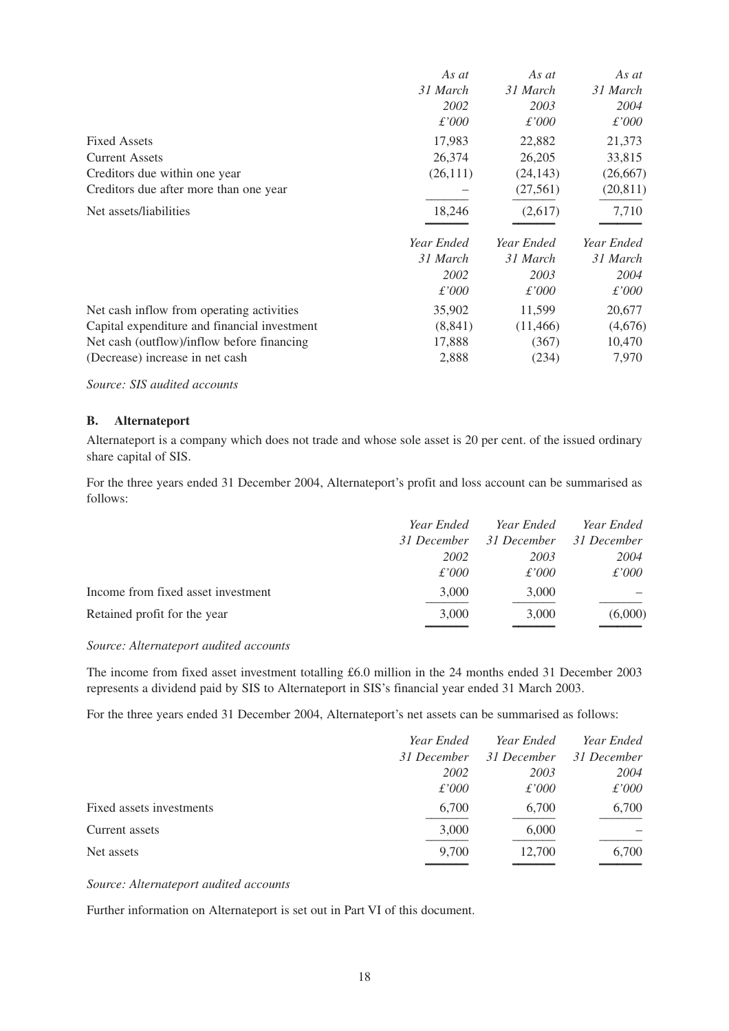| | As at 31 March 2002 £'000 | As at 31 March 2003 £'000 | As at 31 March 2004 £'000 |
|---|---|---|---|
| Fixed Assets | 17,983 | 22,882 | 21,373 |
| Current Assets | 26,374 | 26,205 | 33,815 |
| Creditors due within one year | (26,111) | (24,143) | (26,667) |
| Creditors due after more than one year | – | (27,561) | (20,811) |
| Net assets/liabilities | 18,246 | (2,617) | 7,710 |

| | Year Ended 31 March 2002 £'000 | Year Ended 31 March 2003 £'000 | Year Ended 31 March 2004 £'000 |
|---|---|---|---|
| Net cash inflow from operating activities | 35,902 | 11,599 | 20,677 |
| Capital expenditure and financial investment | (8,841) | (11,466) | (4,676) |
| Net cash (outflow)/inflow before financing | 17,888 | (367) | 10,470 |
| (Decrease) increase in net cash | 2,888 | (234) | 7,970 |

*Source: SIS audited accounts*

## B. Alternateport

Alternateport is a company which does not trade and whose sole asset is 20 per cent. of the issued ordinary share capital of SIS.

For the three years ended 31 December 2004, Alternateport's profit and loss account can be summarised as follows:

| | Year Ended 31 December 2002 £'000 | Year Ended 31 December 2003 £'000 | Year Ended 31 December 2004 £'000 |
|---|---|---|---|
| Income from fixed asset investment | 3,000 | 3,000 | – |
| Retained profit for the year | 3,000 | 3,000 | (6,000) |

*Source: Alternateport audited accounts*

The income from fixed asset investment totalling £6.0 million in the 24 months ended 31 December 2003 represents a dividend paid by SIS to Alternateport in SIS's financial year ended 31 March 2003.

For the three years ended 31 December 2004, Alternateport's net assets can be summarised as follows:

| | Year Ended 31 December 2002 £'000 | Year Ended 31 December 2003 £'000 | Year Ended 31 December 2004 £'000 |
|---|---|---|---|
| Fixed assets investments | 6,700 | 6,700 | 6,700 |
| Current assets | 3,000 | 6,000 | – |
| Net assets | 9,700 | 12,700 | 6,700 |

*Source: Alternateport audited accounts*

Further information on Alternateport is set out in Part VI of this document.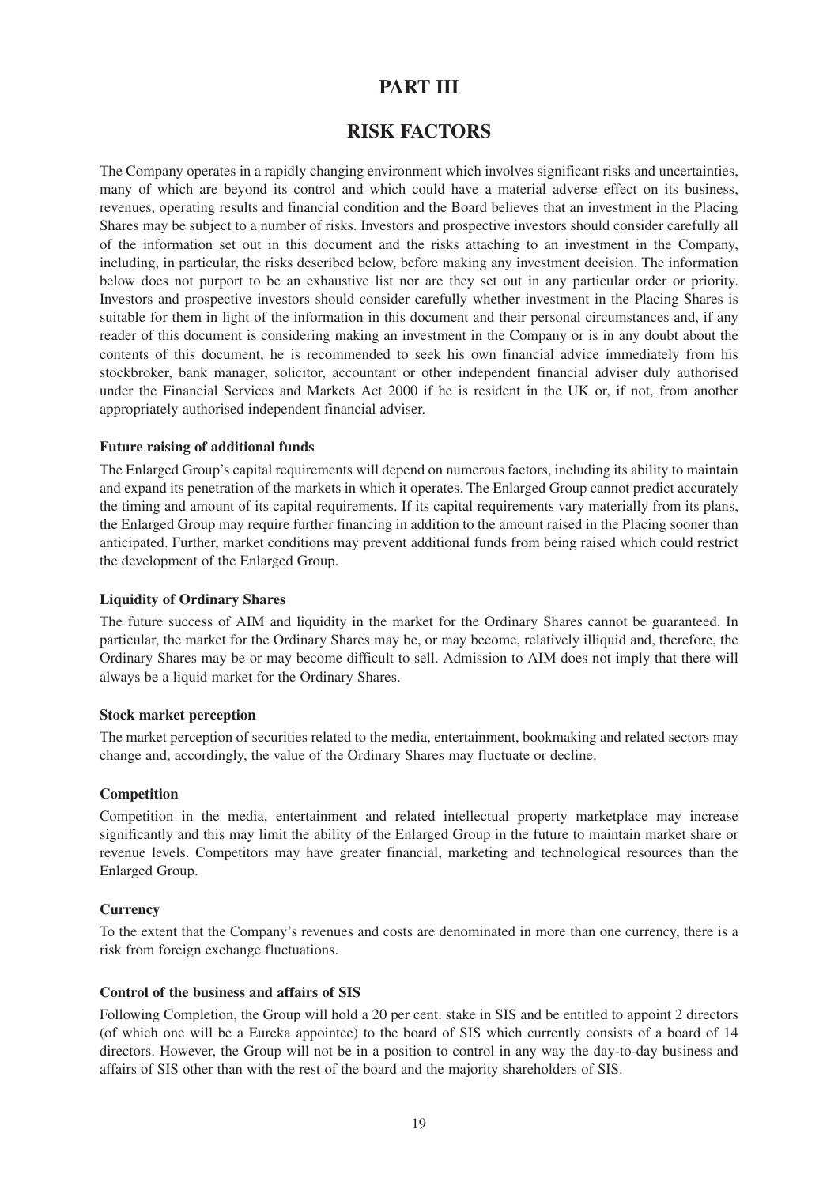# PART III

# RISK FACTORS

The Company operates in a rapidly changing environment which involves significant risks and uncertainties, many of which are beyond its control and which could have a material adverse effect on its business, revenues, operating results and financial condition and the Board believes that an investment in the Placing Shares may be subject to a number of risks. Investors and prospective investors should consider carefully all of the information set out in this document and the risks attaching to an investment in the Company, including, in particular, the risks described below, before making any investment decision. The information below does not purport to be an exhaustive list nor are they set out in any particular order or priority. Investors and prospective investors should consider carefully whether investment in the Placing Shares is suitable for them in light of the information in this document and their personal circumstances and, if any reader of this document is considering making an investment in the Company or is in any doubt about the contents of this document, he is recommended to seek his own financial advice immediately from his stockbroker, bank manager, solicitor, accountant or other independent financial adviser duly authorised under the Financial Services and Markets Act 2000 if he is resident in the UK or, if not, from another appropriately authorised independent financial adviser.

**Future raising of additional funds**

The Enlarged Group's capital requirements will depend on numerous factors, including its ability to maintain and expand its penetration of the markets in which it operates. The Enlarged Group cannot predict accurately the timing and amount of its capital requirements. If its capital requirements vary materially from its plans, the Enlarged Group may require further financing in addition to the amount raised in the Placing sooner than anticipated. Further, market conditions may prevent additional funds from being raised which could restrict the development of the Enlarged Group.

**Liquidity of Ordinary Shares**

The future success of AIM and liquidity in the market for the Ordinary Shares cannot be guaranteed. In particular, the market for the Ordinary Shares may be, or may become, relatively illiquid and, therefore, the Ordinary Shares may be or may become difficult to sell. Admission to AIM does not imply that there will always be a liquid market for the Ordinary Shares.

**Stock market perception**

The market perception of securities related to the media, entertainment, bookmaking and related sectors may change and, accordingly, the value of the Ordinary Shares may fluctuate or decline.

**Competition**

Competition in the media, entertainment and related intellectual property marketplace may increase significantly and this may limit the ability of the Enlarged Group in the future to maintain market share or revenue levels. Competitors may have greater financial, marketing and technological resources than the Enlarged Group.

**Currency**

To the extent that the Company's revenues and costs are denominated in more than one currency, there is a risk from foreign exchange fluctuations.

**Control of the business and affairs of SIS**

Following Completion, the Group will hold a 20 per cent. stake in SIS and be entitled to appoint 2 directors (of which one will be a Eureka appointee) to the board of SIS which currently consists of a board of 14 directors. However, the Group will not be in a position to control in any way the day-to-day business and affairs of SIS other than with the rest of the board and the majority shareholders of SIS.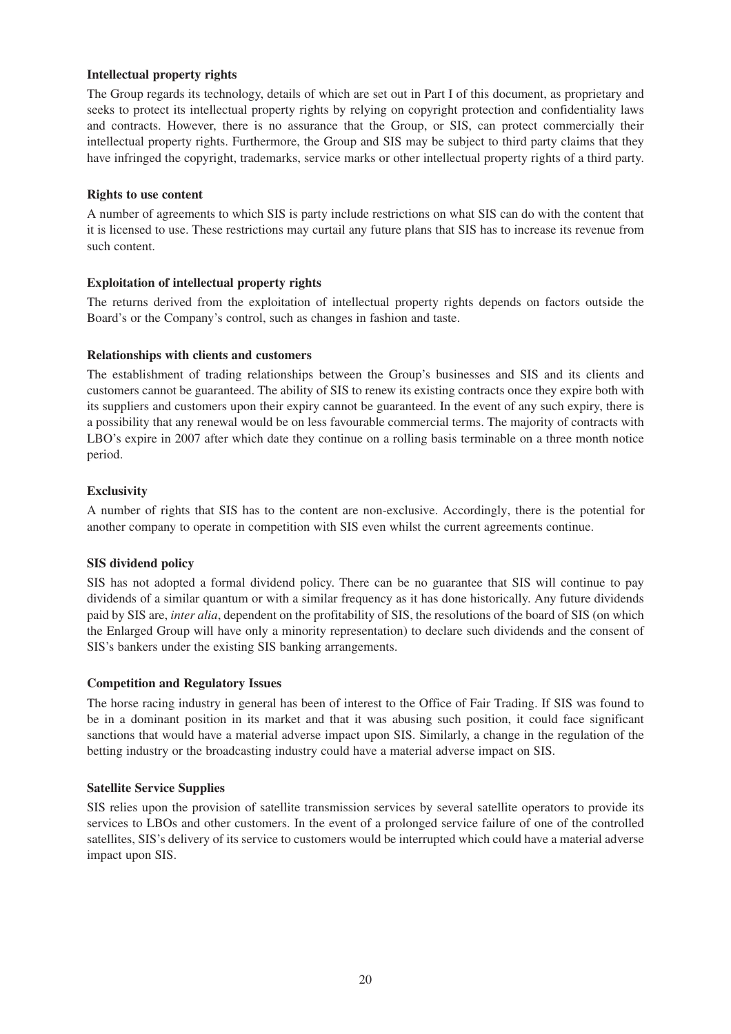**Intellectual property rights**

The Group regards its technology, details of which are set out in Part I of this document, as proprietary and seeks to protect its intellectual property rights by relying on copyright protection and confidentiality laws and contracts. However, there is no assurance that the Group, or SIS, can protect commercially their intellectual property rights. Furthermore, the Group and SIS may be subject to third party claims that they have infringed the copyright, trademarks, service marks or other intellectual property rights of a third party.

**Rights to use content**

A number of agreements to which SIS is party include restrictions on what SIS can do with the content that it is licensed to use. These restrictions may curtail any future plans that SIS has to increase its revenue from such content.

**Exploitation of intellectual property rights**

The returns derived from the exploitation of intellectual property rights depends on factors outside the Board's or the Company's control, such as changes in fashion and taste.

**Relationships with clients and customers**

The establishment of trading relationships between the Group's businesses and SIS and its clients and customers cannot be guaranteed. The ability of SIS to renew its existing contracts once they expire both with its suppliers and customers upon their expiry cannot be guaranteed. In the event of any such expiry, there is a possibility that any renewal would be on less favourable commercial terms. The majority of contracts with LBO's expire in 2007 after which date they continue on a rolling basis terminable on a three month notice period.

**Exclusivity**

A number of rights that SIS has to the content are non-exclusive. Accordingly, there is the potential for another company to operate in competition with SIS even whilst the current agreements continue.

**SIS dividend policy**

SIS has not adopted a formal dividend policy. There can be no guarantee that SIS will continue to pay dividends of a similar quantum or with a similar frequency as it has done historically. Any future dividends paid by SIS are, *inter alia*, dependent on the profitability of SIS, the resolutions of the board of SIS (on which the Enlarged Group will have only a minority representation) to declare such dividends and the consent of SIS's bankers under the existing SIS banking arrangements.

**Competition and Regulatory Issues**

The horse racing industry in general has been of interest to the Office of Fair Trading. If SIS was found to be in a dominant position in its market and that it was abusing such position, it could face significant sanctions that would have a material adverse impact upon SIS. Similarly, a change in the regulation of the betting industry or the broadcasting industry could have a material adverse impact on SIS.

**Satellite Service Supplies**

SIS relies upon the provision of satellite transmission services by several satellite operators to provide its services to LBOs and other customers. In the event of a prolonged service failure of one of the controlled satellites, SIS's delivery of its service to customers would be interrupted which could have a material adverse impact upon SIS.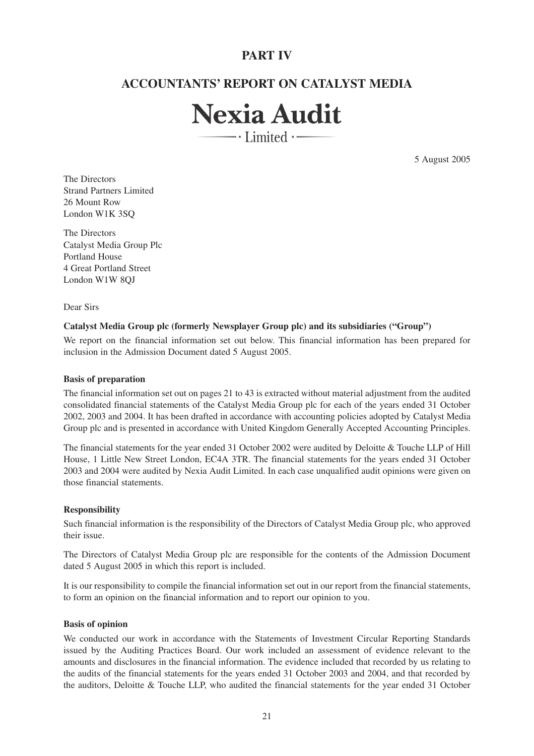# PART IV

## ACCOUNTANTS' REPORT ON CATALYST MEDIA

**Nexia Audit**
Limited

5 August 2005

The Directors
Strand Partners Limited
26 Mount Row
London W1K 3SQ

The Directors
Catalyst Media Group Plc
Portland House
4 Great Portland Street
London W1W 8QJ

Dear Sirs

**Catalyst Media Group plc (formerly Newsplayer Group plc) and its subsidiaries ("Group")**

We report on the financial information set out below. This financial information has been prepared for inclusion in the Admission Document dated 5 August 2005.

**Basis of preparation**

The financial information set out on pages 21 to 43 is extracted without material adjustment from the audited consolidated financial statements of the Catalyst Media Group plc for each of the years ended 31 October 2002, 2003 and 2004. It has been drafted in accordance with accounting policies adopted by Catalyst Media Group plc and is presented in accordance with United Kingdom Generally Accepted Accounting Principles.

The financial statements for the year ended 31 October 2002 were audited by Deloitte & Touche LLP of Hill House, 1 Little New Street London, EC4A 3TR. The financial statements for the years ended 31 October 2003 and 2004 were audited by Nexia Audit Limited. In each case unqualified audit opinions were given on those financial statements.

**Responsibility**

Such financial information is the responsibility of the Directors of Catalyst Media Group plc, who approved their issue.

The Directors of Catalyst Media Group plc are responsible for the contents of the Admission Document dated 5 August 2005 in which this report is included.

It is our responsibility to compile the financial information set out in our report from the financial statements, to form an opinion on the financial information and to report our opinion to you.

**Basis of opinion**

We conducted our work in accordance with the Statements of Investment Circular Reporting Standards issued by the Auditing Practices Board. Our work included an assessment of evidence relevant to the amounts and disclosures in the financial information. The evidence included that recorded by us relating to the audits of the financial statements for the years ended 31 October 2003 and 2004, and that recorded by the auditors, Deloitte & Touche LLP, who audited the financial statements for the year ended 31 October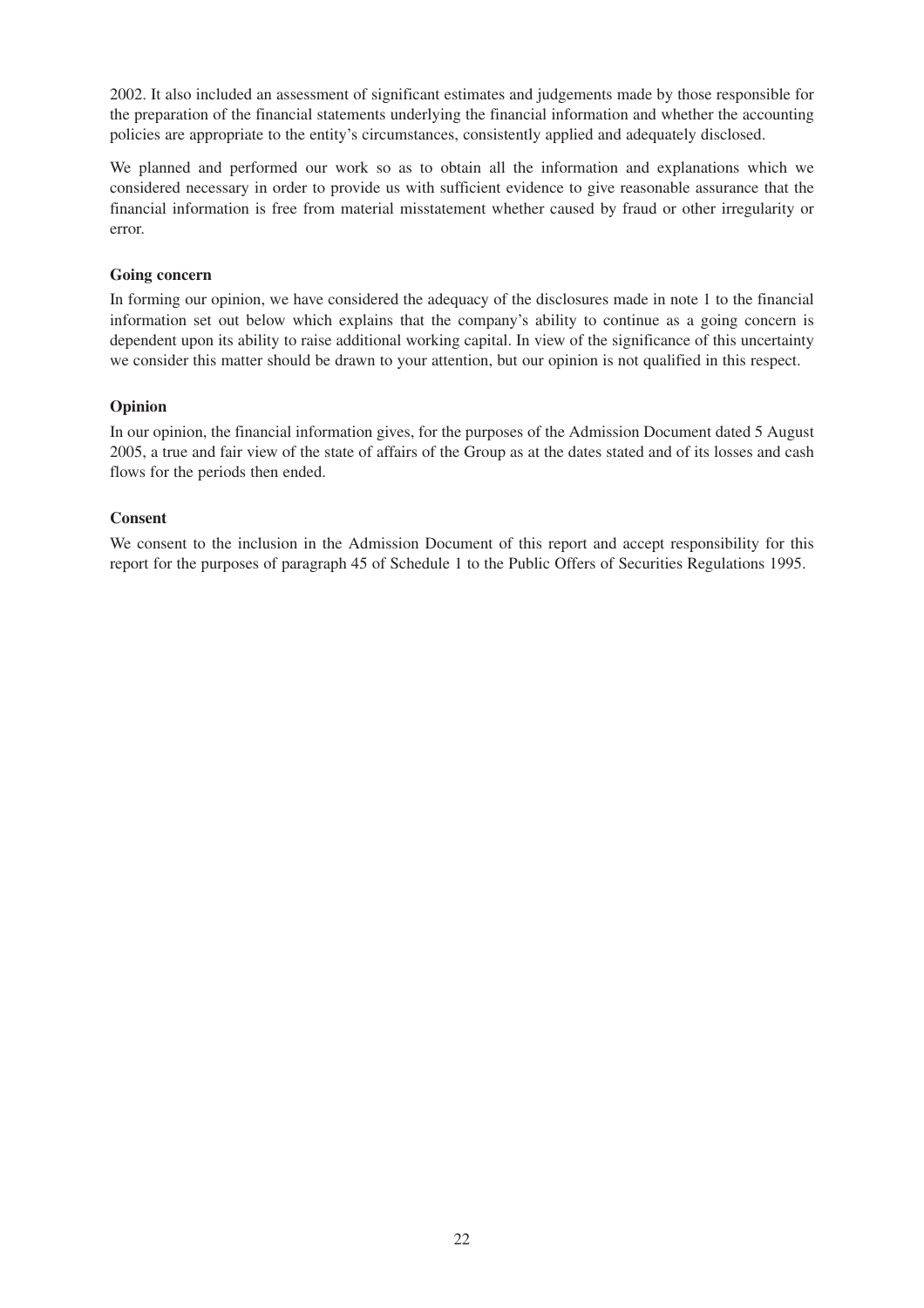2002. It also included an assessment of significant estimates and judgements made by those responsible for the preparation of the financial statements underlying the financial information and whether the accounting policies are appropriate to the entity's circumstances, consistently applied and adequately disclosed.

We planned and performed our work so as to obtain all the information and explanations which we considered necessary in order to provide us with sufficient evidence to give reasonable assurance that the financial information is free from material misstatement whether caused by fraud or other irregularity or error.

**Going concern**

In forming our opinion, we have considered the adequacy of the disclosures made in note 1 to the financial information set out below which explains that the company's ability to continue as a going concern is dependent upon its ability to raise additional working capital. In view of the significance of this uncertainty we consider this matter should be drawn to your attention, but our opinion is not qualified in this respect.

**Opinion**

In our opinion, the financial information gives, for the purposes of the Admission Document dated 5 August 2005, a true and fair view of the state of affairs of the Group as at the dates stated and of its losses and cash flows for the periods then ended.

**Consent**

We consent to the inclusion in the Admission Document of this report and accept responsibility for this report for the purposes of paragraph 45 of Schedule 1 to the Public Offers of Securities Regulations 1995.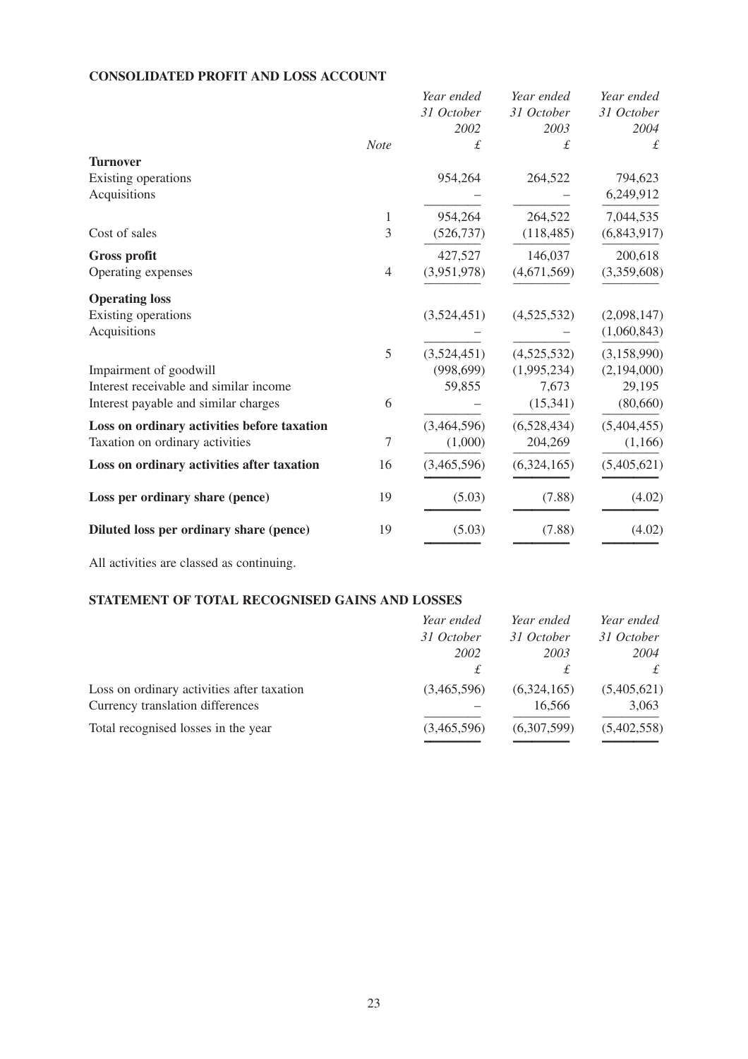**CONSOLIDATED PROFIT AND LOSS ACCOUNT**

| | Note | *Year ended 31 October 2002* £ | *Year ended 31 October 2003* £ | *Year ended 31 October 2004* £ |
|---|---|---|---|---|
| **Turnover** | | | | |
| Existing operations | | 954,264 | 264,522 | 794,623 |
| Acquisitions | | – | – | 6,249,912 |
| | 1 | 954,264 | 264,522 | 7,044,535 |
| Cost of sales | 3 | (526,737) | (118,485) | (6,843,917) |
| **Gross profit** | | 427,527 | 146,037 | 200,618 |
| Operating expenses | 4 | (3,951,978) | (4,671,569) | (3,359,608) |
| **Operating loss** | | | | |
| Existing operations | | (3,524,451) | (4,525,532) | (2,098,147) |
| Acquisitions | | – | – | (1,060,843) |
| | 5 | (3,524,451) | (4,525,532) | (3,158,990) |
| Impairment of goodwill | | (998,699) | (1,995,234) | (2,194,000) |
| Interest receivable and similar income | | 59,855 | 7,673 | 29,195 |
| Interest payable and similar charges | 6 | – | (15,341) | (80,660) |
| **Loss on ordinary activities before taxation** | | (3,464,596) | (6,528,434) | (5,404,455) |
| Taxation on ordinary activities | 7 | (1,000) | 204,269 | (1,166) |
| **Loss on ordinary activities after taxation** | 16 | (3,465,596) | (6,324,165) | (5,405,621) |
| **Loss per ordinary share (pence)** | 19 | (5.03) | (7.88) | (4.02) |
| **Diluted loss per ordinary share (pence)** | 19 | (5.03) | (7.88) | (4.02) |

All activities are classed as continuing.

**STATEMENT OF TOTAL RECOGNISED GAINS AND LOSSES**

| | *Year ended 31 October 2002* £ | *Year ended 31 October 2003* £ | *Year ended 31 October 2004* £ |
|---|---|---|---|
| Loss on ordinary activities after taxation | (3,465,596) | (6,324,165) | (5,405,621) |
| Currency translation differences | – | 16,566 | 3,063 |
| Total recognised losses in the year | (3,465,596) | (6,307,599) | (5,402,558) |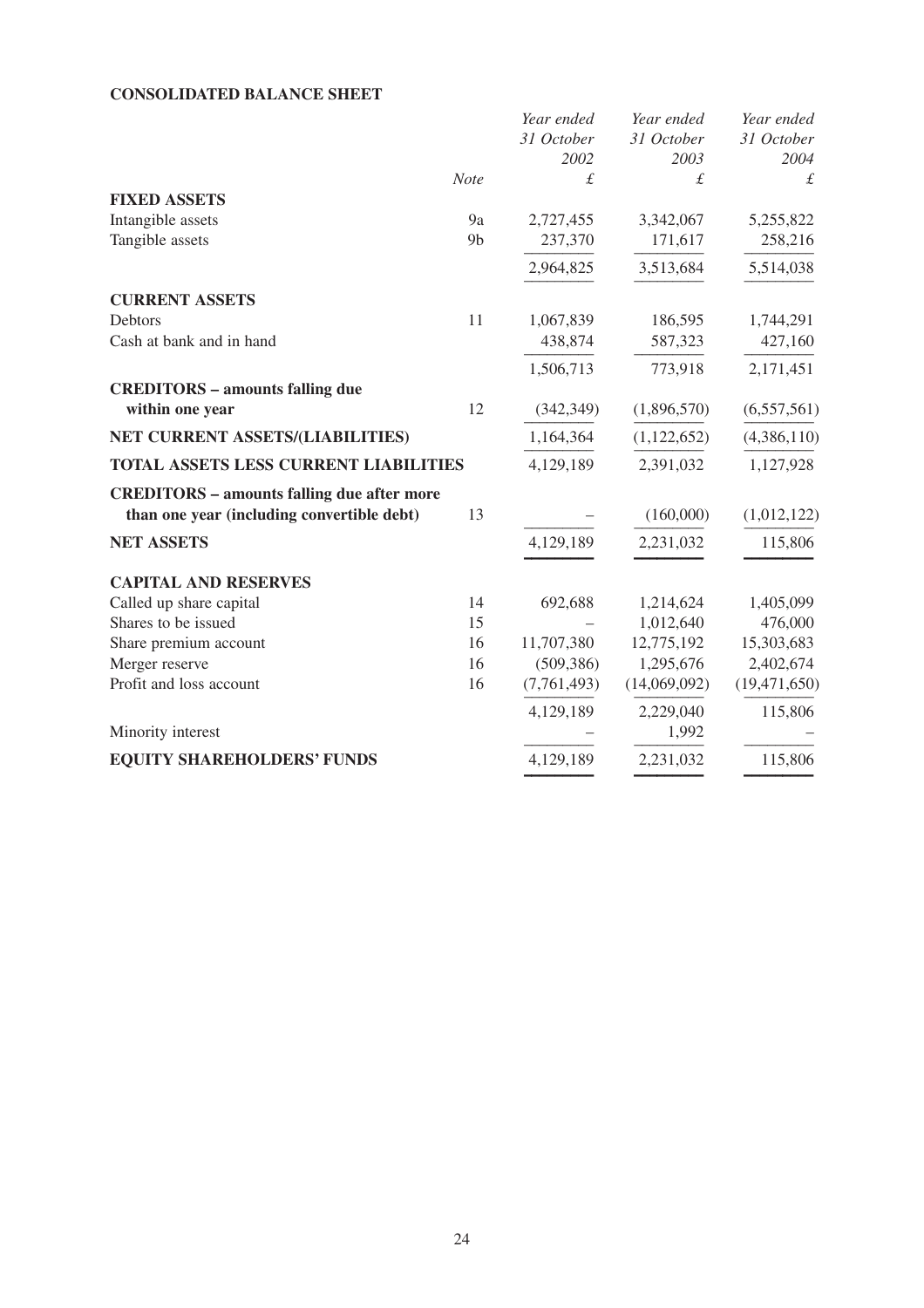**CONSOLIDATED BALANCE SHEET**

| | Note | Year ended 31 October 2002 £ | Year ended 31 October 2003 £ | Year ended 31 October 2004 £ |
|---|---|---|---|---|
| **FIXED ASSETS** | | | | |
| Intangible assets | 9a | 2,727,455 | 3,342,067 | 5,255,822 |
| Tangible assets | 9b | 237,370 | 171,617 | 258,216 |
| | | 2,964,825 | 3,513,684 | 5,514,038 |
| **CURRENT ASSETS** | | | | |
| Debtors | 11 | 1,067,839 | 186,595 | 1,744,291 |
| Cash at bank and in hand | | 438,874 | 587,323 | 427,160 |
| | | 1,506,713 | 773,918 | 2,171,451 |
| **CREDITORS – amounts falling due within one year** | 12 | (342,349) | (1,896,570) | (6,557,561) |
| **NET CURRENT ASSETS/(LIABILITIES)** | | 1,164,364 | (1,122,652) | (4,386,110) |
| **TOTAL ASSETS LESS CURRENT LIABILITIES** | | 4,129,189 | 2,391,032 | 1,127,928 |
| **CREDITORS – amounts falling due after more than one year (including convertible debt)** | 13 | – | (160,000) | (1,012,122) |
| **NET ASSETS** | | 4,129,189 | 2,231,032 | 115,806 |
| **CAPITAL AND RESERVES** | | | | |
| Called up share capital | 14 | 692,688 | 1,214,624 | 1,405,099 |
| Shares to be issued | 15 | – | 1,012,640 | 476,000 |
| Share premium account | 16 | 11,707,380 | 12,775,192 | 15,303,683 |
| Merger reserve | 16 | (509,386) | 1,295,676 | 2,402,674 |
| Profit and loss account | 16 | (7,761,493) | (14,069,092) | (19,471,650) |
| | | 4,129,189 | 2,229,040 | 115,806 |
| Minority interest | | – | 1,992 | – |
| **EQUITY SHAREHOLDERS' FUNDS** | | 4,129,189 | 2,231,032 | 115,806 |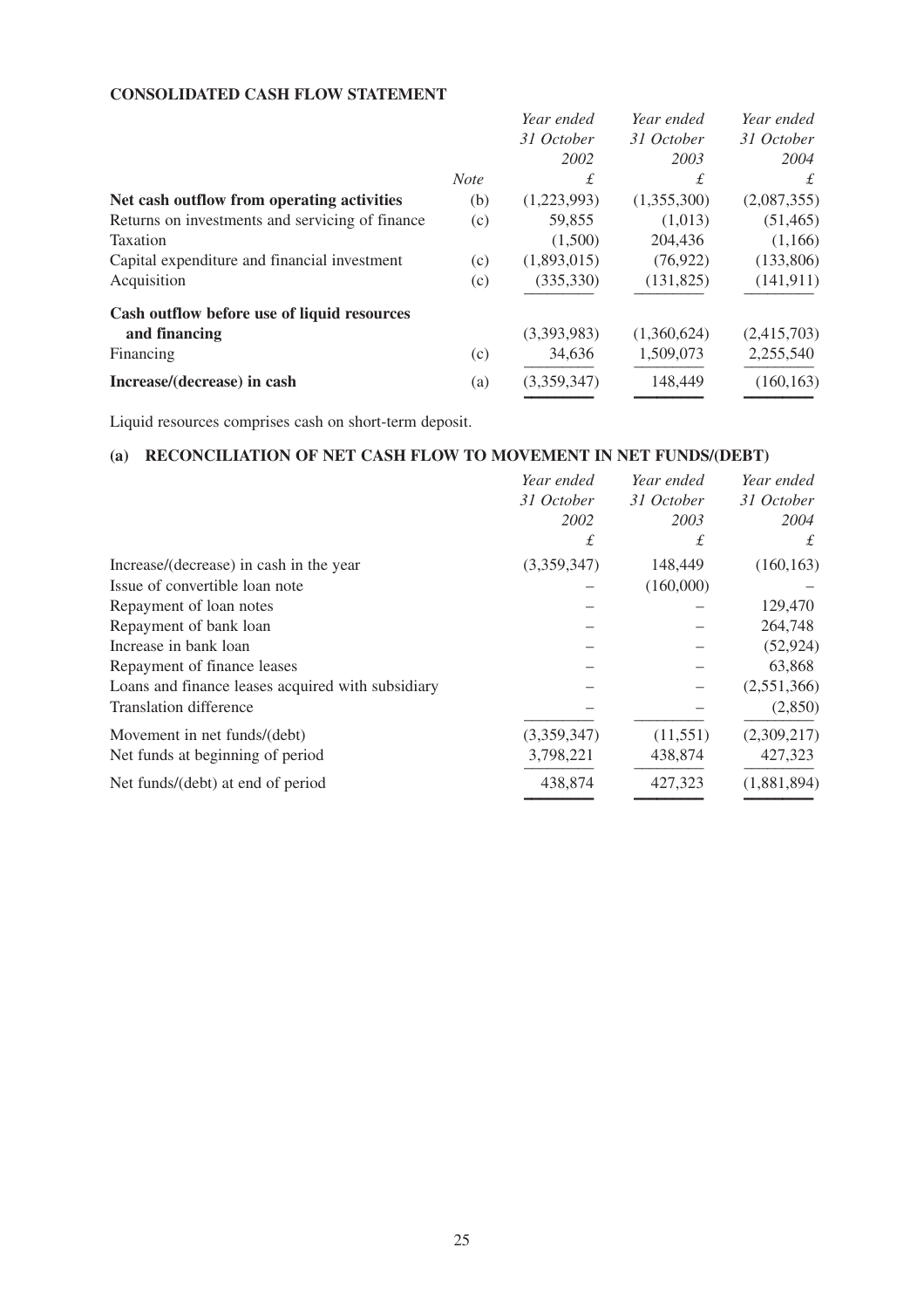**CONSOLIDATED CASH FLOW STATEMENT**

| | Note | *Year ended 31 October 2002* £ | *Year ended 31 October 2003* £ | *Year ended 31 October 2004* £ |
|---|---|---|---|---|
| **Net cash outflow from operating activities** | (b) | (1,223,993) | (1,355,300) | (2,087,355) |
| Returns on investments and servicing of finance | (c) | 59,855 | (1,013) | (51,465) |
| Taxation | | (1,500) | 204,436 | (1,166) |
| Capital expenditure and financial investment | (c) | (1,893,015) | (76,922) | (133,806) |
| Acquisition | (c) | (335,330) | (131,825) | (141,911) |
| **Cash outflow before use of liquid resources and financing** | | (3,393,983) | (1,360,624) | (2,415,703) |
| Financing | (c) | 34,636 | 1,509,073 | 2,255,540 |
| **Increase/(decrease) in cash** | (a) | (3,359,347) | 148,449 | (160,163) |

Liquid resources comprises cash on short-term deposit.

## (a) RECONCILIATION OF NET CASH FLOW TO MOVEMENT IN NET FUNDS/(DEBT)

| | *Year ended 31 October 2002* £ | *Year ended 31 October 2003* £ | *Year ended 31 October 2004* £ |
|---|---|---|---|
| Increase/(decrease) in cash in the year | (3,359,347) | 148,449 | (160,163) |
| Issue of convertible loan note | – | (160,000) | – |
| Repayment of loan notes | – | – | 129,470 |
| Repayment of bank loan | – | – | 264,748 |
| Increase in bank loan | – | – | (52,924) |
| Repayment of finance leases | – | – | 63,868 |
| Loans and finance leases acquired with subsidiary | – | – | (2,551,366) |
| Translation difference | – | – | (2,850) |
| Movement in net funds/(debt) | (3,359,347) | (11,551) | (2,309,217) |
| Net funds at beginning of period | 3,798,221 | 438,874 | 427,323 |
| Net funds/(debt) at end of period | 438,874 | 427,323 | (1,881,894) |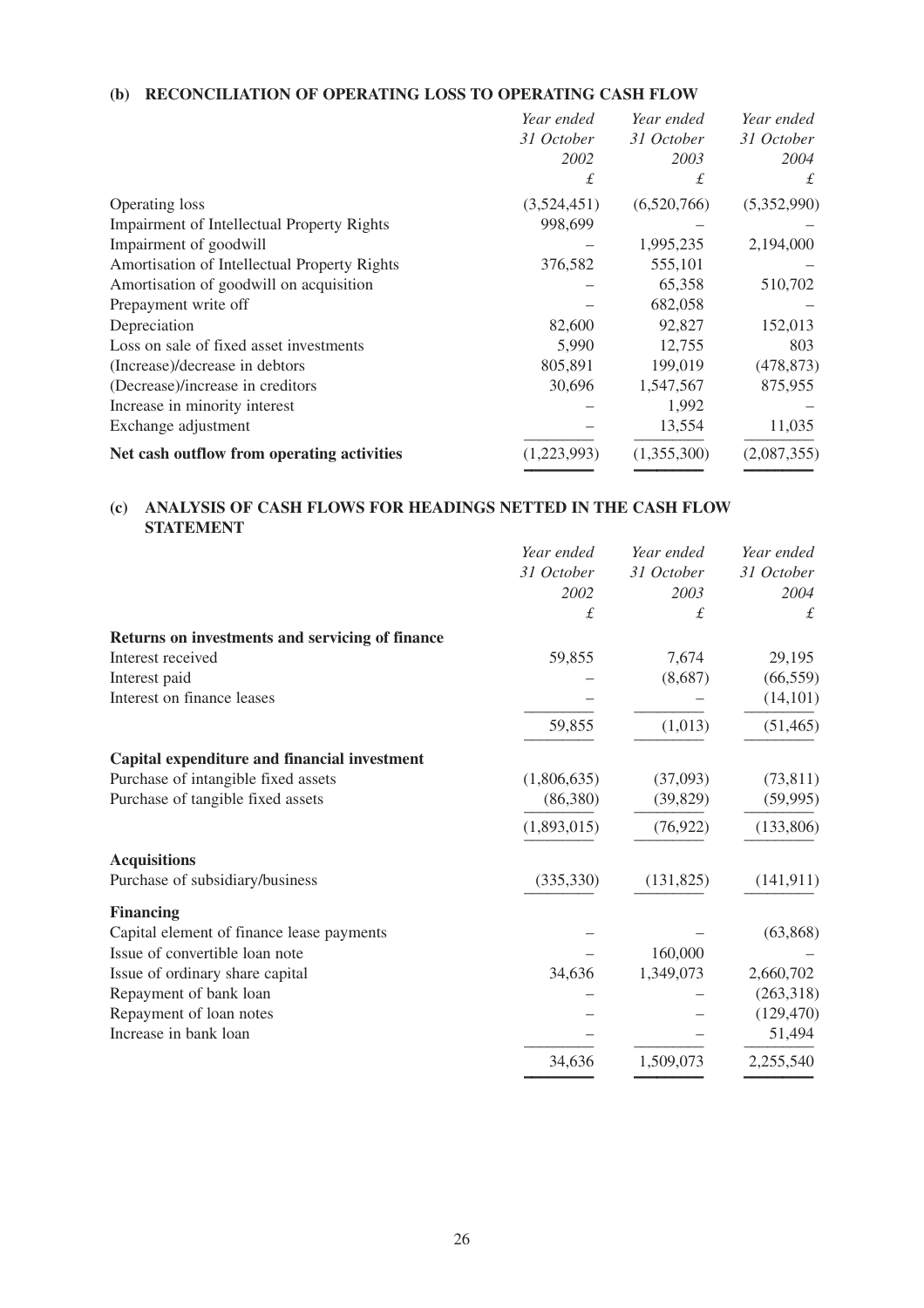### (b) RECONCILIATION OF OPERATING LOSS TO OPERATING CASH FLOW

| | *Year ended 31 October 2002* | *Year ended 31 October 2003* | *Year ended 31 October 2004* |
|---|---|---|---|
| | *£* | *£* | *£* |
| Operating loss | (3,524,451) | (6,520,766) | (5,352,990) |
| Impairment of Intellectual Property Rights | 998,699 | – | – |
| Impairment of goodwill | – | 1,995,235 | 2,194,000 |
| Amortisation of Intellectual Property Rights | 376,582 | 555,101 | – |
| Amortisation of goodwill on acquisition | – | 65,358 | 510,702 |
| Prepayment write off | – | 682,058 | – |
| Depreciation | 82,600 | 92,827 | 152,013 |
| Loss on sale of fixed asset investments | 5,990 | 12,755 | 803 |
| (Increase)/decrease in debtors | 805,891 | 199,019 | (478,873) |
| (Decrease)/increase in creditors | 30,696 | 1,547,567 | 875,955 |
| Increase in minority interest | – | 1,992 | – |
| Exchange adjustment | – | 13,554 | 11,035 |
| **Net cash outflow from operating activities** | (1,223,993) | (1,355,300) | (2,087,355) |

### (c) ANALYSIS OF CASH FLOWS FOR HEADINGS NETTED IN THE CASH FLOW STATEMENT

| | *Year ended 31 October 2002* | *Year ended 31 October 2003* | *Year ended 31 October 2004* |
|---|---|---|---|
| | *£* | *£* | *£* |
| **Returns on investments and servicing of finance** | | | |
| Interest received | 59,855 | 7,674 | 29,195 |
| Interest paid | – | (8,687) | (66,559) |
| Interest on finance leases | – | – | (14,101) |
| | 59,855 | (1,013) | (51,465) |
| **Capital expenditure and financial investment** | | | |
| Purchase of intangible fixed assets | (1,806,635) | (37,093) | (73,811) |
| Purchase of tangible fixed assets | (86,380) | (39,829) | (59,995) |
| | (1,893,015) | (76,922) | (133,806) |
| **Acquisitions** | | | |
| Purchase of subsidiary/business | (335,330) | (131,825) | (141,911) |
| **Financing** | | | |
| Capital element of finance lease payments | – | – | (63,868) |
| Issue of convertible loan note | – | 160,000 | – |
| Issue of ordinary share capital | 34,636 | 1,349,073 | 2,660,702 |
| Repayment of bank loan | – | – | (263,318) |
| Repayment of loan notes | – | – | (129,470) |
| Increase in bank loan | – | – | 51,494 |
| | 34,636 | 1,509,073 | 2,255,540 |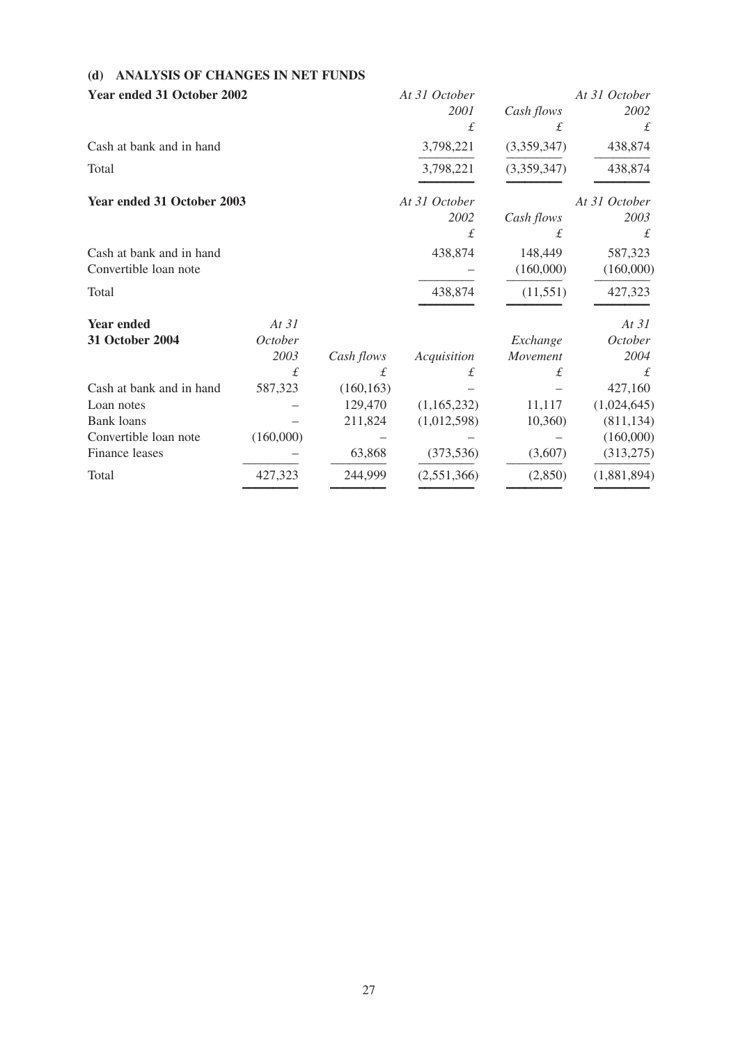### (d) ANALYSIS OF CHANGES IN NET FUNDS

| **Year ended 31 October 2002** | *At 31 October 2001* | *Cash flows* | *At 31 October 2002* |
|---|---|---|---|
| | *£* | *£* | *£* |
| Cash at bank and in hand | 3,798,221 | (3,359,347) | 438,874 |
| Total | 3,798,221 | (3,359,347) | 438,874 |

| **Year ended 31 October 2003** | *At 31 October 2002* | *Cash flows* | *At 31 October 2003* |
|---|---|---|---|
| | *£* | *£* | *£* |
| Cash at bank and in hand | 438,874 | 148,449 | 587,323 |
| Convertible loan note | – | (160,000) | (160,000) |
| Total | 438,874 | (11,551) | 427,323 |

| **Year ended 31 October 2004** | *At 31 October 2003* | *Cash flows* | *Acquisition* | *Exchange Movement* | *At 31 October 2004* |
|---|---|---|---|---|---|
| | *£* | *£* | *£* | *£* | *£* |
| Cash at bank and in hand | 587,323 | (160,163) | – | – | 427,160 |
| Loan notes | – | 129,470 | (1,165,232) | 11,117 | (1,024,645) |
| Bank loans | – | 211,824 | (1,012,598) | 10,360) | (811,134) |
| Convertible loan note | (160,000) | – | – | – | (160,000) |
| Finance leases | – | 63,868 | (373,536) | (3,607) | (313,275) |
| Total | 427,323 | 244,999 | (2,551,366) | (2,850) | (1,881,894) |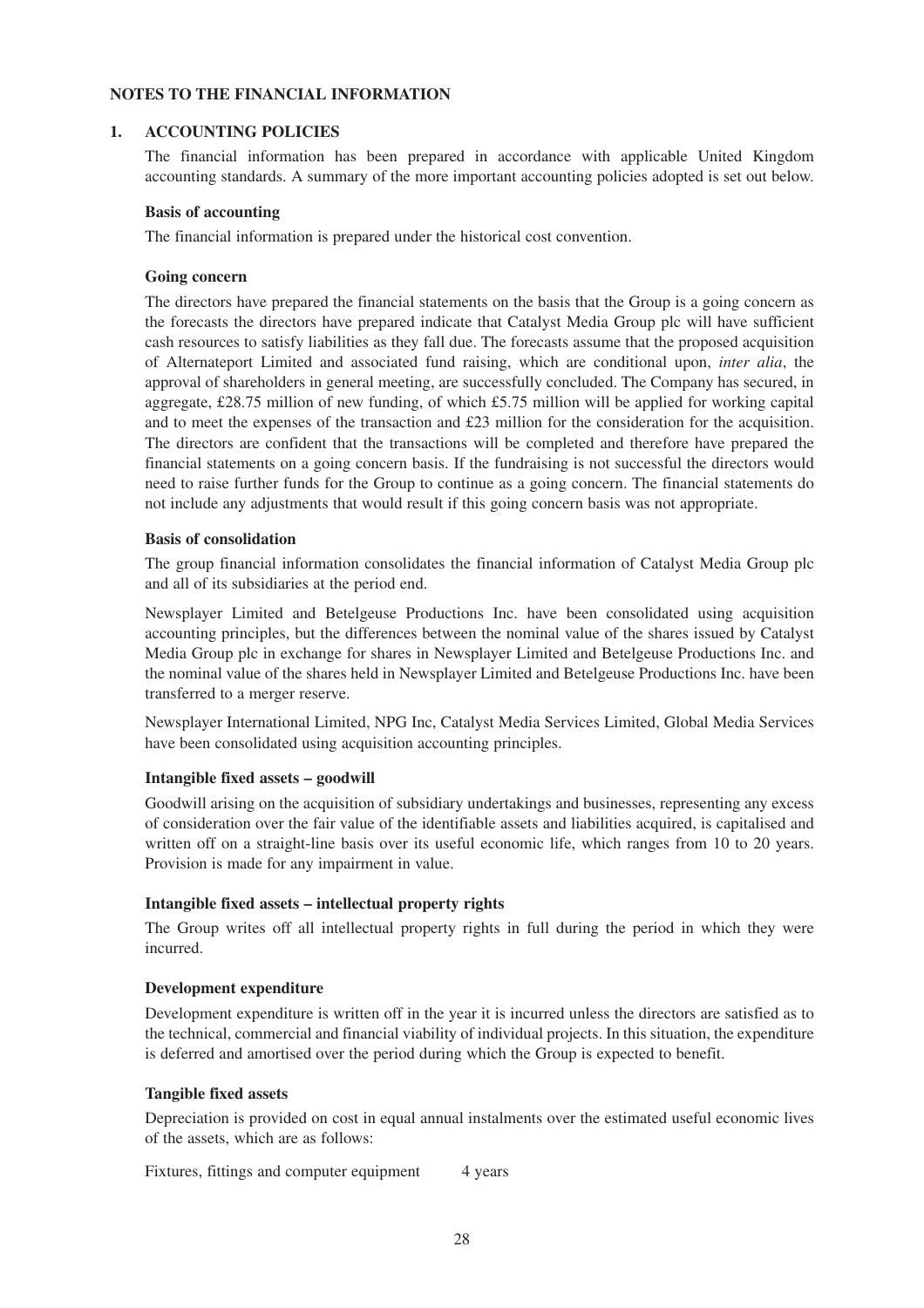## NOTES TO THE FINANCIAL INFORMATION

### 1. ACCOUNTING POLICIES

The financial information has been prepared in accordance with applicable United Kingdom accounting standards. A summary of the more important accounting policies adopted is set out below.

**Basis of accounting**

The financial information is prepared under the historical cost convention.

**Going concern**

The directors have prepared the financial statements on the basis that the Group is a going concern as the forecasts the directors have prepared indicate that Catalyst Media Group plc will have sufficient cash resources to satisfy liabilities as they fall due. The forecasts assume that the proposed acquisition of Alternateport Limited and associated fund raising, which are conditional upon, *inter alia*, the approval of shareholders in general meeting, are successfully concluded. The Company has secured, in aggregate, £28.75 million of new funding, of which £5.75 million will be applied for working capital and to meet the expenses of the transaction and £23 million for the consideration for the acquisition. The directors are confident that the transactions will be completed and therefore have prepared the financial statements on a going concern basis. If the fundraising is not successful the directors would need to raise further funds for the Group to continue as a going concern. The financial statements do not include any adjustments that would result if this going concern basis was not appropriate.

**Basis of consolidation**

The group financial information consolidates the financial information of Catalyst Media Group plc and all of its subsidiaries at the period end.

Newsplayer Limited and Betelgeuse Productions Inc. have been consolidated using acquisition accounting principles, but the differences between the nominal value of the shares issued by Catalyst Media Group plc in exchange for shares in Newsplayer Limited and Betelgeuse Productions Inc. and the nominal value of the shares held in Newsplayer Limited and Betelgeuse Productions Inc. have been transferred to a merger reserve.

Newsplayer International Limited, NPG Inc, Catalyst Media Services Limited, Global Media Services have been consolidated using acquisition accounting principles.

**Intangible fixed assets – goodwill**

Goodwill arising on the acquisition of subsidiary undertakings and businesses, representing any excess of consideration over the fair value of the identifiable assets and liabilities acquired, is capitalised and written off on a straight-line basis over its useful economic life, which ranges from 10 to 20 years. Provision is made for any impairment in value.

**Intangible fixed assets – intellectual property rights**

The Group writes off all intellectual property rights in full during the period in which they were incurred.

**Development expenditure**

Development expenditure is written off in the year it is incurred unless the directors are satisfied as to the technical, commercial and financial viability of individual projects. In this situation, the expenditure is deferred and amortised over the period during which the Group is expected to benefit.

**Tangible fixed assets**

Depreciation is provided on cost in equal annual instalments over the estimated useful economic lives of the assets, which are as follows:

| | |
|---|---|
| Fixtures, fittings and computer equipment | 4 years |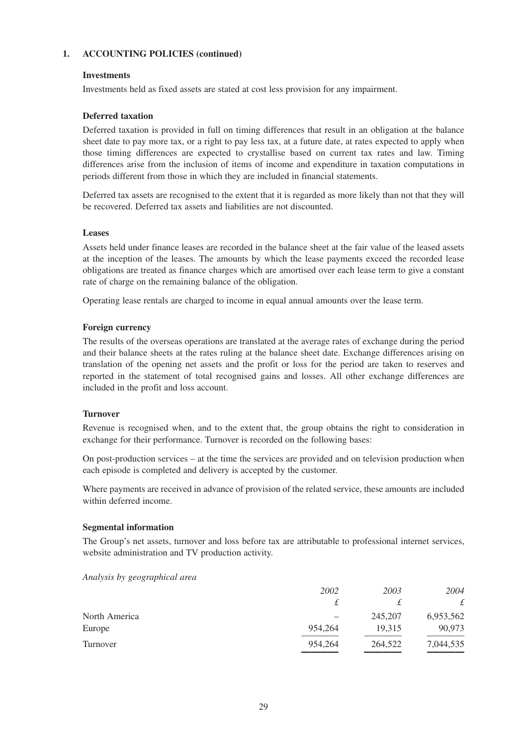## 1. ACCOUNTING POLICIES (continued)

### Investments

Investments held as fixed assets are stated at cost less provision for any impairment.

### Deferred taxation

Deferred taxation is provided in full on timing differences that result in an obligation at the balance sheet date to pay more tax, or a right to pay less tax, at a future date, at rates expected to apply when those timing differences are expected to crystallise based on current tax rates and law. Timing differences arise from the inclusion of items of income and expenditure in taxation computations in periods different from those in which they are included in financial statements.

Deferred tax assets are recognised to the extent that it is regarded as more likely than not that they will be recovered. Deferred tax assets and liabilities are not discounted.

### Leases

Assets held under finance leases are recorded in the balance sheet at the fair value of the leased assets at the inception of the leases. The amounts by which the lease payments exceed the recorded lease obligations are treated as finance charges which are amortised over each lease term to give a constant rate of charge on the remaining balance of the obligation.

Operating lease rentals are charged to income in equal annual amounts over the lease term.

### Foreign currency

The results of the overseas operations are translated at the average rates of exchange during the period and their balance sheets at the rates ruling at the balance sheet date. Exchange differences arising on translation of the opening net assets and the profit or loss for the period are taken to reserves and reported in the statement of total recognised gains and losses. All other exchange differences are included in the profit and loss account.

### Turnover

Revenue is recognised when, and to the extent that, the group obtains the right to consideration in exchange for their performance. Turnover is recorded on the following bases:

On post-production services – at the time the services are provided and on television production when each episode is completed and delivery is accepted by the customer.

Where payments are received in advance of provision of the related service, these amounts are included within deferred income.

### Segmental information

The Group's net assets, turnover and loss before tax are attributable to professional internet services, website administration and TV production activity.

*Analysis by geographical area*

| | *2002* | *2003* | *2004* |
|---|---|---|---|
| | *£* | *£* | *£* |
| North America | – | 245,207 | 6,953,562 |
| Europe | 954,264 | 19,315 | 90,973 |
| Turnover | 954,264 | 264,522 | 7,044,535 |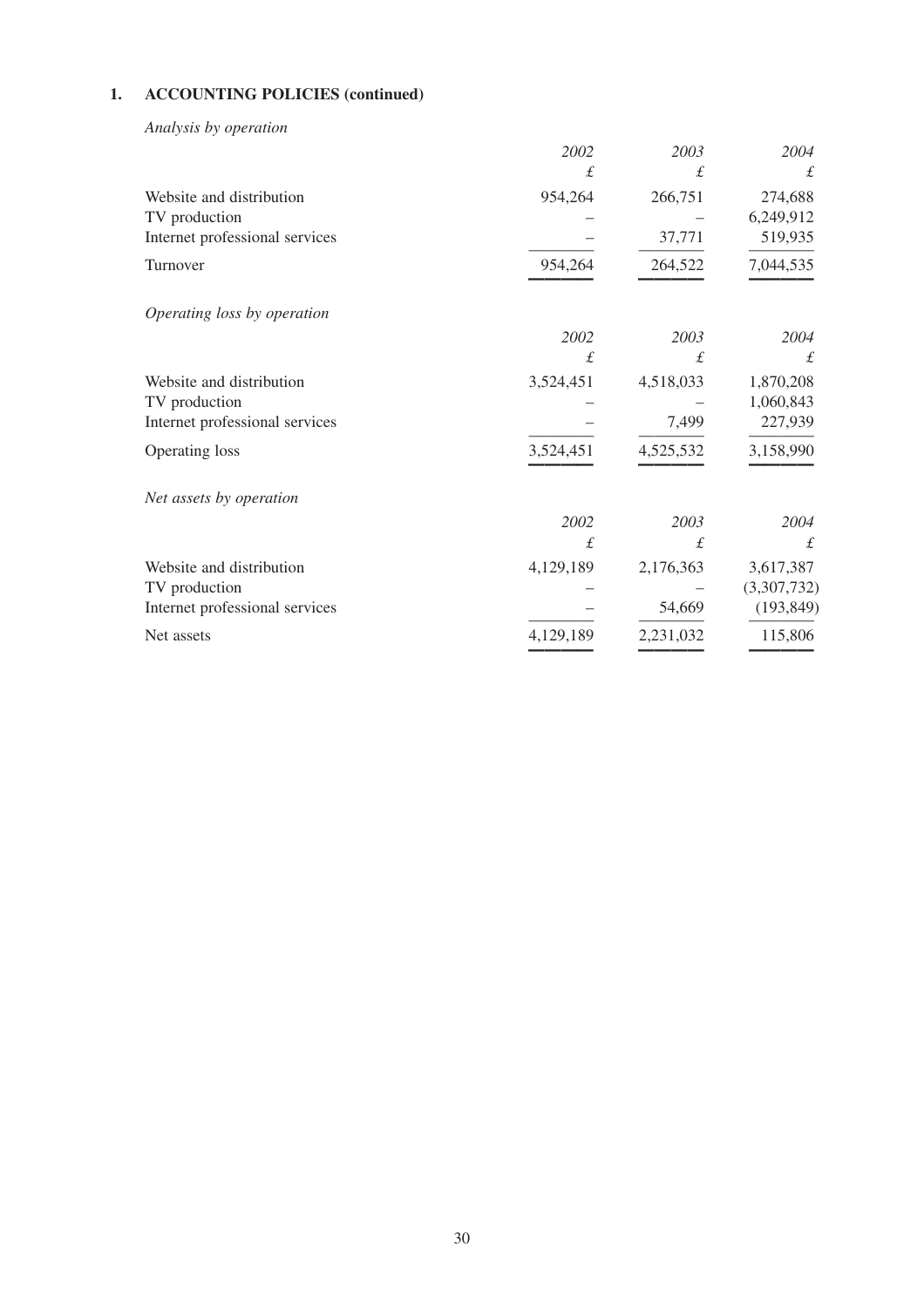## 1. ACCOUNTING POLICIES (continued)

*Analysis by operation*

| | *2002* | *2003* | *2004* |
|---|---|---|---|
| | *£* | *£* | *£* |
| Website and distribution | 954,264 | 266,751 | 274,688 |
| TV production | – | – | 6,249,912 |
| Internet professional services | – | 37,771 | 519,935 |
| Turnover | 954,264 | 264,522 | 7,044,535 |

*Operating loss by operation*

| | *2002* | *2003* | *2004* |
|---|---|---|---|
| | *£* | *£* | *£* |
| Website and distribution | 3,524,451 | 4,518,033 | 1,870,208 |
| TV production | – | – | 1,060,843 |
| Internet professional services | – | 7,499 | 227,939 |
| Operating loss | 3,524,451 | 4,525,532 | 3,158,990 |

*Net assets by operation*

| | *2002* | *2003* | *2004* |
|---|---|---|---|
| | *£* | *£* | *£* |
| Website and distribution | 4,129,189 | 2,176,363 | 3,617,387 |
| TV production | – | – | (3,307,732) |
| Internet professional services | – | 54,669 | (193,849) |
| Net assets | 4,129,189 | 2,231,032 | 115,806 |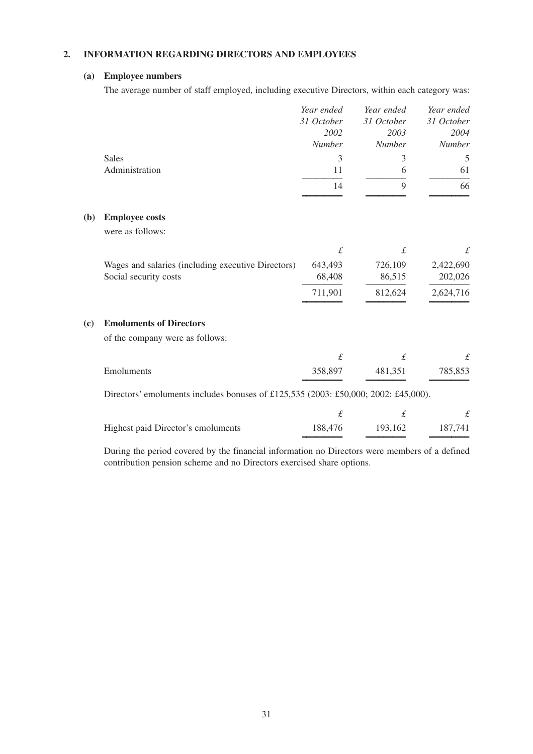## 2. INFORMATION REGARDING DIRECTORS AND EMPLOYEES

### (a) Employee numbers

The average number of staff employed, including executive Directors, within each category was:

| | *Year ended 31 October 2002 Number* | *Year ended 31 October 2003 Number* | *Year ended 31 October 2004 Number* |
|---|---|---|---|
| Sales | 3 | 3 | 5 |
| Administration | 11 | 6 | 61 |
| | 14 | 9 | 66 |

### (b) Employee costs

were as follows:

| | *£* | *£* | *£* |
|---|---|---|---|
| Wages and salaries (including executive Directors) | 643,493 | 726,109 | 2,422,690 |
| Social security costs | 68,408 | 86,515 | 202,026 |
| | 711,901 | 812,624 | 2,624,716 |

### (c) Emoluments of Directors

of the company were as follows:

| | *£* | *£* | *£* |
|---|---|---|---|
| Emoluments | 358,897 | 481,351 | 785,853 |

Directors' emoluments includes bonuses of £125,535 (2003: £50,000; 2002: £45,000).

| | *£* | *£* | *£* |
|---|---|---|---|
| Highest paid Director's emoluments | 188,476 | 193,162 | 187,741 |

During the period covered by the financial information no Directors were members of a defined contribution pension scheme and no Directors exercised share options.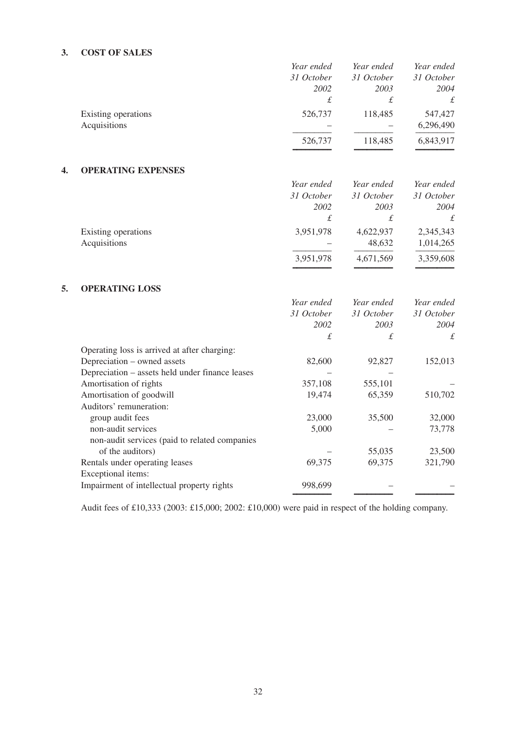## 3. COST OF SALES

| | *Year ended 31 October 2002* | *Year ended 31 October 2003* | *Year ended 31 October 2004* |
|---|---|---|---|
| | *£* | *£* | *£* |
| Existing operations | 526,737 | 118,485 | 547,427 |
| Acquisitions | – | – | 6,296,490 |
| | 526,737 | 118,485 | 6,843,917 |

## 4. OPERATING EXPENSES

| | *Year ended 31 October 2002* | *Year ended 31 October 2003* | *Year ended 31 October 2004* |
|---|---|---|---|
| | *£* | *£* | *£* |
| Existing operations | 3,951,978 | 4,622,937 | 2,345,343 |
| Acquisitions | – | 48,632 | 1,014,265 |
| | 3,951,978 | 4,671,569 | 3,359,608 |

## 5. OPERATING LOSS

| | *Year ended 31 October 2002* | *Year ended 31 October 2003* | *Year ended 31 October 2004* |
|---|---|---|---|
| | *£* | *£* | *£* |
| Operating loss is arrived at after charging: | | | |
| Depreciation – owned assets | 82,600 | 92,827 | 152,013 |
| Depreciation – assets held under finance leases | – | – | |
| Amortisation of rights | 357,108 | 555,101 | – |
| Amortisation of goodwill | 19,474 | 65,359 | 510,702 |
| Auditors' remuneration: | | | |
| group audit fees | 23,000 | 35,500 | 32,000 |
| non-audit services | 5,000 | – | 73,778 |
| non-audit services (paid to related companies of the auditors) | – | 55,035 | 23,500 |
| Rentals under operating leases | 69,375 | 69,375 | 321,790 |
| Exceptional items: | | | |
| Impairment of intellectual property rights | 998,699 | – | – |

Audit fees of £10,333 (2003: £15,000; 2002: £10,000) were paid in respect of the holding company.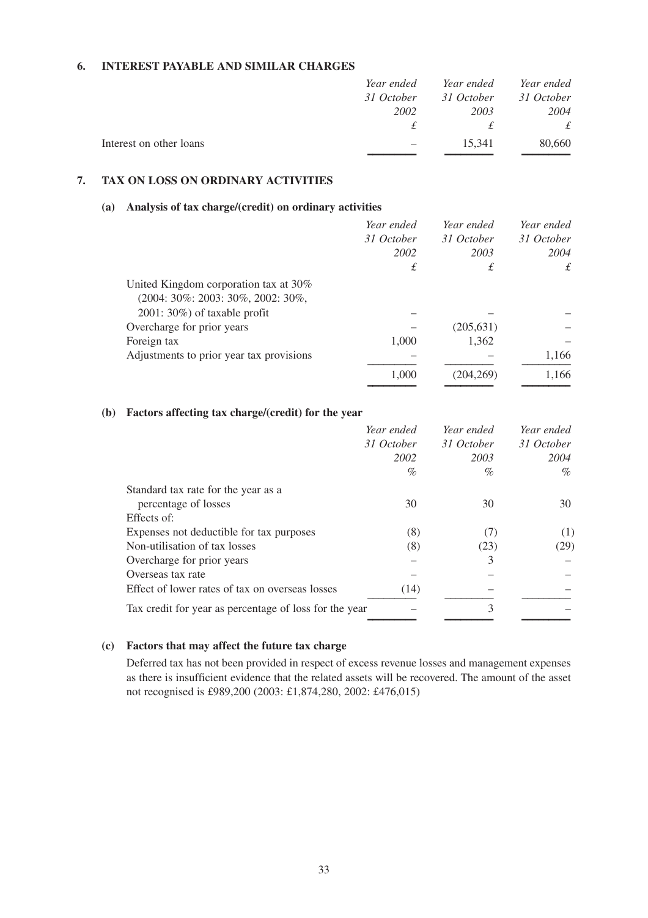## 6. INTEREST PAYABLE AND SIMILAR CHARGES

| | *Year ended 31 October 2002* | *Year ended 31 October 2003* | *Year ended 31 October 2004* |
|---|---|---|---|
| | £ | £ | £ |
| Interest on other loans | – | 15,341 | 80,660 |

## 7. TAX ON LOSS ON ORDINARY ACTIVITIES

### (a) Analysis of tax charge/(credit) on ordinary activities

| | *Year ended 31 October 2002* | *Year ended 31 October 2003* | *Year ended 31 October 2004* |
|---|---|---|---|
| | £ | £ | £ |
| United Kingdom corporation tax at 30% (2004: 30%: 2003: 30%, 2002: 30%, 2001: 30%) of taxable profit | – | – | – |
| Overcharge for prior years | – | (205,631) | – |
| Foreign tax | 1,000 | 1,362 | – |
| Adjustments to prior year tax provisions | – | – | 1,166 |
| | 1,000 | (204,269) | 1,166 |

### (b) Factors affecting tax charge/(credit) for the year

| | *Year ended 31 October 2002* | *Year ended 31 October 2003* | *Year ended 31 October 2004* |
|---|---|---|---|
| | % | % | % |
| Standard tax rate for the year as a percentage of losses | 30 | 30 | 30 |
| Effects of: | | | |
| Expenses not deductible for tax purposes | (8) | (7) | (1) |
| Non-utilisation of tax losses | (8) | (23) | (29) |
| Overcharge for prior years | – | 3 | – |
| Overseas tax rate | – | – | – |
| Effect of lower rates of tax on overseas losses | (14) | – | – |
| Tax credit for year as percentage of loss for the year | – | 3 | – |

### (c) Factors that may affect the future tax charge

Deferred tax has not been provided in respect of excess revenue losses and management expenses as there is insufficient evidence that the related assets will be recovered. The amount of the asset not recognised is £989,200 (2003: £1,874,280, 2002: £476,015)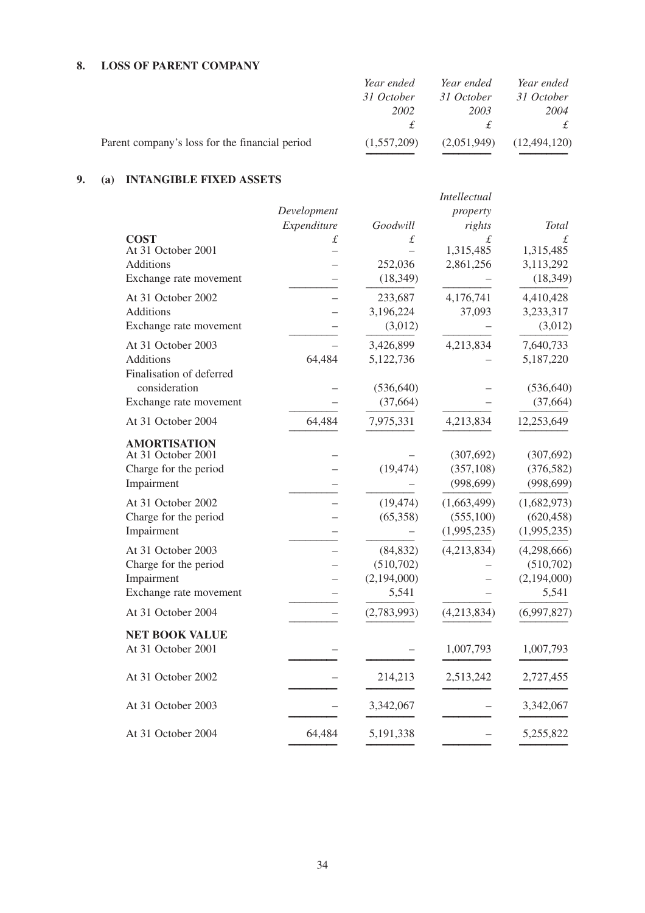## 8. LOSS OF PARENT COMPANY

| | *Year ended 31 October 2002* | *Year ended 31 October 2003* | *Year ended 31 October 2004* |
|---|---|---|---|
| | £ | £ | £ |
| Parent company's loss for the financial period | (1,557,209) | (2,051,949) | (12,494,120) |

## 9. (a) INTANGIBLE FIXED ASSETS

| | *Development Expenditure* | *Goodwill* | *Intellectual property rights* | *Total* |
|---|---|---|---|---|
| **COST** | £ | £ | £ | £ |
| At 31 October 2001 | – | – | 1,315,485 | 1,315,485 |
| Additions | – | 252,036 | 2,861,256 | 3,113,292 |
| Exchange rate movement | – | (18,349) | – | (18,349) |
| At 31 October 2002 | – | 233,687 | 4,176,741 | 4,410,428 |
| Additions | – | 3,196,224 | 37,093 | 3,233,317 |
| Exchange rate movement | – | (3,012) | – | (3,012) |
| At 31 October 2003 | – | 3,426,899 | 4,213,834 | 7,640,733 |
| Additions | 64,484 | 5,122,736 | – | 5,187,220 |
| Finalisation of deferred consideration | – | (536,640) | – | (536,640) |
| Exchange rate movement | – | (37,664) | – | (37,664) |
| At 31 October 2004 | 64,484 | 7,975,331 | 4,213,834 | 12,253,649 |
| **AMORTISATION** | | | | |
| At 31 October 2001 | – | – | (307,692) | (307,692) |
| Charge for the period | – | (19,474) | (357,108) | (376,582) |
| Impairment | – | – | (998,699) | (998,699) |
| At 31 October 2002 | – | (19,474) | (1,663,499) | (1,682,973) |
| Charge for the period | – | (65,358) | (555,100) | (620,458) |
| Impairment | – | – | (1,995,235) | (1,995,235) |
| At 31 October 2003 | – | (84,832) | (4,213,834) | (4,298,666) |
| Charge for the period | – | (510,702) | – | (510,702) |
| Impairment | – | (2,194,000) | – | (2,194,000) |
| Exchange rate movement | – | 5,541 | – | 5,541 |
| At 31 October 2004 | – | (2,783,993) | (4,213,834) | (6,997,827) |
| **NET BOOK VALUE** | | | | |
| At 31 October 2001 | – | – | 1,007,793 | 1,007,793 |
| At 31 October 2002 | – | 214,213 | 2,513,242 | 2,727,455 |
| At 31 October 2003 | – | 3,342,067 | – | 3,342,067 |
| At 31 October 2004 | 64,484 | 5,191,338 | – | 5,255,822 |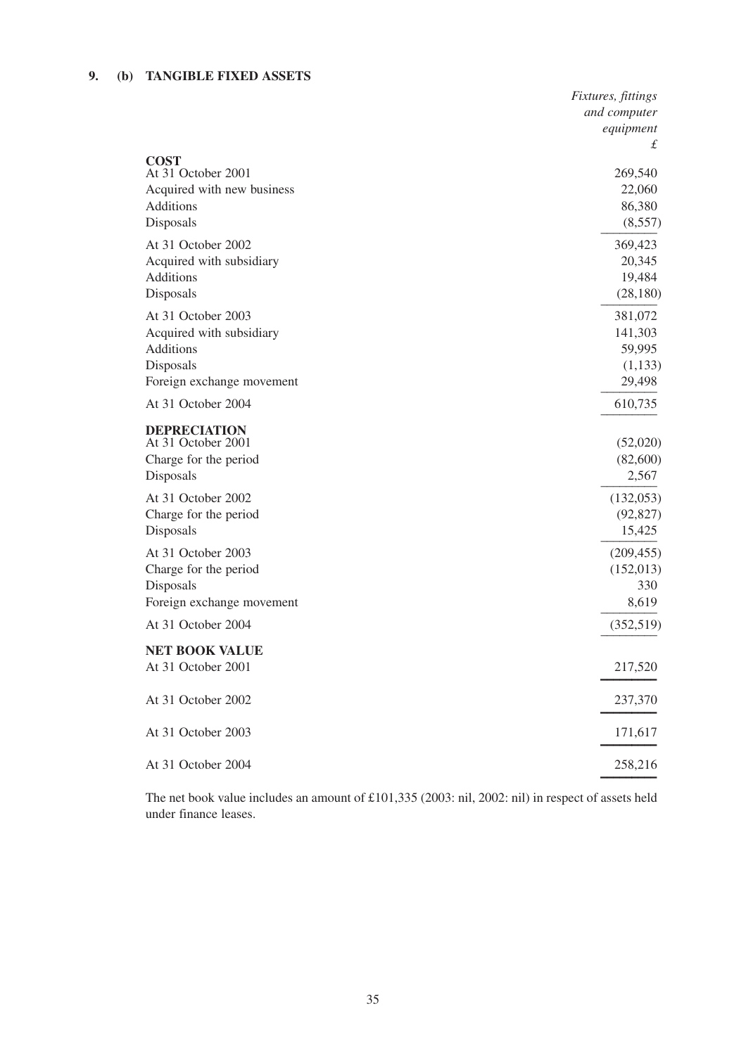## 9. (b) TANGIBLE FIXED ASSETS

| | *Fixtures, fittings and computer equipment* £ |
|---|---|
| **COST** | |
| At 31 October 2001 | 269,540 |
| Acquired with new business | 22,060 |
| Additions | 86,380 |
| Disposals | (8,557) |
| At 31 October 2002 | 369,423 |
| Acquired with subsidiary | 20,345 |
| Additions | 19,484 |
| Disposals | (28,180) |
| At 31 October 2003 | 381,072 |
| Acquired with subsidiary | 141,303 |
| Additions | 59,995 |
| Disposals | (1,133) |
| Foreign exchange movement | 29,498 |
| At 31 October 2004 | 610,735 |
| **DEPRECIATION** | |
| At 31 October 2001 | (52,020) |
| Charge for the period | (82,600) |
| Disposals | 2,567 |
| At 31 October 2002 | (132,053) |
| Charge for the period | (92,827) |
| Disposals | 15,425 |
| At 31 October 2003 | (209,455) |
| Charge for the period | (152,013) |
| Disposals | 330 |
| Foreign exchange movement | 8,619 |
| At 31 October 2004 | (352,519) |
| **NET BOOK VALUE** | |
| At 31 October 2001 | 217,520 |
| At 31 October 2002 | 237,370 |
| At 31 October 2003 | 171,617 |
| At 31 October 2004 | 258,216 |

The net book value includes an amount of £101,335 (2003: nil, 2002: nil) in respect of assets held under finance leases.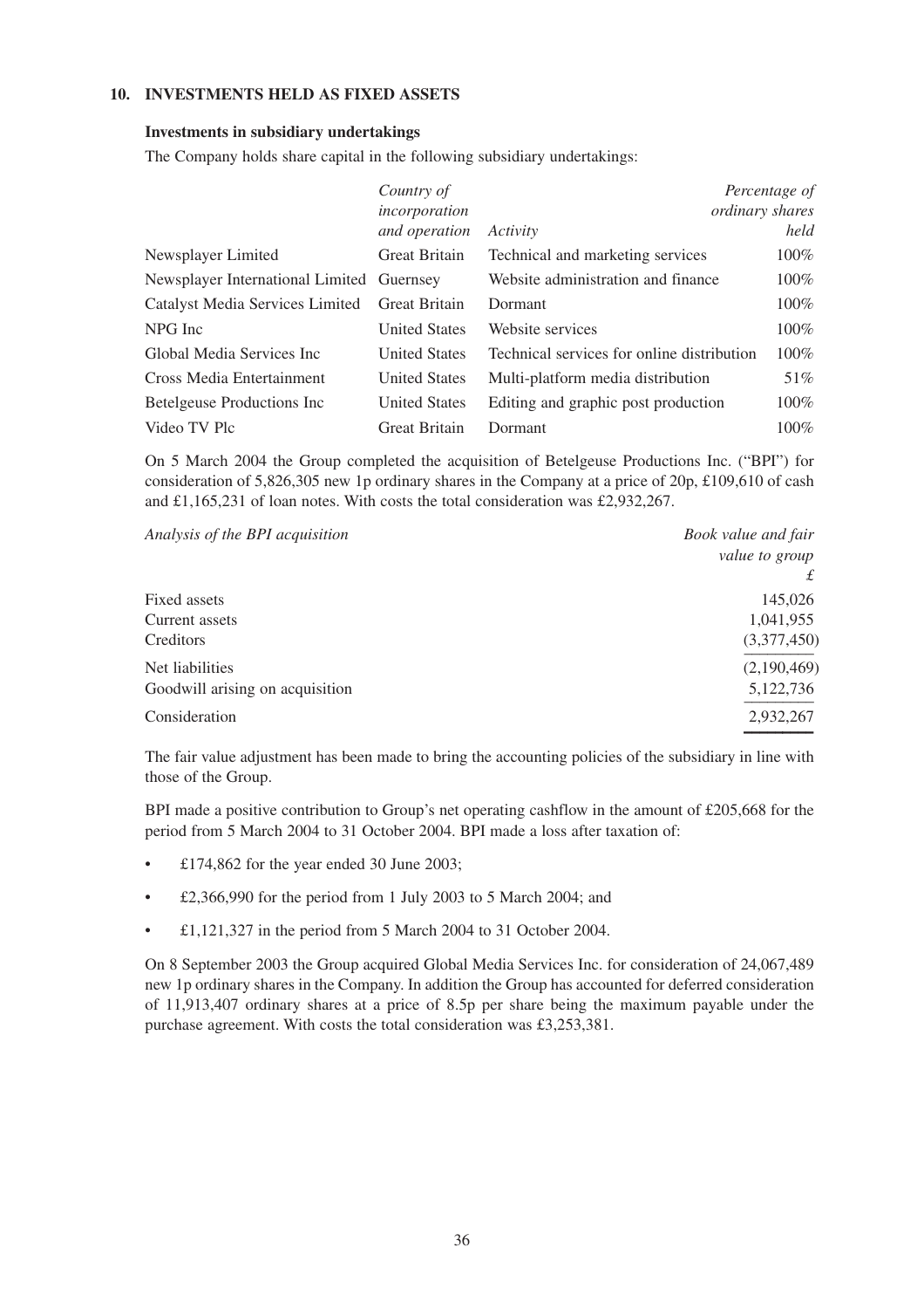## 10. INVESTMENTS HELD AS FIXED ASSETS

### Investments in subsidiary undertakings

The Company holds share capital in the following subsidiary undertakings:

| | *Country of incorporation and operation* | *Activity* | *Percentage of ordinary shares held* |
|---|---|---|---|
| Newsplayer Limited | Great Britain | Technical and marketing services | 100% |
| Newsplayer International Limited | Guernsey | Website administration and finance | 100% |
| Catalyst Media Services Limited | Great Britain | Dormant | 100% |
| NPG Inc | United States | Website services | 100% |
| Global Media Services Inc | United States | Technical services for online distribution | 100% |
| Cross Media Entertainment | United States | Multi-platform media distribution | 51% |
| Betelgeuse Productions Inc | United States | Editing and graphic post production | 100% |
| Video TV Plc | Great Britain | Dormant | 100% |

On 5 March 2004 the Group completed the acquisition of Betelgeuse Productions Inc. ("BPI") for consideration of 5,826,305 new 1p ordinary shares in the Company at a price of 20p, £109,610 of cash and £1,165,231 of loan notes. With costs the total consideration was £2,932,267.

| *Analysis of the BPI acquisition* | *Book value and fair value to group* £ |
|---|---|
| Fixed assets | 145,026 |
| Current assets | 1,041,955 |
| Creditors | (3,377,450) |
| Net liabilities | (2,190,469) |
| Goodwill arising on acquisition | 5,122,736 |
| Consideration | 2,932,267 |

The fair value adjustment has been made to bring the accounting policies of the subsidiary in line with those of the Group.

BPI made a positive contribution to Group's net operating cashflow in the amount of £205,668 for the period from 5 March 2004 to 31 October 2004. BPI made a loss after taxation of:

- £174,862 for the year ended 30 June 2003;
- £2,366,990 for the period from 1 July 2003 to 5 March 2004; and
- £1,121,327 in the period from 5 March 2004 to 31 October 2004.

On 8 September 2003 the Group acquired Global Media Services Inc. for consideration of 24,067,489 new 1p ordinary shares in the Company. In addition the Group has accounted for deferred consideration of 11,913,407 ordinary shares at a price of 8.5p per share being the maximum payable under the purchase agreement. With costs the total consideration was £3,253,381.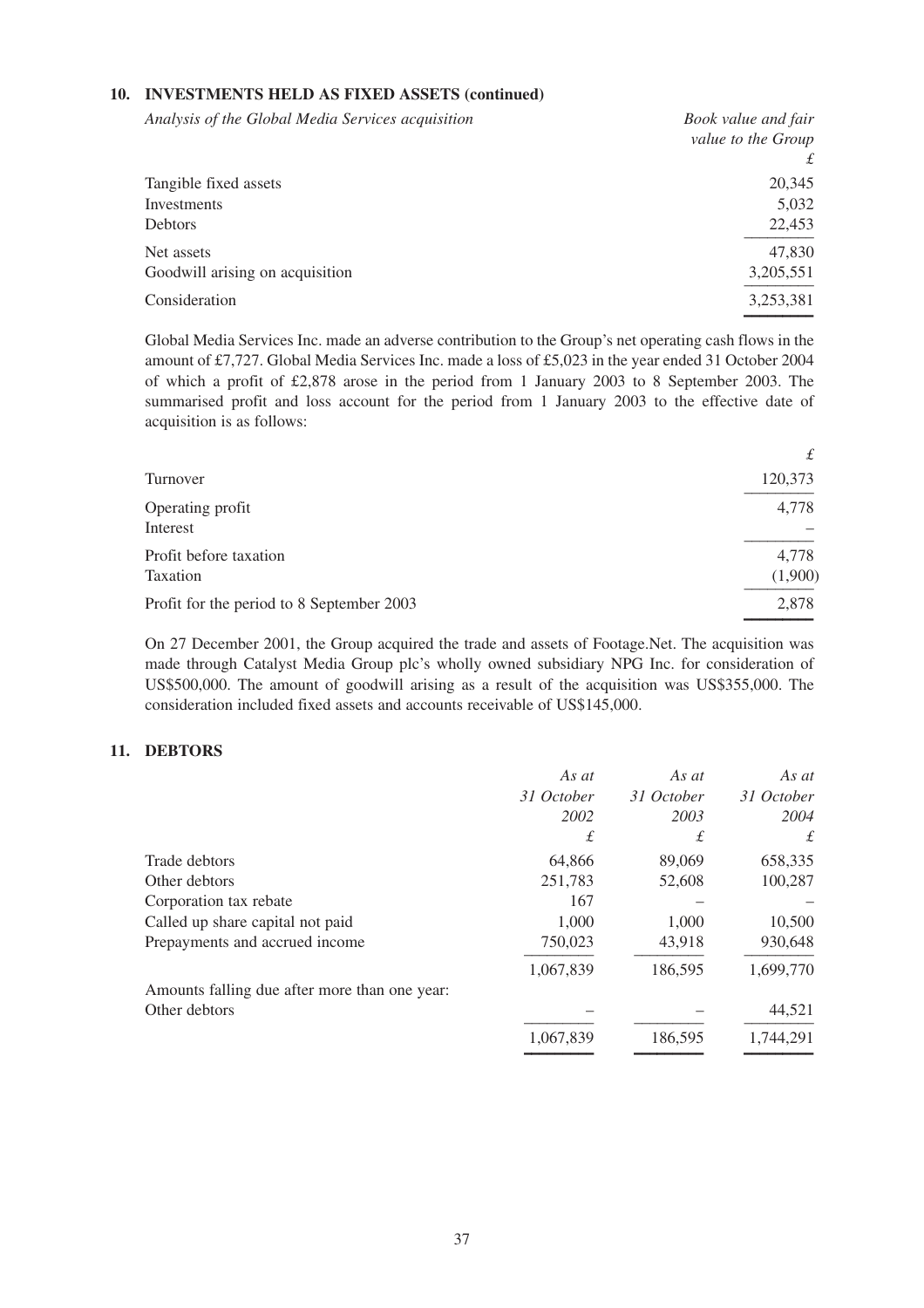## 10. INVESTMENTS HELD AS FIXED ASSETS (continued)

| *Analysis of the Global Media Services acquisition* | *Book value and fair value to the Group* |
|---|---|
| | £ |
| Tangible fixed assets | 20,345 |
| Investments | 5,032 |
| Debtors | 22,453 |
| Net assets | 47,830 |
| Goodwill arising on acquisition | 3,205,551 |
| Consideration | 3,253,381 |

Global Media Services Inc. made an adverse contribution to the Group's net operating cash flows in the amount of £7,727. Global Media Services Inc. made a loss of £5,023 in the year ended 31 October 2004 of which a profit of £2,878 arose in the period from 1 January 2003 to 8 September 2003. The summarised profit and loss account for the period from 1 January 2003 to the effective date of acquisition is as follows:

| | £ |
|---|---|
| Turnover | 120,373 |
| Operating profit | 4,778 |
| Interest | – |
| Profit before taxation | 4,778 |
| Taxation | (1,900) |
| Profit for the period to 8 September 2003 | 2,878 |

On 27 December 2001, the Group acquired the trade and assets of Footage.Net. The acquisition was made through Catalyst Media Group plc's wholly owned subsidiary NPG Inc. for consideration of US$500,000. The amount of goodwill arising as a result of the acquisition was US$355,000. The consideration included fixed assets and accounts receivable of US$145,000.

## 11. DEBTORS

| | *As at 31 October 2002* | *As at 31 October 2003* | *As at 31 October 2004* |
|---|---|---|---|
| | £ | £ | £ |
| Trade debtors | 64,866 | 89,069 | 658,335 |
| Other debtors | 251,783 | 52,608 | 100,287 |
| Corporation tax rebate | 167 | – | – |
| Called up share capital not paid | 1,000 | 1,000 | 10,500 |
| Prepayments and accrued income | 750,023 | 43,918 | 930,648 |
| | 1,067,839 | 186,595 | 1,699,770 |
| Amounts falling due after more than one year: | | | |
| Other debtors | – | – | 44,521 |
| | 1,067,839 | 186,595 | 1,744,291 |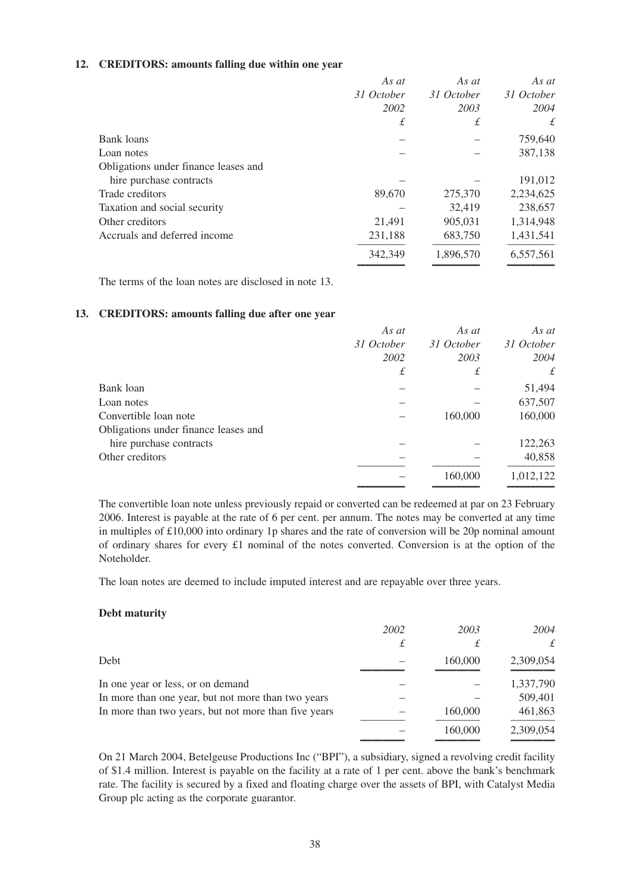## 12. CREDITORS: amounts falling due within one year

| | *As at 31 October 2002* | *As at 31 October 2003* | *As at 31 October 2004* |
|---|---|---|---|
| | *£* | *£* | *£* |
| Bank loans | – | – | 759,640 |
| Loan notes | – | – | 387,138 |
| Obligations under finance leases and hire purchase contracts | – | – | 191,012 |
| Trade creditors | 89,670 | 275,370 | 2,234,625 |
| Taxation and social security | – | 32,419 | 238,657 |
| Other creditors | 21,491 | 905,031 | 1,314,948 |
| Accruals and deferred income | 231,188 | 683,750 | 1,431,541 |
| | 342,349 | 1,896,570 | 6,557,561 |

The terms of the loan notes are disclosed in note 13.

## 13. CREDITORS: amounts falling due after one year

| | *As at 31 October 2002* | *As at 31 October 2003* | *As at 31 October 2004* |
|---|---|---|---|
| | *£* | *£* | *£* |
| Bank loan | – | – | 51,494 |
| Loan notes | – | – | 637,507 |
| Convertible loan note | – | 160,000 | 160,000 |
| Obligations under finance leases and hire purchase contracts | – | – | 122,263 |
| Other creditors | – | – | 40,858 |
| | – | 160,000 | 1,012,122 |

The convertible loan note unless previously repaid or converted can be redeemed at par on 23 February 2006. Interest is payable at the rate of 6 per cent. per annum. The notes may be converted at any time in multiples of £10,000 into ordinary 1p shares and the rate of conversion will be 20p nominal amount of ordinary shares for every £1 nominal of the notes converted. Conversion is at the option of the Noteholder.

The loan notes are deemed to include imputed interest and are repayable over three years.

**Debt maturity**

| | *2002* | *2003* | *2004* |
|---|---|---|---|
| | *£* | *£* | *£* |
| Debt | – | 160,000 | 2,309,054 |
| In one year or less, or on demand | – | – | 1,337,790 |
| In more than one year, but not more than two years | – | – | 509,401 |
| In more than two years, but not more than five years | – | 160,000 | 461,863 |
| | – | 160,000 | 2,309,054 |

On 21 March 2004, Betelgeuse Productions Inc ("BPI"), a subsidiary, signed a revolving credit facility of $1.4 million. Interest is payable on the facility at a rate of 1 per cent. above the bank's benchmark rate. The facility is secured by a fixed and floating charge over the assets of BPI, with Catalyst Media Group plc acting as the corporate guarantor.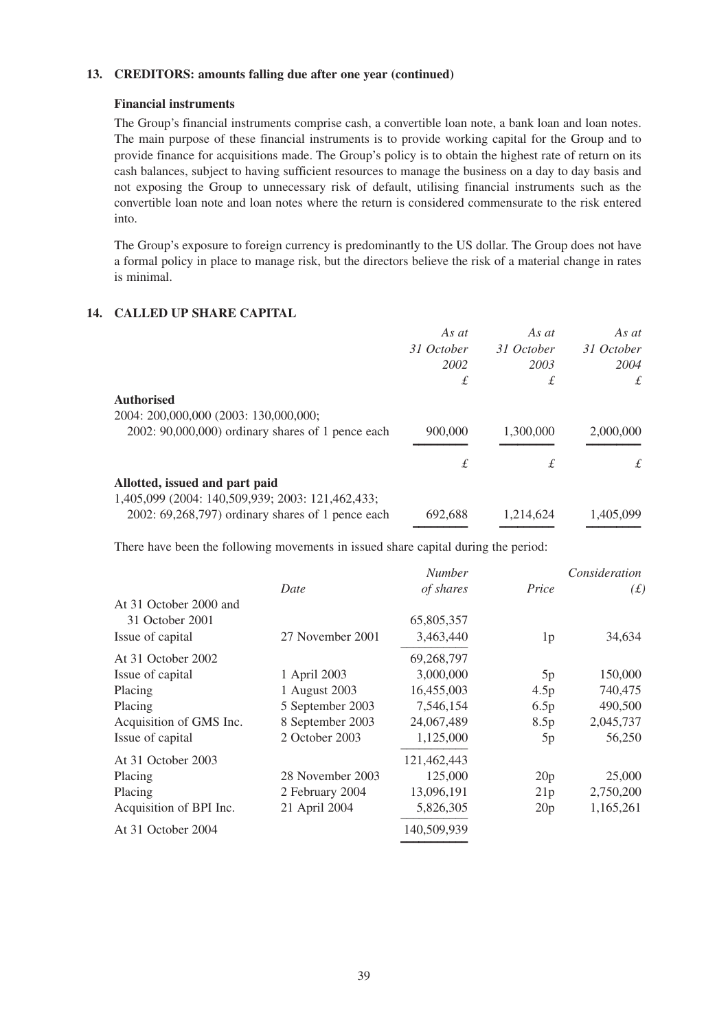## 13. CREDITORS: amounts falling due after one year (continued)

### Financial instruments

The Group's financial instruments comprise cash, a convertible loan note, a bank loan and loan notes. The main purpose of these financial instruments is to provide working capital for the Group and to provide finance for acquisitions made. The Group's policy is to obtain the highest rate of return on its cash balances, subject to having sufficient resources to manage the business on a day to day basis and not exposing the Group to unnecessary risk of default, utilising financial instruments such as the convertible loan note and loan notes where the return is considered commensurate to the risk entered into.

The Group's exposure to foreign currency is predominantly to the US dollar. The Group does not have a formal policy in place to manage risk, but the directors believe the risk of a material change in rates is minimal.

## 14. CALLED UP SHARE CAPITAL

| | *As at 31 October 2002* | *As at 31 October 2003* | *As at 31 October 2004* |
|---|---|---|---|
| | *£* | *£* | *£* |
| **Authorised** | | | |
| 2004: 200,000,000 (2003: 130,000,000; 2002: 90,000,000) ordinary shares of 1 pence each | 900,000 | 1,300,000 | 2,000,000 |
| | *£* | *£* | *£* |
| **Allotted, issued and part paid** | | | |
| 1,405,099 (2004: 140,509,939; 2003: 121,462,433; 2002: 69,268,797) ordinary shares of 1 pence each | 692,688 | 1,214,624 | 1,405,099 |

There have been the following movements in issued share capital during the period:

| | *Date* | *Number of shares* | *Price* | *Consideration (£)* |
|---|---|---|---|---|
| At 31 October 2000 and 31 October 2001 | | 65,805,357 | | |
| Issue of capital | 27 November 2001 | 3,463,440 | 1p | 34,634 |
| At 31 October 2002 | | 69,268,797 | | |
| Issue of capital | 1 April 2003 | 3,000,000 | 5p | 150,000 |
| Placing | 1 August 2003 | 16,455,003 | 4.5p | 740,475 |
| Placing | 5 September 2003 | 7,546,154 | 6.5p | 490,500 |
| Acquisition of GMS Inc. | 8 September 2003 | 24,067,489 | 8.5p | 2,045,737 |
| Issue of capital | 2 October 2003 | 1,125,000 | 5p | 56,250 |
| At 31 October 2003 | | 121,462,443 | | |
| Placing | 28 November 2003 | 125,000 | 20p | 25,000 |
| Placing | 2 February 2004 | 13,096,191 | 21p | 2,750,200 |
| Acquisition of BPI Inc. | 21 April 2004 | 5,826,305 | 20p | 1,165,261 |
| At 31 October 2004 | | 140,509,939 | | |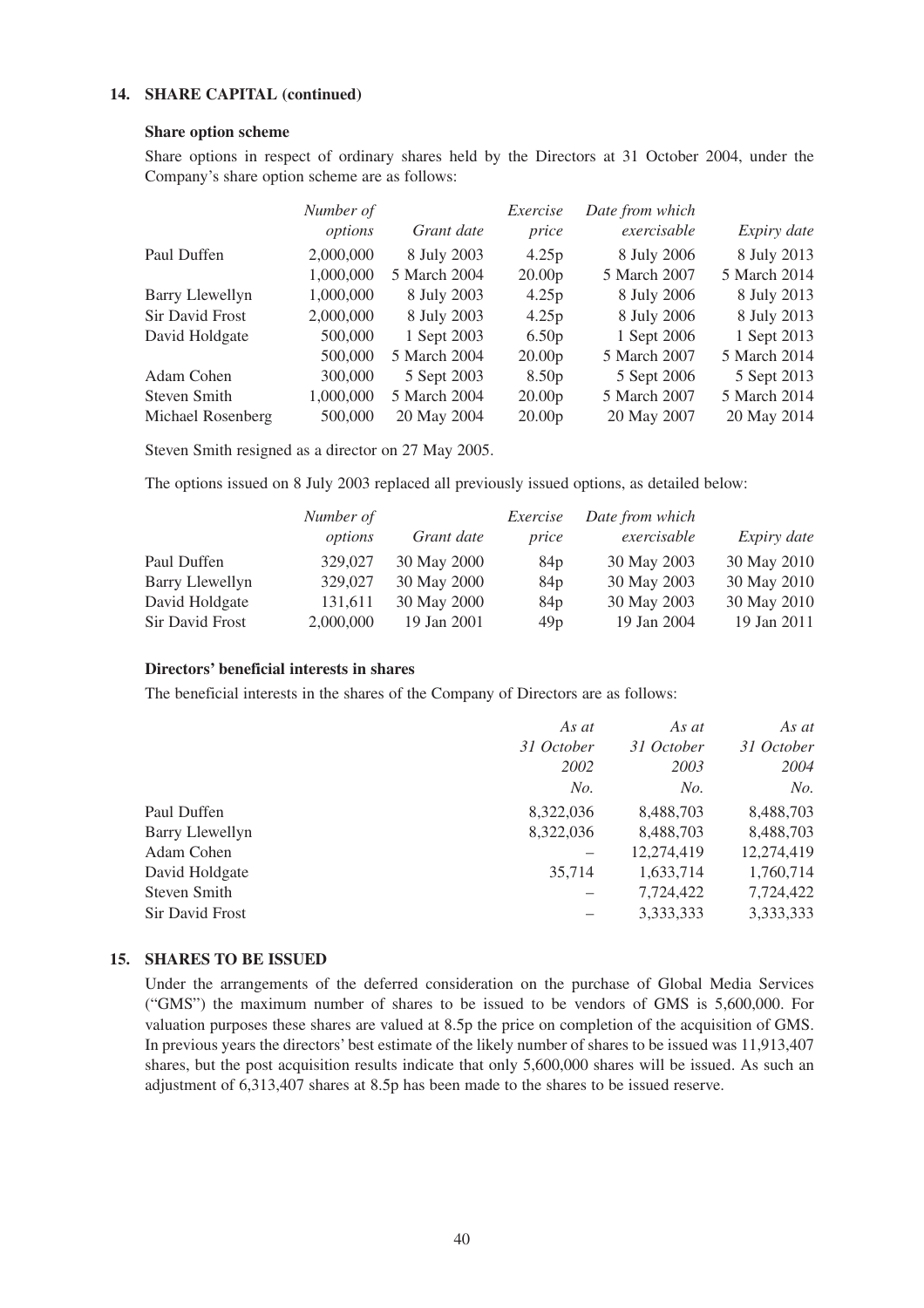### 14. SHARE CAPITAL (continued)

#### Share option scheme

Share options in respect of ordinary shares held by the Directors at 31 October 2004, under the Company's share option scheme are as follows:

| | *Number of options* | *Grant date* | *Exercise price* | *Date from which exercisable* | *Expiry date* |
|---|---|---|---|---|---|
| Paul Duffen | 2,000,000 | 8 July 2003 | 4.25p | 8 July 2006 | 8 July 2013 |
| | 1,000,000 | 5 March 2004 | 20.00p | 5 March 2007 | 5 March 2014 |
| Barry Llewellyn | 1,000,000 | 8 July 2003 | 4.25p | 8 July 2006 | 8 July 2013 |
| Sir David Frost | 2,000,000 | 8 July 2003 | 4.25p | 8 July 2006 | 8 July 2013 |
| David Holdgate | 500,000 | 1 Sept 2003 | 6.50p | 1 Sept 2006 | 1 Sept 2013 |
| | 500,000 | 5 March 2004 | 20.00p | 5 March 2007 | 5 March 2014 |
| Adam Cohen | 300,000 | 5 Sept 2003 | 8.50p | 5 Sept 2006 | 5 Sept 2013 |
| Steven Smith | 1,000,000 | 5 March 2004 | 20.00p | 5 March 2007 | 5 March 2014 |
| Michael Rosenberg | 500,000 | 20 May 2004 | 20.00p | 20 May 2007 | 20 May 2014 |

Steven Smith resigned as a director on 27 May 2005.

The options issued on 8 July 2003 replaced all previously issued options, as detailed below:

| | *Number of options* | *Grant date* | *Exercise price* | *Date from which exercisable* | *Expiry date* |
|---|---|---|---|---|---|
| Paul Duffen | 329,027 | 30 May 2000 | 84p | 30 May 2003 | 30 May 2010 |
| Barry Llewellyn | 329,027 | 30 May 2000 | 84p | 30 May 2003 | 30 May 2010 |
| David Holdgate | 131,611 | 30 May 2000 | 84p | 30 May 2003 | 30 May 2010 |
| Sir David Frost | 2,000,000 | 19 Jan 2001 | 49p | 19 Jan 2004 | 19 Jan 2011 |

#### Directors' beneficial interests in shares

The beneficial interests in the shares of the Company of Directors are as follows:

| | *As at 31 October 2002 No.* | *As at 31 October 2003 No.* | *As at 31 October 2004 No.* |
|---|---|---|---|
| Paul Duffen | 8,322,036 | 8,488,703 | 8,488,703 |
| Barry Llewellyn | 8,322,036 | 8,488,703 | 8,488,703 |
| Adam Cohen | – | 12,274,419 | 12,274,419 |
| David Holdgate | 35,714 | 1,633,714 | 1,760,714 |
| Steven Smith | – | 7,724,422 | 7,724,422 |
| Sir David Frost | – | 3,333,333 | 3,333,333 |

### 15. SHARES TO BE ISSUED

Under the arrangements of the deferred consideration on the purchase of Global Media Services ("GMS") the maximum number of shares to be issued to be vendors of GMS is 5,600,000. For valuation purposes these shares are valued at 8.5p the price on completion of the acquisition of GMS. In previous years the directors' best estimate of the likely number of shares to be issued was 11,913,407 shares, but the post acquisition results indicate that only 5,600,000 shares will be issued. As such an adjustment of 6,313,407 shares at 8.5p has been made to the shares to be issued reserve.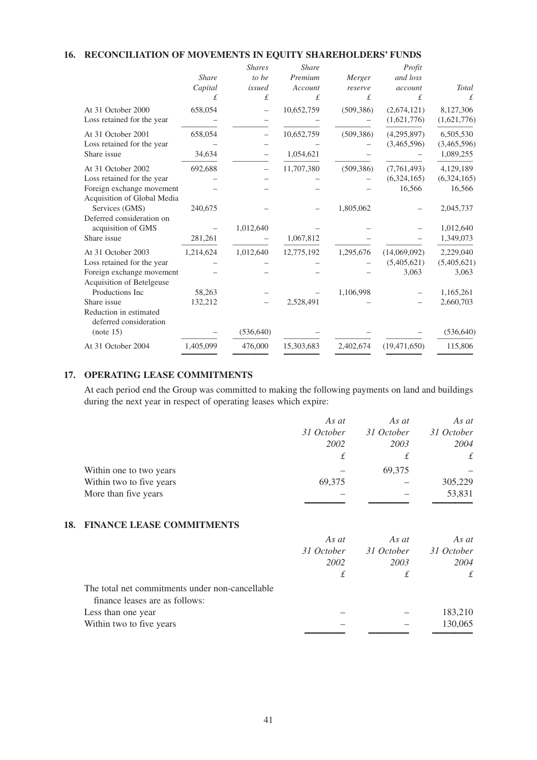## 16. RECONCILIATION OF MOVEMENTS IN EQUITY SHAREHOLDERS' FUNDS

| | *Share Capital* £ | *Shares to be issued* £ | *Share Premium Account* £ | *Merger reserve* £ | *Profit and loss account* £ | *Total* £ |
|---|---|---|---|---|---|---|
| At 31 October 2000 | 658,054 | – | 10,652,759 | (509,386) | (2,674,121) | 8,127,306 |
| Loss retained for the year | – | – | – | – | (1,621,776) | (1,621,776) |
| At 31 October 2001 | 658,054 | – | 10,652,759 | (509,386) | (4,295,897) | 6,505,530 |
| Loss retained for the year | – | – | – | – | (3,465,596) | (3,465,596) |
| Share issue | 34,634 | – | 1,054,621 | – | – | 1,089,255 |
| At 31 October 2002 | 692,688 | – | 11,707,380 | (509,386) | (7,761,493) | 4,129,189 |
| Loss retained for the year | – | – | – | – | (6,324,165) | (6,324,165) |
| Foreign exchange movement | – | – | – | – | 16,566 | 16,566 |
| Acquisition of Global Media Services (GMS) | 240,675 | – | – | 1,805,062 | – | 2,045,737 |
| Deferred consideration on acquisition of GMS | – | 1,012,640 | – | – | – | 1,012,640 |
| Share issue | 281,261 | – | 1,067,812 | – | – | 1,349,073 |
| At 31 October 2003 | 1,214,624 | 1,012,640 | 12,775,192 | 1,295,676 | (14,069,092) | 2,229,040 |
| Loss retained for the year | – | – | – | – | (5,405,621) | (5,405,621) |
| Foreign exchange movement | – | – | – | – | 3,063 | 3,063 |
| Acquisition of Betelgeuse Productions Inc | 58,263 | – | – | 1,106,998 | – | 1,165,261 |
| Share issue | 132,212 | – | 2,528,491 | – | – | 2,660,703 |
| Reduction in estimated deferred consideration (note 15) | – | (536,640) | – | – | – | (536,640) |
| At 31 October 2004 | 1,405,099 | 476,000 | 15,303,683 | 2,402,674 | (19,471,650) | 115,806 |

## 17. OPERATING LEASE COMMITMENTS

At each period end the Group was committed to making the following payments on land and buildings during the next year in respect of operating leases which expire:

| | *As at 31 October 2002* £ | *As at 31 October 2003* £ | *As at 31 October 2004* £ |
|---|---|---|---|
| Within one to two years | – | 69,375 | – |
| Within two to five years | 69,375 | – | 305,229 |
| More than five years | – | – | 53,831 |

## 18. FINANCE LEASE COMMITMENTS

| | *As at 31 October 2002* £ | *As at 31 October 2003* £ | *As at 31 October 2004* £ |
|---|---|---|---|
| The total net commitments under non-cancellable finance leases are as follows: | | | |
| Less than one year | – | – | 183,210 |
| Within two to five years | – | – | 130,065 |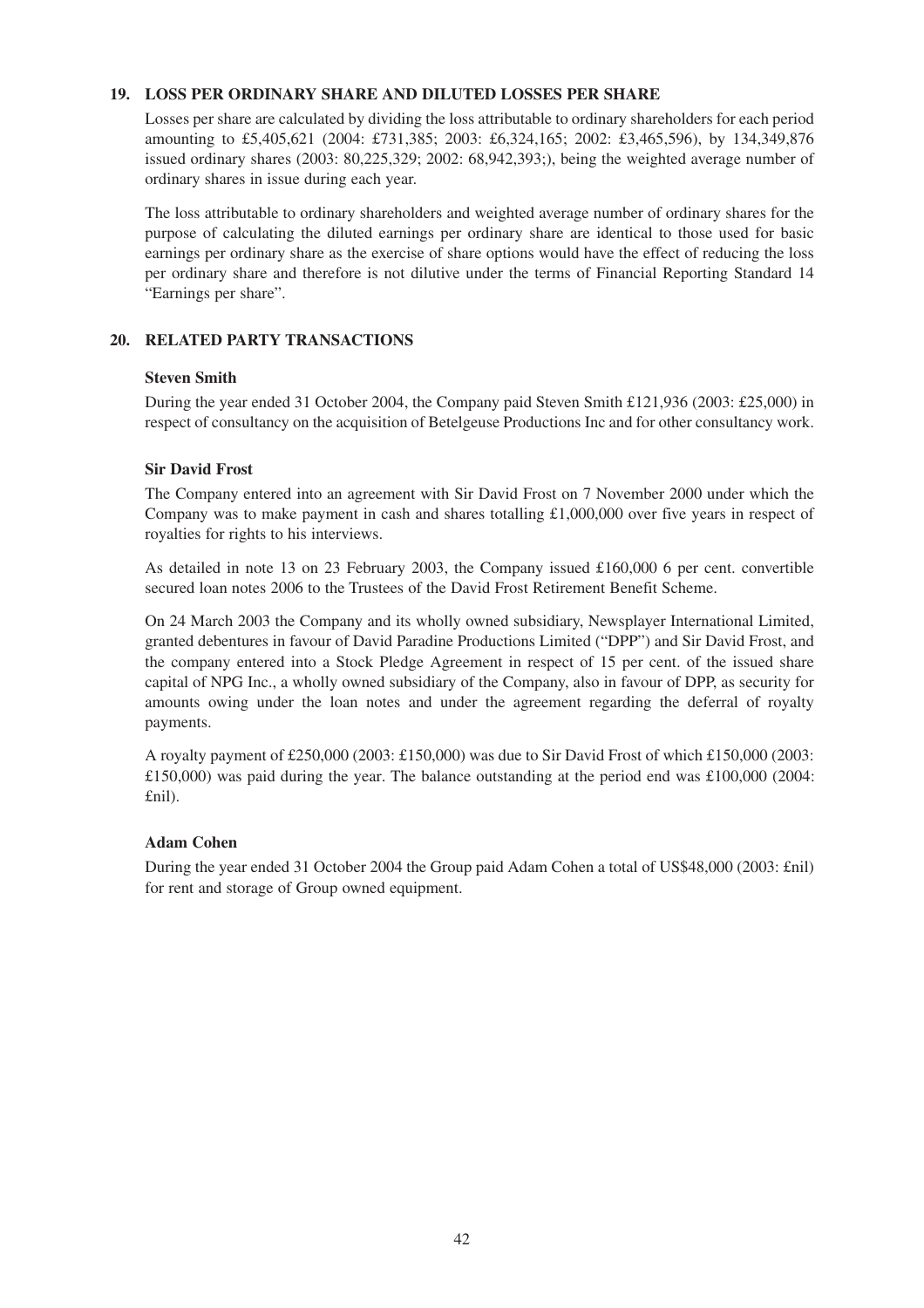## 19. LOSS PER ORDINARY SHARE AND DILUTED LOSSES PER SHARE

Losses per share are calculated by dividing the loss attributable to ordinary shareholders for each period amounting to £5,405,621 (2004: £731,385; 2003: £6,324,165; 2002: £3,465,596), by 134,349,876 issued ordinary shares (2003: 80,225,329; 2002: 68,942,393;), being the weighted average number of ordinary shares in issue during each year.

The loss attributable to ordinary shareholders and weighted average number of ordinary shares for the purpose of calculating the diluted earnings per ordinary share are identical to those used for basic earnings per ordinary share as the exercise of share options would have the effect of reducing the loss per ordinary share and therefore is not dilutive under the terms of Financial Reporting Standard 14 "Earnings per share".

## 20. RELATED PARTY TRANSACTIONS

**Steven Smith**

During the year ended 31 October 2004, the Company paid Steven Smith £121,936 (2003: £25,000) in respect of consultancy on the acquisition of Betelgeuse Productions Inc and for other consultancy work.

**Sir David Frost**

The Company entered into an agreement with Sir David Frost on 7 November 2000 under which the Company was to make payment in cash and shares totalling £1,000,000 over five years in respect of royalties for rights to his interviews.

As detailed in note 13 on 23 February 2003, the Company issued £160,000 6 per cent. convertible secured loan notes 2006 to the Trustees of the David Frost Retirement Benefit Scheme.

On 24 March 2003 the Company and its wholly owned subsidiary, Newsplayer International Limited, granted debentures in favour of David Paradine Productions Limited ("DPP") and Sir David Frost, and the company entered into a Stock Pledge Agreement in respect of 15 per cent. of the issued share capital of NPG Inc., a wholly owned subsidiary of the Company, also in favour of DPP, as security for amounts owing under the loan notes and under the agreement regarding the deferral of royalty payments.

A royalty payment of £250,000 (2003: £150,000) was due to Sir David Frost of which £150,000 (2003: £150,000) was paid during the year. The balance outstanding at the period end was £100,000 (2004: £nil).

**Adam Cohen**

During the year ended 31 October 2004 the Group paid Adam Cohen a total of US$48,000 (2003: £nil) for rent and storage of Group owned equipment.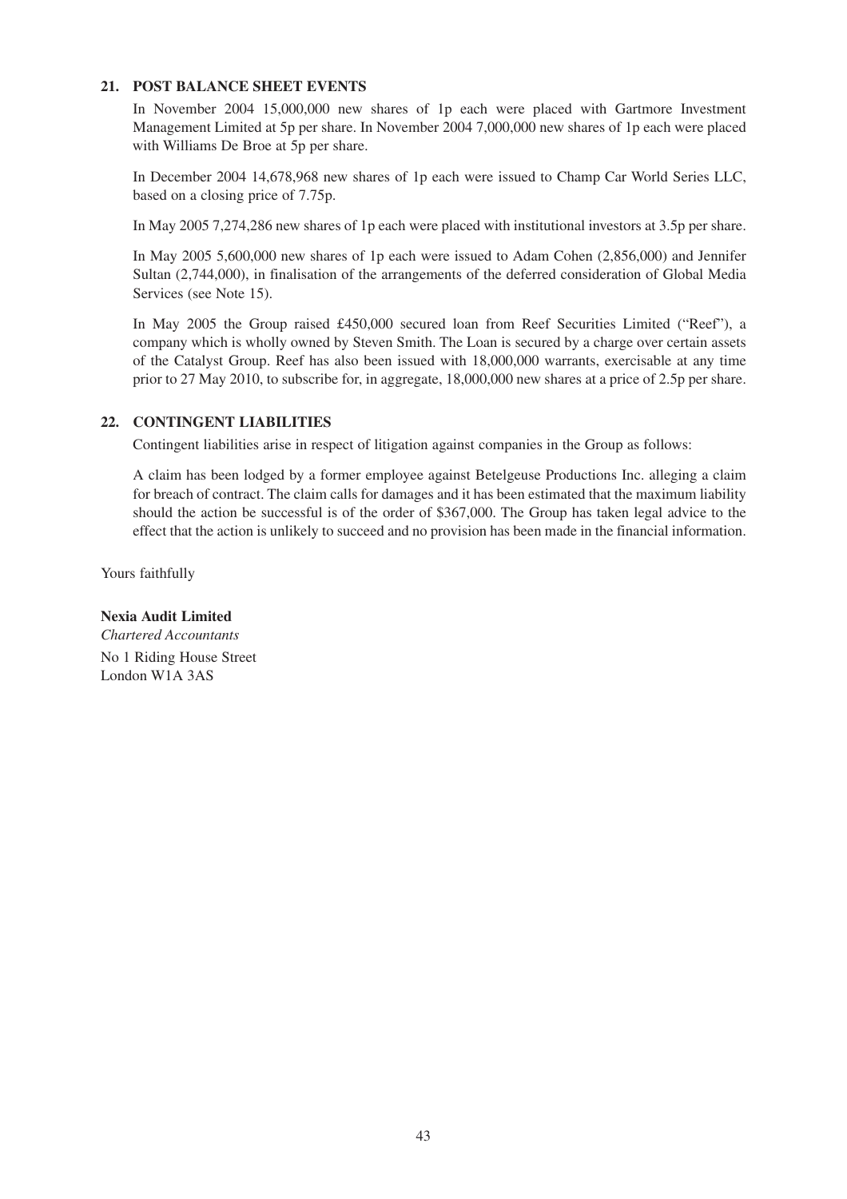## 21. POST BALANCE SHEET EVENTS

In November 2004 15,000,000 new shares of 1p each were placed with Gartmore Investment Management Limited at 5p per share. In November 2004 7,000,000 new shares of 1p each were placed with Williams De Broe at 5p per share.

In December 2004 14,678,968 new shares of 1p each were issued to Champ Car World Series LLC, based on a closing price of 7.75p.

In May 2005 7,274,286 new shares of 1p each were placed with institutional investors at 3.5p per share.

In May 2005 5,600,000 new shares of 1p each were issued to Adam Cohen (2,856,000) and Jennifer Sultan (2,744,000), in finalisation of the arrangements of the deferred consideration of Global Media Services (see Note 15).

In May 2005 the Group raised £450,000 secured loan from Reef Securities Limited ("Reef"), a company which is wholly owned by Steven Smith. The Loan is secured by a charge over certain assets of the Catalyst Group. Reef has also been issued with 18,000,000 warrants, exercisable at any time prior to 27 May 2010, to subscribe for, in aggregate, 18,000,000 new shares at a price of 2.5p per share.

## 22. CONTINGENT LIABILITIES

Contingent liabilities arise in respect of litigation against companies in the Group as follows:

A claim has been lodged by a former employee against Betelgeuse Productions Inc. alleging a claim for breach of contract. The claim calls for damages and it has been estimated that the maximum liability should the action be successful is of the order of $367,000. The Group has taken legal advice to the effect that the action is unlikely to succeed and no provision has been made in the financial information.

Yours faithfully

**Nexia Audit Limited**
*Chartered Accountants*
No 1 Riding House Street
London W1A 3AS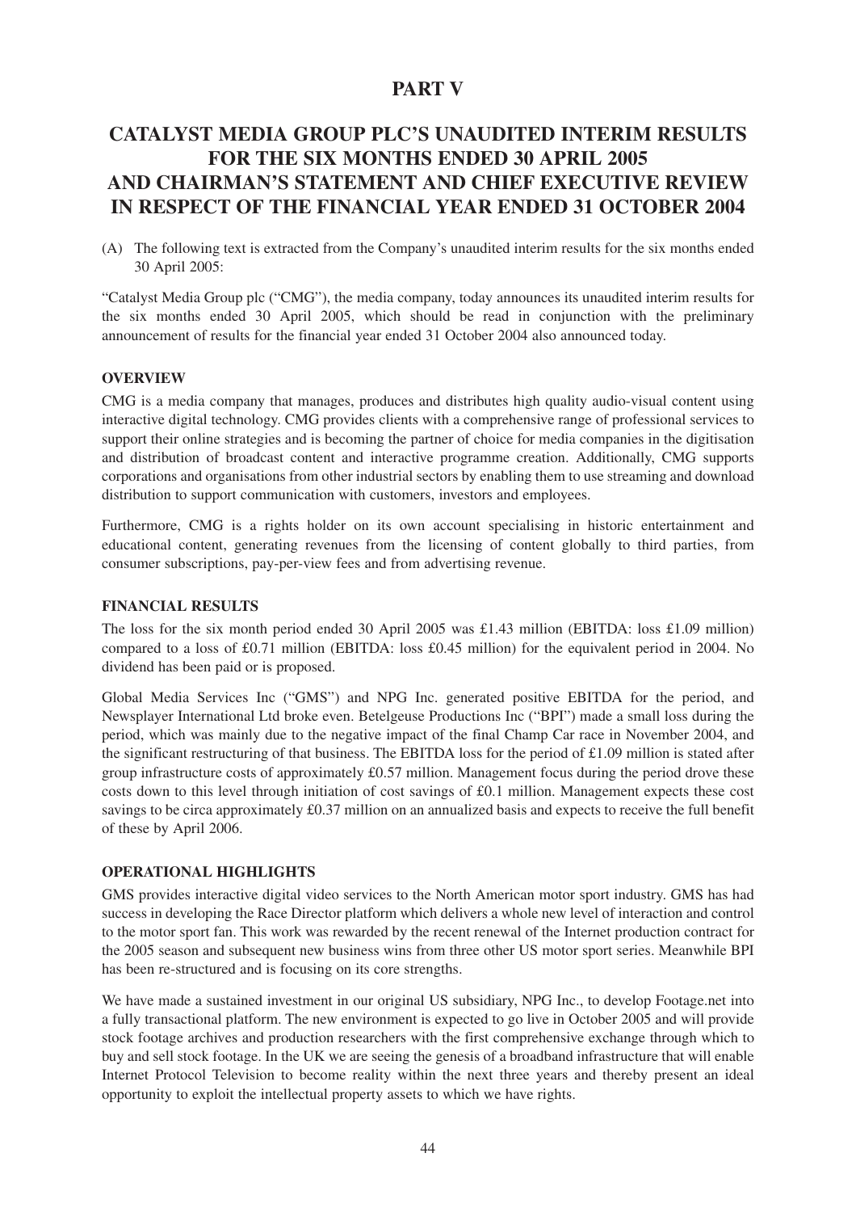# PART V

# CATALYST MEDIA GROUP PLC'S UNAUDITED INTERIM RESULTS FOR THE SIX MONTHS ENDED 30 APRIL 2005 AND CHAIRMAN'S STATEMENT AND CHIEF EXECUTIVE REVIEW IN RESPECT OF THE FINANCIAL YEAR ENDED 31 OCTOBER 2004

(A) The following text is extracted from the Company's unaudited interim results for the six months ended 30 April 2005:

"Catalyst Media Group plc ("CMG"), the media company, today announces its unaudited interim results for the six months ended 30 April 2005, which should be read in conjunction with the preliminary announcement of results for the financial year ended 31 October 2004 also announced today.

**OVERVIEW**

CMG is a media company that manages, produces and distributes high quality audio-visual content using interactive digital technology. CMG provides clients with a comprehensive range of professional services to support their online strategies and is becoming the partner of choice for media companies in the digitisation and distribution of broadcast content and interactive programme creation. Additionally, CMG supports corporations and organisations from other industrial sectors by enabling them to use streaming and download distribution to support communication with customers, investors and employees.

Furthermore, CMG is a rights holder on its own account specialising in historic entertainment and educational content, generating revenues from the licensing of content globally to third parties, from consumer subscriptions, pay-per-view fees and from advertising revenue.

**FINANCIAL RESULTS**

The loss for the six month period ended 30 April 2005 was £1.43 million (EBITDA: loss £1.09 million) compared to a loss of £0.71 million (EBITDA: loss £0.45 million) for the equivalent period in 2004. No dividend has been paid or is proposed.

Global Media Services Inc ("GMS") and NPG Inc. generated positive EBITDA for the period, and Newsplayer International Ltd broke even. Betelgeuse Productions Inc ("BPI") made a small loss during the period, which was mainly due to the negative impact of the final Champ Car race in November 2004, and the significant restructuring of that business. The EBITDA loss for the period of £1.09 million is stated after group infrastructure costs of approximately £0.57 million. Management focus during the period drove these costs down to this level through initiation of cost savings of £0.1 million. Management expects these cost savings to be circa approximately £0.37 million on an annualized basis and expects to receive the full benefit of these by April 2006.

**OPERATIONAL HIGHLIGHTS**

GMS provides interactive digital video services to the North American motor sport industry. GMS has had success in developing the Race Director platform which delivers a whole new level of interaction and control to the motor sport fan. This work was rewarded by the recent renewal of the Internet production contract for the 2005 season and subsequent new business wins from three other US motor sport series. Meanwhile BPI has been re-structured and is focusing on its core strengths.

We have made a sustained investment in our original US subsidiary, NPG Inc., to develop Footage.net into a fully transactional platform. The new environment is expected to go live in October 2005 and will provide stock footage archives and production researchers with the first comprehensive exchange through which to buy and sell stock footage. In the UK we are seeing the genesis of a broadband infrastructure that will enable Internet Protocol Television to become reality within the next three years and thereby present an ideal opportunity to exploit the intellectual property assets to which we have rights.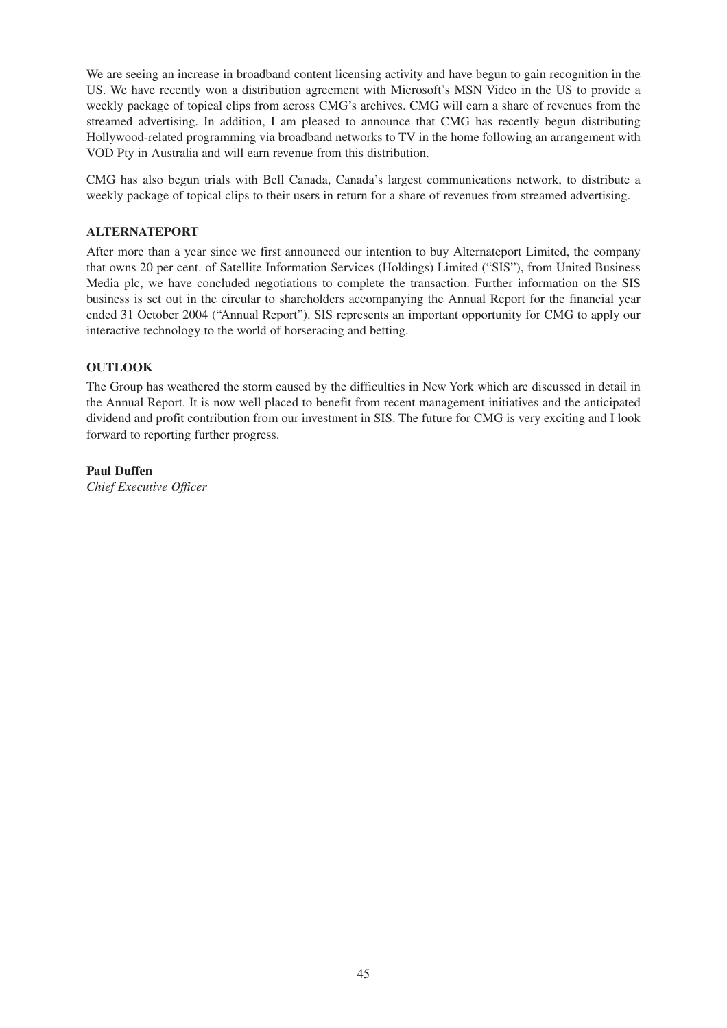We are seeing an increase in broadband content licensing activity and have begun to gain recognition in the US. We have recently won a distribution agreement with Microsoft's MSN Video in the US to provide a weekly package of topical clips from across CMG's archives. CMG will earn a share of revenues from the streamed advertising. In addition, I am pleased to announce that CMG has recently begun distributing Hollywood-related programming via broadband networks to TV in the home following an arrangement with VOD Pty in Australia and will earn revenue from this distribution.

CMG has also begun trials with Bell Canada, Canada's largest communications network, to distribute a weekly package of topical clips to their users in return for a share of revenues from streamed advertising.

**ALTERNATEPORT**

After more than a year since we first announced our intention to buy Alternateport Limited, the company that owns 20 per cent. of Satellite Information Services (Holdings) Limited ("SIS"), from United Business Media plc, we have concluded negotiations to complete the transaction. Further information on the SIS business is set out in the circular to shareholders accompanying the Annual Report for the financial year ended 31 October 2004 ("Annual Report"). SIS represents an important opportunity for CMG to apply our interactive technology to the world of horseracing and betting.

**OUTLOOK**

The Group has weathered the storm caused by the difficulties in New York which are discussed in detail in the Annual Report. It is now well placed to benefit from recent management initiatives and the anticipated dividend and profit contribution from our investment in SIS. The future for CMG is very exciting and I look forward to reporting further progress.

**Paul Duffen**
*Chief Executive Officer*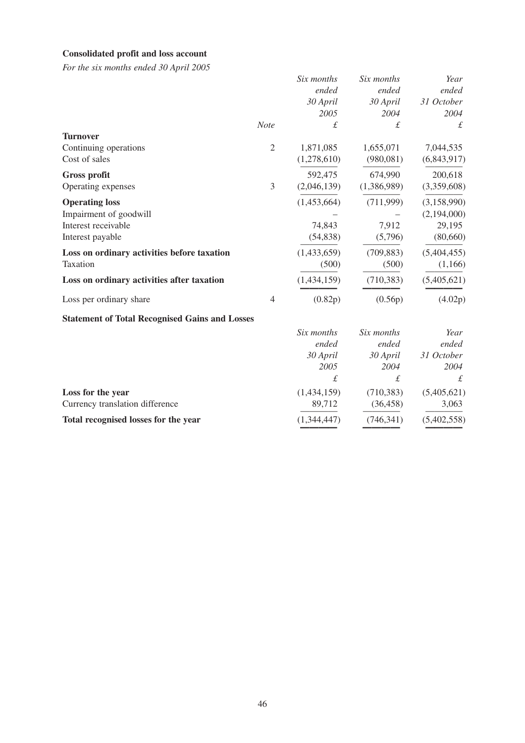**Consolidated profit and loss account**

*For the six months ended 30 April 2005*

| | *Note* | *Six months ended 30 April 2005* £ | *Six months ended 30 April 2004* £ | *Year ended 31 October 2004* £ |
|---|---|---|---|---|
| **Turnover** | | | | |
| Continuing operations | 2 | 1,871,085 | 1,655,071 | 7,044,535 |
| Cost of sales | | (1,278,610) | (980,081) | (6,843,917) |
| **Gross profit** | | 592,475 | 674,990 | 200,618 |
| Operating expenses | 3 | (2,046,139) | (1,386,989) | (3,359,608) |
| **Operating loss** | | (1,453,664) | (711,999) | (3,158,990) |
| Impairment of goodwill | | – | – | (2,194,000) |
| Interest receivable | | 74,843 | 7,912 | 29,195 |
| Interest payable | | (54,838) | (5,796) | (80,660) |
| **Loss on ordinary activities before taxation** | | (1,433,659) | (709,883) | (5,404,455) |
| Taxation | | (500) | (500) | (1,166) |
| **Loss on ordinary activities after taxation** | | (1,434,159) | (710,383) | (5,405,621) |
| Loss per ordinary share | 4 | (0.82p) | (0.56p) | (4.02p) |

**Statement of Total Recognised Gains and Losses**

| | *Six months ended 30 April 2005* £ | *Six months ended 30 April 2004* £ | *Year ended 31 October 2004* £ |
|---|---|---|---|
| **Loss for the year** | (1,434,159) | (710,383) | (5,405,621) |
| Currency translation difference | 89,712 | (36,458) | 3,063 |
| **Total recognised losses for the year** | (1,344,447) | (746,341) | (5,402,558) |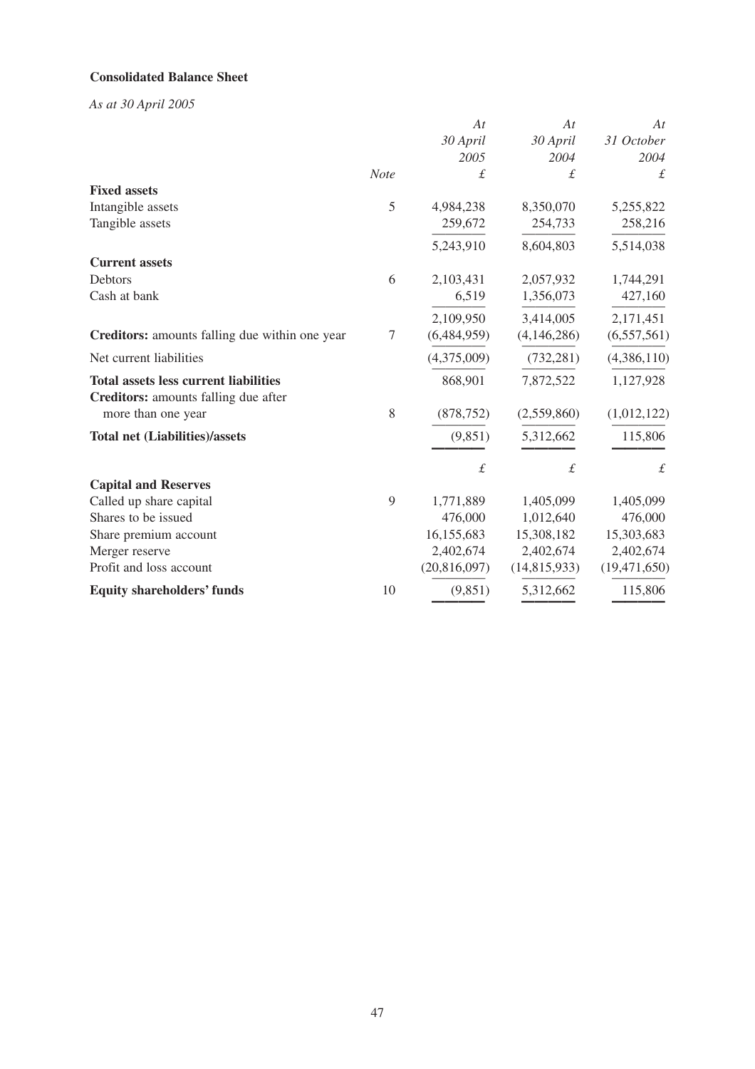**Consolidated Balance Sheet**

*As at 30 April 2005*

| | Note | At 30 April 2005 £ | At 30 April 2004 £ | At 31 October 2004 £ |
|---|---|---|---|---|
| **Fixed assets** | | | | |
| Intangible assets | 5 | 4,984,238 | 8,350,070 | 5,255,822 |
| Tangible assets | | 259,672 | 254,733 | 258,216 |
| | | 5,243,910 | 8,604,803 | 5,514,038 |
| **Current assets** | | | | |
| Debtors | 6 | 2,103,431 | 2,057,932 | 1,744,291 |
| Cash at bank | | 6,519 | 1,356,073 | 427,160 |
| | | 2,109,950 | 3,414,005 | 2,171,451 |
| **Creditors:** amounts falling due within one year | 7 | (6,484,959) | (4,146,286) | (6,557,561) |
| Net current liabilities | | (4,375,009) | (732,281) | (4,386,110) |
| **Total assets less current liabilities** | | 868,901 | 7,872,522 | 1,127,928 |
| **Creditors:** amounts falling due after more than one year | 8 | (878,752) | (2,559,860) | (1,012,122) |
| **Total net (Liabilities)/assets** | | (9,851) | 5,312,662 | 115,806 |
| | | £ | £ | £ |
| **Capital and Reserves** | | | | |
| Called up share capital | 9 | 1,771,889 | 1,405,099 | 1,405,099 |
| Shares to be issued | | 476,000 | 1,012,640 | 476,000 |
| Share premium account | | 16,155,683 | 15,308,182 | 15,303,683 |
| Merger reserve | | 2,402,674 | 2,402,674 | 2,402,674 |
| Profit and loss account | | (20,816,097) | (14,815,933) | (19,471,650) |
| **Equity shareholders' funds** | 10 | (9,851) | 5,312,662 | 115,806 |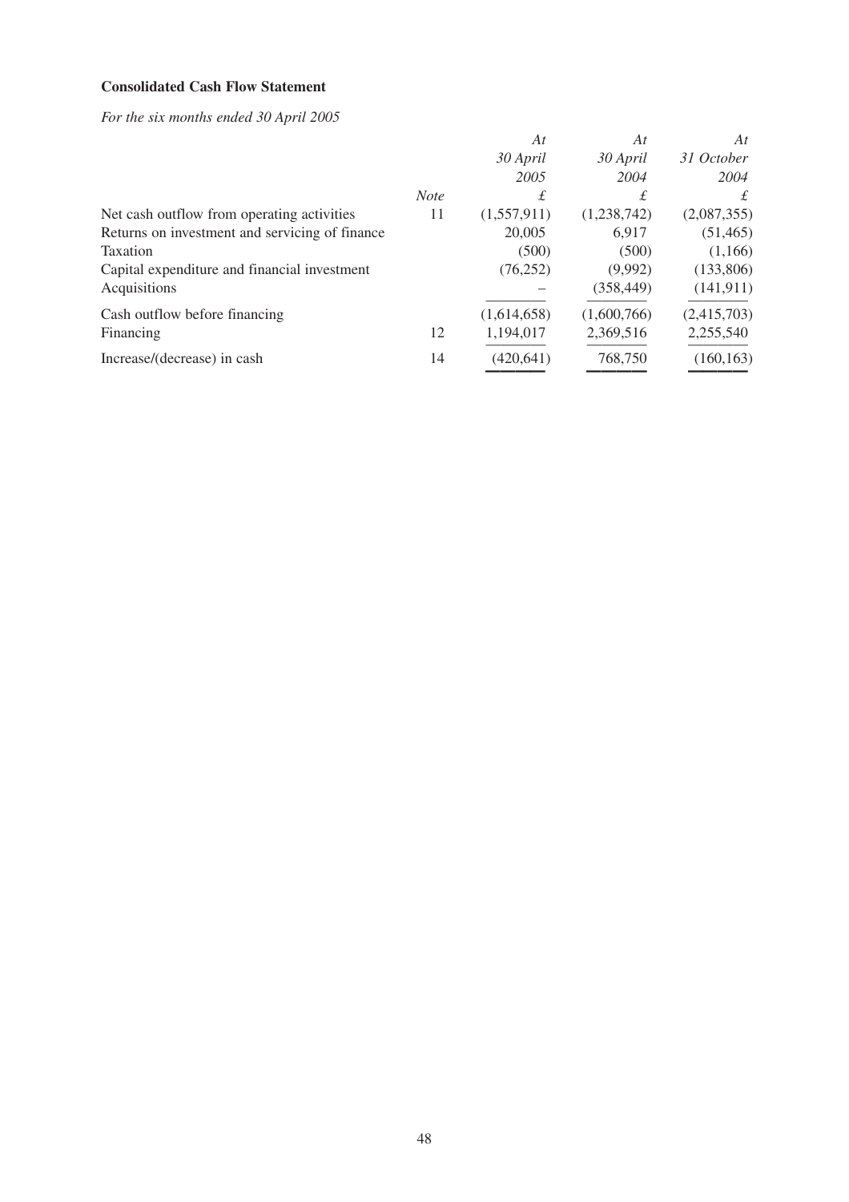**Consolidated Cash Flow Statement**

*For the six months ended 30 April 2005*

| | Note | *At 30 April 2005* £ | *At 30 April 2004* £ | *At 31 October 2004* £ |
|---|---|---|---|---|
| Net cash outflow from operating activities | 11 | (1,557,911) | (1,238,742) | (2,087,355) |
| Returns on investment and servicing of finance | | 20,005 | 6,917 | (51,465) |
| Taxation | | (500) | (500) | (1,166) |
| Capital expenditure and financial investment | | (76,252) | (9,992) | (133,806) |
| Acquisitions | | – | (358,449) | (141,911) |
| Cash outflow before financing | | (1,614,658) | (1,600,766) | (2,415,703) |
| Financing | 12 | 1,194,017 | 2,369,516 | 2,255,540 |
| Increase/(decrease) in cash | 14 | (420,641) | 768,750 | (160,163) |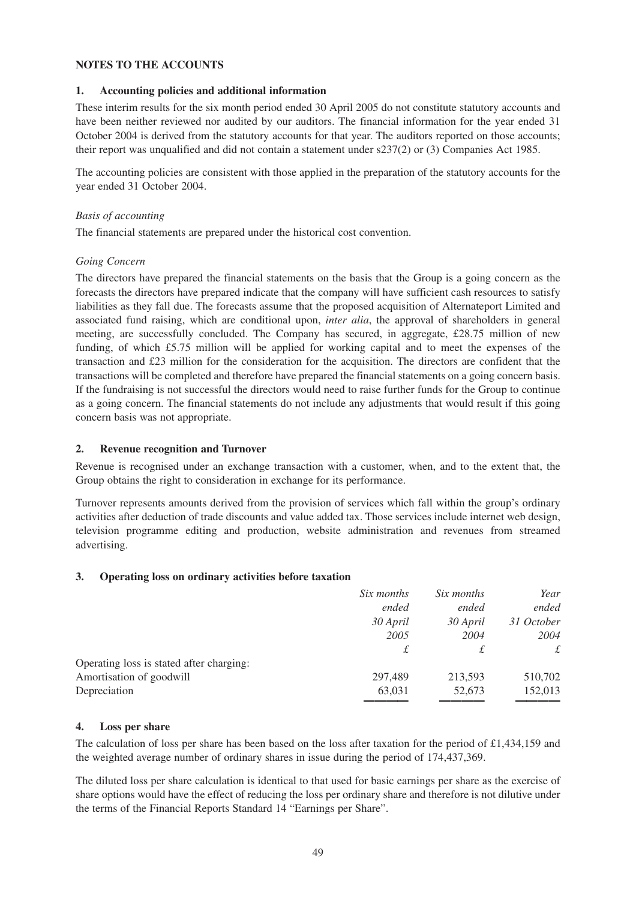## NOTES TO THE ACCOUNTS

### 1. Accounting policies and additional information

These interim results for the six month period ended 30 April 2005 do not constitute statutory accounts and have been neither reviewed nor audited by our auditors. The financial information for the year ended 31 October 2004 is derived from the statutory accounts for that year. The auditors reported on those accounts; their report was unqualified and did not contain a statement under s237(2) or (3) Companies Act 1985.

The accounting policies are consistent with those applied in the preparation of the statutory accounts for the year ended 31 October 2004.

*Basis of accounting*

The financial statements are prepared under the historical cost convention.

*Going Concern*

The directors have prepared the financial statements on the basis that the Group is a going concern as the forecasts the directors have prepared indicate that the company will have sufficient cash resources to satisfy liabilities as they fall due. The forecasts assume that the proposed acquisition of Alternateport Limited and associated fund raising, which are conditional upon, *inter alia*, the approval of shareholders in general meeting, are successfully concluded. The Company has secured, in aggregate, £28.75 million of new funding, of which £5.75 million will be applied for working capital and to meet the expenses of the transaction and £23 million for the consideration for the acquisition. The directors are confident that the transactions will be completed and therefore have prepared the financial statements on a going concern basis. If the fundraising is not successful the directors would need to raise further funds for the Group to continue as a going concern. The financial statements do not include any adjustments that would result if this going concern basis was not appropriate.

### 2. Revenue recognition and Turnover

Revenue is recognised under an exchange transaction with a customer, when, and to the extent that, the Group obtains the right to consideration in exchange for its performance.

Turnover represents amounts derived from the provision of services which fall within the group's ordinary activities after deduction of trade discounts and value added tax. Those services include internet web design, television programme editing and production, website administration and revenues from streamed advertising.

### 3. Operating loss on ordinary activities before taxation

| | *Six months ended 30 April 2005* | *Six months ended 30 April 2004* | *Year ended 31 October 2004* |
|---|---|---|---|
| | *£* | *£* | *£* |
| Operating loss is stated after charging: | | | |
| Amortisation of goodwill | 297,489 | 213,593 | 510,702 |
| Depreciation | 63,031 | 52,673 | 152,013 |

### 4. Loss per share

The calculation of loss per share has been based on the loss after taxation for the period of £1,434,159 and the weighted average number of ordinary shares in issue during the period of 174,437,369.

The diluted loss per share calculation is identical to that used for basic earnings per share as the exercise of share options would have the effect of reducing the loss per ordinary share and therefore is not dilutive under the terms of the Financial Reports Standard 14 "Earnings per Share".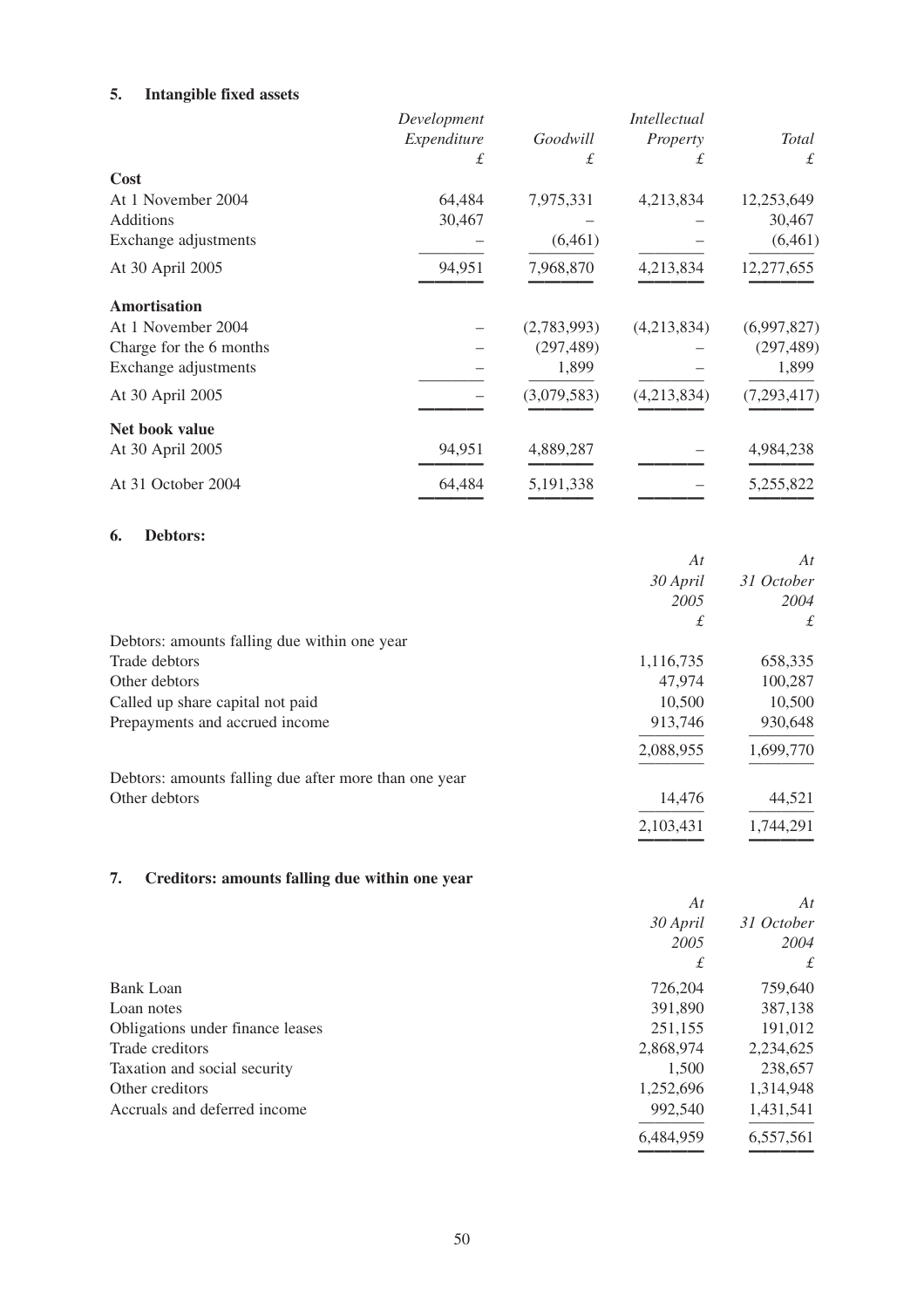## 5. Intangible fixed assets

| | *Development Expenditure* £ | *Goodwill* £ | *Intellectual Property* £ | *Total* £ |
|---|---|---|---|---|
| **Cost** | | | | |
| At 1 November 2004 | 64,484 | 7,975,331 | 4,213,834 | 12,253,649 |
| Additions | 30,467 | – | – | 30,467 |
| Exchange adjustments | – | (6,461) | – | (6,461) |
| At 30 April 2005 | 94,951 | 7,968,870 | 4,213,834 | 12,277,655 |
| **Amortisation** | | | | |
| At 1 November 2004 | – | (2,783,993) | (4,213,834) | (6,997,827) |
| Charge for the 6 months | – | (297,489) | – | (297,489) |
| Exchange adjustments | – | 1,899 | – | 1,899 |
| At 30 April 2005 | – | (3,079,583) | (4,213,834) | (7,293,417) |
| **Net book value** | | | | |
| At 30 April 2005 | 94,951 | 4,889,287 | – | 4,984,238 |
| At 31 October 2004 | 64,484 | 5,191,338 | – | 5,255,822 |

## 6. Debtors:

| | *At 30 April 2005* £ | *At 31 October 2004* £ |
|---|---|---|
| Debtors: amounts falling due within one year | | |
| Trade debtors | 1,116,735 | 658,335 |
| Other debtors | 47,974 | 100,287 |
| Called up share capital not paid | 10,500 | 10,500 |
| Prepayments and accrued income | 913,746 | 930,648 |
| | 2,088,955 | 1,699,770 |
| Debtors: amounts falling due after more than one year | | |
| Other debtors | 14,476 | 44,521 |
| | 2,103,431 | 1,744,291 |

## 7. Creditors: amounts falling due within one year

| | *At 30 April 2005* £ | *At 31 October 2004* £ |
|---|---|---|
| Bank Loan | 726,204 | 759,640 |
| Loan notes | 391,890 | 387,138 |
| Obligations under finance leases | 251,155 | 191,012 |
| Trade creditors | 2,868,974 | 2,234,625 |
| Taxation and social security | 1,500 | 238,657 |
| Other creditors | 1,252,696 | 1,314,948 |
| Accruals and deferred income | 992,540 | 1,431,541 |
| | 6,484,959 | 6,557,561 |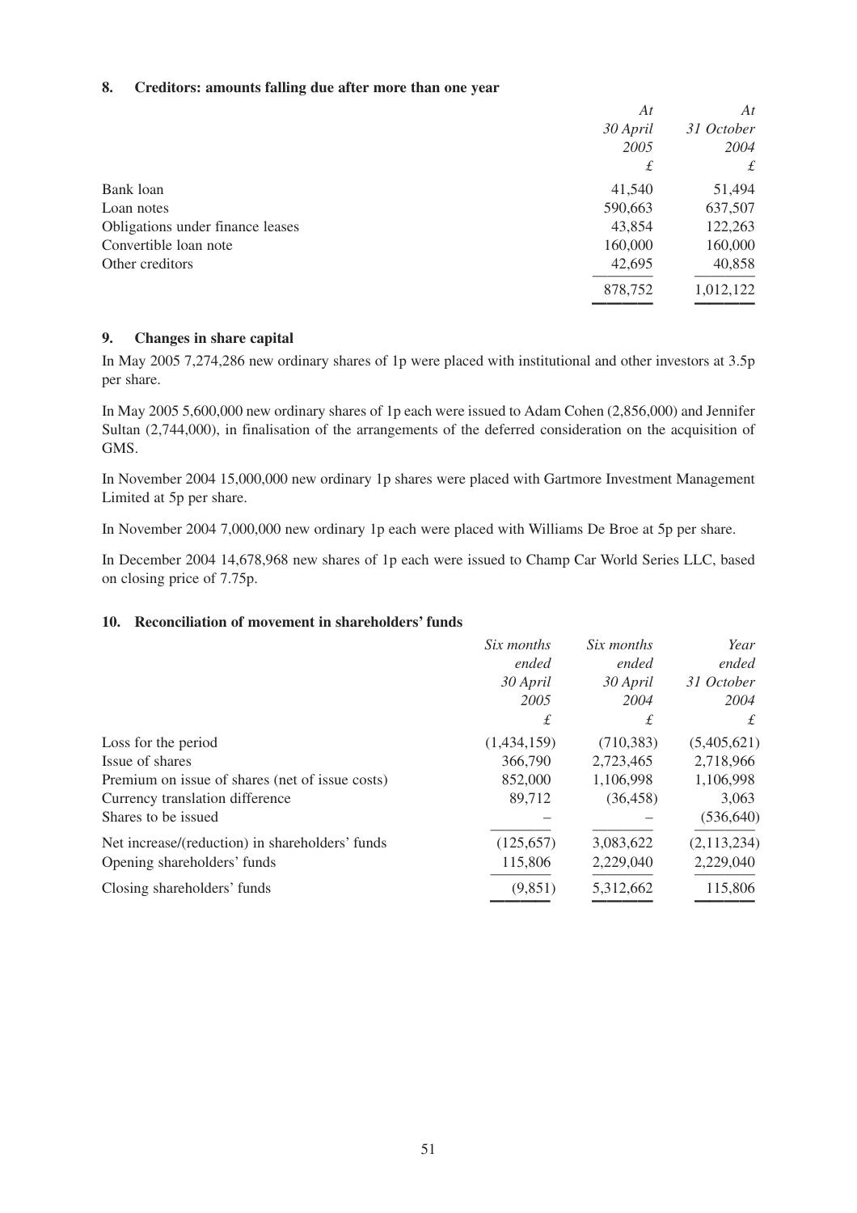## 8. Creditors: amounts falling due after more than one year

| | *At 30 April 2005* | *At 31 October 2004* |
|---|---|---|
| | *£* | *£* |
| Bank loan | 41,540 | 51,494 |
| Loan notes | 590,663 | 637,507 |
| Obligations under finance leases | 43,854 | 122,263 |
| Convertible loan note | 160,000 | 160,000 |
| Other creditors | 42,695 | 40,858 |
| | 878,752 | 1,012,122 |

## 9. Changes in share capital

In May 2005 7,274,286 new ordinary shares of 1p were placed with institutional and other investors at 3.5p per share.

In May 2005 5,600,000 new ordinary shares of 1p each were issued to Adam Cohen (2,856,000) and Jennifer Sultan (2,744,000), in finalisation of the arrangements of the deferred consideration on the acquisition of GMS.

In November 2004 15,000,000 new ordinary 1p shares were placed with Gartmore Investment Management Limited at 5p per share.

In November 2004 7,000,000 new ordinary 1p each were placed with Williams De Broe at 5p per share.

In December 2004 14,678,968 new shares of 1p each were issued to Champ Car World Series LLC, based on closing price of 7.75p.

## 10. Reconciliation of movement in shareholders' funds

| | *Six months ended 30 April 2005* | *Six months ended 30 April 2004* | *Year ended 31 October 2004* |
|---|---|---|---|
| | *£* | *£* | *£* |
| Loss for the period | (1,434,159) | (710,383) | (5,405,621) |
| Issue of shares | 366,790 | 2,723,465 | 2,718,966 |
| Premium on issue of shares (net of issue costs) | 852,000 | 1,106,998 | 1,106,998 |
| Currency translation difference | 89,712 | (36,458) | 3,063 |
| Shares to be issued | – | – | (536,640) |
| Net increase/(reduction) in shareholders' funds | (125,657) | 3,083,622 | (2,113,234) |
| Opening shareholders' funds | 115,806 | 2,229,040 | 2,229,040 |
| Closing shareholders' funds | (9,851) | 5,312,662 | 115,806 |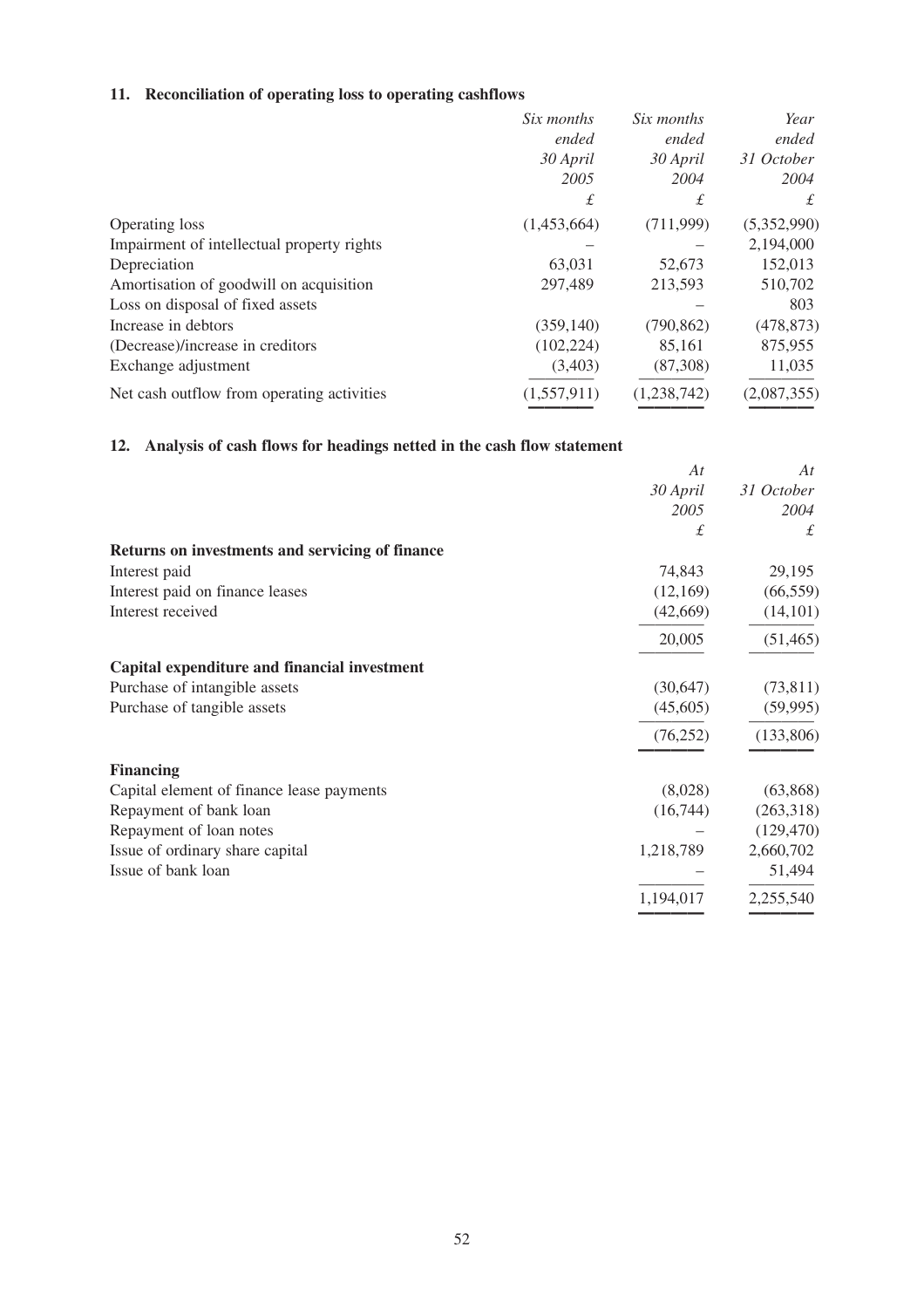### 11. Reconciliation of operating loss to operating cashflows

| | *Six months ended 30 April 2005* | *Six months ended 30 April 2004* | *Year ended 31 October 2004* |
|---|---|---|---|
| | *£* | *£* | *£* |
| Operating loss | (1,453,664) | (711,999) | (5,352,990) |
| Impairment of intellectual property rights | – | – | 2,194,000 |
| Depreciation | 63,031 | 52,673 | 152,013 |
| Amortisation of goodwill on acquisition | 297,489 | 213,593 | 510,702 |
| Loss on disposal of fixed assets | | – | 803 |
| Increase in debtors | (359,140) | (790,862) | (478,873) |
| (Decrease)/increase in creditors | (102,224) | 85,161 | 875,955 |
| Exchange adjustment | (3,403) | (87,308) | 11,035 |
| Net cash outflow from operating activities | (1,557,911) | (1,238,742) | (2,087,355) |

### 12. Analysis of cash flows for headings netted in the cash flow statement

| | *At 30 April 2005* | *At 31 October 2004* |
|---|---|---|
| | *£* | *£* |
| **Returns on investments and servicing of finance** | | |
| Interest paid | 74,843 | 29,195 |
| Interest paid on finance leases | (12,169) | (66,559) |
| Interest received | (42,669) | (14,101) |
| | 20,005 | (51,465) |
| **Capital expenditure and financial investment** | | |
| Purchase of intangible assets | (30,647) | (73,811) |
| Purchase of tangible assets | (45,605) | (59,995) |
| | (76,252) | (133,806) |
| **Financing** | | |
| Capital element of finance lease payments | (8,028) | (63,868) |
| Repayment of bank loan | (16,744) | (263,318) |
| Repayment of loan notes | – | (129,470) |
| Issue of ordinary share capital | 1,218,789 | 2,660,702 |
| Issue of bank loan | – | 51,494 |
| | 1,194,017 | 2,255,540 |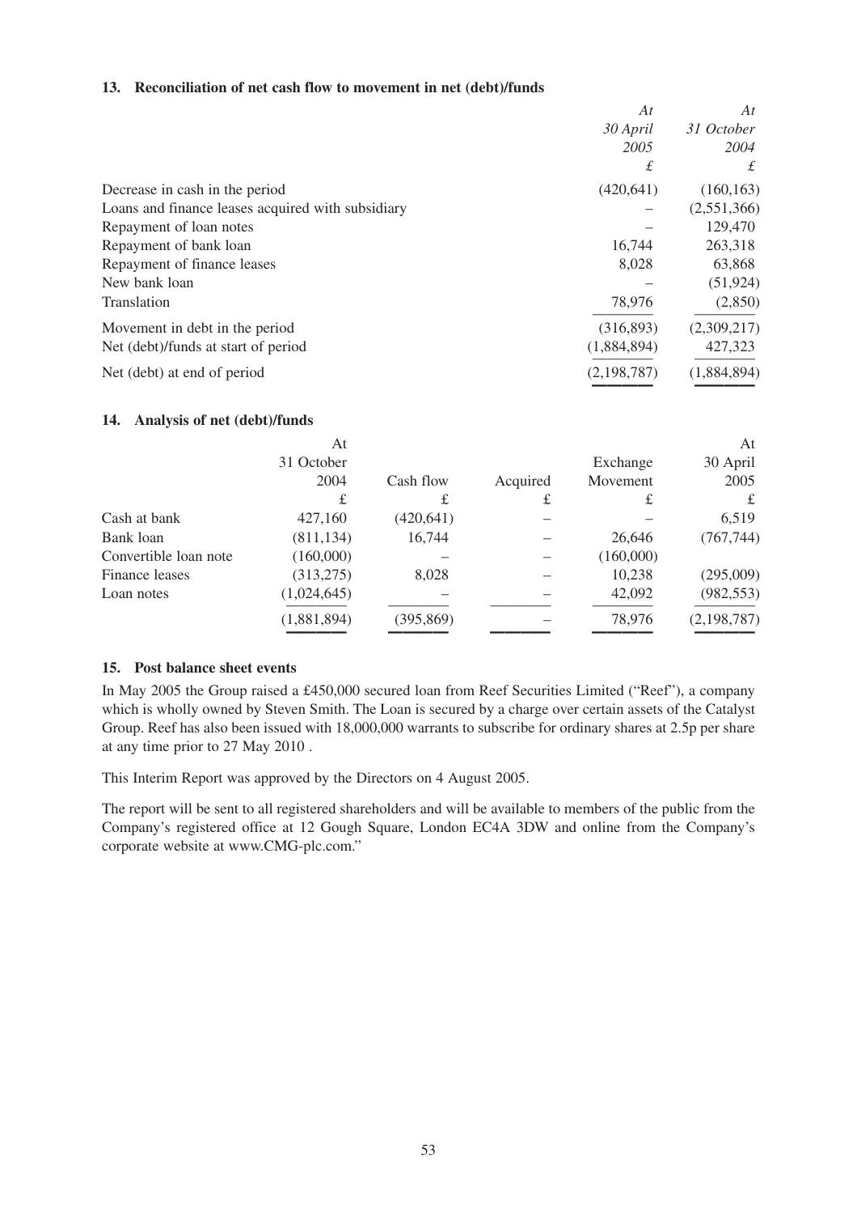### 13. Reconciliation of net cash flow to movement in net (debt)/funds

| | *At 30 April 2005* | *At 31 October 2004* |
|---|---|---|
| | *£* | *£* |
| Decrease in cash in the period | (420,641) | (160,163) |
| Loans and finance leases acquired with subsidiary | – | (2,551,366) |
| Repayment of loan notes | – | 129,470 |
| Repayment of bank loan | 16,744 | 263,318 |
| Repayment of finance leases | 8,028 | 63,868 |
| New bank loan | – | (51,924) |
| Translation | 78,976 | (2,850) |
| Movement in debt in the period | (316,893) | (2,309,217) |
| Net (debt)/funds at start of period | (1,884,894) | 427,323 |
| Net (debt) at end of period | (2,198,787) | (1,884,894) |

### 14. Analysis of net (debt)/funds

| | At 31 October 2004 | Cash flow | Acquired | Exchange Movement | At 30 April 2005 |
|---|---|---|---|---|---|
| | £ | £ | £ | £ | £ |
| Cash at bank | 427,160 | (420,641) | – | – | 6,519 |
| Bank loan | (811,134) | 16,744 | – | 26,646 | (767,744) |
| Convertible loan note | (160,000) | – | – | (160,000) | |
| Finance leases | (313,275) | 8,028 | – | 10,238 | (295,009) |
| Loan notes | (1,024,645) | – | – | 42,092 | (982,553) |
| | (1,881,894) | (395,869) | – | 78,976 | (2,198,787) |

### 15. Post balance sheet events

In May 2005 the Group raised a £450,000 secured loan from Reef Securities Limited ("Reef"), a company which is wholly owned by Steven Smith. The Loan is secured by a charge over certain assets of the Catalyst Group. Reef has also been issued with 18,000,000 warrants to subscribe for ordinary shares at 2.5p per share at any time prior to 27 May 2010 .

This Interim Report was approved by the Directors on 4 August 2005.

The report will be sent to all registered shareholders and will be available to members of the public from the Company's registered office at 12 Gough Square, London EC4A 3DW and online from the Company's corporate website at www.CMG-plc.com."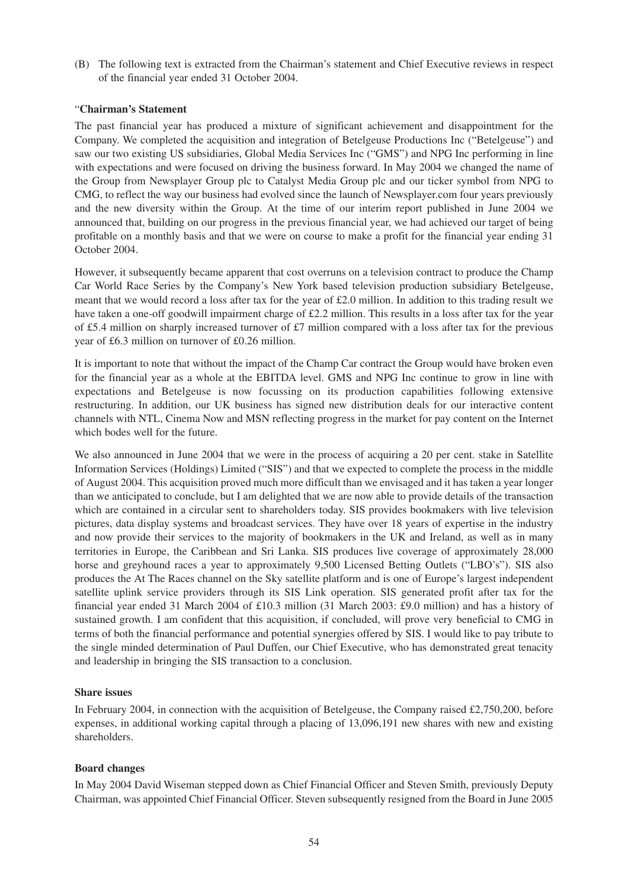(B) The following text is extracted from the Chairman's statement and Chief Executive reviews in respect of the financial year ended 31 October 2004.

"**Chairman's Statement**

The past financial year has produced a mixture of significant achievement and disappointment for the Company. We completed the acquisition and integration of Betelgeuse Productions Inc ("Betelgeuse") and saw our two existing US subsidiaries, Global Media Services Inc ("GMS") and NPG Inc performing in line with expectations and were focused on driving the business forward. In May 2004 we changed the name of the Group from Newsplayer Group plc to Catalyst Media Group plc and our ticker symbol from NPG to CMG, to reflect the way our business had evolved since the launch of Newsplayer.com four years previously and the new diversity within the Group. At the time of our interim report published in June 2004 we announced that, building on our progress in the previous financial year, we had achieved our target of being profitable on a monthly basis and that we were on course to make a profit for the financial year ending 31 October 2004.

However, it subsequently became apparent that cost overruns on a television contract to produce the Champ Car World Race Series by the Company's New York based television production subsidiary Betelgeuse, meant that we would record a loss after tax for the year of £2.0 million. In addition to this trading result we have taken a one-off goodwill impairment charge of £2.2 million. This results in a loss after tax for the year of £5.4 million on sharply increased turnover of £7 million compared with a loss after tax for the previous year of £6.3 million on turnover of £0.26 million.

It is important to note that without the impact of the Champ Car contract the Group would have broken even for the financial year as a whole at the EBITDA level. GMS and NPG Inc continue to grow in line with expectations and Betelgeuse is now focussing on its production capabilities following extensive restructuring. In addition, our UK business has signed new distribution deals for our interactive content channels with NTL, Cinema Now and MSN reflecting progress in the market for pay content on the Internet which bodes well for the future.

We also announced in June 2004 that we were in the process of acquiring a 20 per cent. stake in Satellite Information Services (Holdings) Limited ("SIS") and that we expected to complete the process in the middle of August 2004. This acquisition proved much more difficult than we envisaged and it has taken a year longer than we anticipated to conclude, but I am delighted that we are now able to provide details of the transaction which are contained in a circular sent to shareholders today. SIS provides bookmakers with live television pictures, data display systems and broadcast services. They have over 18 years of expertise in the industry and now provide their services to the majority of bookmakers in the UK and Ireland, as well as in many territories in Europe, the Caribbean and Sri Lanka. SIS produces live coverage of approximately 28,000 horse and greyhound races a year to approximately 9,500 Licensed Betting Outlets ("LBO's"). SIS also produces the At The Races channel on the Sky satellite platform and is one of Europe's largest independent satellite uplink service providers through its SIS Link operation. SIS generated profit after tax for the financial year ended 31 March 2004 of £10.3 million (31 March 2003: £9.0 million) and has a history of sustained growth. I am confident that this acquisition, if concluded, will prove very beneficial to CMG in terms of both the financial performance and potential synergies offered by SIS. I would like to pay tribute to the single minded determination of Paul Duffen, our Chief Executive, who has demonstrated great tenacity and leadership in bringing the SIS transaction to a conclusion.

**Share issues**

In February 2004, in connection with the acquisition of Betelgeuse, the Company raised £2,750,200, before expenses, in additional working capital through a placing of 13,096,191 new shares with new and existing shareholders.

**Board changes**

In May 2004 David Wiseman stepped down as Chief Financial Officer and Steven Smith, previously Deputy Chairman, was appointed Chief Financial Officer. Steven subsequently resigned from the Board in June 2005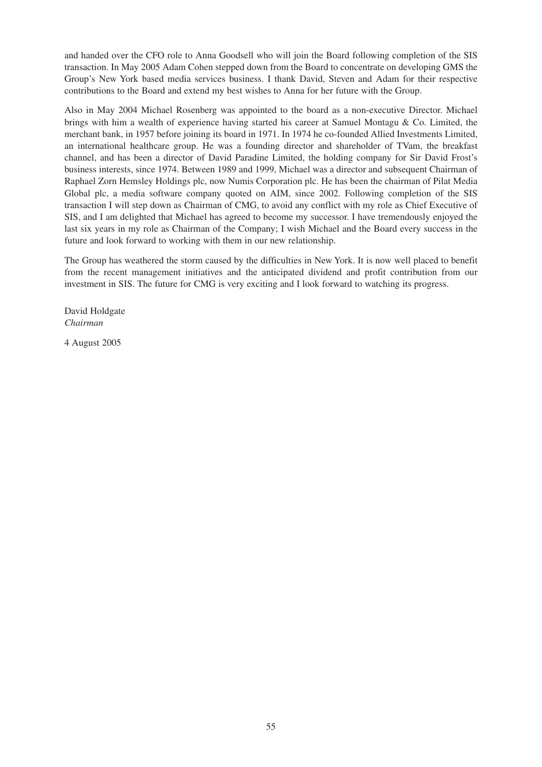and handed over the CFO role to Anna Goodsell who will join the Board following completion of the SIS transaction. In May 2005 Adam Cohen stepped down from the Board to concentrate on developing GMS the Group's New York based media services business. I thank David, Steven and Adam for their respective contributions to the Board and extend my best wishes to Anna for her future with the Group.

Also in May 2004 Michael Rosenberg was appointed to the board as a non-executive Director. Michael brings with him a wealth of experience having started his career at Samuel Montagu & Co. Limited, the merchant bank, in 1957 before joining its board in 1971. In 1974 he co-founded Allied Investments Limited, an international healthcare group. He was a founding director and shareholder of TVam, the breakfast channel, and has been a director of David Paradine Limited, the holding company for Sir David Frost's business interests, since 1974. Between 1989 and 1999, Michael was a director and subsequent Chairman of Raphael Zorn Hemsley Holdings plc, now Numis Corporation plc. He has been the chairman of Pilat Media Global plc, a media software company quoted on AIM, since 2002. Following completion of the SIS transaction I will step down as Chairman of CMG, to avoid any conflict with my role as Chief Executive of SIS, and I am delighted that Michael has agreed to become my successor. I have tremendously enjoyed the last six years in my role as Chairman of the Company; I wish Michael and the Board every success in the future and look forward to working with them in our new relationship.

The Group has weathered the storm caused by the difficulties in New York. It is now well placed to benefit from the recent management initiatives and the anticipated dividend and profit contribution from our investment in SIS. The future for CMG is very exciting and I look forward to watching its progress.

David Holdgate
*Chairman*

4 August 2005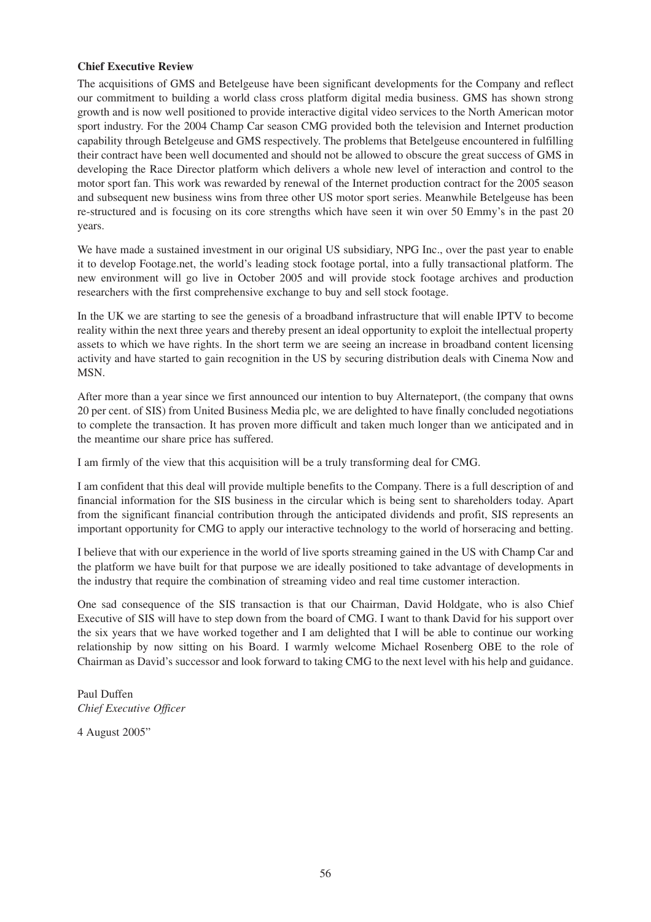**Chief Executive Review**

The acquisitions of GMS and Betelgeuse have been significant developments for the Company and reflect our commitment to building a world class cross platform digital media business. GMS has shown strong growth and is now well positioned to provide interactive digital video services to the North American motor sport industry. For the 2004 Champ Car season CMG provided both the television and Internet production capability through Betelgeuse and GMS respectively. The problems that Betelgeuse encountered in fulfilling their contract have been well documented and should not be allowed to obscure the great success of GMS in developing the Race Director platform which delivers a whole new level of interaction and control to the motor sport fan. This work was rewarded by renewal of the Internet production contract for the 2005 season and subsequent new business wins from three other US motor sport series. Meanwhile Betelgeuse has been re-structured and is focusing on its core strengths which have seen it win over 50 Emmy's in the past 20 years.

We have made a sustained investment in our original US subsidiary, NPG Inc., over the past year to enable it to develop Footage.net, the world's leading stock footage portal, into a fully transactional platform. The new environment will go live in October 2005 and will provide stock footage archives and production researchers with the first comprehensive exchange to buy and sell stock footage.

In the UK we are starting to see the genesis of a broadband infrastructure that will enable IPTV to become reality within the next three years and thereby present an ideal opportunity to exploit the intellectual property assets to which we have rights. In the short term we are seeing an increase in broadband content licensing activity and have started to gain recognition in the US by securing distribution deals with Cinema Now and MSN.

After more than a year since we first announced our intention to buy Alternateport, (the company that owns 20 per cent. of SIS) from United Business Media plc, we are delighted to have finally concluded negotiations to complete the transaction. It has proven more difficult and taken much longer than we anticipated and in the meantime our share price has suffered.

I am firmly of the view that this acquisition will be a truly transforming deal for CMG.

I am confident that this deal will provide multiple benefits to the Company. There is a full description of and financial information for the SIS business in the circular which is being sent to shareholders today. Apart from the significant financial contribution through the anticipated dividends and profit, SIS represents an important opportunity for CMG to apply our interactive technology to the world of horseracing and betting.

I believe that with our experience in the world of live sports streaming gained in the US with Champ Car and the platform we have built for that purpose we are ideally positioned to take advantage of developments in the industry that require the combination of streaming video and real time customer interaction.

One sad consequence of the SIS transaction is that our Chairman, David Holdgate, who is also Chief Executive of SIS will have to step down from the board of CMG. I want to thank David for his support over the six years that we have worked together and I am delighted that I will be able to continue our working relationship by now sitting on his Board. I warmly welcome Michael Rosenberg OBE to the role of Chairman as David's successor and look forward to taking CMG to the next level with his help and guidance.

Paul Duffen
*Chief Executive Officer*

4 August 2005"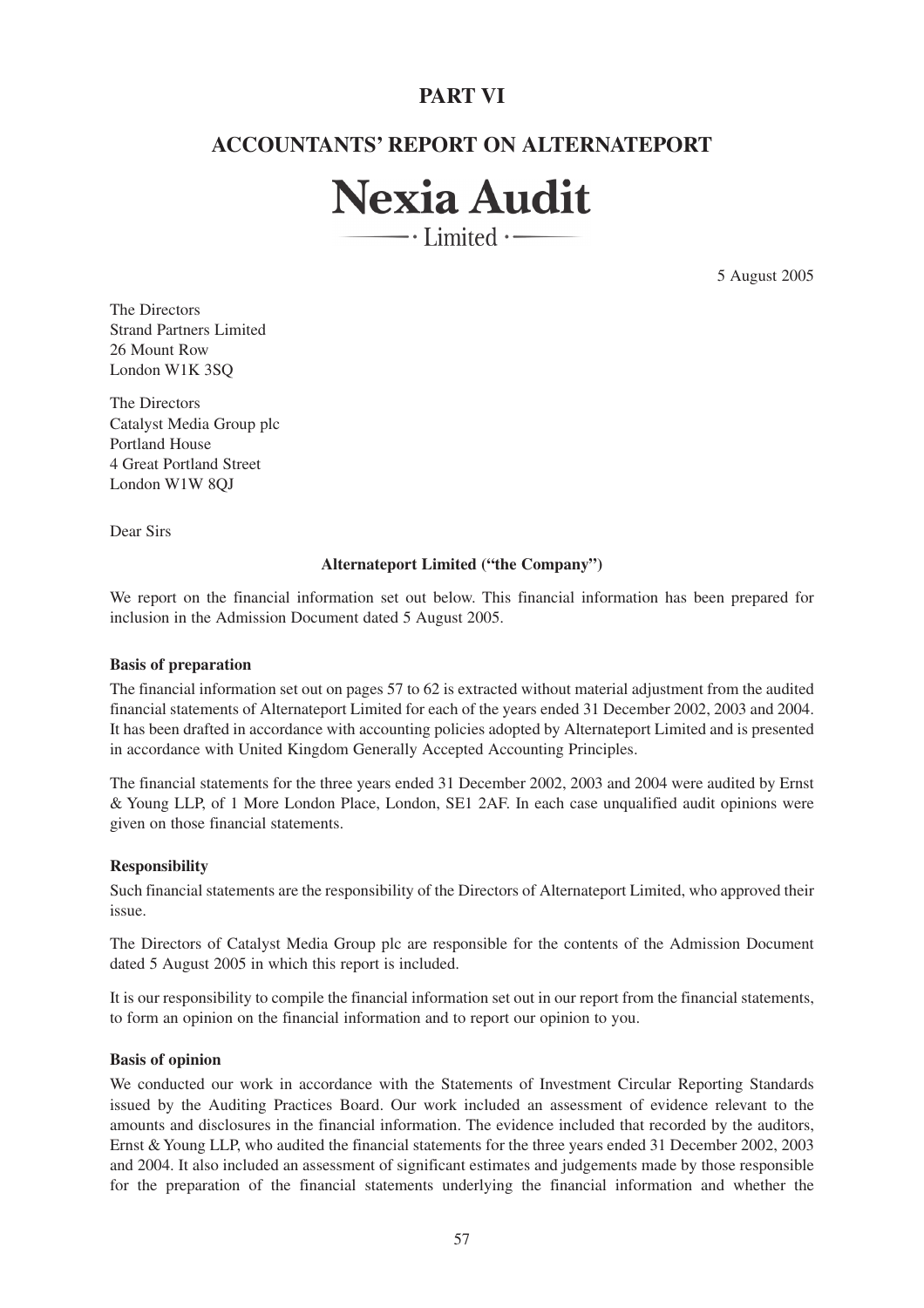# PART VI

## ACCOUNTANTS' REPORT ON ALTERNATEPORT

**Nexia Audit**
Limited

5 August 2005

The Directors
Strand Partners Limited
26 Mount Row
London W1K 3SQ

The Directors
Catalyst Media Group plc
Portland House
4 Great Portland Street
London W1W 8QJ

Dear Sirs

**Alternateport Limited ("the Company")**

We report on the financial information set out below. This financial information has been prepared for inclusion in the Admission Document dated 5 August 2005.

**Basis of preparation**

The financial information set out on pages 57 to 62 is extracted without material adjustment from the audited financial statements of Alternateport Limited for each of the years ended 31 December 2002, 2003 and 2004. It has been drafted in accordance with accounting policies adopted by Alternateport Limited and is presented in accordance with United Kingdom Generally Accepted Accounting Principles.

The financial statements for the three years ended 31 December 2002, 2003 and 2004 were audited by Ernst & Young LLP, of 1 More London Place, London, SE1 2AF. In each case unqualified audit opinions were given on those financial statements.

**Responsibility**

Such financial statements are the responsibility of the Directors of Alternateport Limited, who approved their issue.

The Directors of Catalyst Media Group plc are responsible for the contents of the Admission Document dated 5 August 2005 in which this report is included.

It is our responsibility to compile the financial information set out in our report from the financial statements, to form an opinion on the financial information and to report our opinion to you.

**Basis of opinion**

We conducted our work in accordance with the Statements of Investment Circular Reporting Standards issued by the Auditing Practices Board. Our work included an assessment of evidence relevant to the amounts and disclosures in the financial information. The evidence included that recorded by the auditors, Ernst & Young LLP, who audited the financial statements for the three years ended 31 December 2002, 2003 and 2004. It also included an assessment of significant estimates and judgements made by those responsible for the preparation of the financial statements underlying the financial information and whether the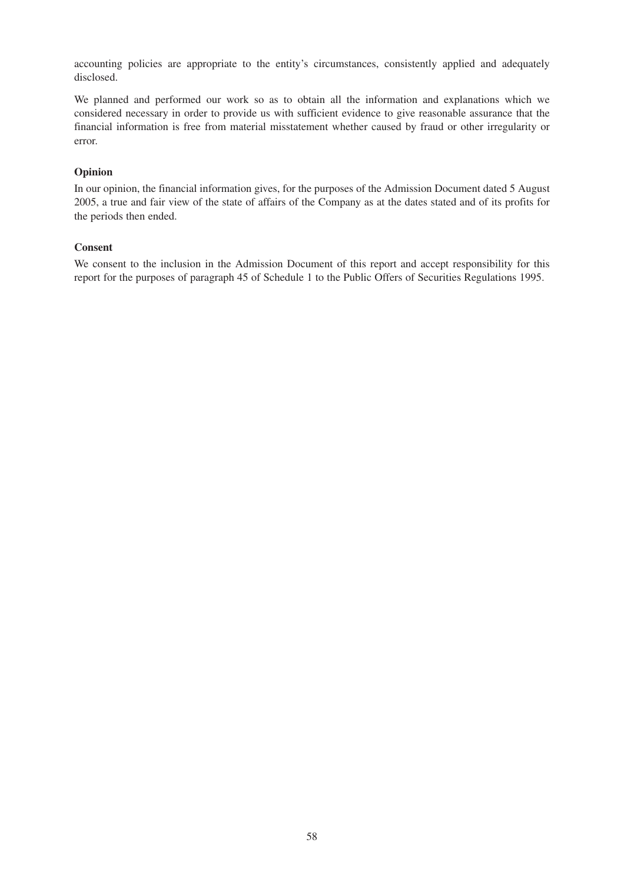accounting policies are appropriate to the entity's circumstances, consistently applied and adequately disclosed.

We planned and performed our work so as to obtain all the information and explanations which we considered necessary in order to provide us with sufficient evidence to give reasonable assurance that the financial information is free from material misstatement whether caused by fraud or other irregularity or error.

**Opinion**

In our opinion, the financial information gives, for the purposes of the Admission Document dated 5 August 2005, a true and fair view of the state of affairs of the Company as at the dates stated and of its profits for the periods then ended.

**Consent**

We consent to the inclusion in the Admission Document of this report and accept responsibility for this report for the purposes of paragraph 45 of Schedule 1 to the Public Offers of Securities Regulations 1995.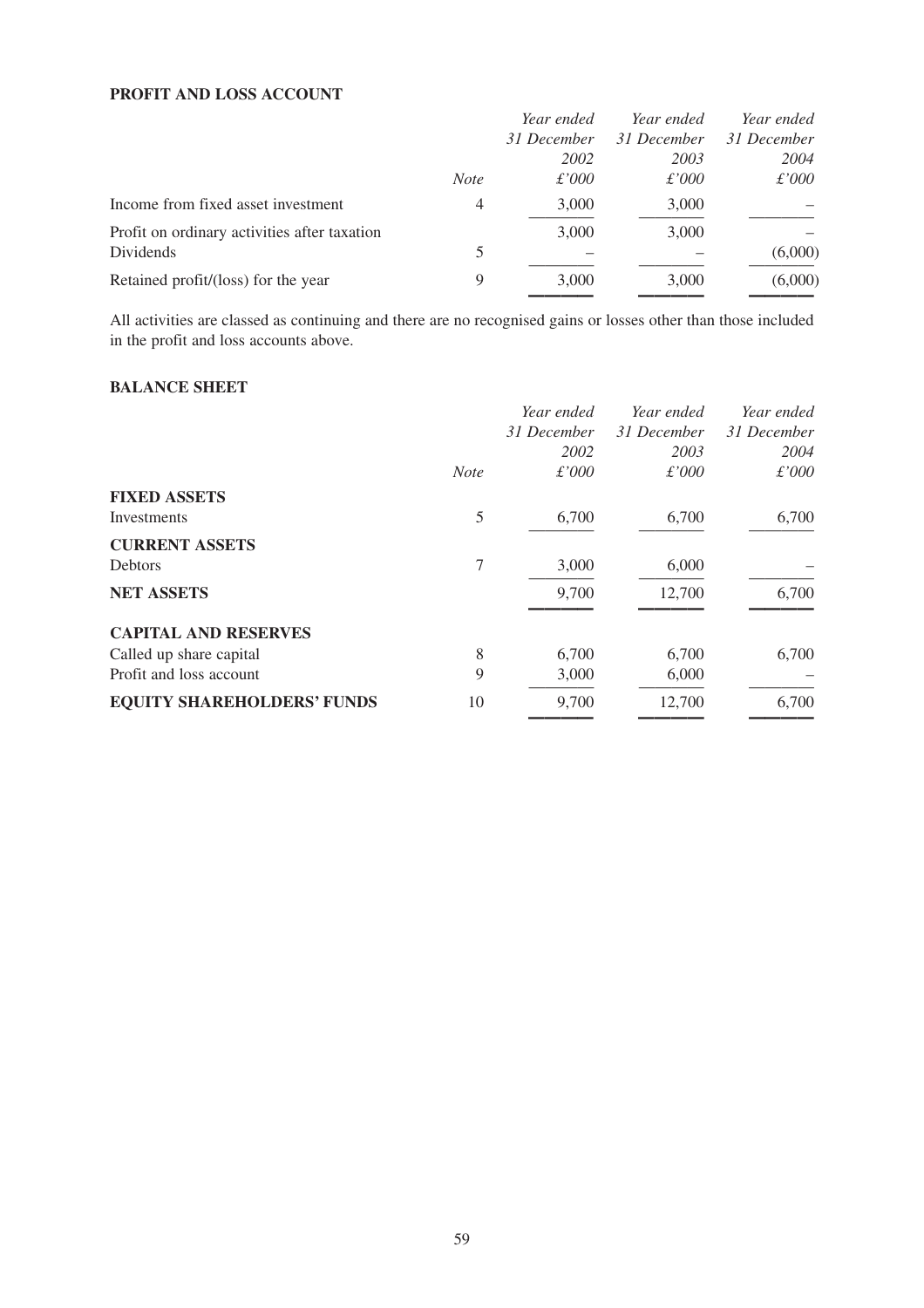**PROFIT AND LOSS ACCOUNT**

| | Note | *Year ended 31 December 2002* *£'000* | *Year ended 31 December 2003* *£'000* | *Year ended 31 December 2004* *£'000* |
|---|---|---|---|---|
| Income from fixed asset investment | 4 | 3,000 | 3,000 | – |
| Profit on ordinary activities after taxation | | 3,000 | 3,000 | – |
| Dividends | 5 | – | – | (6,000) |
| Retained profit/(loss) for the year | 9 | 3,000 | 3,000 | (6,000) |

All activities are classed as continuing and there are no recognised gains or losses other than those included in the profit and loss accounts above.

**BALANCE SHEET**

| | Note | *Year ended 31 December 2002* *£'000* | *Year ended 31 December 2003* *£'000* | *Year ended 31 December 2004* *£'000* |
|---|---|---|---|---|
| **FIXED ASSETS** | | | | |
| Investments | 5 | 6,700 | 6,700 | 6,700 |
| **CURRENT ASSETS** | | | | |
| Debtors | 7 | 3,000 | 6,000 | – |
| **NET ASSETS** | | 9,700 | 12,700 | 6,700 |
| **CAPITAL AND RESERVES** | | | | |
| Called up share capital | 8 | 6,700 | 6,700 | 6,700 |
| Profit and loss account | 9 | 3,000 | 6,000 | – |
| **EQUITY SHAREHOLDERS' FUNDS** | 10 | 9,700 | 12,700 | 6,700 |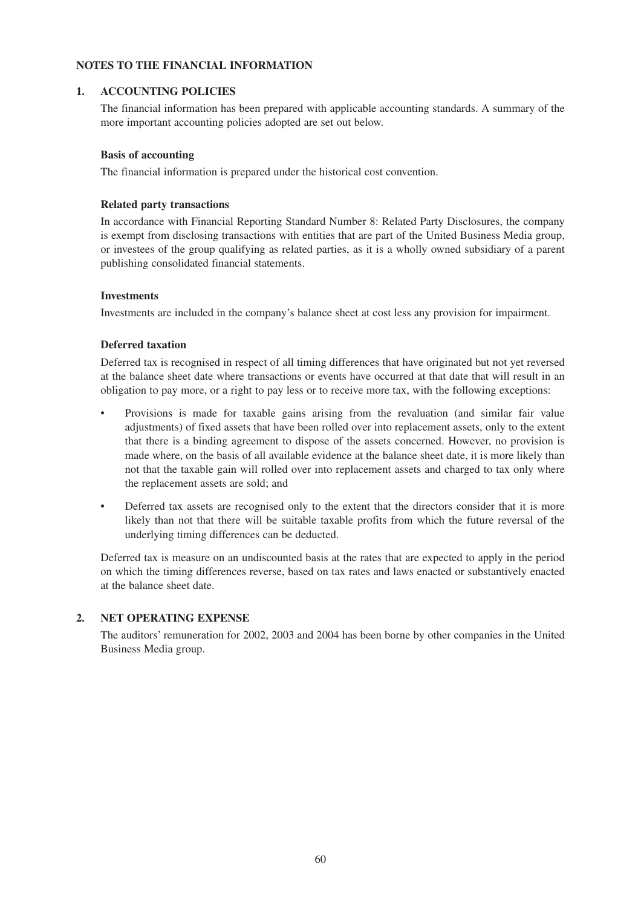## NOTES TO THE FINANCIAL INFORMATION

### 1. ACCOUNTING POLICIES

The financial information has been prepared with applicable accounting standards. A summary of the more important accounting policies adopted are set out below.

**Basis of accounting**

The financial information is prepared under the historical cost convention.

**Related party transactions**

In accordance with Financial Reporting Standard Number 8: Related Party Disclosures, the company is exempt from disclosing transactions with entities that are part of the United Business Media group, or investees of the group qualifying as related parties, as it is a wholly owned subsidiary of a parent publishing consolidated financial statements.

**Investments**

Investments are included in the company's balance sheet at cost less any provision for impairment.

**Deferred taxation**

Deferred tax is recognised in respect of all timing differences that have originated but not yet reversed at the balance sheet date where transactions or events have occurred at that date that will result in an obligation to pay more, or a right to pay less or to receive more tax, with the following exceptions:

- Provisions is made for taxable gains arising from the revaluation (and similar fair value adjustments) of fixed assets that have been rolled over into replacement assets, only to the extent that there is a binding agreement to dispose of the assets concerned. However, no provision is made where, on the basis of all available evidence at the balance sheet date, it is more likely than not that the taxable gain will rolled over into replacement assets and charged to tax only where the replacement assets are sold; and

- Deferred tax assets are recognised only to the extent that the directors consider that it is more likely than not that there will be suitable taxable profits from which the future reversal of the underlying timing differences can be deducted.

Deferred tax is measure on an undiscounted basis at the rates that are expected to apply in the period on which the timing differences reverse, based on tax rates and laws enacted or substantively enacted at the balance sheet date.

### 2. NET OPERATING EXPENSE

The auditors' remuneration for 2002, 2003 and 2004 has been borne by other companies in the United Business Media group.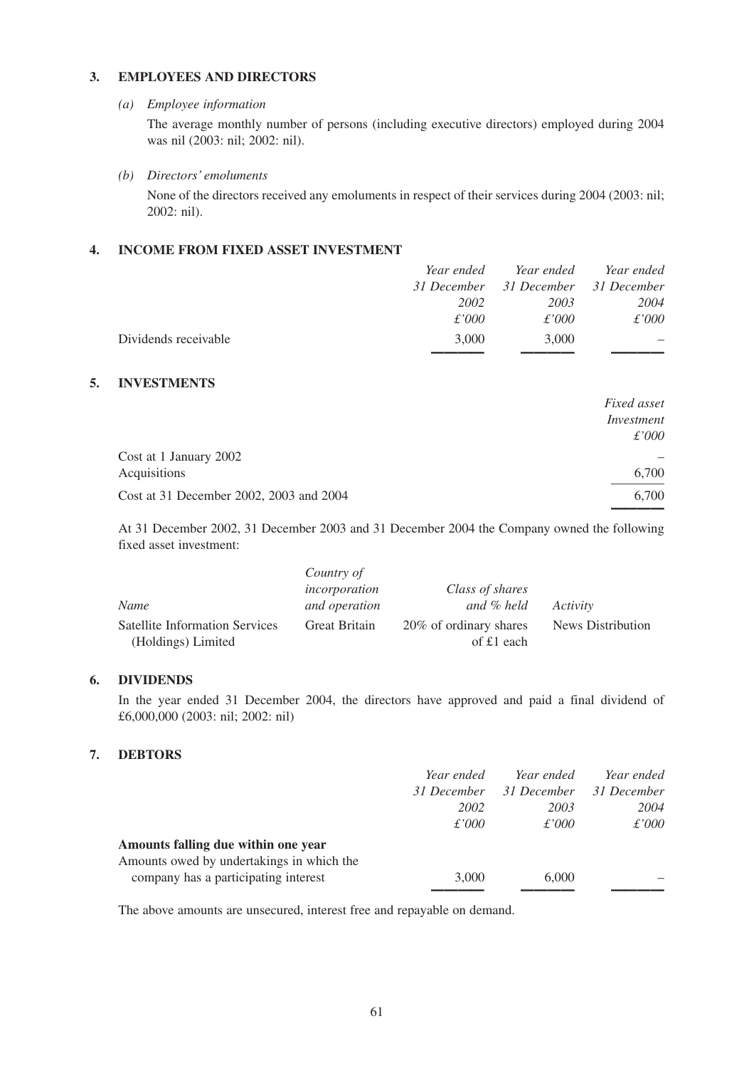### 3. EMPLOYEES AND DIRECTORS

*(a) Employee information*

The average monthly number of persons (including executive directors) employed during 2004 was nil (2003: nil; 2002: nil).

*(b) Directors' emoluments*

None of the directors received any emoluments in respect of their services during 2004 (2003: nil; 2002: nil).

### 4. INCOME FROM FIXED ASSET INVESTMENT

| | *Year ended 31 December 2002 £'000* | *Year ended 31 December 2003 £'000* | *Year ended 31 December 2004 £'000* |
|---|---|---|---|
| Dividends receivable | 3,000 | 3,000 | – |

### 5. INVESTMENTS

| | *Fixed asset Investment £'000* |
|---|---|
| Cost at 1 January 2002 | – |
| Acquisitions | 6,700 |
| Cost at 31 December 2002, 2003 and 2004 | 6,700 |

At 31 December 2002, 31 December 2003 and 31 December 2004 the Company owned the following fixed asset investment:

| *Name* | *Country of incorporation and operation* | *Class of shares and % held* | *Activity* |
|---|---|---|---|
| Satellite Information Services (Holdings) Limited | Great Britain | 20% of ordinary shares of £1 each | News Distribution |

### 6. DIVIDENDS

In the year ended 31 December 2004, the directors have approved and paid a final dividend of £6,000,000 (2003: nil; 2002: nil)

### 7. DEBTORS

| | *Year ended 31 December 2002 £'000* | *Year ended 31 December 2003 £'000* | *Year ended 31 December 2004 £'000* |
|---|---|---|---|
| **Amounts falling due within one year** | | | |
| Amounts owed by undertakings in which the company has a participating interest | 3,000 | 6,000 | – |

The above amounts are unsecured, interest free and repayable on demand.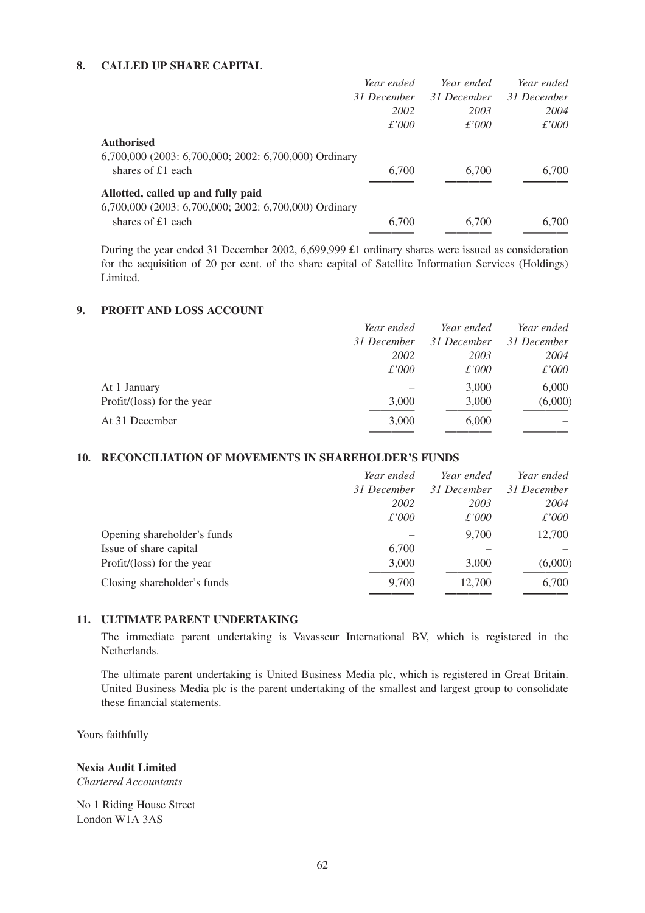**8. CALLED UP SHARE CAPITAL**

| | *Year ended 31 December 2002 £'000* | *Year ended 31 December 2003 £'000* | *Year ended 31 December 2004 £'000* |
|---|---|---|---|
| **Authorised** | | | |
| 6,700,000 (2003: 6,700,000; 2002: 6,700,000) Ordinary shares of £1 each | 6,700 | 6,700 | 6,700 |
| **Allotted, called up and fully paid** | | | |
| 6,700,000 (2003: 6,700,000; 2002: 6,700,000) Ordinary shares of £1 each | 6,700 | 6,700 | 6,700 |

During the year ended 31 December 2002, 6,699,999 £1 ordinary shares were issued as consideration for the acquisition of 20 per cent. of the share capital of Satellite Information Services (Holdings) Limited.

**9. PROFIT AND LOSS ACCOUNT**

| | *Year ended 31 December 2002 £'000* | *Year ended 31 December 2003 £'000* | *Year ended 31 December 2004 £'000* |
|---|---|---|---|
| At 1 January | – | 3,000 | 6,000 |
| Profit/(loss) for the year | 3,000 | 3,000 | (6,000) |
| At 31 December | 3,000 | 6,000 | – |

**10. RECONCILIATION OF MOVEMENTS IN SHAREHOLDER'S FUNDS**

| | *Year ended 31 December 2002 £'000* | *Year ended 31 December 2003 £'000* | *Year ended 31 December 2004 £'000* |
|---|---|---|---|
| Opening shareholder's funds | – | 9,700 | 12,700 |
| Issue of share capital | 6,700 | – | – |
| Profit/(loss) for the year | 3,000 | 3,000 | (6,000) |
| Closing shareholder's funds | 9,700 | 12,700 | 6,700 |

**11. ULTIMATE PARENT UNDERTAKING**

The immediate parent undertaking is Vavasseur International BV, which is registered in the Netherlands.

The ultimate parent undertaking is United Business Media plc, which is registered in Great Britain. United Business Media plc is the parent undertaking of the smallest and largest group to consolidate these financial statements.

Yours faithfully

**Nexia Audit Limited**
*Chartered Accountants*

No 1 Riding House Street
London W1A 3AS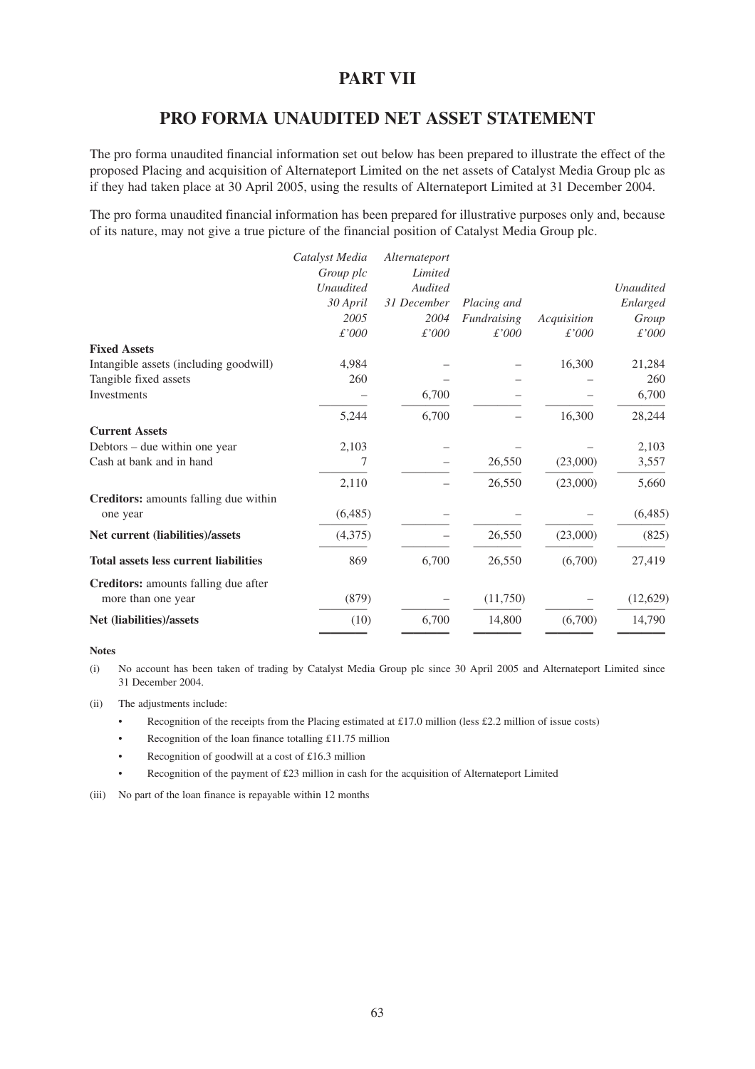# PART VII

## PRO FORMA UNAUDITED NET ASSET STATEMENT

The pro forma unaudited financial information set out below has been prepared to illustrate the effect of the proposed Placing and acquisition of Alternateport Limited on the net assets of Catalyst Media Group plc as if they had taken place at 30 April 2005, using the results of Alternateport Limited at 31 December 2004.

The pro forma unaudited financial information has been prepared for illustrative purposes only and, because of its nature, may not give a true picture of the financial position of Catalyst Media Group plc.

| | *Catalyst Media Group plc Unaudited 30 April 2005 £'000* | *Alternateport Limited Audited 31 December 2004 £'000* | *Placing and Fundraising £'000* | *Acquisition £'000* | *Unaudited Enlarged Group £'000* |
|---|---|---|---|---|---|
| **Fixed Assets** | | | | | |
| Intangible assets (including goodwill) | 4,984 | – | – | 16,300 | 21,284 |
| Tangible fixed assets | 260 | – | – | – | 260 |
| Investments | – | 6,700 | – | – | 6,700 |
| | 5,244 | 6,700 | – | 16,300 | 28,244 |
| **Current Assets** | | | | | |
| Debtors – due within one year | 2,103 | – | – | – | 2,103 |
| Cash at bank and in hand | 7 | – | 26,550 | (23,000) | 3,557 |
| | 2,110 | – | 26,550 | (23,000) | 5,660 |
| **Creditors:** amounts falling due within one year | (6,485) | – | – | – | (6,485) |
| **Net current (liabilities)/assets** | (4,375) | – | 26,550 | (23,000) | (825) |
| **Total assets less current liabilities** | 869 | 6,700 | 26,550 | (6,700) | 27,419 |
| **Creditors:** amounts falling due after more than one year | (879) | – | (11,750) | – | (12,629) |
| **Net (liabilities)/assets** | (10) | 6,700 | 14,800 | (6,700) | 14,790 |

**Notes**

(i) No account has been taken of trading by Catalyst Media Group plc since 30 April 2005 and Alternateport Limited since 31 December 2004.

(ii) The adjustments include:

- Recognition of the receipts from the Placing estimated at £17.0 million (less £2.2 million of issue costs)
- Recognition of the loan finance totalling £11.75 million
- Recognition of goodwill at a cost of £16.3 million
- Recognition of the payment of £23 million in cash for the acquisition of Alternateport Limited

(iii) No part of the loan finance is repayable within 12 months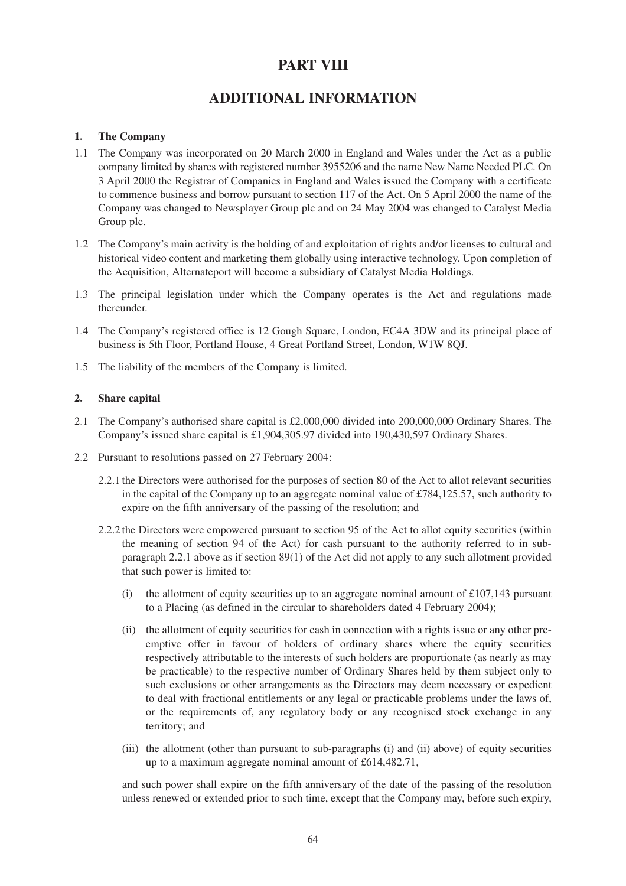# PART VIII

# ADDITIONAL INFORMATION

**1. The Company**

1.1 The Company was incorporated on 20 March 2000 in England and Wales under the Act as a public company limited by shares with registered number 3955206 and the name New Name Needed PLC. On 3 April 2000 the Registrar of Companies in England and Wales issued the Company with a certificate to commence business and borrow pursuant to section 117 of the Act. On 5 April 2000 the name of the Company was changed to Newsplayer Group plc and on 24 May 2004 was changed to Catalyst Media Group plc.

1.2 The Company's main activity is the holding of and exploitation of rights and/or licenses to cultural and historical video content and marketing them globally using interactive technology. Upon completion of the Acquisition, Alternateport will become a subsidiary of Catalyst Media Holdings.

1.3 The principal legislation under which the Company operates is the Act and regulations made thereunder.

1.4 The Company's registered office is 12 Gough Square, London, EC4A 3DW and its principal place of business is 5th Floor, Portland House, 4 Great Portland Street, London, W1W 8QJ.

1.5 The liability of the members of the Company is limited.

**2. Share capital**

2.1 The Company's authorised share capital is £2,000,000 divided into 200,000,000 Ordinary Shares. The Company's issued share capital is £1,904,305.97 divided into 190,430,597 Ordinary Shares.

2.2 Pursuant to resolutions passed on 27 February 2004:

2.2.1 the Directors were authorised for the purposes of section 80 of the Act to allot relevant securities in the capital of the Company up to an aggregate nominal value of £784,125.57, such authority to expire on the fifth anniversary of the passing of the resolution; and

2.2.2 the Directors were empowered pursuant to section 95 of the Act to allot equity securities (within the meaning of section 94 of the Act) for cash pursuant to the authority referred to in sub-paragraph 2.2.1 above as if section 89(1) of the Act did not apply to any such allotment provided that such power is limited to:

(i) the allotment of equity securities up to an aggregate nominal amount of £107,143 pursuant to a Placing (as defined in the circular to shareholders dated 4 February 2004);

(ii) the allotment of equity securities for cash in connection with a rights issue or any other pre-emptive offer in favour of holders of ordinary shares where the equity securities respectively attributable to the interests of such holders are proportionate (as nearly as may be practicable) to the respective number of Ordinary Shares held by them subject only to such exclusions or other arrangements as the Directors may deem necessary or expedient to deal with fractional entitlements or any legal or practicable problems under the laws of, or the requirements of, any regulatory body or any recognised stock exchange in any territory; and

(iii) the allotment (other than pursuant to sub-paragraphs (i) and (ii) above) of equity securities up to a maximum aggregate nominal amount of £614,482.71,

and such power shall expire on the fifth anniversary of the date of the passing of the resolution unless renewed or extended prior to such time, except that the Company may, before such expiry,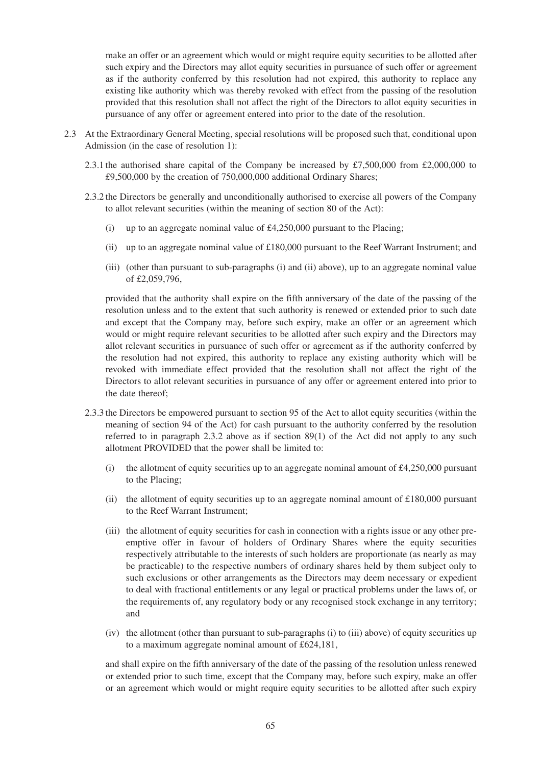make an offer or an agreement which would or might require equity securities to be allotted after such expiry and the Directors may allot equity securities in pursuance of such offer or agreement as if the authority conferred by this resolution had not expired, this authority to replace any existing like authority which was thereby revoked with effect from the passing of the resolution provided that this resolution shall not affect the right of the Directors to allot equity securities in pursuance of any offer or agreement entered into prior to the date of the resolution.

2.3 At the Extraordinary General Meeting, special resolutions will be proposed such that, conditional upon Admission (in the case of resolution 1):

2.3.1 the authorised share capital of the Company be increased by £7,500,000 from £2,000,000 to £9,500,000 by the creation of 750,000,000 additional Ordinary Shares;

2.3.2 the Directors be generally and unconditionally authorised to exercise all powers of the Company to allot relevant securities (within the meaning of section 80 of the Act):

(i) up to an aggregate nominal value of £4,250,000 pursuant to the Placing;

(ii) up to an aggregate nominal value of £180,000 pursuant to the Reef Warrant Instrument; and

(iii) (other than pursuant to sub-paragraphs (i) and (ii) above), up to an aggregate nominal value of £2,059,796,

provided that the authority shall expire on the fifth anniversary of the date of the passing of the resolution unless and to the extent that such authority is renewed or extended prior to such date and except that the Company may, before such expiry, make an offer or an agreement which would or might require relevant securities to be allotted after such expiry and the Directors may allot relevant securities in pursuance of such offer or agreement as if the authority conferred by the resolution had not expired, this authority to replace any existing authority which will be revoked with immediate effect provided that the resolution shall not affect the right of the Directors to allot relevant securities in pursuance of any offer or agreement entered into prior to the date thereof;

2.3.3 the Directors be empowered pursuant to section 95 of the Act to allot equity securities (within the meaning of section 94 of the Act) for cash pursuant to the authority conferred by the resolution referred to in paragraph 2.3.2 above as if section 89(1) of the Act did not apply to any such allotment PROVIDED that the power shall be limited to:

(i) the allotment of equity securities up to an aggregate nominal amount of £4,250,000 pursuant to the Placing;

(ii) the allotment of equity securities up to an aggregate nominal amount of £180,000 pursuant to the Reef Warrant Instrument;

(iii) the allotment of equity securities for cash in connection with a rights issue or any other pre-emptive offer in favour of holders of Ordinary Shares where the equity securities respectively attributable to the interests of such holders are proportionate (as nearly as may be practicable) to the respective numbers of ordinary shares held by them subject only to such exclusions or other arrangements as the Directors may deem necessary or expedient to deal with fractional entitlements or any legal or practical problems under the laws of, or the requirements of, any regulatory body or any recognised stock exchange in any territory; and

(iv) the allotment (other than pursuant to sub-paragraphs (i) to (iii) above) of equity securities up to a maximum aggregate nominal amount of £624,181,

and shall expire on the fifth anniversary of the date of the passing of the resolution unless renewed or extended prior to such time, except that the Company may, before such expiry, make an offer or an agreement which would or might require equity securities to be allotted after such expiry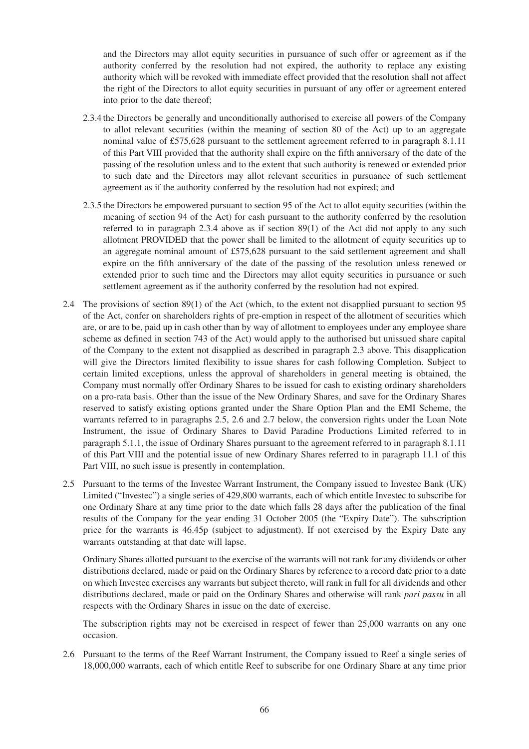and the Directors may allot equity securities in pursuance of such offer or agreement as if the authority conferred by the resolution had not expired, the authority to replace any existing authority which will be revoked with immediate effect provided that the resolution shall not affect the right of the Directors to allot equity securities in pursuant of any offer or agreement entered into prior to the date thereof;

2.3.4 the Directors be generally and unconditionally authorised to exercise all powers of the Company to allot relevant securities (within the meaning of section 80 of the Act) up to an aggregate nominal value of £575,628 pursuant to the settlement agreement referred to in paragraph 8.1.11 of this Part VIII provided that the authority shall expire on the fifth anniversary of the date of the passing of the resolution unless and to the extent that such authority is renewed or extended prior to such date and the Directors may allot relevant securities in pursuance of such settlement agreement as if the authority conferred by the resolution had not expired; and

2.3.5 the Directors be empowered pursuant to section 95 of the Act to allot equity securities (within the meaning of section 94 of the Act) for cash pursuant to the authority conferred by the resolution referred to in paragraph 2.3.4 above as if section 89(1) of the Act did not apply to any such allotment PROVIDED that the power shall be limited to the allotment of equity securities up to an aggregate nominal amount of £575,628 pursuant to the said settlement agreement and shall expire on the fifth anniversary of the date of the passing of the resolution unless renewed or extended prior to such time and the Directors may allot equity securities in pursuance or such settlement agreement as if the authority conferred by the resolution had not expired.

2.4 The provisions of section 89(1) of the Act (which, to the extent not disapplied pursuant to section 95 of the Act, confer on shareholders rights of pre-emption in respect of the allotment of securities which are, or are to be, paid up in cash other than by way of allotment to employees under any employee share scheme as defined in section 743 of the Act) would apply to the authorised but unissued share capital of the Company to the extent not disapplied as described in paragraph 2.3 above. This disapplication will give the Directors limited flexibility to issue shares for cash following Completion. Subject to certain limited exceptions, unless the approval of shareholders in general meeting is obtained, the Company must normally offer Ordinary Shares to be issued for cash to existing ordinary shareholders on a pro-rata basis. Other than the issue of the New Ordinary Shares, and save for the Ordinary Shares reserved to satisfy existing options granted under the Share Option Plan and the EMI Scheme, the warrants referred to in paragraphs 2.5, 2.6 and 2.7 below, the conversion rights under the Loan Note Instrument, the issue of Ordinary Shares to David Paradine Productions Limited referred to in paragraph 5.1.1, the issue of Ordinary Shares pursuant to the agreement referred to in paragraph 8.1.11 of this Part VIII and the potential issue of new Ordinary Shares referred to in paragraph 11.1 of this Part VIII, no such issue is presently in contemplation.

2.5 Pursuant to the terms of the Investec Warrant Instrument, the Company issued to Investec Bank (UK) Limited ("Investec") a single series of 429,800 warrants, each of which entitle Investec to subscribe for one Ordinary Share at any time prior to the date which falls 28 days after the publication of the final results of the Company for the year ending 31 October 2005 (the "Expiry Date"). The subscription price for the warrants is 46.45p (subject to adjustment). If not exercised by the Expiry Date any warrants outstanding at that date will lapse.

Ordinary Shares allotted pursuant to the exercise of the warrants will not rank for any dividends or other distributions declared, made or paid on the Ordinary Shares by reference to a record date prior to a date on which Investec exercises any warrants but subject thereto, will rank in full for all dividends and other distributions declared, made or paid on the Ordinary Shares and otherwise will rank *pari passu* in all respects with the Ordinary Shares in issue on the date of exercise.

The subscription rights may not be exercised in respect of fewer than 25,000 warrants on any one occasion.

2.6 Pursuant to the terms of the Reef Warrant Instrument, the Company issued to Reef a single series of 18,000,000 warrants, each of which entitle Reef to subscribe for one Ordinary Share at any time prior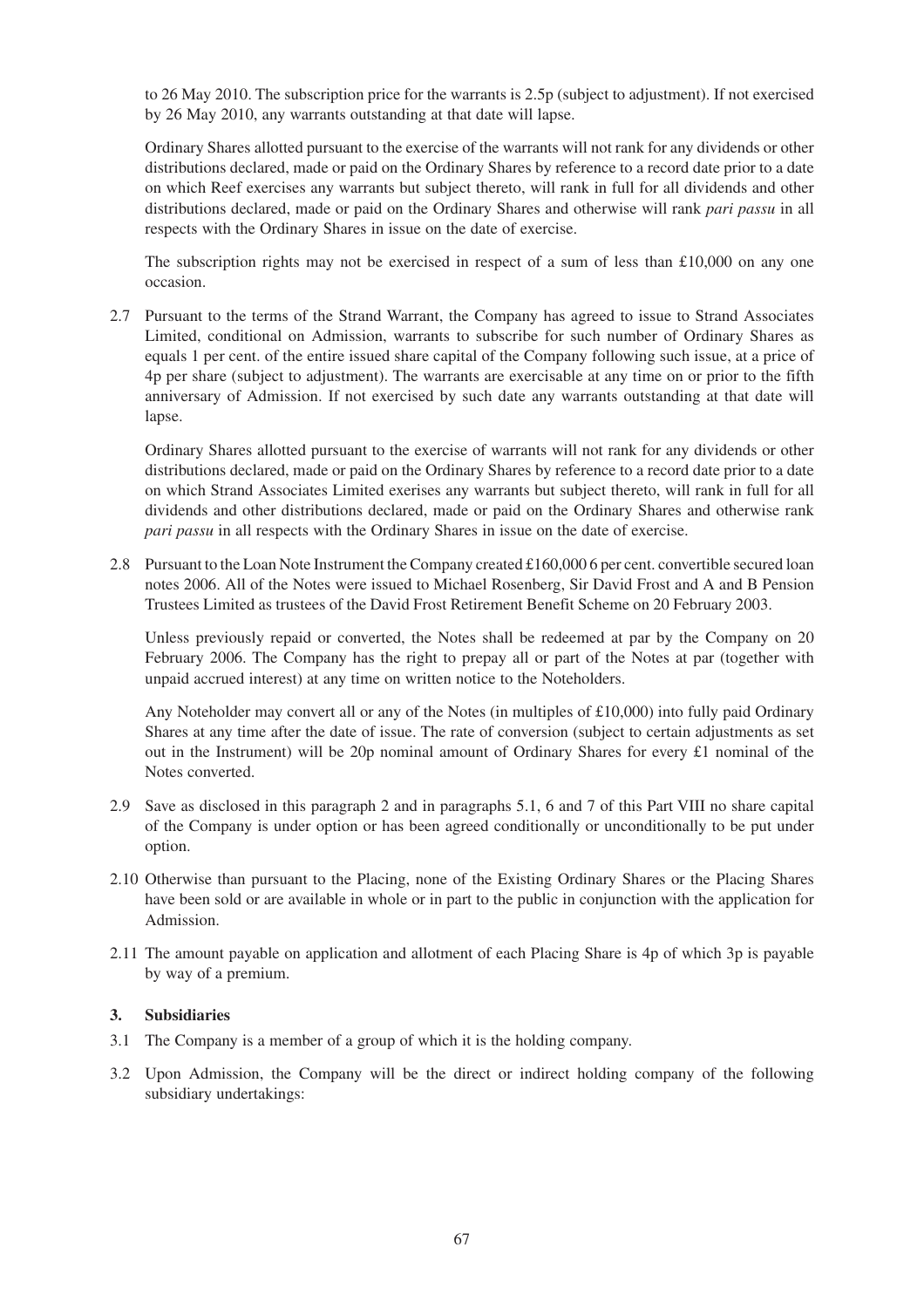to 26 May 2010. The subscription price for the warrants is 2.5p (subject to adjustment). If not exercised by 26 May 2010, any warrants outstanding at that date will lapse.

Ordinary Shares allotted pursuant to the exercise of the warrants will not rank for any dividends or other distributions declared, made or paid on the Ordinary Shares by reference to a record date prior to a date on which Reef exercises any warrants but subject thereto, will rank in full for all dividends and other distributions declared, made or paid on the Ordinary Shares and otherwise will rank *pari passu* in all respects with the Ordinary Shares in issue on the date of exercise.

The subscription rights may not be exercised in respect of a sum of less than £10,000 on any one occasion.

2.7 Pursuant to the terms of the Strand Warrant, the Company has agreed to issue to Strand Associates Limited, conditional on Admission, warrants to subscribe for such number of Ordinary Shares as equals 1 per cent. of the entire issued share capital of the Company following such issue, at a price of 4p per share (subject to adjustment). The warrants are exercisable at any time on or prior to the fifth anniversary of Admission. If not exercised by such date any warrants outstanding at that date will lapse.

Ordinary Shares allotted pursuant to the exercise of warrants will not rank for any dividends or other distributions declared, made or paid on the Ordinary Shares by reference to a record date prior to a date on which Strand Associates Limited exerises any warrants but subject thereto, will rank in full for all dividends and other distributions declared, made or paid on the Ordinary Shares and otherwise rank *pari passu* in all respects with the Ordinary Shares in issue on the date of exercise.

2.8 Pursuant to the Loan Note Instrument the Company created £160,000 6 per cent. convertible secured loan notes 2006. All of the Notes were issued to Michael Rosenberg, Sir David Frost and A and B Pension Trustees Limited as trustees of the David Frost Retirement Benefit Scheme on 20 February 2003.

Unless previously repaid or converted, the Notes shall be redeemed at par by the Company on 20 February 2006. The Company has the right to prepay all or part of the Notes at par (together with unpaid accrued interest) at any time on written notice to the Noteholders.

Any Noteholder may convert all or any of the Notes (in multiples of £10,000) into fully paid Ordinary Shares at any time after the date of issue. The rate of conversion (subject to certain adjustments as set out in the Instrument) will be 20p nominal amount of Ordinary Shares for every £1 nominal of the Notes converted.

2.9 Save as disclosed in this paragraph 2 and in paragraphs 5.1, 6 and 7 of this Part VIII no share capital of the Company is under option or has been agreed conditionally or unconditionally to be put under option.

2.10 Otherwise than pursuant to the Placing, none of the Existing Ordinary Shares or the Placing Shares have been sold or are available in whole or in part to the public in conjunction with the application for Admission.

2.11 The amount payable on application and allotment of each Placing Share is 4p of which 3p is payable by way of a premium.

### 3. Subsidiaries

3.1 The Company is a member of a group of which it is the holding company.

3.2 Upon Admission, the Company will be the direct or indirect holding company of the following subsidiary undertakings: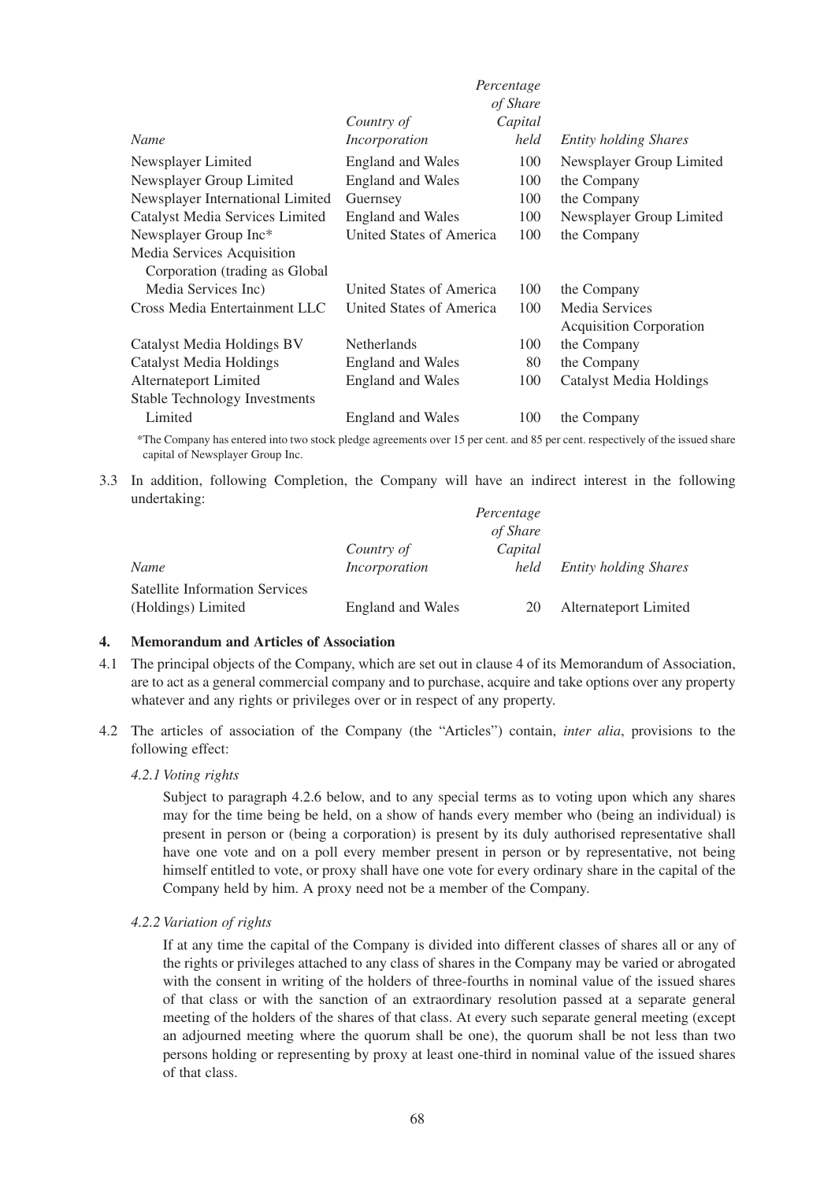| Name | Country of Incorporation | Percentage of Share Capital held | Entity holding Shares |
|---|---|---|---|
| Newsplayer Limited | England and Wales | 100 | Newsplayer Group Limited |
| Newsplayer Group Limited | England and Wales | 100 | the Company |
| Newsplayer International Limited | Guernsey | 100 | the Company |
| Catalyst Media Services Limited | England and Wales | 100 | Newsplayer Group Limited |
| Newsplayer Group Inc* | United States of America | 100 | the Company |
| Media Services Acquisition Corporation (trading as Global Media Services Inc) | United States of America | 100 | the Company |
| Cross Media Entertainment LLC | United States of America | 100 | Media Services Acquisition Corporation |
| Catalyst Media Holdings BV | Netherlands | 100 | the Company |
| Catalyst Media Holdings | England and Wales | 80 | the Company |
| Alternateport Limited | England and Wales | 100 | Catalyst Media Holdings |
| Stable Technology Investments Limited | England and Wales | 100 | the Company |

*The Company has entered into two stock pledge agreements over 15 per cent. and 85 per cent. respectively of the issued share capital of Newsplayer Group Inc.

3.3 In addition, following Completion, the Company will have an indirect interest in the following undertaking:

| Name | Country of Incorporation | Percentage of Share Capital held | Entity holding Shares |
|---|---|---|---|
| Satellite Information Services (Holdings) Limited | England and Wales | 20 | Alternateport Limited |

## 4. Memorandum and Articles of Association

4.1 The principal objects of the Company, which are set out in clause 4 of its Memorandum of Association, are to act as a general commercial company and to purchase, acquire and take options over any property whatever and any rights or privileges over or in respect of any property.

4.2 The articles of association of the Company (the "Articles") contain, *inter alia*, provisions to the following effect:

*4.2.1 Voting rights*

Subject to paragraph 4.2.6 below, and to any special terms as to voting upon which any shares may for the time being be held, on a show of hands every member who (being an individual) is present in person or (being a corporation) is present by its duly authorised representative shall have one vote and on a poll every member present in person or by representative, not being himself entitled to vote, or proxy shall have one vote for every ordinary share in the capital of the Company held by him. A proxy need not be a member of the Company.

*4.2.2 Variation of rights*

If at any time the capital of the Company is divided into different classes of shares all or any of the rights or privileges attached to any class of shares in the Company may be varied or abrogated with the consent in writing of the holders of three-fourths in nominal value of the issued shares of that class or with the sanction of an extraordinary resolution passed at a separate general meeting of the holders of the shares of that class. At every such separate general meeting (except an adjourned meeting where the quorum shall be one), the quorum shall be not less than two persons holding or representing by proxy at least one-third in nominal value of the issued shares of that class.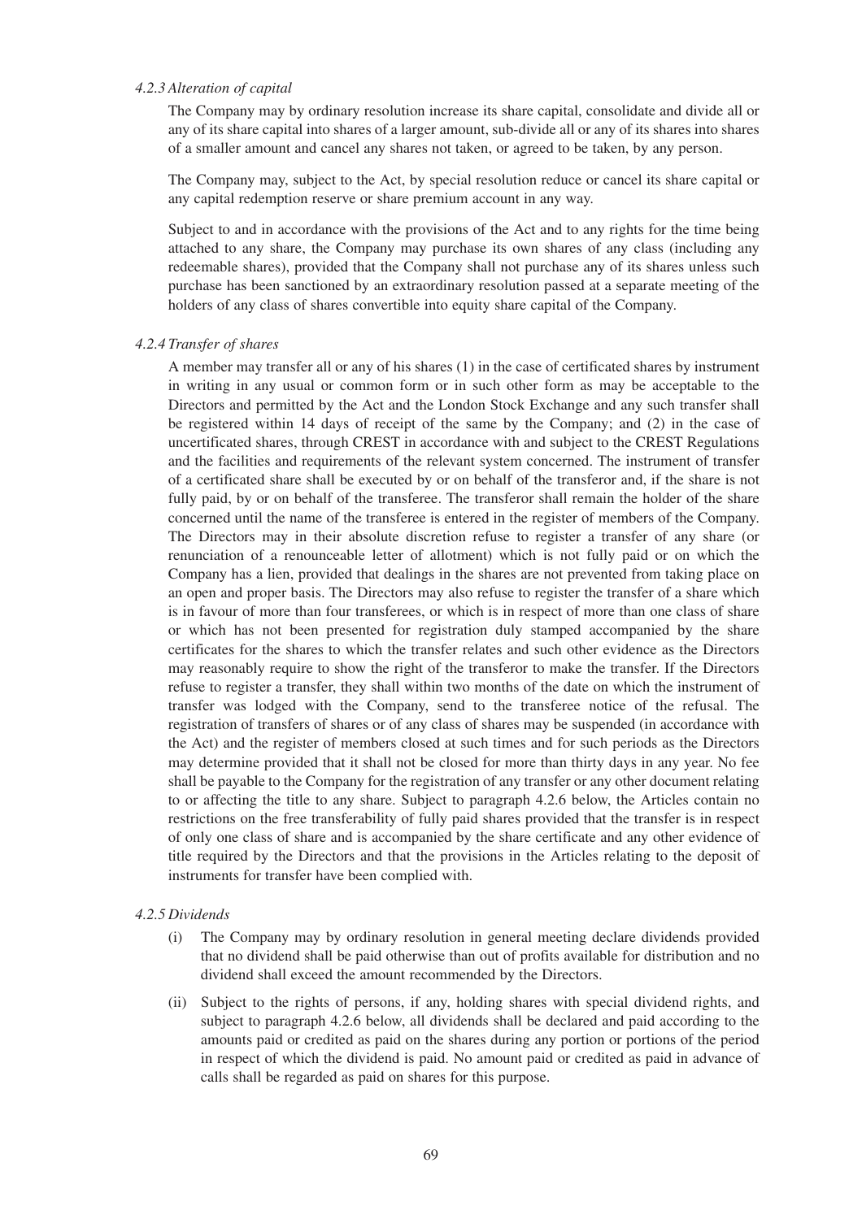*4.2.3 Alteration of capital*

The Company may by ordinary resolution increase its share capital, consolidate and divide all or any of its share capital into shares of a larger amount, sub-divide all or any of its shares into shares of a smaller amount and cancel any shares not taken, or agreed to be taken, by any person.

The Company may, subject to the Act, by special resolution reduce or cancel its share capital or any capital redemption reserve or share premium account in any way.

Subject to and in accordance with the provisions of the Act and to any rights for the time being attached to any share, the Company may purchase its own shares of any class (including any redeemable shares), provided that the Company shall not purchase any of its shares unless such purchase has been sanctioned by an extraordinary resolution passed at a separate meeting of the holders of any class of shares convertible into equity share capital of the Company.

*4.2.4 Transfer of shares*

A member may transfer all or any of his shares (1) in the case of certificated shares by instrument in writing in any usual or common form or in such other form as may be acceptable to the Directors and permitted by the Act and the London Stock Exchange and any such transfer shall be registered within 14 days of receipt of the same by the Company; and (2) in the case of uncertificated shares, through CREST in accordance with and subject to the CREST Regulations and the facilities and requirements of the relevant system concerned. The instrument of transfer of a certificated share shall be executed by or on behalf of the transferor and, if the share is not fully paid, by or on behalf of the transferee. The transferor shall remain the holder of the share concerned until the name of the transferee is entered in the register of members of the Company. The Directors may in their absolute discretion refuse to register a transfer of any share (or renunciation of a renounceable letter of allotment) which is not fully paid or on which the Company has a lien, provided that dealings in the shares are not prevented from taking place on an open and proper basis. The Directors may also refuse to register the transfer of a share which is in favour of more than four transferees, or which is in respect of more than one class of share or which has not been presented for registration duly stamped accompanied by the share certificates for the shares to which the transfer relates and such other evidence as the Directors may reasonably require to show the right of the transferor to make the transfer. If the Directors refuse to register a transfer, they shall within two months of the date on which the instrument of transfer was lodged with the Company, send to the transferee notice of the refusal. The registration of transfers of shares or of any class of shares may be suspended (in accordance with the Act) and the register of members closed at such times and for such periods as the Directors may determine provided that it shall not be closed for more than thirty days in any year. No fee shall be payable to the Company for the registration of any transfer or any other document relating to or affecting the title to any share. Subject to paragraph 4.2.6 below, the Articles contain no restrictions on the free transferability of fully paid shares provided that the transfer is in respect of only one class of share and is accompanied by the share certificate and any other evidence of title required by the Directors and that the provisions in the Articles relating to the deposit of instruments for transfer have been complied with.

*4.2.5 Dividends*

(i) The Company may by ordinary resolution in general meeting declare dividends provided that no dividend shall be paid otherwise than out of profits available for distribution and no dividend shall exceed the amount recommended by the Directors.

(ii) Subject to the rights of persons, if any, holding shares with special dividend rights, and subject to paragraph 4.2.6 below, all dividends shall be declared and paid according to the amounts paid or credited as paid on the shares during any portion or portions of the period in respect of which the dividend is paid. No amount paid or credited as paid in advance of calls shall be regarded as paid on shares for this purpose.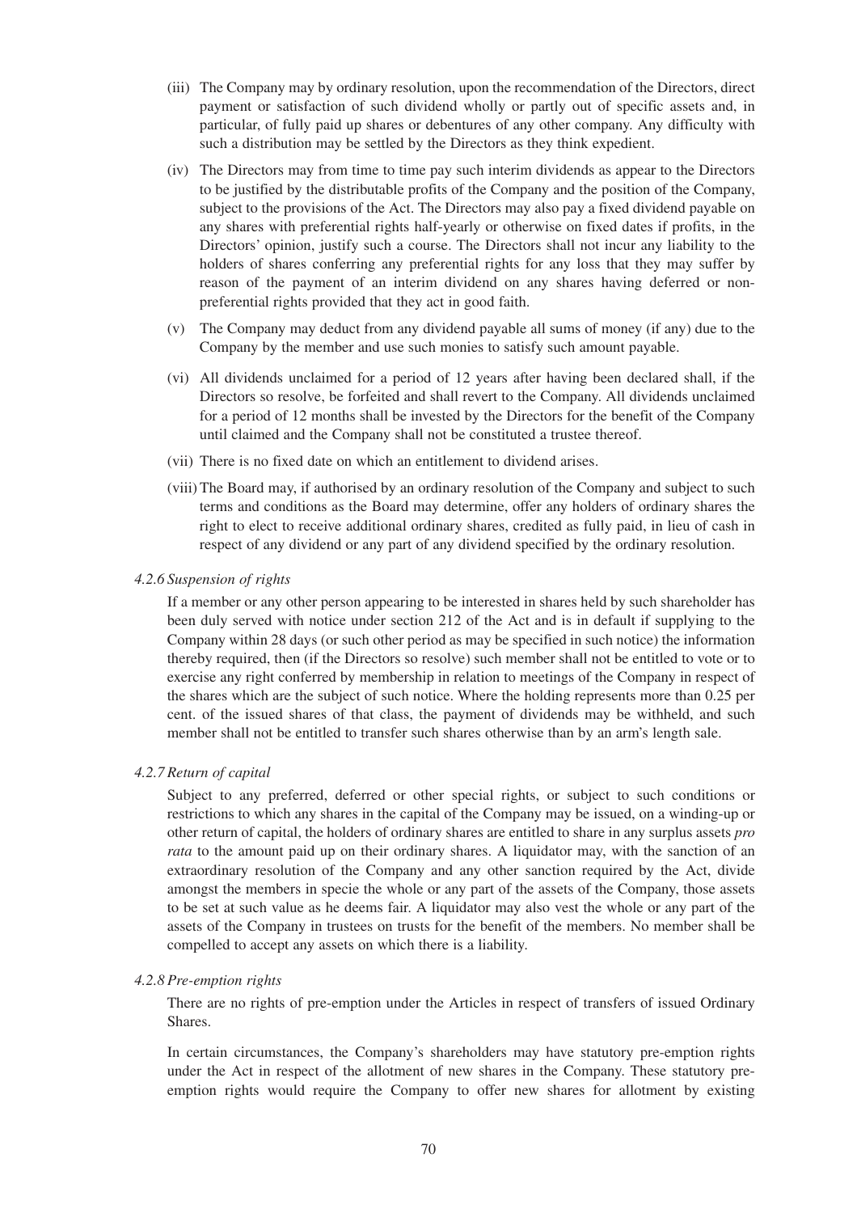(iii) The Company may by ordinary resolution, upon the recommendation of the Directors, direct payment or satisfaction of such dividend wholly or partly out of specific assets and, in particular, of fully paid up shares or debentures of any other company. Any difficulty with such a distribution may be settled by the Directors as they think expedient.

(iv) The Directors may from time to time pay such interim dividends as appear to the Directors to be justified by the distributable profits of the Company and the position of the Company, subject to the provisions of the Act. The Directors may also pay a fixed dividend payable on any shares with preferential rights half-yearly or otherwise on fixed dates if profits, in the Directors' opinion, justify such a course. The Directors shall not incur any liability to the holders of shares conferring any preferential rights for any loss that they may suffer by reason of the payment of an interim dividend on any shares having deferred or non-preferential rights provided that they act in good faith.

(v) The Company may deduct from any dividend payable all sums of money (if any) due to the Company by the member and use such monies to satisfy such amount payable.

(vi) All dividends unclaimed for a period of 12 years after having been declared shall, if the Directors so resolve, be forfeited and shall revert to the Company. All dividends unclaimed for a period of 12 months shall be invested by the Directors for the benefit of the Company until claimed and the Company shall not be constituted a trustee thereof.

(vii) There is no fixed date on which an entitlement to dividend arises.

(viii) The Board may, if authorised by an ordinary resolution of the Company and subject to such terms and conditions as the Board may determine, offer any holders of ordinary shares the right to elect to receive additional ordinary shares, credited as fully paid, in lieu of cash in respect of any dividend or any part of any dividend specified by the ordinary resolution.

*4.2.6 Suspension of rights*

If a member or any other person appearing to be interested in shares held by such shareholder has been duly served with notice under section 212 of the Act and is in default if supplying to the Company within 28 days (or such other period as may be specified in such notice) the information thereby required, then (if the Directors so resolve) such member shall not be entitled to vote or to exercise any right conferred by membership in relation to meetings of the Company in respect of the shares which are the subject of such notice. Where the holding represents more than 0.25 per cent. of the issued shares of that class, the payment of dividends may be withheld, and such member shall not be entitled to transfer such shares otherwise than by an arm's length sale.

*4.2.7 Return of capital*

Subject to any preferred, deferred or other special rights, or subject to such conditions or restrictions to which any shares in the capital of the Company may be issued, on a winding-up or other return of capital, the holders of ordinary shares are entitled to share in any surplus assets *pro rata* to the amount paid up on their ordinary shares. A liquidator may, with the sanction of an extraordinary resolution of the Company and any other sanction required by the Act, divide amongst the members in specie the whole or any part of the assets of the Company, those assets to be set at such value as he deems fair. A liquidator may also vest the whole or any part of the assets of the Company in trustees on trusts for the benefit of the members. No member shall be compelled to accept any assets on which there is a liability.

*4.2.8 Pre-emption rights*

There are no rights of pre-emption under the Articles in respect of transfers of issued Ordinary Shares.

In certain circumstances, the Company's shareholders may have statutory pre-emption rights under the Act in respect of the allotment of new shares in the Company. These statutory pre-emption rights would require the Company to offer new shares for allotment by existing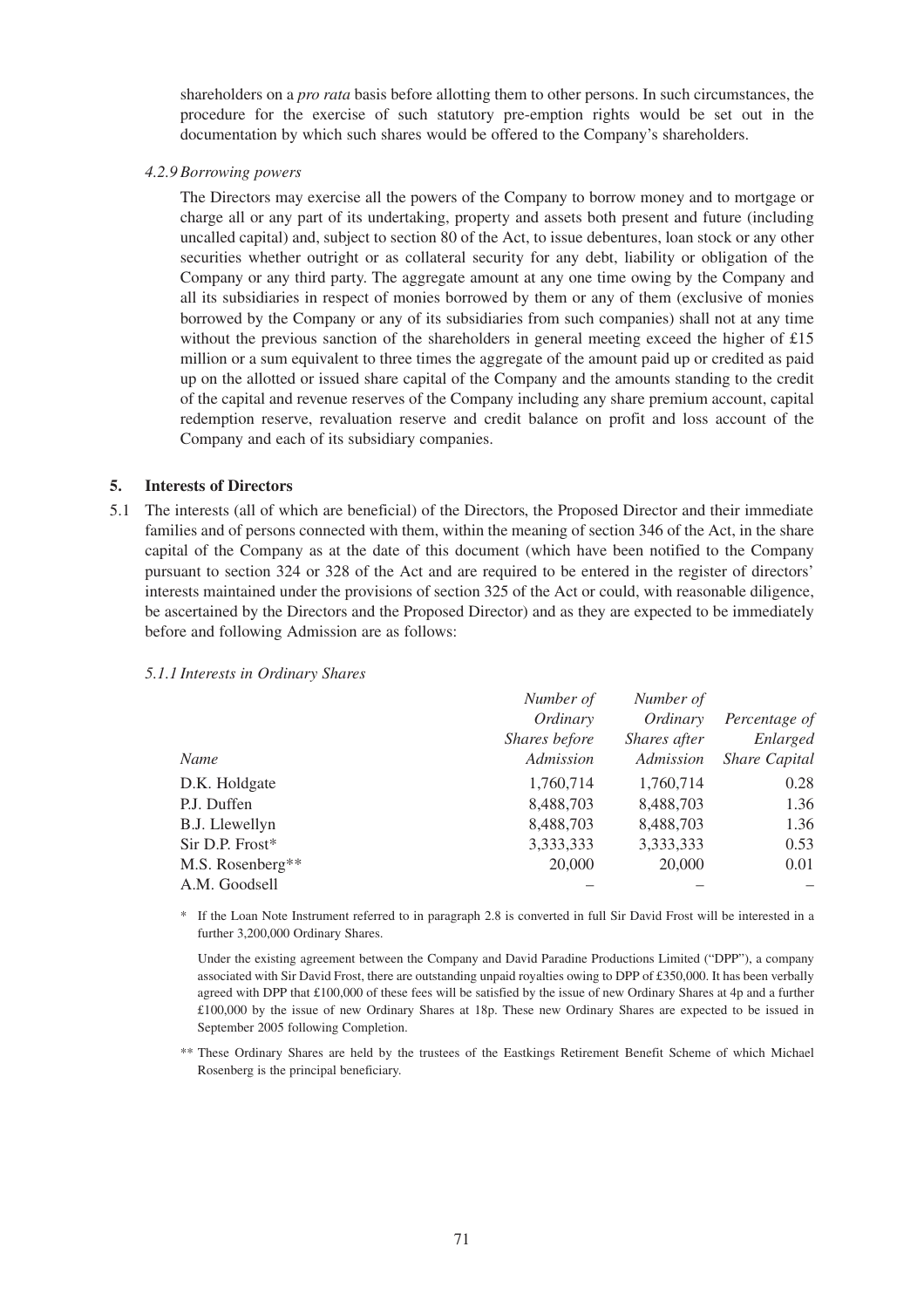shareholders on a *pro rata* basis before allotting them to other persons. In such circumstances, the procedure for the exercise of such statutory pre-emption rights would be set out in the documentation by which such shares would be offered to the Company's shareholders.

*4.2.9 Borrowing powers*

The Directors may exercise all the powers of the Company to borrow money and to mortgage or charge all or any part of its undertaking, property and assets both present and future (including uncalled capital) and, subject to section 80 of the Act, to issue debentures, loan stock or any other securities whether outright or as collateral security for any debt, liability or obligation of the Company or any third party. The aggregate amount at any one time owing by the Company and all its subsidiaries in respect of monies borrowed by them or any of them (exclusive of monies borrowed by the Company or any of its subsidiaries from such companies) shall not at any time without the previous sanction of the shareholders in general meeting exceed the higher of £15 million or a sum equivalent to three times the aggregate of the amount paid up or credited as paid up on the allotted or issued share capital of the Company and the amounts standing to the credit of the capital and revenue reserves of the Company including any share premium account, capital redemption reserve, revaluation reserve and credit balance on profit and loss account of the Company and each of its subsidiary companies.

## 5. Interests of Directors

5.1 The interests (all of which are beneficial) of the Directors, the Proposed Director and their immediate families and of persons connected with them, within the meaning of section 346 of the Act, in the share capital of the Company as at the date of this document (which have been notified to the Company pursuant to section 324 or 328 of the Act and are required to be entered in the register of directors' interests maintained under the provisions of section 325 of the Act or could, with reasonable diligence, be ascertained by the Directors and the Proposed Director) and as they are expected to be immediately before and following Admission are as follows:

*5.1.1 Interests in Ordinary Shares*

| *Name* | *Number of Ordinary Shares before Admission* | *Number of Ordinary Shares after Admission* | *Percentage of Enlarged Share Capital* |
|---|---|---|---|
| D.K. Holdgate | 1,760,714 | 1,760,714 | 0.28 |
| P.J. Duffen | 8,488,703 | 8,488,703 | 1.36 |
| B.J. Llewellyn | 8,488,703 | 8,488,703 | 1.36 |
| Sir D.P. Frost* | 3,333,333 | 3,333,333 | 0.53 |
| M.S. Rosenberg** | 20,000 | 20,000 | 0.01 |
| A.M. Goodsell | – | – | – |

\* If the Loan Note Instrument referred to in paragraph 2.8 is converted in full Sir David Frost will be interested in a further 3,200,000 Ordinary Shares.

Under the existing agreement between the Company and David Paradine Productions Limited ("DPP"), a company associated with Sir David Frost, there are outstanding unpaid royalties owing to DPP of £350,000. It has been verbally agreed with DPP that £100,000 of these fees will be satisfied by the issue of new Ordinary Shares at 4p and a further £100,000 by the issue of new Ordinary Shares at 18p. These new Ordinary Shares are expected to be issued in September 2005 following Completion.

\*\* These Ordinary Shares are held by the trustees of the Eastkings Retirement Benefit Scheme of which Michael Rosenberg is the principal beneficiary.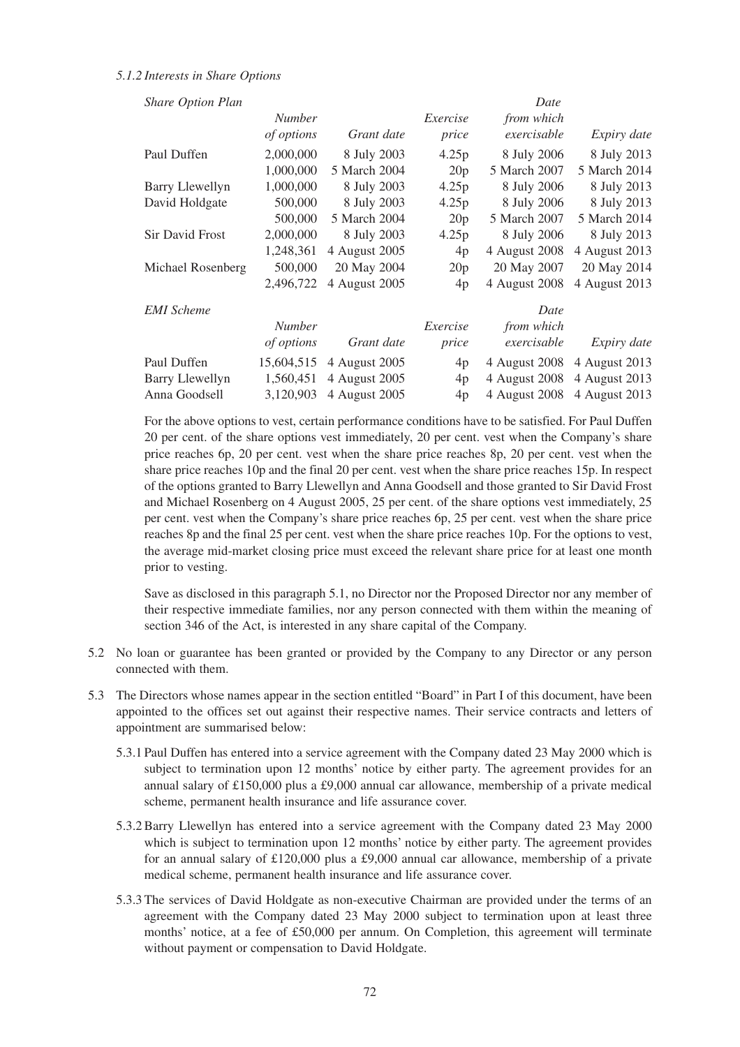*5.1.2 Interests in Share Options*

| *Share Option Plan* | *Number of options* | *Grant date* | *Exercise price* | *Date from which exercisable* | *Expiry date* |
|---|---|---|---|---|---|
| Paul Duffen | 2,000,000 | 8 July 2003 | 4.25p | 8 July 2006 | 8 July 2013 |
| | 1,000,000 | 5 March 2004 | 20p | 5 March 2007 | 5 March 2014 |
| Barry Llewellyn | 1,000,000 | 8 July 2003 | 4.25p | 8 July 2006 | 8 July 2013 |
| David Holdgate | 500,000 | 8 July 2003 | 4.25p | 8 July 2006 | 8 July 2013 |
| | 500,000 | 5 March 2004 | 20p | 5 March 2007 | 5 March 2014 |
| Sir David Frost | 2,000,000 | 8 July 2003 | 4.25p | 8 July 2006 | 8 July 2013 |
| | 1,248,361 | 4 August 2005 | 4p | 4 August 2008 | 4 August 2013 |
| Michael Rosenberg | 500,000 | 20 May 2004 | 20p | 20 May 2007 | 20 May 2014 |
| | 2,496,722 | 4 August 2005 | 4p | 4 August 2008 | 4 August 2013 |

| *EMI Scheme* | *Number of options* | *Grant date* | *Exercise price* | *Date from which exercisable* | *Expiry date* |
|---|---|---|---|---|---|
| Paul Duffen | 15,604,515 | 4 August 2005 | 4p | 4 August 2008 | 4 August 2013 |
| Barry Llewellyn | 1,560,451 | 4 August 2005 | 4p | 4 August 2008 | 4 August 2013 |
| Anna Goodsell | 3,120,903 | 4 August 2005 | 4p | 4 August 2008 | 4 August 2013 |

For the above options to vest, certain performance conditions have to be satisfied. For Paul Duffen 20 per cent. of the share options vest immediately, 20 per cent. vest when the Company's share price reaches 6p, 20 per cent. vest when the share price reaches 8p, 20 per cent. vest when the share price reaches 10p and the final 20 per cent. vest when the share price reaches 15p. In respect of the options granted to Barry Llewellyn and Anna Goodsell and those granted to Sir David Frost and Michael Rosenberg on 4 August 2005, 25 per cent. of the share options vest immediately, 25 per cent. vest when the Company's share price reaches 6p, 25 per cent. vest when the share price reaches 8p and the final 25 per cent. vest when the share price reaches 10p. For the options to vest, the average mid-market closing price must exceed the relevant share price for at least one month prior to vesting.

Save as disclosed in this paragraph 5.1, no Director nor the Proposed Director nor any member of their respective immediate families, nor any person connected with them within the meaning of section 346 of the Act, is interested in any share capital of the Company.

5.2 No loan or guarantee has been granted or provided by the Company to any Director or any person connected with them.

5.3 The Directors whose names appear in the section entitled "Board" in Part I of this document, have been appointed to the offices set out against their respective names. Their service contracts and letters of appointment are summarised below:

5.3.1 Paul Duffen has entered into a service agreement with the Company dated 23 May 2000 which is subject to termination upon 12 months' notice by either party. The agreement provides for an annual salary of £150,000 plus a £9,000 annual car allowance, membership of a private medical scheme, permanent health insurance and life assurance cover.

5.3.2 Barry Llewellyn has entered into a service agreement with the Company dated 23 May 2000 which is subject to termination upon 12 months' notice by either party. The agreement provides for an annual salary of £120,000 plus a £9,000 annual car allowance, membership of a private medical scheme, permanent health insurance and life assurance cover.

5.3.3 The services of David Holdgate as non-executive Chairman are provided under the terms of an agreement with the Company dated 23 May 2000 subject to termination upon at least three months' notice, at a fee of £50,000 per annum. On Completion, this agreement will terminate without payment or compensation to David Holdgate.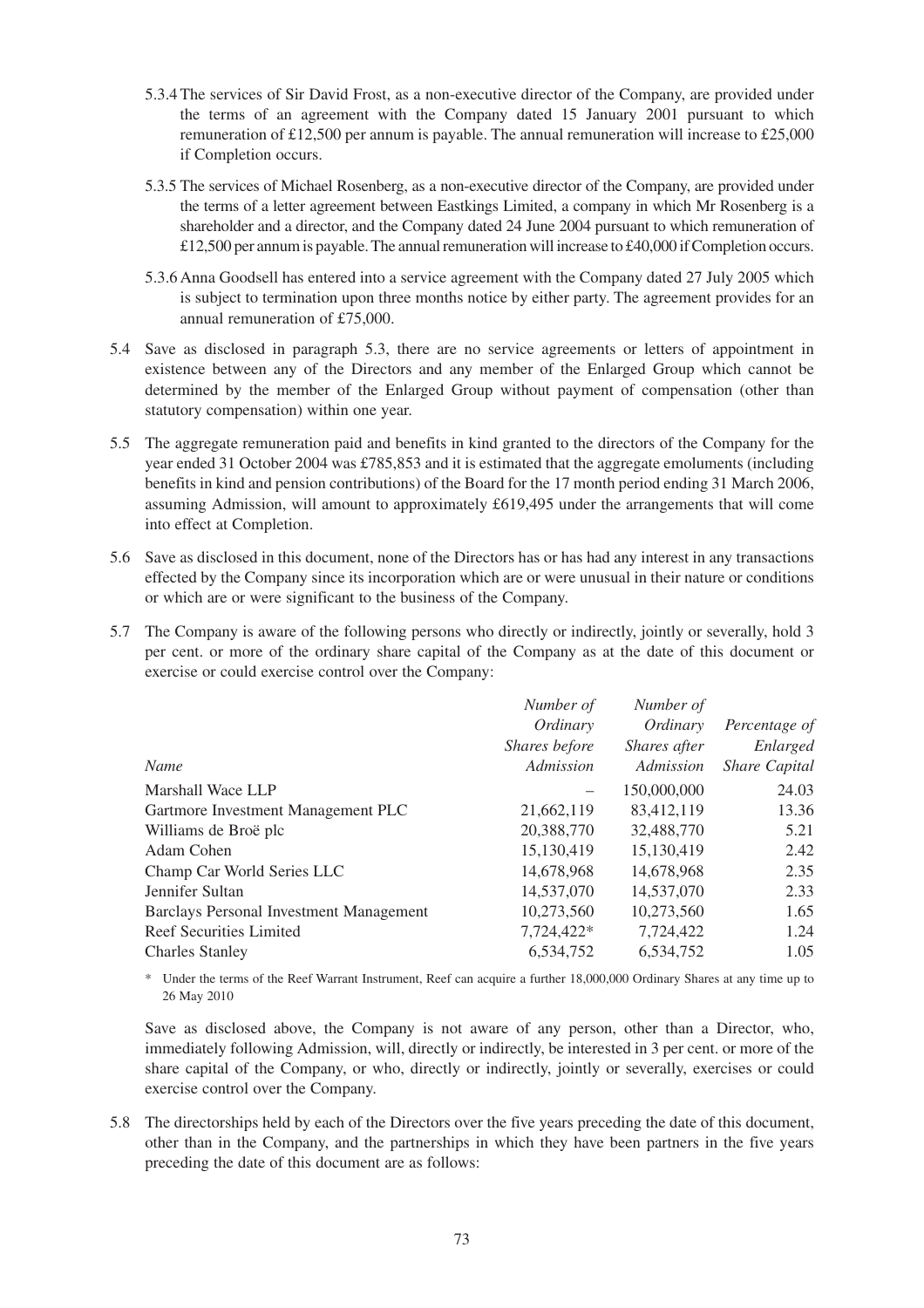5.3.4 The services of Sir David Frost, as a non-executive director of the Company, are provided under the terms of an agreement with the Company dated 15 January 2001 pursuant to which remuneration of £12,500 per annum is payable. The annual remuneration will increase to £25,000 if Completion occurs.

5.3.5 The services of Michael Rosenberg, as a non-executive director of the Company, are provided under the terms of a letter agreement between Eastkings Limited, a company in which Mr Rosenberg is a shareholder and a director, and the Company dated 24 June 2004 pursuant to which remuneration of £12,500 per annum is payable. The annual remuneration will increase to £40,000 if Completion occurs.

5.3.6 Anna Goodsell has entered into a service agreement with the Company dated 27 July 2005 which is subject to termination upon three months notice by either party. The agreement provides for an annual remuneration of £75,000.

5.4 Save as disclosed in paragraph 5.3, there are no service agreements or letters of appointment in existence between any of the Directors and any member of the Enlarged Group which cannot be determined by the member of the Enlarged Group without payment of compensation (other than statutory compensation) within one year.

5.5 The aggregate remuneration paid and benefits in kind granted to the directors of the Company for the year ended 31 October 2004 was £785,853 and it is estimated that the aggregate emoluments (including benefits in kind and pension contributions) of the Board for the 17 month period ending 31 March 2006, assuming Admission, will amount to approximately £619,495 under the arrangements that will come into effect at Completion.

5.6 Save as disclosed in this document, none of the Directors has or has had any interest in any transactions effected by the Company since its incorporation which are or were unusual in their nature or conditions or which are or were significant to the business of the Company.

5.7 The Company is aware of the following persons who directly or indirectly, jointly or severally, hold 3 per cent. or more of the ordinary share capital of the Company as at the date of this document or exercise or could exercise control over the Company:

| *Name* | *Number of Ordinary Shares before Admission* | *Number of Ordinary Shares after Admission* | *Percentage of Enlarged Share Capital* |
|---|---|---|---|
| Marshall Wace LLP | – | 150,000,000 | 24.03 |
| Gartmore Investment Management PLC | 21,662,119 | 83,412,119 | 13.36 |
| Williams de Broë plc | 20,388,770 | 32,488,770 | 5.21 |
| Adam Cohen | 15,130,419 | 15,130,419 | 2.42 |
| Champ Car World Series LLC | 14,678,968 | 14,678,968 | 2.35 |
| Jennifer Sultan | 14,537,070 | 14,537,070 | 2.33 |
| Barclays Personal Investment Management | 10,273,560 | 10,273,560 | 1.65 |
| Reef Securities Limited | 7,724,422* | 7,724,422 | 1.24 |
| Charles Stanley | 6,534,752 | 6,534,752 | 1.05 |

\* Under the terms of the Reef Warrant Instrument, Reef can acquire a further 18,000,000 Ordinary Shares at any time up to 26 May 2010

Save as disclosed above, the Company is not aware of any person, other than a Director, who, immediately following Admission, will, directly or indirectly, be interested in 3 per cent. or more of the share capital of the Company, or who, directly or indirectly, jointly or severally, exercises or could exercise control over the Company.

5.8 The directorships held by each of the Directors over the five years preceding the date of this document, other than in the Company, and the partnerships in which they have been partners in the five years preceding the date of this document are as follows: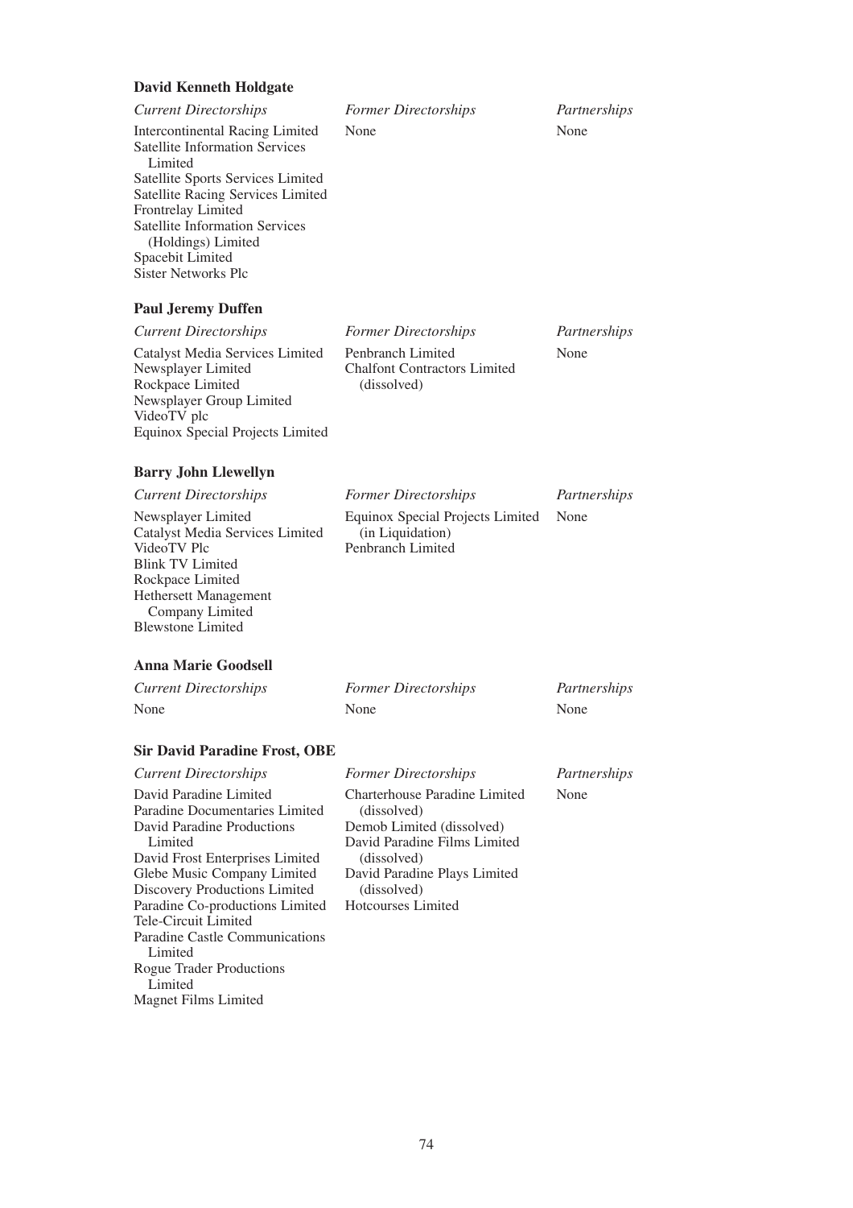**David Kenneth Holdgate**

| *Current Directorships* | *Former Directorships* | *Partnerships* |
|---|---|---|
| Intercontinental Racing Limited<br>Satellite Information Services Limited<br>Satellite Sports Services Limited<br>Satellite Racing Services Limited<br>Frontrelay Limited<br>Satellite Information Services (Holdings) Limited<br>Spacebit Limited<br>Sister Networks Plc | None | None |

**Paul Jeremy Duffen**

| *Current Directorships* | *Former Directorships* | *Partnerships* |
|---|---|---|
| Catalyst Media Services Limited<br>Newsplayer Limited<br>Rockpace Limited<br>Newsplayer Group Limited<br>VideoTV plc<br>Equinox Special Projects Limited | Penbranch Limited<br>Chalfont Contractors Limited (dissolved) | None |

**Barry John Llewellyn**

| *Current Directorships* | *Former Directorships* | *Partnerships* |
|---|---|---|
| Newsplayer Limited<br>Catalyst Media Services Limited<br>VideoTV Plc<br>Blink TV Limited<br>Rockpace Limited<br>Hethersett Management Company Limited<br>Blewstone Limited | Equinox Special Projects Limited (in Liquidation)<br>Penbranch Limited | None |

**Anna Marie Goodsell**

| *Current Directorships* | *Former Directorships* | *Partnerships* |
|---|---|---|
| None | None | None |

**Sir David Paradine Frost, OBE**

| *Current Directorships* | *Former Directorships* | *Partnerships* |
|---|---|---|
| David Paradine Limited<br>Paradine Documentaries Limited<br>David Paradine Productions Limited<br>David Frost Enterprises Limited<br>Glebe Music Company Limited<br>Discovery Productions Limited<br>Paradine Co-productions Limited<br>Tele-Circuit Limited<br>Paradine Castle Communications Limited<br>Rogue Trader Productions Limited<br>Magnet Films Limited | Charterhouse Paradine Limited (dissolved)<br>Demob Limited (dissolved)<br>David Paradine Films Limited (dissolved)<br>David Paradine Plays Limited (dissolved)<br>Hotcourses Limited | None |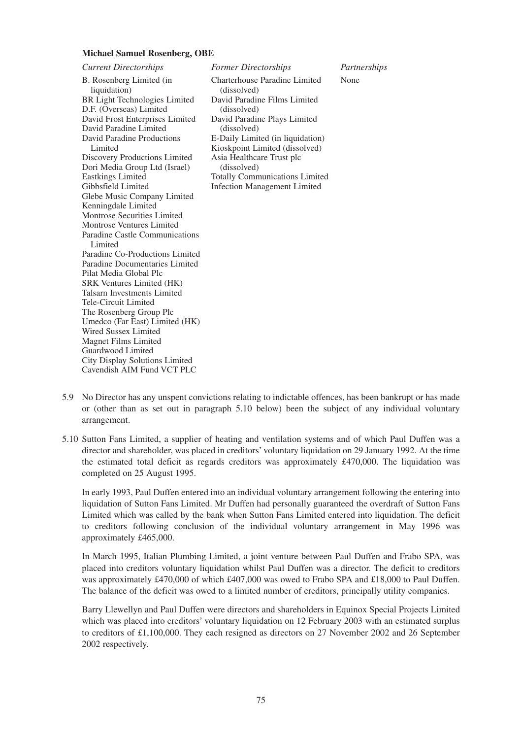**Michael Samuel Rosenberg, OBE**

| *Current Directorships* | *Former Directorships* | *Partnerships* |
|---|---|---|
| B. Rosenberg Limited (in liquidation) | Charterhouse Paradine Limited (dissolved) | None |
| BR Light Technologies Limited | David Paradine Films Limited (dissolved) | |
| D.F. (Overseas) Limited | David Paradine Plays Limited (dissolved) | |
| David Frost Enterprises Limited | E-Daily Limited (in liquidation) | |
| David Paradine Limited | Kioskpoint Limited (dissolved) | |
| David Paradine Productions Limited | Asia Healthcare Trust plc (dissolved) | |
| Discovery Productions Limited | Totally Communications Limited | |
| Dori Media Group Ltd (Israel) | Infection Management Limited | |
| Eastkings Limited | | |
| Gibbsfield Limited | | |
| Glebe Music Company Limited | | |
| Kenningdale Limited | | |
| Montrose Securities Limited | | |
| Montrose Ventures Limited | | |
| Paradine Castle Communications Limited | | |
| Paradine Co-Productions Limited | | |
| Paradine Documentaries Limited | | |
| Pilat Media Global Plc | | |
| SRK Ventures Limited (HK) | | |
| Talsarn Investments Limited | | |
| Tele-Circuit Limited | | |
| The Rosenberg Group Plc | | |
| Umedco (Far East) Limited (HK) | | |
| Wired Sussex Limited | | |
| Magnet Films Limited | | |
| Guardwood Limited | | |
| City Display Solutions Limited | | |
| Cavendish AIM Fund VCT PLC | | |

5.9 No Director has any unspent convictions relating to indictable offences, has been bankrupt or has made or (other than as set out in paragraph 5.10 below) been the subject of any individual voluntary arrangement.

5.10 Sutton Fans Limited, a supplier of heating and ventilation systems and of which Paul Duffen was a director and shareholder, was placed in creditors' voluntary liquidation on 29 January 1992. At the time the estimated total deficit as regards creditors was approximately £470,000. The liquidation was completed on 25 August 1995.

In early 1993, Paul Duffen entered into an individual voluntary arrangement following the entering into liquidation of Sutton Fans Limited. Mr Duffen had personally guaranteed the overdraft of Sutton Fans Limited which was called by the bank when Sutton Fans Limited entered into liquidation. The deficit to creditors following conclusion of the individual voluntary arrangement in May 1996 was approximately £465,000.

In March 1995, Italian Plumbing Limited, a joint venture between Paul Duffen and Frabo SPA, was placed into creditors voluntary liquidation whilst Paul Duffen was a director. The deficit to creditors was approximately £470,000 of which £407,000 was owed to Frabo SPA and £18,000 to Paul Duffen. The balance of the deficit was owed to a limited number of creditors, principally utility companies.

Barry Llewellyn and Paul Duffen were directors and shareholders in Equinox Special Projects Limited which was placed into creditors' voluntary liquidation on 12 February 2003 with an estimated surplus to creditors of £1,100,000. They each resigned as directors on 27 November 2002 and 26 September 2002 respectively.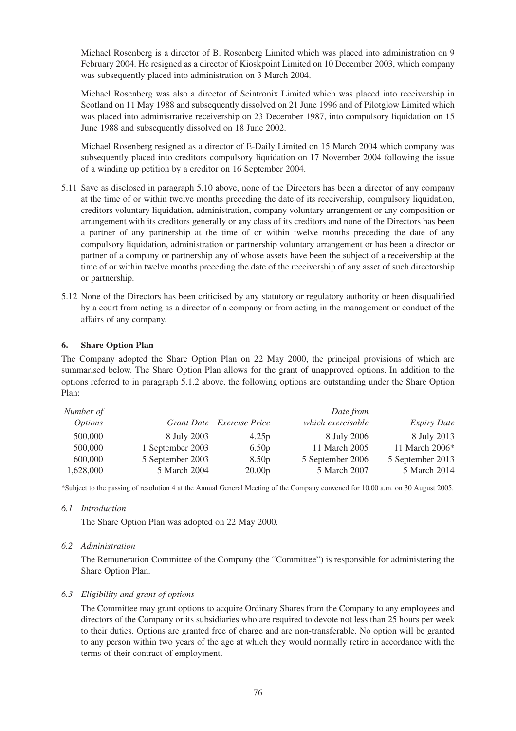Michael Rosenberg is a director of B. Rosenberg Limited which was placed into administration on 9 February 2004. He resigned as a director of Kioskpoint Limited on 10 December 2003, which company was subsequently placed into administration on 3 March 2004.

Michael Rosenberg was also a director of Scintronix Limited which was placed into receivership in Scotland on 11 May 1988 and subsequently dissolved on 21 June 1996 and of Pilotglow Limited which was placed into administrative receivership on 23 December 1987, into compulsory liquidation on 15 June 1988 and subsequently dissolved on 18 June 2002.

Michael Rosenberg resigned as a director of E-Daily Limited on 15 March 2004 which company was subsequently placed into creditors compulsory liquidation on 17 November 2004 following the issue of a winding up petition by a creditor on 16 September 2004.

5.11 Save as disclosed in paragraph 5.10 above, none of the Directors has been a director of any company at the time of or within twelve months preceding the date of its receivership, compulsory liquidation, creditors voluntary liquidation, administration, company voluntary arrangement or any composition or arrangement with its creditors generally or any class of its creditors and none of the Directors has been a partner of any partnership at the time of or within twelve months preceding the date of any compulsory liquidation, administration or partnership voluntary arrangement or has been a director or partner of a company or partnership any of whose assets have been the subject of a receivership at the time of or within twelve months preceding the date of the receivership of any asset of such directorship or partnership.

5.12 None of the Directors has been criticised by any statutory or regulatory authority or been disqualified by a court from acting as a director of a company or from acting in the management or conduct of the affairs of any company.

## 6. Share Option Plan

The Company adopted the Share Option Plan on 22 May 2000, the principal provisions of which are summarised below. The Share Option Plan allows for the grant of unapproved options. In addition to the options referred to in paragraph 5.1.2 above, the following options are outstanding under the Share Option Plan:

| *Number of Options* | *Grant Date* | *Exercise Price* | *Date from which exercisable* | *Expiry Date* |
|---|---|---|---|---|
| 500,000 | 8 July 2003 | 4.25p | 8 July 2006 | 8 July 2013 |
| 500,000 | 1 September 2003 | 6.50p | 11 March 2005 | 11 March 2006* |
| 600,000 | 5 September 2003 | 8.50p | 5 September 2006 | 5 September 2013 |
| 1,628,000 | 5 March 2004 | 20.00p | 5 March 2007 | 5 March 2014 |

*Subject to the passing of resolution 4 at the Annual General Meeting of the Company convened for 10.00 a.m. on 30 August 2005.

### *6.1 Introduction*

The Share Option Plan was adopted on 22 May 2000.

### *6.2 Administration*

The Remuneration Committee of the Company (the "Committee") is responsible for administering the Share Option Plan.

### *6.3 Eligibility and grant of options*

The Committee may grant options to acquire Ordinary Shares from the Company to any employees and directors of the Company or its subsidiaries who are required to devote not less than 25 hours per week to their duties. Options are granted free of charge and are non-transferable. No option will be granted to any person within two years of the age at which they would normally retire in accordance with the terms of their contract of employment.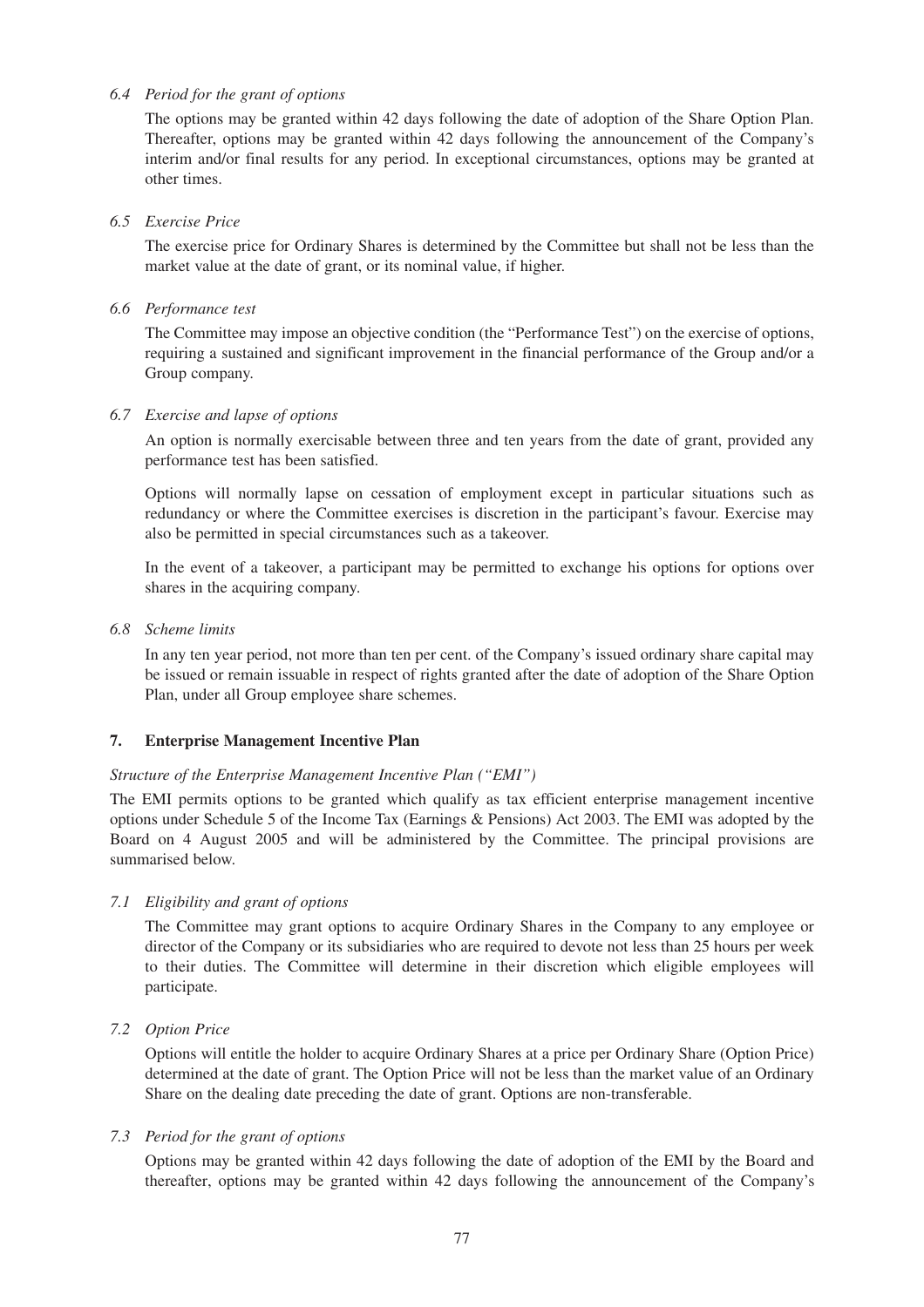*6.4 Period for the grant of options*

The options may be granted within 42 days following the date of adoption of the Share Option Plan. Thereafter, options may be granted within 42 days following the announcement of the Company's interim and/or final results for any period. In exceptional circumstances, options may be granted at other times.

*6.5 Exercise Price*

The exercise price for Ordinary Shares is determined by the Committee but shall not be less than the market value at the date of grant, or its nominal value, if higher.

*6.6 Performance test*

The Committee may impose an objective condition (the "Performance Test") on the exercise of options, requiring a sustained and significant improvement in the financial performance of the Group and/or a Group company.

*6.7 Exercise and lapse of options*

An option is normally exercisable between three and ten years from the date of grant, provided any performance test has been satisfied.

Options will normally lapse on cessation of employment except in particular situations such as redundancy or where the Committee exercises is discretion in the participant's favour. Exercise may also be permitted in special circumstances such as a takeover.

In the event of a takeover, a participant may be permitted to exchange his options for options over shares in the acquiring company.

*6.8 Scheme limits*

In any ten year period, not more than ten per cent. of the Company's issued ordinary share capital may be issued or remain issuable in respect of rights granted after the date of adoption of the Share Option Plan, under all Group employee share schemes.

## 7. Enterprise Management Incentive Plan

*Structure of the Enterprise Management Incentive Plan ("EMI")*

The EMI permits options to be granted which qualify as tax efficient enterprise management incentive options under Schedule 5 of the Income Tax (Earnings & Pensions) Act 2003. The EMI was adopted by the Board on 4 August 2005 and will be administered by the Committee. The principal provisions are summarised below.

*7.1 Eligibility and grant of options*

The Committee may grant options to acquire Ordinary Shares in the Company to any employee or director of the Company or its subsidiaries who are required to devote not less than 25 hours per week to their duties. The Committee will determine in their discretion which eligible employees will participate.

*7.2 Option Price*

Options will entitle the holder to acquire Ordinary Shares at a price per Ordinary Share (Option Price) determined at the date of grant. The Option Price will not be less than the market value of an Ordinary Share on the dealing date preceding the date of grant. Options are non-transferable.

*7.3 Period for the grant of options*

Options may be granted within 42 days following the date of adoption of the EMI by the Board and thereafter, options may be granted within 42 days following the announcement of the Company's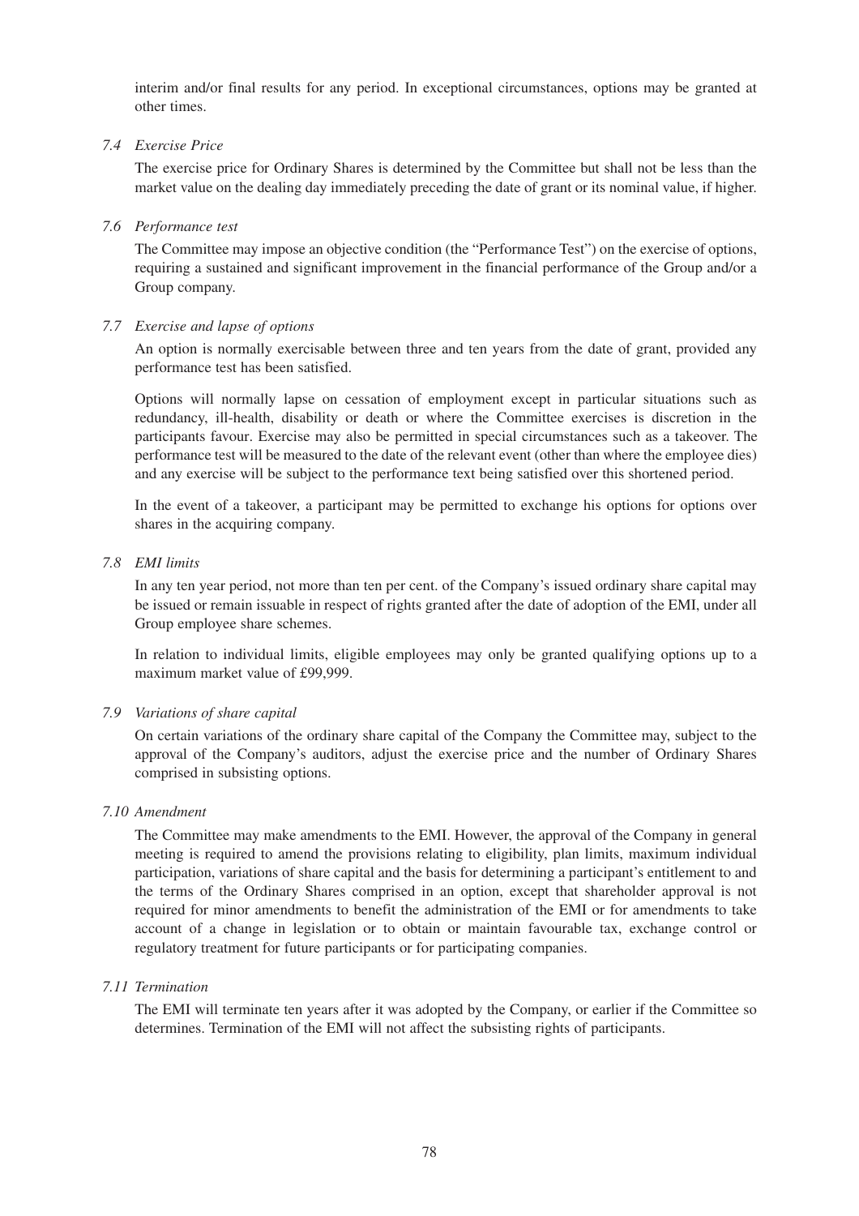interim and/or final results for any period. In exceptional circumstances, options may be granted at other times.

*7.4 Exercise Price*

The exercise price for Ordinary Shares is determined by the Committee but shall not be less than the market value on the dealing day immediately preceding the date of grant or its nominal value, if higher.

*7.6 Performance test*

The Committee may impose an objective condition (the "Performance Test") on the exercise of options, requiring a sustained and significant improvement in the financial performance of the Group and/or a Group company.

*7.7 Exercise and lapse of options*

An option is normally exercisable between three and ten years from the date of grant, provided any performance test has been satisfied.

Options will normally lapse on cessation of employment except in particular situations such as redundancy, ill-health, disability or death or where the Committee exercises is discretion in the participants favour. Exercise may also be permitted in special circumstances such as a takeover. The performance test will be measured to the date of the relevant event (other than where the employee dies) and any exercise will be subject to the performance text being satisfied over this shortened period.

In the event of a takeover, a participant may be permitted to exchange his options for options over shares in the acquiring company.

*7.8 EMI limits*

In any ten year period, not more than ten per cent. of the Company's issued ordinary share capital may be issued or remain issuable in respect of rights granted after the date of adoption of the EMI, under all Group employee share schemes.

In relation to individual limits, eligible employees may only be granted qualifying options up to a maximum market value of £99,999.

*7.9 Variations of share capital*

On certain variations of the ordinary share capital of the Company the Committee may, subject to the approval of the Company's auditors, adjust the exercise price and the number of Ordinary Shares comprised in subsisting options.

*7.10 Amendment*

The Committee may make amendments to the EMI. However, the approval of the Company in general meeting is required to amend the provisions relating to eligibility, plan limits, maximum individual participation, variations of share capital and the basis for determining a participant's entitlement to and the terms of the Ordinary Shares comprised in an option, except that shareholder approval is not required for minor amendments to benefit the administration of the EMI or for amendments to take account of a change in legislation or to obtain or maintain favourable tax, exchange control or regulatory treatment for future participants or for participating companies.

*7.11 Termination*

The EMI will terminate ten years after it was adopted by the Company, or earlier if the Committee so determines. Termination of the EMI will not affect the subsisting rights of participants.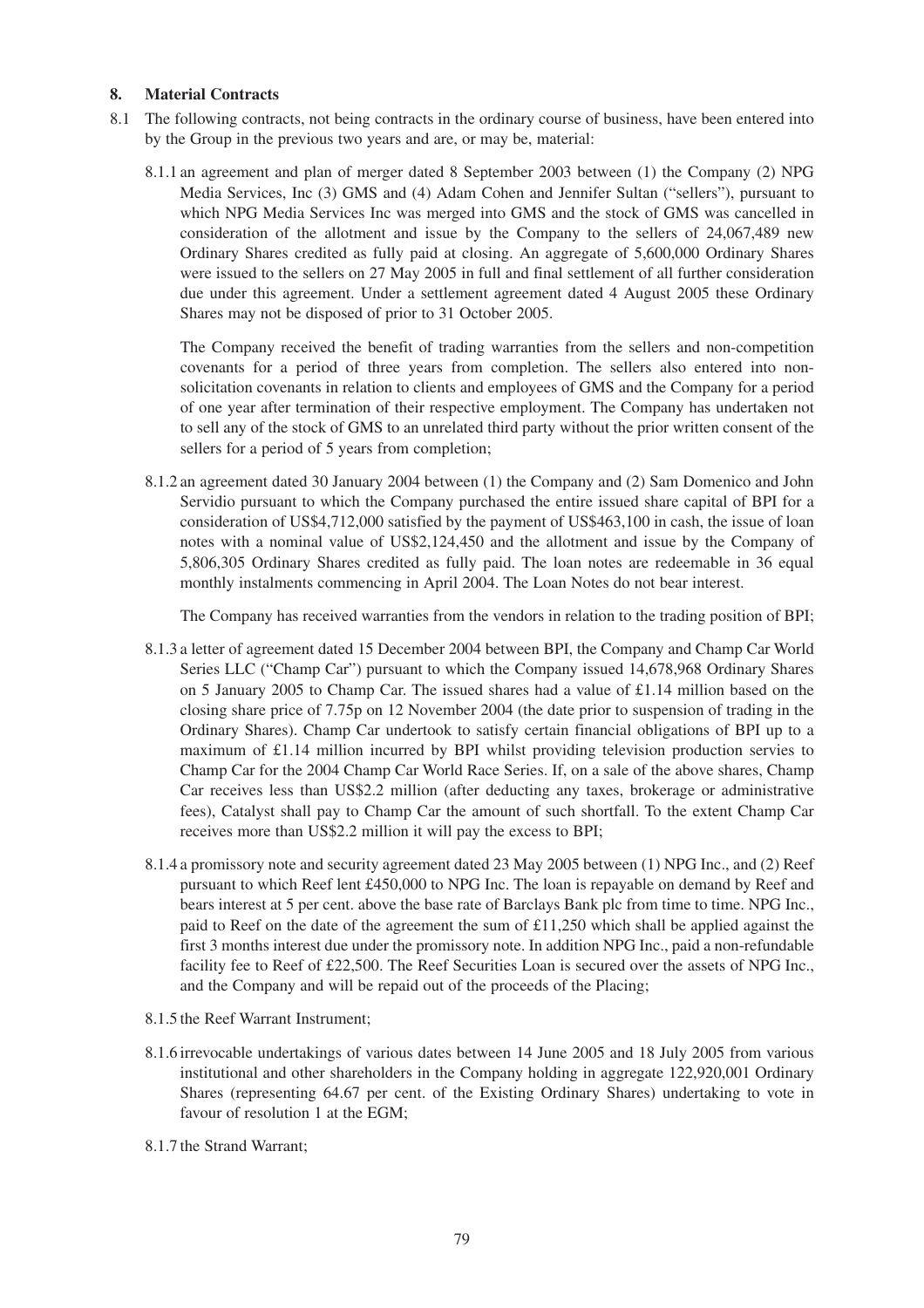## 8. Material Contracts

8.1 The following contracts, not being contracts in the ordinary course of business, have been entered into by the Group in the previous two years and are, or may be, material:

8.1.1 an agreement and plan of merger dated 8 September 2003 between (1) the Company (2) NPG Media Services, Inc (3) GMS and (4) Adam Cohen and Jennifer Sultan ("sellers"), pursuant to which NPG Media Services Inc was merged into GMS and the stock of GMS was cancelled in consideration of the allotment and issue by the Company to the sellers of 24,067,489 new Ordinary Shares credited as fully paid at closing. An aggregate of 5,600,000 Ordinary Shares were issued to the sellers on 27 May 2005 in full and final settlement of all further consideration due under this agreement. Under a settlement agreement dated 4 August 2005 these Ordinary Shares may not be disposed of prior to 31 October 2005.

The Company received the benefit of trading warranties from the sellers and non-competition covenants for a period of three years from completion. The sellers also entered into non-solicitation covenants in relation to clients and employees of GMS and the Company for a period of one year after termination of their respective employment. The Company has undertaken not to sell any of the stock of GMS to an unrelated third party without the prior written consent of the sellers for a period of 5 years from completion;

8.1.2 an agreement dated 30 January 2004 between (1) the Company and (2) Sam Domenico and John Servidio pursuant to which the Company purchased the entire issued share capital of BPI for a consideration of US$4,712,000 satisfied by the payment of US$463,100 in cash, the issue of loan notes with a nominal value of US$2,124,450 and the allotment and issue by the Company of 5,806,305 Ordinary Shares credited as fully paid. The loan notes are redeemable in 36 equal monthly instalments commencing in April 2004. The Loan Notes do not bear interest.

The Company has received warranties from the vendors in relation to the trading position of BPI;

8.1.3 a letter of agreement dated 15 December 2004 between BPI, the Company and Champ Car World Series LLC ("Champ Car") pursuant to which the Company issued 14,678,968 Ordinary Shares on 5 January 2005 to Champ Car. The issued shares had a value of £1.14 million based on the closing share price of 7.75p on 12 November 2004 (the date prior to suspension of trading in the Ordinary Shares). Champ Car undertook to satisfy certain financial obligations of BPI up to a maximum of £1.14 million incurred by BPI whilst providing television production servies to Champ Car for the 2004 Champ Car World Race Series. If, on a sale of the above shares, Champ Car receives less than US$2.2 million (after deducting any taxes, brokerage or administrative fees), Catalyst shall pay to Champ Car the amount of such shortfall. To the extent Champ Car receives more than US$2.2 million it will pay the excess to BPI;

8.1.4 a promissory note and security agreement dated 23 May 2005 between (1) NPG Inc., and (2) Reef pursuant to which Reef lent £450,000 to NPG Inc. The loan is repayable on demand by Reef and bears interest at 5 per cent. above the base rate of Barclays Bank plc from time to time. NPG Inc., paid to Reef on the date of the agreement the sum of £11,250 which shall be applied against the first 3 months interest due under the promissory note. In addition NPG Inc., paid a non-refundable facility fee to Reef of £22,500. The Reef Securities Loan is secured over the assets of NPG Inc., and the Company and will be repaid out of the proceeds of the Placing;

8.1.5 the Reef Warrant Instrument;

8.1.6 irrevocable undertakings of various dates between 14 June 2005 and 18 July 2005 from various institutional and other shareholders in the Company holding in aggregate 122,920,001 Ordinary Shares (representing 64.67 per cent. of the Existing Ordinary Shares) undertaking to vote in favour of resolution 1 at the EGM;

8.1.7 the Strand Warrant;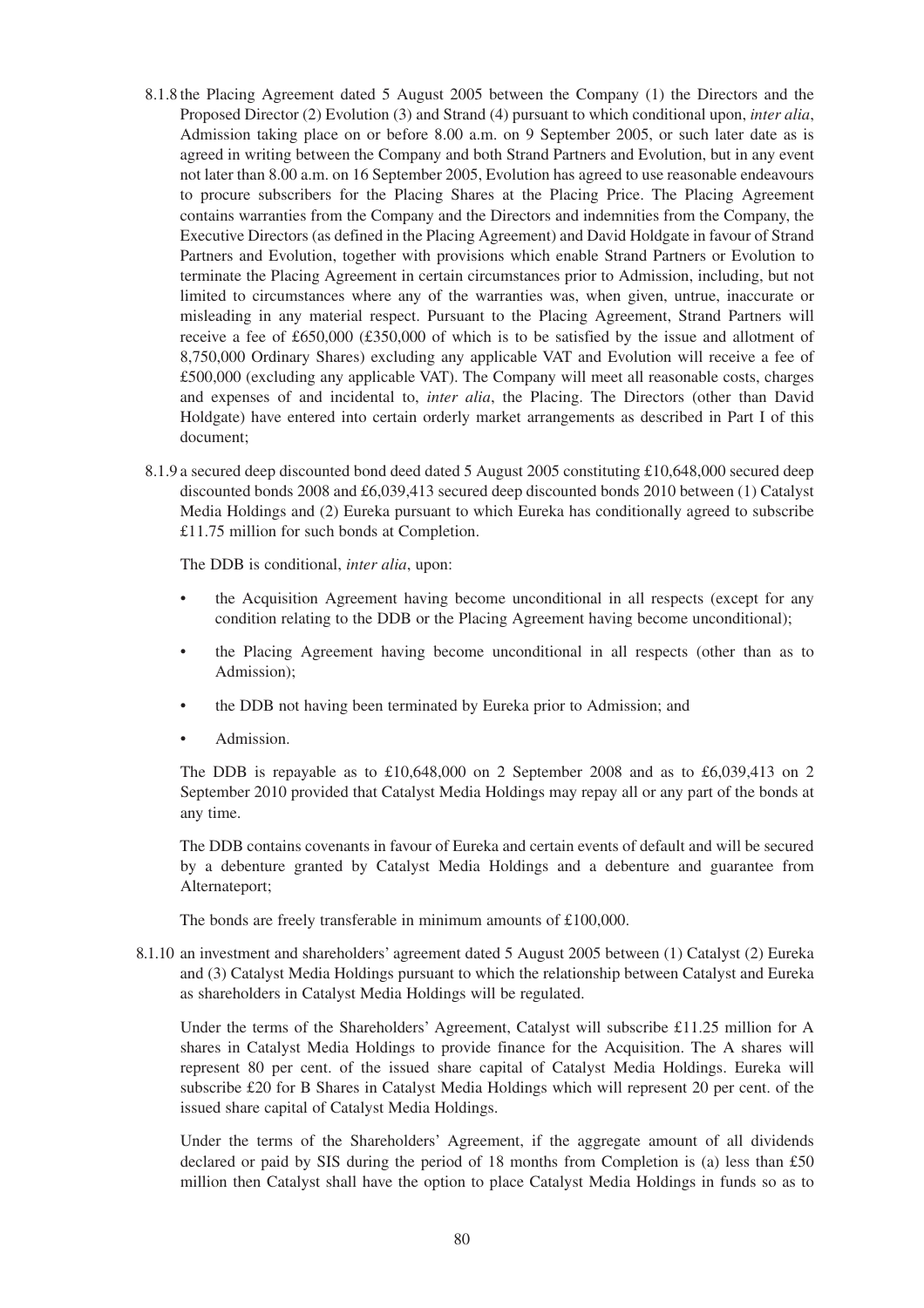8.1.8 the Placing Agreement dated 5 August 2005 between the Company (1) the Directors and the Proposed Director (2) Evolution (3) and Strand (4) pursuant to which conditional upon, *inter alia*, Admission taking place on or before 8.00 a.m. on 9 September 2005, or such later date as is agreed in writing between the Company and both Strand Partners and Evolution, but in any event not later than 8.00 a.m. on 16 September 2005, Evolution has agreed to use reasonable endeavours to procure subscribers for the Placing Shares at the Placing Price. The Placing Agreement contains warranties from the Company and the Directors and indemnities from the Company, the Executive Directors (as defined in the Placing Agreement) and David Holdgate in favour of Strand Partners and Evolution, together with provisions which enable Strand Partners or Evolution to terminate the Placing Agreement in certain circumstances prior to Admission, including, but not limited to circumstances where any of the warranties was, when given, untrue, inaccurate or misleading in any material respect. Pursuant to the Placing Agreement, Strand Partners will receive a fee of £650,000 (£350,000 of which is to be satisfied by the issue and allotment of 8,750,000 Ordinary Shares) excluding any applicable VAT and Evolution will receive a fee of £500,000 (excluding any applicable VAT). The Company will meet all reasonable costs, charges and expenses of and incidental to, *inter alia*, the Placing. The Directors (other than David Holdgate) have entered into certain orderly market arrangements as described in Part I of this document;

8.1.9 a secured deep discounted bond deed dated 5 August 2005 constituting £10,648,000 secured deep discounted bonds 2008 and £6,039,413 secured deep discounted bonds 2010 between (1) Catalyst Media Holdings and (2) Eureka pursuant to which Eureka has conditionally agreed to subscribe £11.75 million for such bonds at Completion.

The DDB is conditional, *inter alia*, upon:

- the Acquisition Agreement having become unconditional in all respects (except for any condition relating to the DDB or the Placing Agreement having become unconditional);
- the Placing Agreement having become unconditional in all respects (other than as to Admission);
- the DDB not having been terminated by Eureka prior to Admission; and
- Admission.

The DDB is repayable as to £10,648,000 on 2 September 2008 and as to £6,039,413 on 2 September 2010 provided that Catalyst Media Holdings may repay all or any part of the bonds at any time.

The DDB contains covenants in favour of Eureka and certain events of default and will be secured by a debenture granted by Catalyst Media Holdings and a debenture and guarantee from Alternateport;

The bonds are freely transferable in minimum amounts of £100,000.

8.1.10 an investment and shareholders' agreement dated 5 August 2005 between (1) Catalyst (2) Eureka and (3) Catalyst Media Holdings pursuant to which the relationship between Catalyst and Eureka as shareholders in Catalyst Media Holdings will be regulated.

Under the terms of the Shareholders' Agreement, Catalyst will subscribe £11.25 million for A shares in Catalyst Media Holdings to provide finance for the Acquisition. The A shares will represent 80 per cent. of the issued share capital of Catalyst Media Holdings. Eureka will subscribe £20 for B Shares in Catalyst Media Holdings which will represent 20 per cent. of the issued share capital of Catalyst Media Holdings.

Under the terms of the Shareholders' Agreement, if the aggregate amount of all dividends declared or paid by SIS during the period of 18 months from Completion is (a) less than £50 million then Catalyst shall have the option to place Catalyst Media Holdings in funds so as to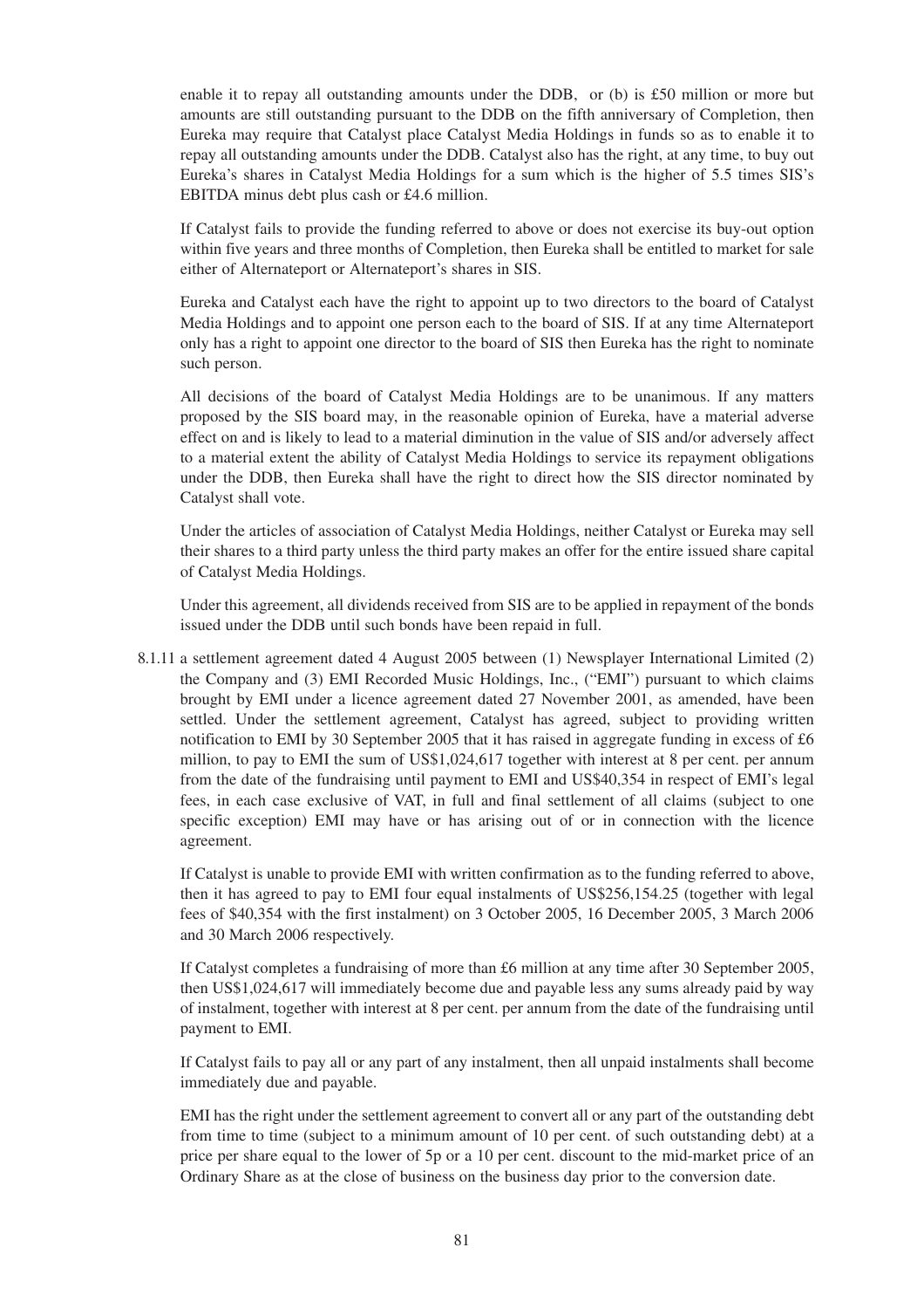enable it to repay all outstanding amounts under the DDB, or (b) is £50 million or more but amounts are still outstanding pursuant to the DDB on the fifth anniversary of Completion, then Eureka may require that Catalyst place Catalyst Media Holdings in funds so as to enable it to repay all outstanding amounts under the DDB. Catalyst also has the right, at any time, to buy out Eureka's shares in Catalyst Media Holdings for a sum which is the higher of 5.5 times SIS's EBITDA minus debt plus cash or £4.6 million.

If Catalyst fails to provide the funding referred to above or does not exercise its buy-out option within five years and three months of Completion, then Eureka shall be entitled to market for sale either of Alternateport or Alternateport's shares in SIS.

Eureka and Catalyst each have the right to appoint up to two directors to the board of Catalyst Media Holdings and to appoint one person each to the board of SIS. If at any time Alternateport only has a right to appoint one director to the board of SIS then Eureka has the right to nominate such person.

All decisions of the board of Catalyst Media Holdings are to be unanimous. If any matters proposed by the SIS board may, in the reasonable opinion of Eureka, have a material adverse effect on and is likely to lead to a material diminution in the value of SIS and/or adversely affect to a material extent the ability of Catalyst Media Holdings to service its repayment obligations under the DDB, then Eureka shall have the right to direct how the SIS director nominated by Catalyst shall vote.

Under the articles of association of Catalyst Media Holdings, neither Catalyst or Eureka may sell their shares to a third party unless the third party makes an offer for the entire issued share capital of Catalyst Media Holdings.

Under this agreement, all dividends received from SIS are to be applied in repayment of the bonds issued under the DDB until such bonds have been repaid in full.

8.1.11 a settlement agreement dated 4 August 2005 between (1) Newsplayer International Limited (2) the Company and (3) EMI Recorded Music Holdings, Inc., ("EMI") pursuant to which claims brought by EMI under a licence agreement dated 27 November 2001, as amended, have been settled. Under the settlement agreement, Catalyst has agreed, subject to providing written notification to EMI by 30 September 2005 that it has raised in aggregate funding in excess of £6 million, to pay to EMI the sum of US$1,024,617 together with interest at 8 per cent. per annum from the date of the fundraising until payment to EMI and US$40,354 in respect of EMI's legal fees, in each case exclusive of VAT, in full and final settlement of all claims (subject to one specific exception) EMI may have or has arising out of or in connection with the licence agreement.

If Catalyst is unable to provide EMI with written confirmation as to the funding referred to above, then it has agreed to pay to EMI four equal instalments of US$256,154.25 (together with legal fees of $40,354 with the first instalment) on 3 October 2005, 16 December 2005, 3 March 2006 and 30 March 2006 respectively.

If Catalyst completes a fundraising of more than £6 million at any time after 30 September 2005, then US$1,024,617 will immediately become due and payable less any sums already paid by way of instalment, together with interest at 8 per cent. per annum from the date of the fundraising until payment to EMI.

If Catalyst fails to pay all or any part of any instalment, then all unpaid instalments shall become immediately due and payable.

EMI has the right under the settlement agreement to convert all or any part of the outstanding debt from time to time (subject to a minimum amount of 10 per cent. of such outstanding debt) at a price per share equal to the lower of 5p or a 10 per cent. discount to the mid-market price of an Ordinary Share as at the close of business on the business day prior to the conversion date.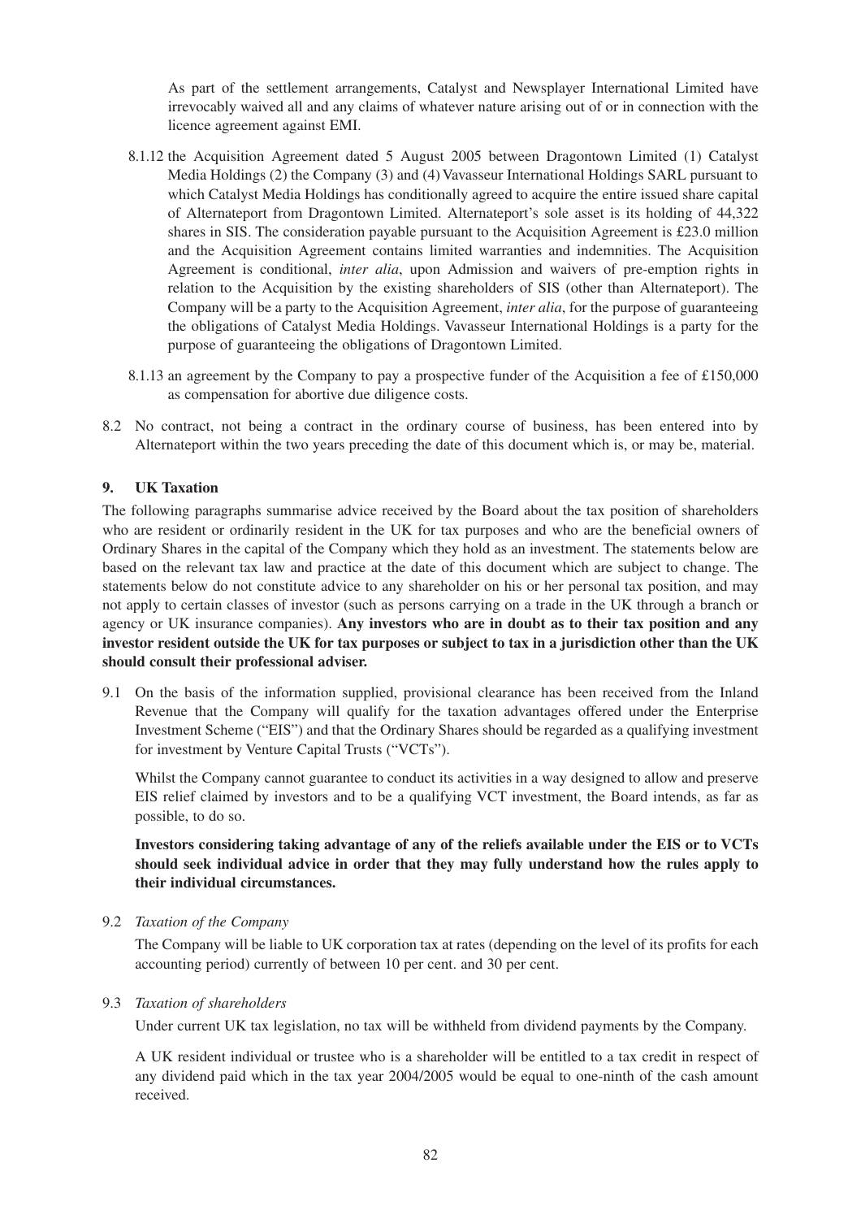As part of the settlement arrangements, Catalyst and Newsplayer International Limited have irrevocably waived all and any claims of whatever nature arising out of or in connection with the licence agreement against EMI.

8.1.12 the Acquisition Agreement dated 5 August 2005 between Dragontown Limited (1) Catalyst Media Holdings (2) the Company (3) and (4) Vavasseur International Holdings SARL pursuant to which Catalyst Media Holdings has conditionally agreed to acquire the entire issued share capital of Alternateport from Dragontown Limited. Alternateport's sole asset is its holding of 44,322 shares in SIS. The consideration payable pursuant to the Acquisition Agreement is £23.0 million and the Acquisition Agreement contains limited warranties and indemnities. The Acquisition Agreement is conditional, *inter alia*, upon Admission and waivers of pre-emption rights in relation to the Acquisition by the existing shareholders of SIS (other than Alternateport). The Company will be a party to the Acquisition Agreement, *inter alia*, for the purpose of guaranteeing the obligations of Catalyst Media Holdings. Vavasseur International Holdings is a party for the purpose of guaranteeing the obligations of Dragontown Limited.

8.1.13 an agreement by the Company to pay a prospective funder of the Acquisition a fee of £150,000 as compensation for abortive due diligence costs.

8.2 No contract, not being a contract in the ordinary course of business, has been entered into by Alternateport within the two years preceding the date of this document which is, or may be, material.

## 9. UK Taxation

The following paragraphs summarise advice received by the Board about the tax position of shareholders who are resident or ordinarily resident in the UK for tax purposes and who are the beneficial owners of Ordinary Shares in the capital of the Company which they hold as an investment. The statements below are based on the relevant tax law and practice at the date of this document which are subject to change. The statements below do not constitute advice to any shareholder on his or her personal tax position, and may not apply to certain classes of investor (such as persons carrying on a trade in the UK through a branch or agency or UK insurance companies). **Any investors who are in doubt as to their tax position and any investor resident outside the UK for tax purposes or subject to tax in a jurisdiction other than the UK should consult their professional adviser.**

9.1 On the basis of the information supplied, provisional clearance has been received from the Inland Revenue that the Company will qualify for the taxation advantages offered under the Enterprise Investment Scheme ("EIS") and that the Ordinary Shares should be regarded as a qualifying investment for investment by Venture Capital Trusts ("VCTs").

Whilst the Company cannot guarantee to conduct its activities in a way designed to allow and preserve EIS relief claimed by investors and to be a qualifying VCT investment, the Board intends, as far as possible, to do so.

**Investors considering taking advantage of any of the reliefs available under the EIS or to VCTs should seek individual advice in order that they may fully understand how the rules apply to their individual circumstances.**

9.2 *Taxation of the Company*

The Company will be liable to UK corporation tax at rates (depending on the level of its profits for each accounting period) currently of between 10 per cent. and 30 per cent.

9.3 *Taxation of shareholders*

Under current UK tax legislation, no tax will be withheld from dividend payments by the Company.

A UK resident individual or trustee who is a shareholder will be entitled to a tax credit in respect of any dividend paid which in the tax year 2004/2005 would be equal to one-ninth of the cash amount received.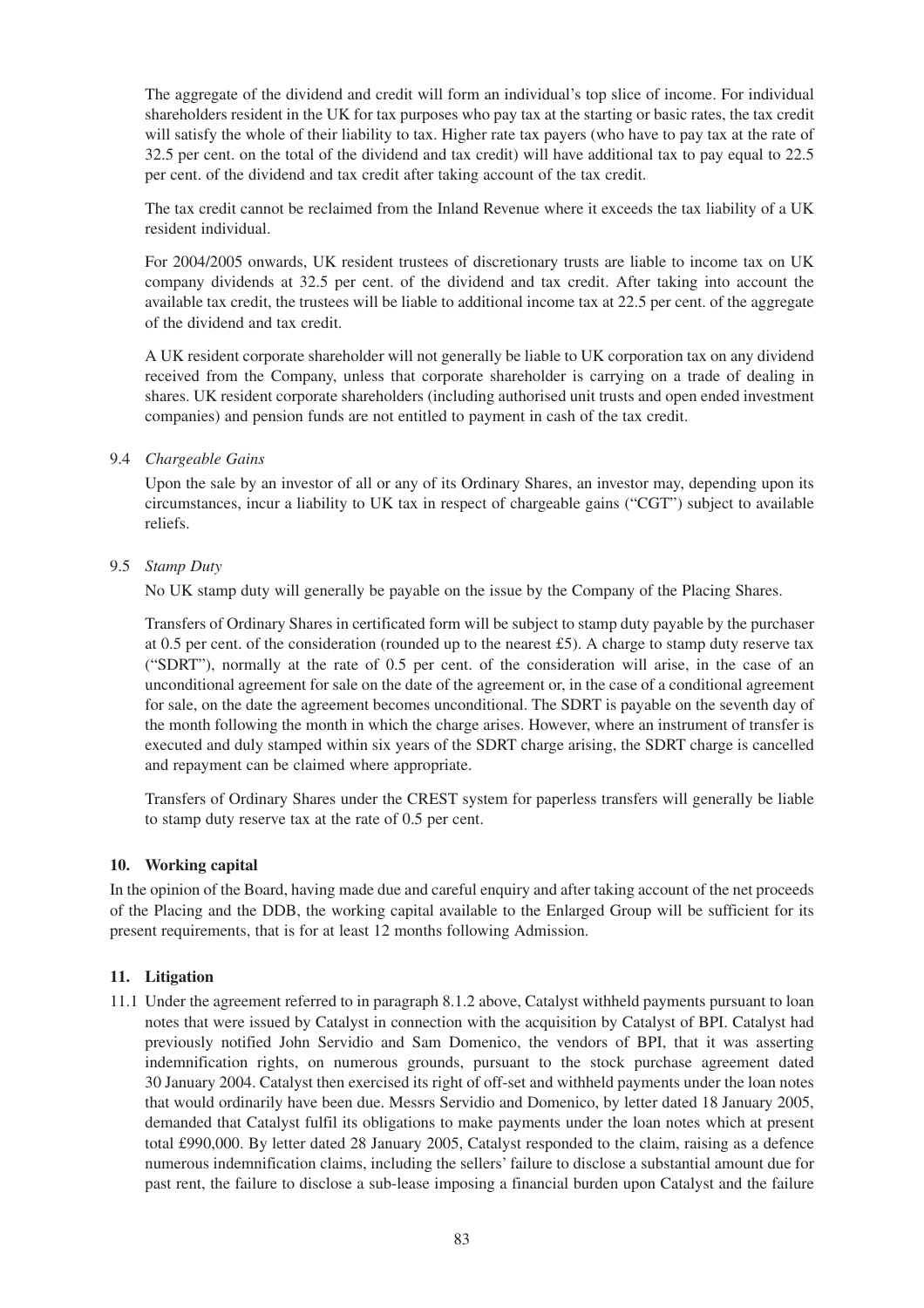The aggregate of the dividend and credit will form an individual's top slice of income. For individual shareholders resident in the UK for tax purposes who pay tax at the starting or basic rates, the tax credit will satisfy the whole of their liability to tax. Higher rate tax payers (who have to pay tax at the rate of 32.5 per cent. on the total of the dividend and tax credit) will have additional tax to pay equal to 22.5 per cent. of the dividend and tax credit after taking account of the tax credit.

The tax credit cannot be reclaimed from the Inland Revenue where it exceeds the tax liability of a UK resident individual.

For 2004/2005 onwards, UK resident trustees of discretionary trusts are liable to income tax on UK company dividends at 32.5 per cent. of the dividend and tax credit. After taking into account the available tax credit, the trustees will be liable to additional income tax at 22.5 per cent. of the aggregate of the dividend and tax credit.

A UK resident corporate shareholder will not generally be liable to UK corporation tax on any dividend received from the Company, unless that corporate shareholder is carrying on a trade of dealing in shares. UK resident corporate shareholders (including authorised unit trusts and open ended investment companies) and pension funds are not entitled to payment in cash of the tax credit.

9.4 *Chargeable Gains*

Upon the sale by an investor of all or any of its Ordinary Shares, an investor may, depending upon its circumstances, incur a liability to UK tax in respect of chargeable gains ("CGT") subject to available reliefs.

9.5 *Stamp Duty*

No UK stamp duty will generally be payable on the issue by the Company of the Placing Shares.

Transfers of Ordinary Shares in certificated form will be subject to stamp duty payable by the purchaser at 0.5 per cent. of the consideration (rounded up to the nearest £5). A charge to stamp duty reserve tax ("SDRT"), normally at the rate of 0.5 per cent. of the consideration will arise, in the case of an unconditional agreement for sale on the date of the agreement or, in the case of a conditional agreement for sale, on the date the agreement becomes unconditional. The SDRT is payable on the seventh day of the month following the month in which the charge arises. However, where an instrument of transfer is executed and duly stamped within six years of the SDRT charge arising, the SDRT charge is cancelled and repayment can be claimed where appropriate.

Transfers of Ordinary Shares under the CREST system for paperless transfers will generally be liable to stamp duty reserve tax at the rate of 0.5 per cent.

## 10. Working capital

In the opinion of the Board, having made due and careful enquiry and after taking account of the net proceeds of the Placing and the DDB, the working capital available to the Enlarged Group will be sufficient for its present requirements, that is for at least 12 months following Admission.

## 11. Litigation

11.1 Under the agreement referred to in paragraph 8.1.2 above, Catalyst withheld payments pursuant to loan notes that were issued by Catalyst in connection with the acquisition by Catalyst of BPI. Catalyst had previously notified John Servidio and Sam Domenico, the vendors of BPI, that it was asserting indemnification rights, on numerous grounds, pursuant to the stock purchase agreement dated 30 January 2004. Catalyst then exercised its right of off-set and withheld payments under the loan notes that would ordinarily have been due. Messrs Servidio and Domenico, by letter dated 18 January 2005, demanded that Catalyst fulfil its obligations to make payments under the loan notes which at present total £990,000. By letter dated 28 January 2005, Catalyst responded to the claim, raising as a defence numerous indemnification claims, including the sellers' failure to disclose a substantial amount due for past rent, the failure to disclose a sub-lease imposing a financial burden upon Catalyst and the failure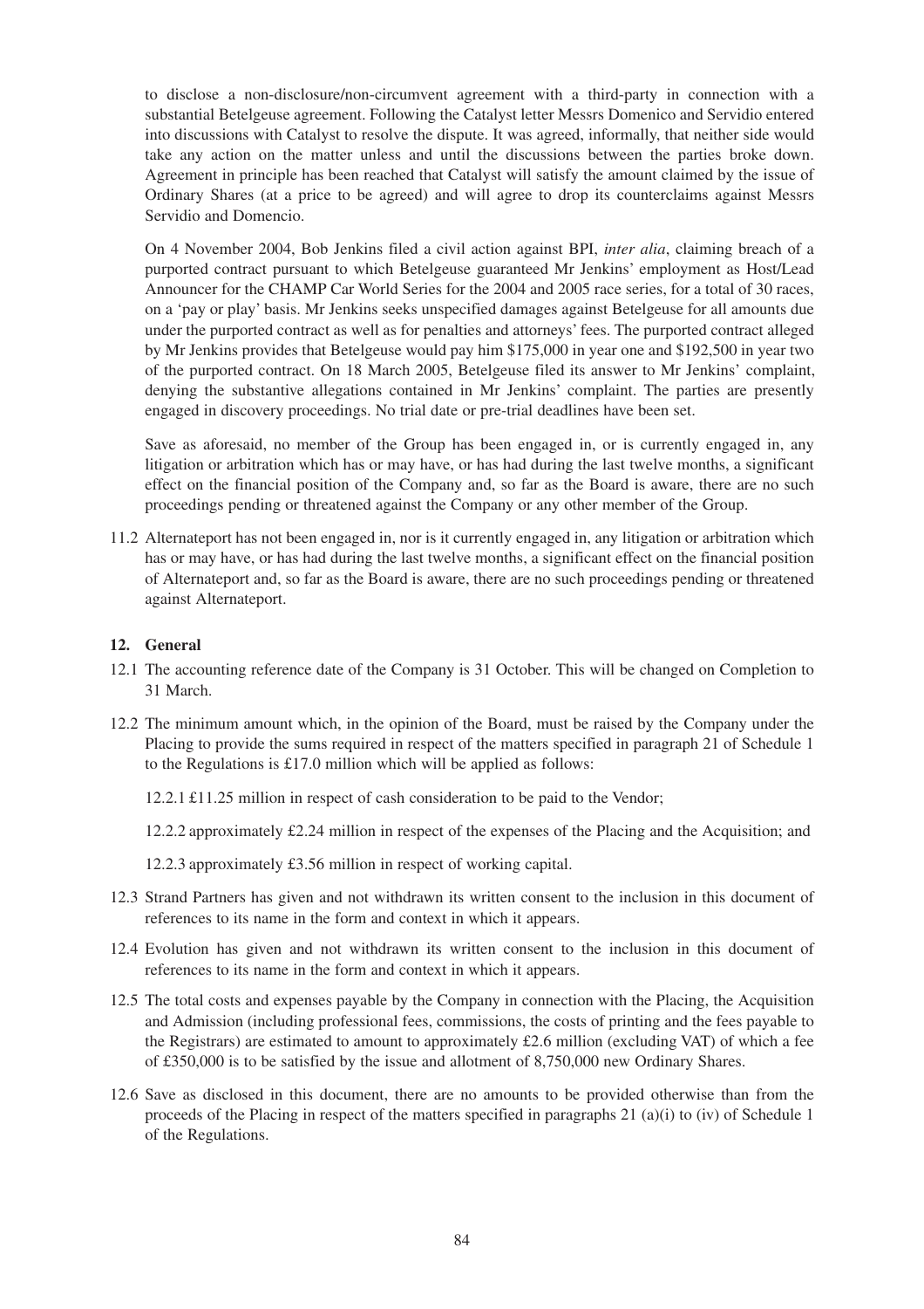to disclose a non-disclosure/non-circumvent agreement with a third-party in connection with a substantial Betelgeuse agreement. Following the Catalyst letter Messrs Domenico and Servidio entered into discussions with Catalyst to resolve the dispute. It was agreed, informally, that neither side would take any action on the matter unless and until the discussions between the parties broke down. Agreement in principle has been reached that Catalyst will satisfy the amount claimed by the issue of Ordinary Shares (at a price to be agreed) and will agree to drop its counterclaims against Messrs Servidio and Domencio.

On 4 November 2004, Bob Jenkins filed a civil action against BPI, *inter alia*, claiming breach of a purported contract pursuant to which Betelgeuse guaranteed Mr Jenkins' employment as Host/Lead Announcer for the CHAMP Car World Series for the 2004 and 2005 race series, for a total of 30 races, on a 'pay or play' basis. Mr Jenkins seeks unspecified damages against Betelgeuse for all amounts due under the purported contract as well as for penalties and attorneys' fees. The purported contract alleged by Mr Jenkins provides that Betelgeuse would pay him \$175,000 in year one and \$192,500 in year two of the purported contract. On 18 March 2005, Betelgeuse filed its answer to Mr Jenkins' complaint, denying the substantive allegations contained in Mr Jenkins' complaint. The parties are presently engaged in discovery proceedings. No trial date or pre-trial deadlines have been set.

Save as aforesaid, no member of the Group has been engaged in, or is currently engaged in, any litigation or arbitration which has or may have, or has had during the last twelve months, a significant effect on the financial position of the Company and, so far as the Board is aware, there are no such proceedings pending or threatened against the Company or any other member of the Group.

11.2 Alternateport has not been engaged in, nor is it currently engaged in, any litigation or arbitration which has or may have, or has had during the last twelve months, a significant effect on the financial position of Alternateport and, so far as the Board is aware, there are no such proceedings pending or threatened against Alternateport.

## 12. General

12.1 The accounting reference date of the Company is 31 October. This will be changed on Completion to 31 March.

12.2 The minimum amount which, in the opinion of the Board, must be raised by the Company under the Placing to provide the sums required in respect of the matters specified in paragraph 21 of Schedule 1 to the Regulations is £17.0 million which will be applied as follows:

12.2.1 £11.25 million in respect of cash consideration to be paid to the Vendor;

12.2.2 approximately £2.24 million in respect of the expenses of the Placing and the Acquisition; and

12.2.3 approximately £3.56 million in respect of working capital.

12.3 Strand Partners has given and not withdrawn its written consent to the inclusion in this document of references to its name in the form and context in which it appears.

12.4 Evolution has given and not withdrawn its written consent to the inclusion in this document of references to its name in the form and context in which it appears.

12.5 The total costs and expenses payable by the Company in connection with the Placing, the Acquisition and Admission (including professional fees, commissions, the costs of printing and the fees payable to the Registrars) are estimated to amount to approximately £2.6 million (excluding VAT) of which a fee of £350,000 is to be satisfied by the issue and allotment of 8,750,000 new Ordinary Shares.

12.6 Save as disclosed in this document, there are no amounts to be provided otherwise than from the proceeds of the Placing in respect of the matters specified in paragraphs 21 (a)(i) to (iv) of Schedule 1 of the Regulations.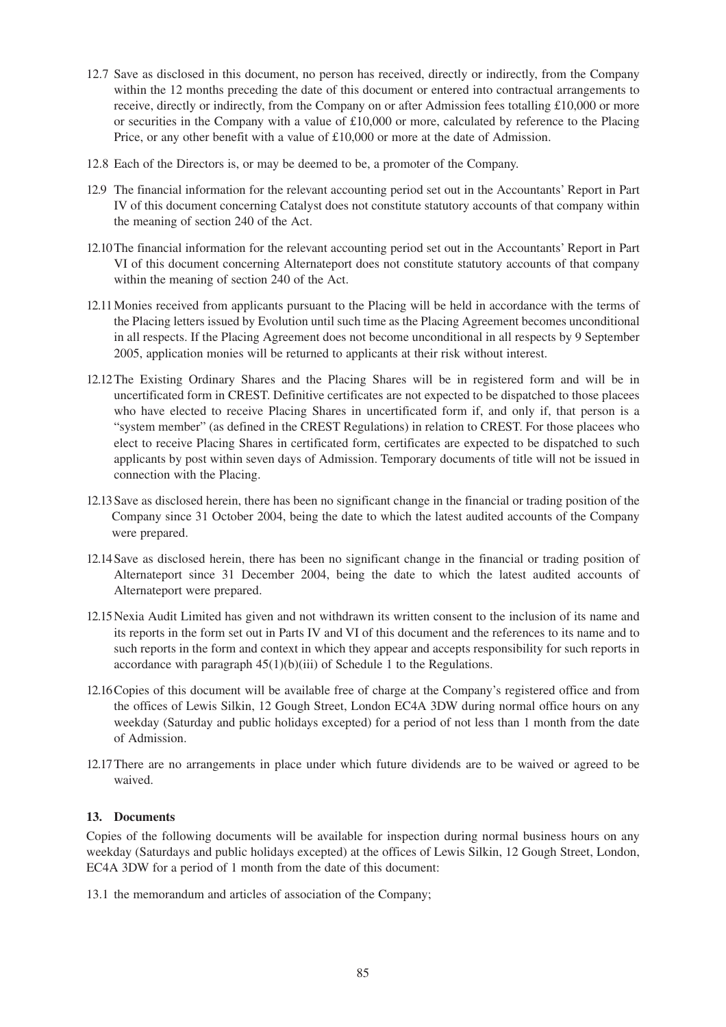12.7 Save as disclosed in this document, no person has received, directly or indirectly, from the Company within the 12 months preceding the date of this document or entered into contractual arrangements to receive, directly or indirectly, from the Company on or after Admission fees totalling £10,000 or more or securities in the Company with a value of £10,000 or more, calculated by reference to the Placing Price, or any other benefit with a value of £10,000 or more at the date of Admission.

12.8 Each of the Directors is, or may be deemed to be, a promoter of the Company.

12.9 The financial information for the relevant accounting period set out in the Accountants' Report in Part IV of this document concerning Catalyst does not constitute statutory accounts of that company within the meaning of section 240 of the Act.

12.10 The financial information for the relevant accounting period set out in the Accountants' Report in Part VI of this document concerning Alternateport does not constitute statutory accounts of that company within the meaning of section 240 of the Act.

12.11 Monies received from applicants pursuant to the Placing will be held in accordance with the terms of the Placing letters issued by Evolution until such time as the Placing Agreement becomes unconditional in all respects. If the Placing Agreement does not become unconditional in all respects by 9 September 2005, application monies will be returned to applicants at their risk without interest.

12.12 The Existing Ordinary Shares and the Placing Shares will be in registered form and will be in uncertificated form in CREST. Definitive certificates are not expected to be dispatched to those placees who have elected to receive Placing Shares in uncertificated form if, and only if, that person is a "system member" (as defined in the CREST Regulations) in relation to CREST. For those placees who elect to receive Placing Shares in certificated form, certificates are expected to be dispatched to such applicants by post within seven days of Admission. Temporary documents of title will not be issued in connection with the Placing.

12.13 Save as disclosed herein, there has been no significant change in the financial or trading position of the Company since 31 October 2004, being the date to which the latest audited accounts of the Company were prepared.

12.14 Save as disclosed herein, there has been no significant change in the financial or trading position of Alternateport since 31 December 2004, being the date to which the latest audited accounts of Alternateport were prepared.

12.15 Nexia Audit Limited has given and not withdrawn its written consent to the inclusion of its name and its reports in the form set out in Parts IV and VI of this document and the references to its name and to such reports in the form and context in which they appear and accepts responsibility for such reports in accordance with paragraph 45(1)(b)(iii) of Schedule 1 to the Regulations.

12.16 Copies of this document will be available free of charge at the Company's registered office and from the offices of Lewis Silkin, 12 Gough Street, London EC4A 3DW during normal office hours on any weekday (Saturday and public holidays excepted) for a period of not less than 1 month from the date of Admission.

12.17 There are no arrangements in place under which future dividends are to be waived or agreed to be waived.

**13. Documents**

Copies of the following documents will be available for inspection during normal business hours on any weekday (Saturdays and public holidays excepted) at the offices of Lewis Silkin, 12 Gough Street, London, EC4A 3DW for a period of 1 month from the date of this document:

13.1 the memorandum and articles of association of the Company;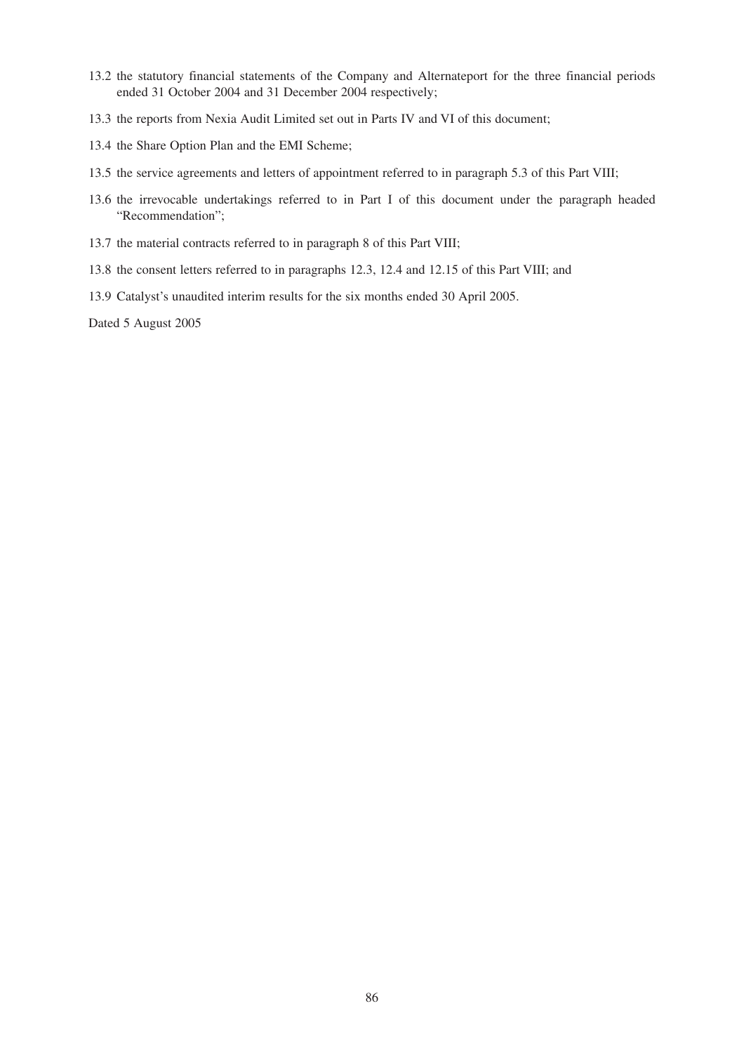13.2 the statutory financial statements of the Company and Alternateport for the three financial periods ended 31 October 2004 and 31 December 2004 respectively;

13.3 the reports from Nexia Audit Limited set out in Parts IV and VI of this document;

13.4 the Share Option Plan and the EMI Scheme;

13.5 the service agreements and letters of appointment referred to in paragraph 5.3 of this Part VIII;

13.6 the irrevocable undertakings referred to in Part I of this document under the paragraph headed "Recommendation";

13.7 the material contracts referred to in paragraph 8 of this Part VIII;

13.8 the consent letters referred to in paragraphs 12.3, 12.4 and 12.15 of this Part VIII; and

13.9 Catalyst's unaudited interim results for the six months ended 30 April 2005.

Dated 5 August 2005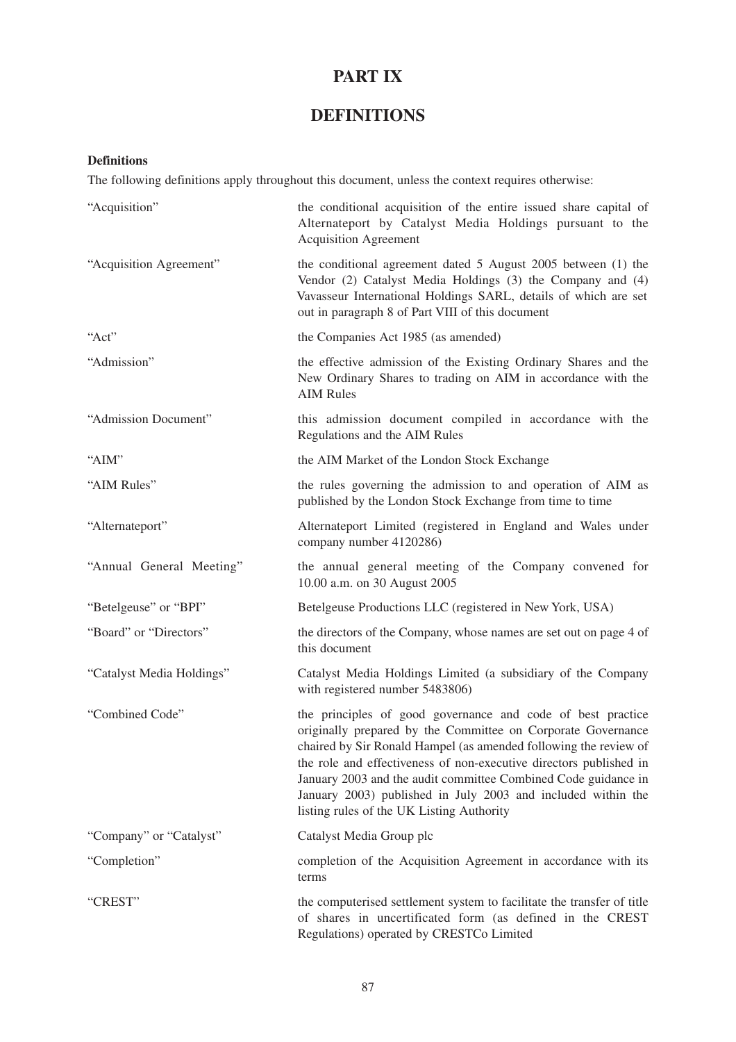# PART IX

# DEFINITIONS

**Definitions**

The following definitions apply throughout this document, unless the context requires otherwise:

| | |
|---|---|
| "Acquisition" | the conditional acquisition of the entire issued share capital of Alternateport by Catalyst Media Holdings pursuant to the Acquisition Agreement |
| "Acquisition Agreement" | the conditional agreement dated 5 August 2005 between (1) the Vendor (2) Catalyst Media Holdings (3) the Company and (4) Vavasseur International Holdings SARL, details of which are set out in paragraph 8 of Part VIII of this document |
| "Act" | the Companies Act 1985 (as amended) |
| "Admission" | the effective admission of the Existing Ordinary Shares and the New Ordinary Shares to trading on AIM in accordance with the AIM Rules |
| "Admission Document" | this admission document compiled in accordance with the Regulations and the AIM Rules |
| "AIM" | the AIM Market of the London Stock Exchange |
| "AIM Rules" | the rules governing the admission to and operation of AIM as published by the London Stock Exchange from time to time |
| "Alternateport" | Alternateport Limited (registered in England and Wales under company number 4120286) |
| "Annual General Meeting" | the annual general meeting of the Company convened for 10.00 a.m. on 30 August 2005 |
| "Betelgeuse" or "BPI" | Betelgeuse Productions LLC (registered in New York, USA) |
| "Board" or "Directors" | the directors of the Company, whose names are set out on page 4 of this document |
| "Catalyst Media Holdings" | Catalyst Media Holdings Limited (a subsidiary of the Company with registered number 5483806) |
| "Combined Code" | the principles of good governance and code of best practice originally prepared by the Committee on Corporate Governance chaired by Sir Ronald Hampel (as amended following the review of the role and effectiveness of non-executive directors published in January 2003 and the audit committee Combined Code guidance in January 2003) published in July 2003 and included within the listing rules of the UK Listing Authority |
| "Company" or "Catalyst" | Catalyst Media Group plc |
| "Completion" | completion of the Acquisition Agreement in accordance with its terms |
| "CREST" | the computerised settlement system to facilitate the transfer of title of shares in uncertificated form (as defined in the CREST Regulations) operated by CRESTCo Limited |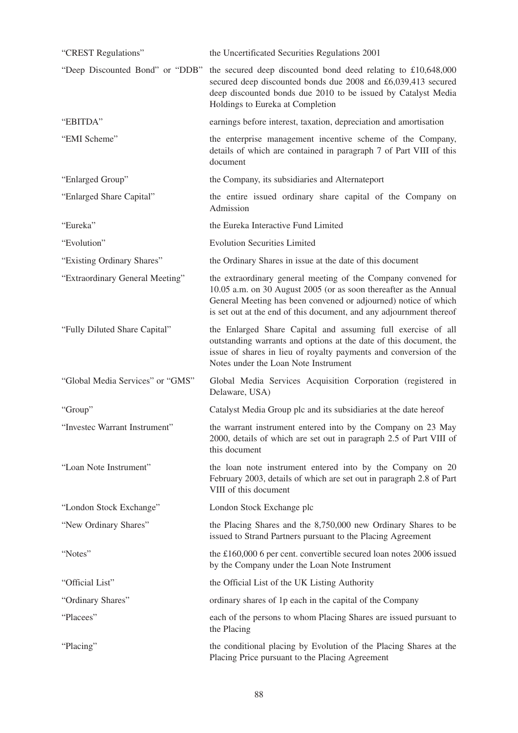| | |
|---|---|
| "CREST Regulations" | the Uncertificated Securities Regulations 2001 |
| "Deep Discounted Bond" or "DDB" | the secured deep discounted bond deed relating to £10,648,000 secured deep discounted bonds due 2008 and £6,039,413 secured deep discounted bonds due 2010 to be issued by Catalyst Media Holdings to Eureka at Completion |
| "EBITDA" | earnings before interest, taxation, depreciation and amortisation |
| "EMI Scheme" | the enterprise management incentive scheme of the Company, details of which are contained in paragraph 7 of Part VIII of this document |
| "Enlarged Group" | the Company, its subsidiaries and Alternateport |
| "Enlarged Share Capital" | the entire issued ordinary share capital of the Company on Admission |
| "Eureka" | the Eureka Interactive Fund Limited |
| "Evolution" | Evolution Securities Limited |
| "Existing Ordinary Shares" | the Ordinary Shares in issue at the date of this document |
| "Extraordinary General Meeting" | the extraordinary general meeting of the Company convened for 10.05 a.m. on 30 August 2005 (or as soon thereafter as the Annual General Meeting has been convened or adjourned) notice of which is set out at the end of this document, and any adjournment thereof |
| "Fully Diluted Share Capital" | the Enlarged Share Capital and assuming full exercise of all outstanding warrants and options at the date of this document, the issue of shares in lieu of royalty payments and conversion of the Notes under the Loan Note Instrument |
| "Global Media Services" or "GMS" | Global Media Services Acquisition Corporation (registered in Delaware, USA) |
| "Group" | Catalyst Media Group plc and its subsidiaries at the date hereof |
| "Investec Warrant Instrument" | the warrant instrument entered into by the Company on 23 May 2000, details of which are set out in paragraph 2.5 of Part VIII of this document |
| "Loan Note Instrument" | the loan note instrument entered into by the Company on 20 February 2003, details of which are set out in paragraph 2.8 of Part VIII of this document |
| "London Stock Exchange" | London Stock Exchange plc |
| "New Ordinary Shares" | the Placing Shares and the 8,750,000 new Ordinary Shares to be issued to Strand Partners pursuant to the Placing Agreement |
| "Notes" | the £160,000 6 per cent. convertible secured loan notes 2006 issued by the Company under the Loan Note Instrument |
| "Official List" | the Official List of the UK Listing Authority |
| "Ordinary Shares" | ordinary shares of 1p each in the capital of the Company |
| "Placees" | each of the persons to whom Placing Shares are issued pursuant to the Placing |
| "Placing" | the conditional placing by Evolution of the Placing Shares at the Placing Price pursuant to the Placing Agreement |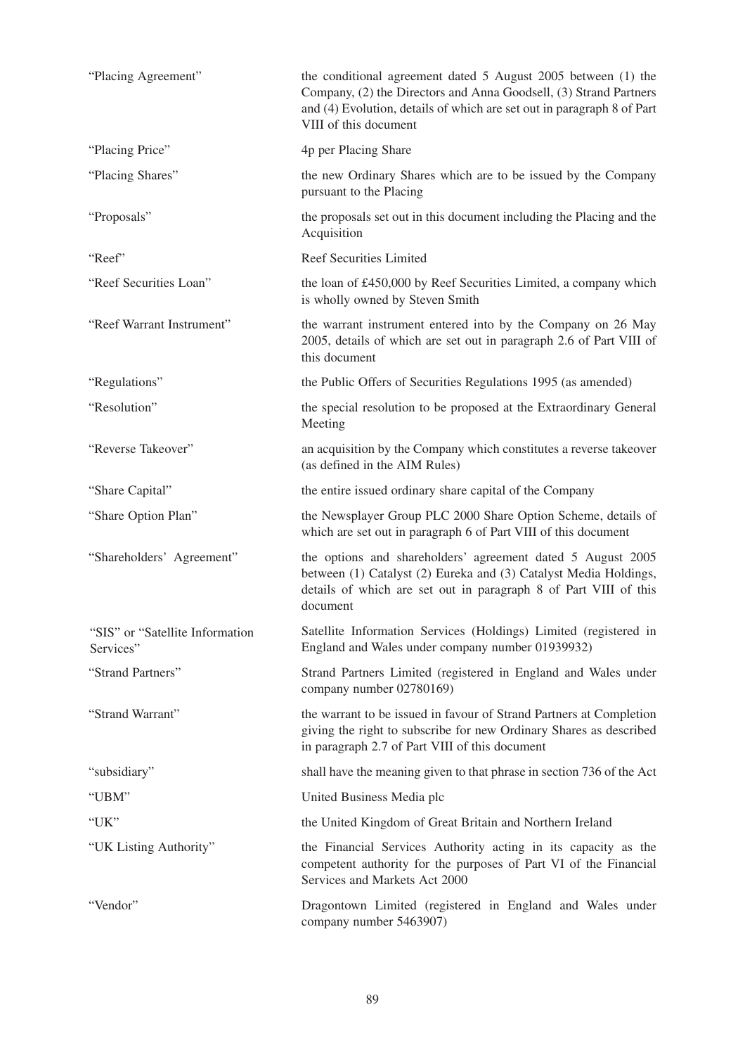| | |
|---|---|
| "Placing Agreement" | the conditional agreement dated 5 August 2005 between (1) the Company, (2) the Directors and Anna Goodsell, (3) Strand Partners and (4) Evolution, details of which are set out in paragraph 8 of Part VIII of this document |
| "Placing Price" | 4p per Placing Share |
| "Placing Shares" | the new Ordinary Shares which are to be issued by the Company pursuant to the Placing |
| "Proposals" | the proposals set out in this document including the Placing and the Acquisition |
| "Reef" | Reef Securities Limited |
| "Reef Securities Loan" | the loan of £450,000 by Reef Securities Limited, a company which is wholly owned by Steven Smith |
| "Reef Warrant Instrument" | the warrant instrument entered into by the Company on 26 May 2005, details of which are set out in paragraph 2.6 of Part VIII of this document |
| "Regulations" | the Public Offers of Securities Regulations 1995 (as amended) |
| "Resolution" | the special resolution to be proposed at the Extraordinary General Meeting |
| "Reverse Takeover" | an acquisition by the Company which constitutes a reverse takeover (as defined in the AIM Rules) |
| "Share Capital" | the entire issued ordinary share capital of the Company |
| "Share Option Plan" | the Newsplayer Group PLC 2000 Share Option Scheme, details of which are set out in paragraph 6 of Part VIII of this document |
| "Shareholders' Agreement" | the options and shareholders' agreement dated 5 August 2005 between (1) Catalyst (2) Eureka and (3) Catalyst Media Holdings, details of which are set out in paragraph 8 of Part VIII of this document |
| "SIS" or "Satellite Information Services" | Satellite Information Services (Holdings) Limited (registered in England and Wales under company number 01939932) |
| "Strand Partners" | Strand Partners Limited (registered in England and Wales under company number 02780169) |
| "Strand Warrant" | the warrant to be issued in favour of Strand Partners at Completion giving the right to subscribe for new Ordinary Shares as described in paragraph 2.7 of Part VIII of this document |
| "subsidiary" | shall have the meaning given to that phrase in section 736 of the Act |
| "UBM" | United Business Media plc |
| "UK" | the United Kingdom of Great Britain and Northern Ireland |
| "UK Listing Authority" | the Financial Services Authority acting in its capacity as the competent authority for the purposes of Part VI of the Financial Services and Markets Act 2000 |
| "Vendor" | Dragontown Limited (registered in England and Wales under company number 5463907) |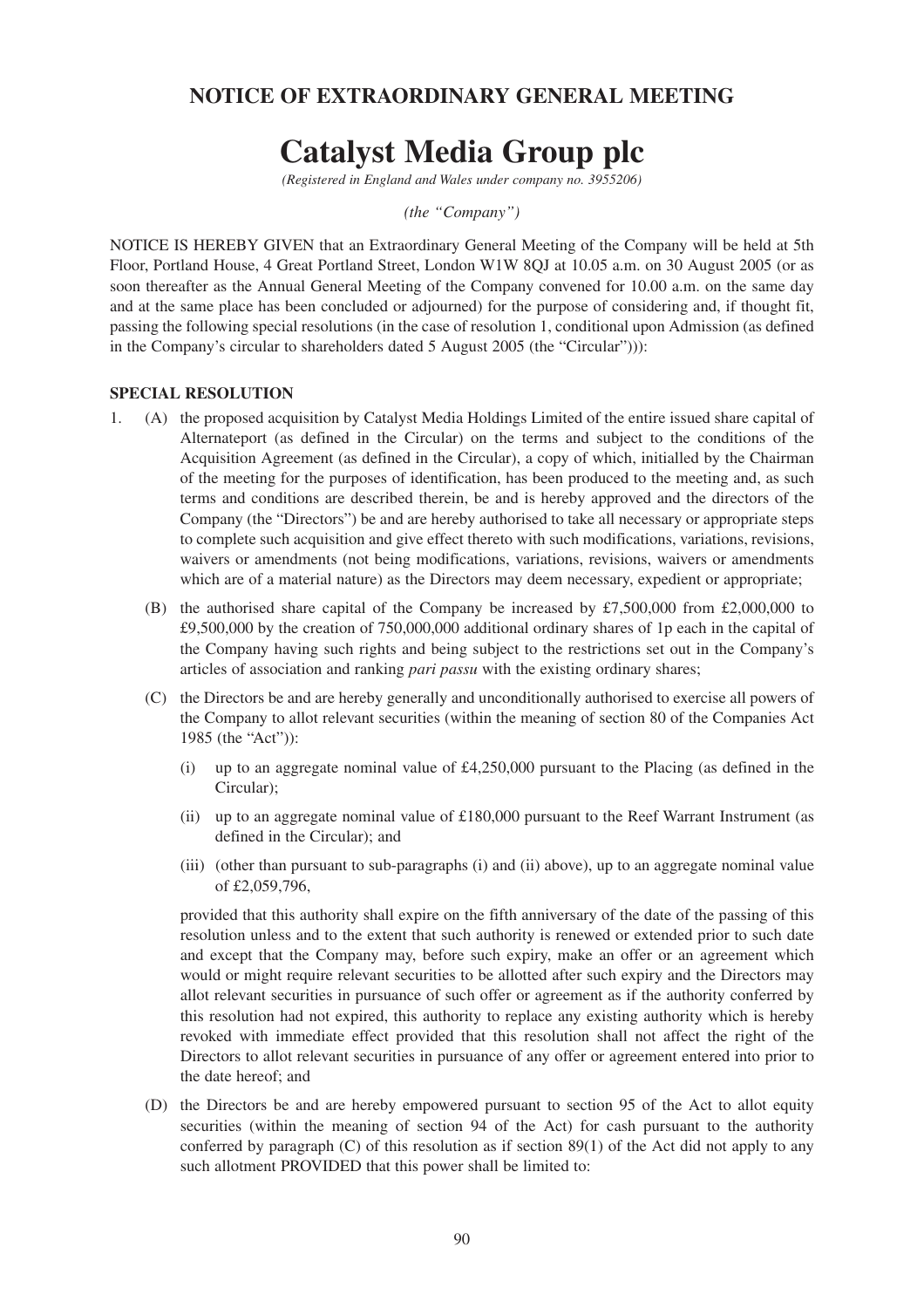## NOTICE OF EXTRAORDINARY GENERAL MEETING

# Catalyst Media Group plc

*(Registered in England and Wales under company no. 3955206)*

*(the "Company")*

NOTICE IS HEREBY GIVEN that an Extraordinary General Meeting of the Company will be held at 5th Floor, Portland House, 4 Great Portland Street, London W1W 8QJ at 10.05 a.m. on 30 August 2005 (or as soon thereafter as the Annual General Meeting of the Company convened for 10.00 a.m. on the same day and at the same place has been concluded or adjourned) for the purpose of considering and, if thought fit, passing the following special resolutions (in the case of resolution 1, conditional upon Admission (as defined in the Company's circular to shareholders dated 5 August 2005 (the "Circular"))):

**SPECIAL RESOLUTION**

1. (A) the proposed acquisition by Catalyst Media Holdings Limited of the entire issued share capital of Alternateport (as defined in the Circular) on the terms and subject to the conditions of the Acquisition Agreement (as defined in the Circular), a copy of which, initialled by the Chairman of the meeting for the purposes of identification, has been produced to the meeting and, as such terms and conditions are described therein, be and is hereby approved and the directors of the Company (the "Directors") be and are hereby authorised to take all necessary or appropriate steps to complete such acquisition and give effect thereto with such modifications, variations, revisions, waivers or amendments (not being modifications, variations, revisions, waivers or amendments which are of a material nature) as the Directors may deem necessary, expedient or appropriate;

   (B) the authorised share capital of the Company be increased by £7,500,000 from £2,000,000 to £9,500,000 by the creation of 750,000,000 additional ordinary shares of 1p each in the capital of the Company having such rights and being subject to the restrictions set out in the Company's articles of association and ranking *pari passu* with the existing ordinary shares;

   (C) the Directors be and are hereby generally and unconditionally authorised to exercise all powers of the Company to allot relevant securities (within the meaning of section 80 of the Companies Act 1985 (the "Act")):

      (i) up to an aggregate nominal value of £4,250,000 pursuant to the Placing (as defined in the Circular);

      (ii) up to an aggregate nominal value of £180,000 pursuant to the Reef Warrant Instrument (as defined in the Circular); and

      (iii) (other than pursuant to sub-paragraphs (i) and (ii) above), up to an aggregate nominal value of £2,059,796,

   provided that this authority shall expire on the fifth anniversary of the date of the passing of this resolution unless and to the extent that such authority is renewed or extended prior to such date and except that the Company may, before such expiry, make an offer or an agreement which would or might require relevant securities to be allotted after such expiry and the Directors may allot relevant securities in pursuance of such offer or agreement as if the authority conferred by this resolution had not expired, this authority to replace any existing authority which is hereby revoked with immediate effect provided that this resolution shall not affect the right of the Directors to allot relevant securities in pursuance of any offer or agreement entered into prior to the date hereof; and

   (D) the Directors be and are hereby empowered pursuant to section 95 of the Act to allot equity securities (within the meaning of section 94 of the Act) for cash pursuant to the authority conferred by paragraph (C) of this resolution as if section 89(1) of the Act did not apply to any such allotment PROVIDED that this power shall be limited to: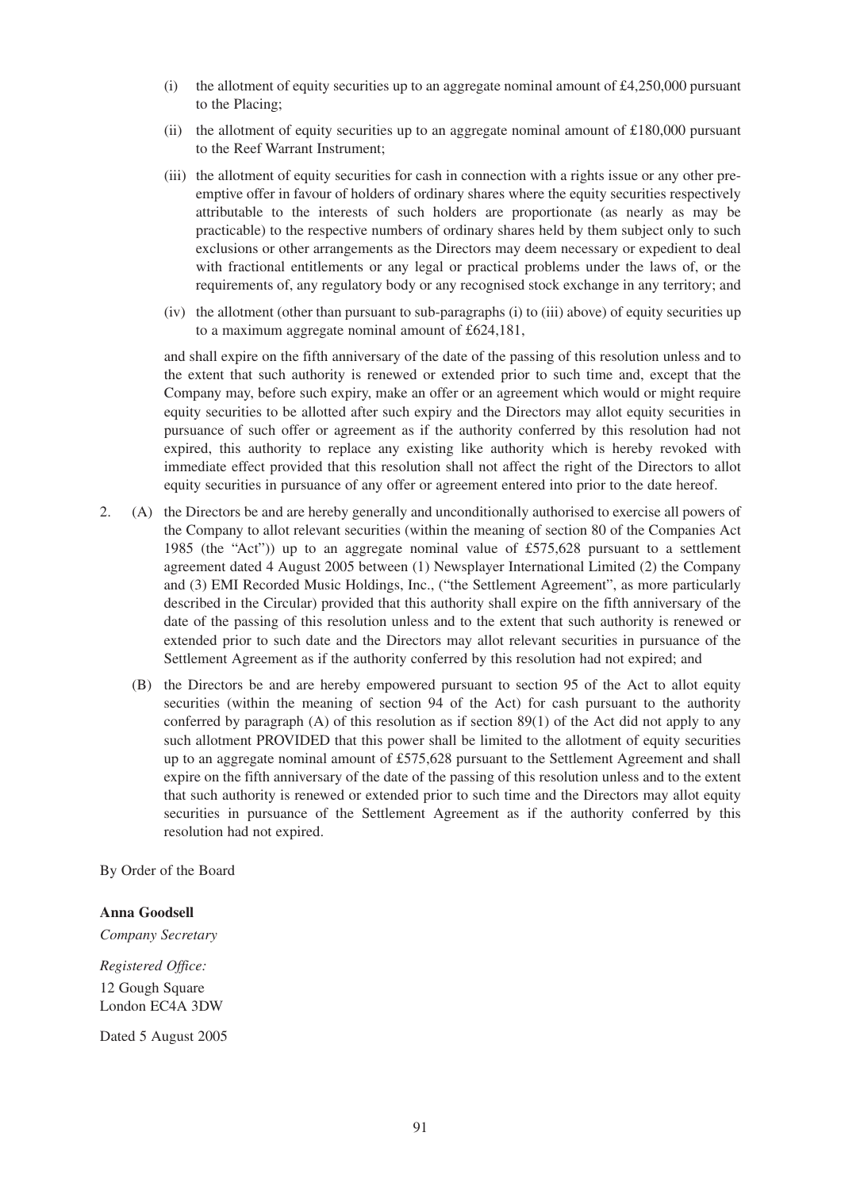(i) the allotment of equity securities up to an aggregate nominal amount of £4,250,000 pursuant to the Placing;

(ii) the allotment of equity securities up to an aggregate nominal amount of £180,000 pursuant to the Reef Warrant Instrument;

(iii) the allotment of equity securities for cash in connection with a rights issue or any other pre-emptive offer in favour of holders of ordinary shares where the equity securities respectively attributable to the interests of such holders are proportionate (as nearly as may be practicable) to the respective numbers of ordinary shares held by them subject only to such exclusions or other arrangements as the Directors may deem necessary or expedient to deal with fractional entitlements or any legal or practical problems under the laws of, or the requirements of, any regulatory body or any recognised stock exchange in any territory; and

(iv) the allotment (other than pursuant to sub-paragraphs (i) to (iii) above) of equity securities up to a maximum aggregate nominal amount of £624,181,

and shall expire on the fifth anniversary of the date of the passing of this resolution unless and to the extent that such authority is renewed or extended prior to such time and, except that the Company may, before such expiry, make an offer or an agreement which would or might require equity securities to be allotted after such expiry and the Directors may allot equity securities in pursuance of such offer or agreement as if the authority conferred by this resolution had not expired, this authority to replace any existing like authority which is hereby revoked with immediate effect provided that this resolution shall not affect the right of the Directors to allot equity securities in pursuance of any offer or agreement entered into prior to the date hereof.

2. (A) the Directors be and are hereby generally and unconditionally authorised to exercise all powers of the Company to allot relevant securities (within the meaning of section 80 of the Companies Act 1985 (the "Act")) up to an aggregate nominal value of £575,628 pursuant to a settlement agreement dated 4 August 2005 between (1) Newsplayer International Limited (2) the Company and (3) EMI Recorded Music Holdings, Inc., ("the Settlement Agreement", as more particularly described in the Circular) provided that this authority shall expire on the fifth anniversary of the date of the passing of this resolution unless and to the extent that such authority is renewed or extended prior to such date and the Directors may allot relevant securities in pursuance of the Settlement Agreement as if the authority conferred by this resolution had not expired; and

(B) the Directors be and are hereby empowered pursuant to section 95 of the Act to allot equity securities (within the meaning of section 94 of the Act) for cash pursuant to the authority conferred by paragraph (A) of this resolution as if section 89(1) of the Act did not apply to any such allotment PROVIDED that this power shall be limited to the allotment of equity securities up to an aggregate nominal amount of £575,628 pursuant to the Settlement Agreement and shall expire on the fifth anniversary of the date of the passing of this resolution unless and to the extent that such authority is renewed or extended prior to such time and the Directors may allot equity securities in pursuance of the Settlement Agreement as if the authority conferred by this resolution had not expired.

By Order of the Board

**Anna Goodsell**

*Company Secretary*

*Registered Office:*
12 Gough Square
London EC4A 3DW

Dated 5 August 2005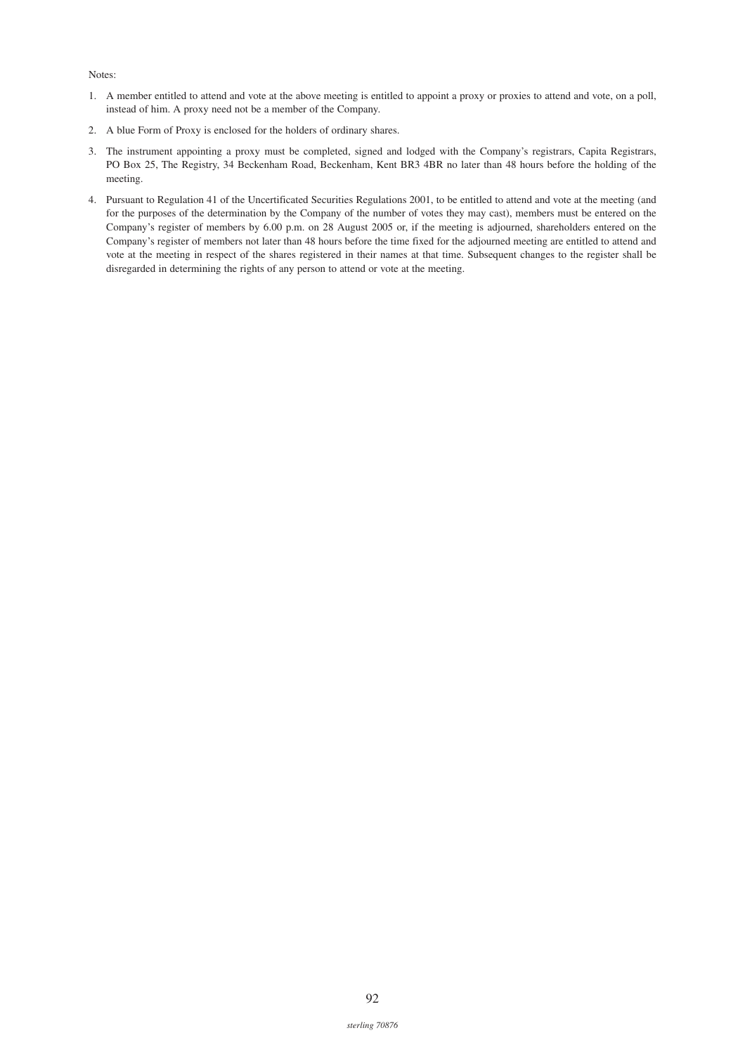Notes:

1. A member entitled to attend and vote at the above meeting is entitled to appoint a proxy or proxies to attend and vote, on a poll, instead of him. A proxy need not be a member of the Company.

2. A blue Form of Proxy is enclosed for the holders of ordinary shares.

3. The instrument appointing a proxy must be completed, signed and lodged with the Company's registrars, Capita Registrars, PO Box 25, The Registry, 34 Beckenham Road, Beckenham, Kent BR3 4BR no later than 48 hours before the holding of the meeting.

4. Pursuant to Regulation 41 of the Uncertificated Securities Regulations 2001, to be entitled to attend and vote at the meeting (and for the purposes of the determination by the Company of the number of votes they may cast), members must be entered on the Company's register of members by 6.00 p.m. on 28 August 2005 or, if the meeting is adjourned, shareholders entered on the Company's register of members not later than 48 hours before the time fixed for the adjourned meeting are entitled to attend and vote at the meeting in respect of the shares registered in their names at that time. Subsequent changes to the register shall be disregarded in determining the rights of any person to attend or vote at the meeting.